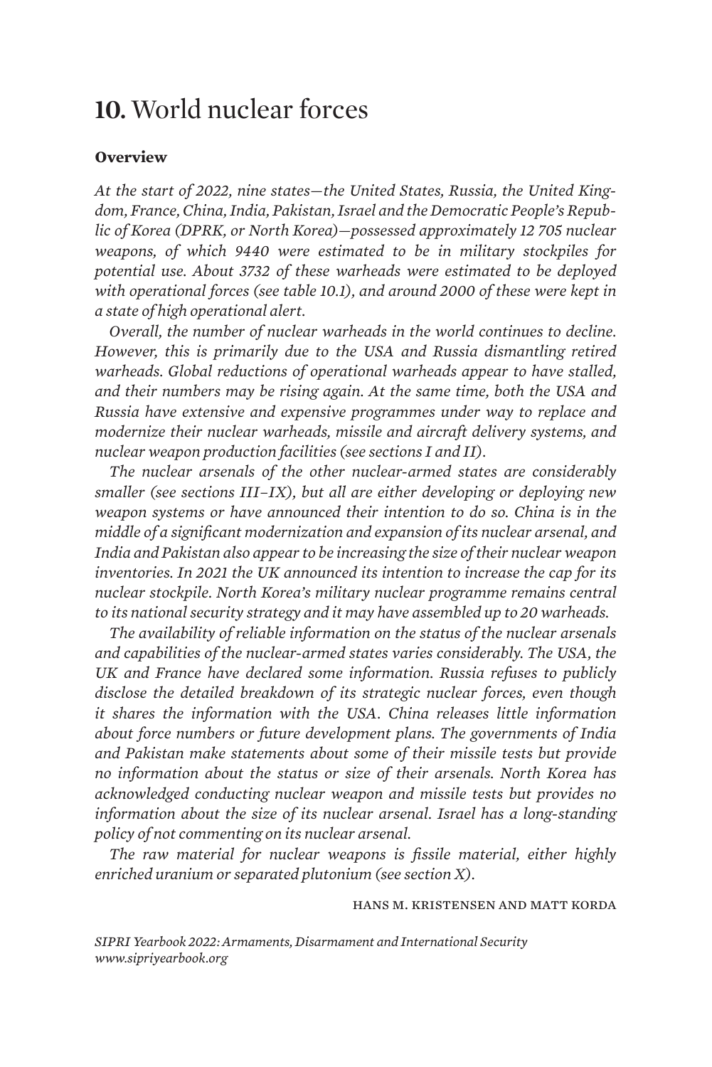# **10.** World nuclear forces

### **Overview**

*At the start of 2022, nine states—the United States, Russia, the United Kingdom, France, China, India, Pakistan, Israel and the Democratic People's Republic of Korea (DPRK, or North Korea)—possessed approximately 12 705 nuclear weapons, of which 9440 were estimated to be in military stockpiles for potential use. About 3732 of these warheads were estimated to be deployed with operational forces (see table 10.1), and around 2000 of these were kept in a state of high operational alert.*

*Overall, the number of nuclear warheads in the world continues to decline. However, this is primarily due to the USA and Russia dismantling retired warheads. Global reductions of operational warheads appear to have stalled, and their numbers may be rising again. At the same time, both the USA and Russia have extensive and expensive programmes under way to replace and modernize their nuclear warheads, missile and aircraft delivery systems, and nuclear weapon production facilities (see sections I and II).*

*The nuclear arsenals of the other nuclear-armed states are considerably smaller (see sections III–IX), but all are either developing or deploying new weapon systems or have announced their intention to do so. China is in the middle of a significant modernization and expansion of its nuclear arsenal, and India and Pakistan also appear to be increasing the size of their nuclear weapon inventories. In 2021 the UK announced its intention to increase the cap for its nuclear stockpile. North Korea's military nuclear programme remains central to its national security strategy and it may have assembled up to 20 warheads.*

*The availability of reliable information on the status of the nuclear arsenals and capabilities of the nuclear-armed states varies considerably. The USA, the UK and France have declared some information. Russia refuses to publicly disclose the detailed breakdown of its strategic nuclear forces, even though it shares the information with the USA. China releases little information about force numbers or future development plans. The governments of India and Pakistan make statements about some of their missile tests but provide no information about the status or size of their arsenals. North Korea has acknowledged conducting nuclear weapon and missile tests but provides no information about the size of its nuclear arsenal. Israel has a long-standing policy of not commenting on its nuclear arsenal.*

*The raw material for nuclear weapons is fissile material, either highly enriched uranium or separated plutonium (see section X).*

HANS M. KRISTENSEN AND MATT KORDA

*SIPRI Yearbook 2022: Armaments, Disarmament and International Security*
*www.sipriyearbook.org*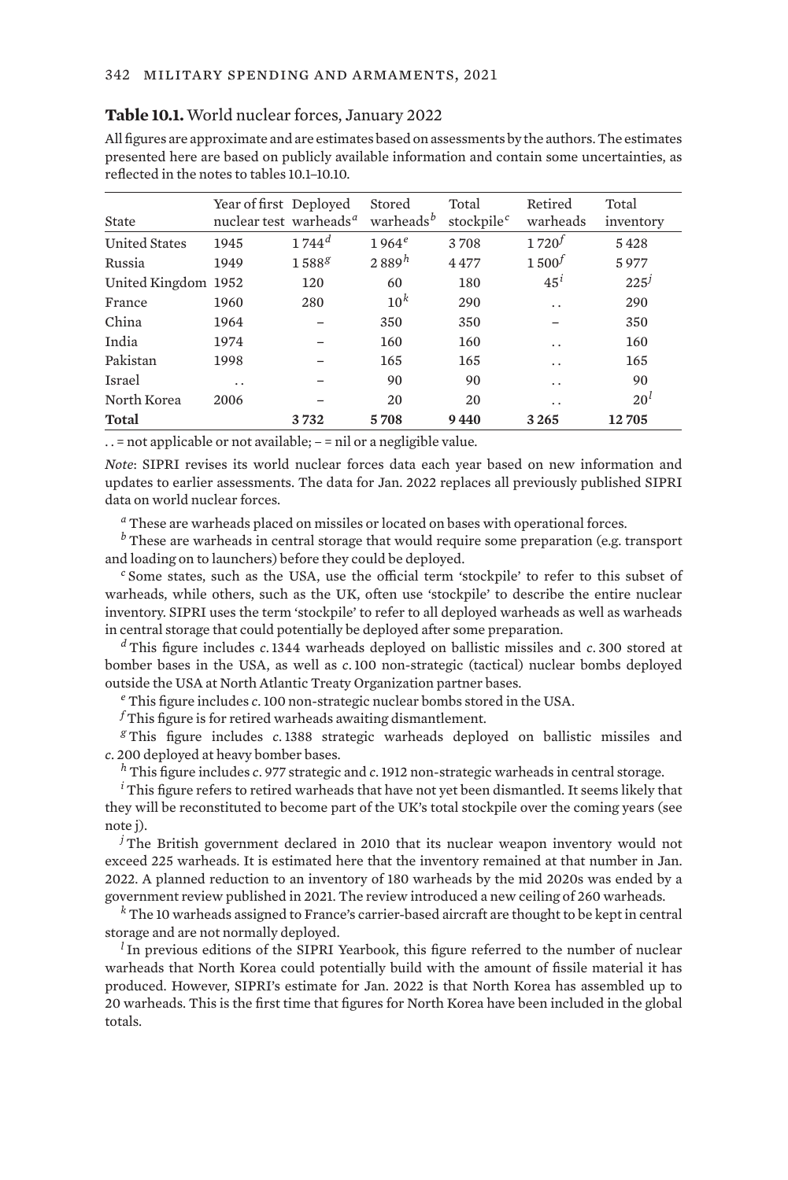**Table 10.1.** World nuclear forces, January 2022

All figures are approximate and are estimates based on assessments by the authors. The estimates presented here are based on publicly available information and contain some uncertainties, as reflected in the notes to tables 10.1–10.10.

| State | Year of first nuclear test | Deployed warheads[a] | Stored warheads[b] | Total stockpile[c] | Retired warheads | Total inventory |
|---|---|---|---|---|---|---|
| United States | 1945 | 1 744[d] | 1 964[e] | 3 708 | 1 720[f] | 5 428 |
| Russia | 1949 | 1 588[g] | 2 889[h] | 4 477 | 1 500[f] | 5 977 |
| United Kingdom | 1952 | 120 | 60 | 180 | 45[i] | 225[j] |
| France | 1960 | 280 | 10[k] | 290 | . . | 290 |
| China | 1964 | – | 350 | 350 | – | 350 |
| India | 1974 | – | 160 | 160 | . . | 160 |
| Pakistan | 1998 | – | 165 | 165 | . . | 165 |
| Israel | . . | – | 90 | 90 | . . | 90 |
| North Korea | 2006 | – | 20 | 20 | . . | 20[l] |
| **Total** | | **3 732** | **5 708** | **9 440** | **3 265** | **12 705** |

. . = not applicable or not available; – = nil or a negligible value.

*Note*: SIPRI revises its world nuclear forces data each year based on new information and updates to earlier assessments. The data for Jan. 2022 replaces all previously published SIPRI data on world nuclear forces.

[a] These are warheads placed on missiles or located on bases with operational forces.

[b] These are warheads in central storage that would require some preparation (e.g. transport and loading on to launchers) before they could be deployed.

[c] Some states, such as the USA, use the official term 'stockpile' to refer to this subset of warheads, while others, such as the UK, often use 'stockpile' to describe the entire nuclear inventory. SIPRI uses the term 'stockpile' to refer to all deployed warheads as well as warheads in central storage that could potentially be deployed after some preparation.

[d] This figure includes *c.* 1344 warheads deployed on ballistic missiles and *c.* 300 stored at bomber bases in the USA, as well as *c.* 100 non-strategic (tactical) nuclear bombs deployed outside the USA at North Atlantic Treaty Organization partner bases.

[e] This figure includes *c.* 100 non-strategic nuclear bombs stored in the USA.

[f] This figure is for retired warheads awaiting dismantlement.

[g] This figure includes *c.* 1388 strategic warheads deployed on ballistic missiles and *c.* 200 deployed at heavy bomber bases.

[h] This figure includes *c.* 977 strategic and *c.* 1912 non-strategic warheads in central storage.

[i] This figure refers to retired warheads that have not yet been dismantled. It seems likely that they will be reconstituted to become part of the UK's total stockpile over the coming years (see note j).

[j] The British government declared in 2010 that its nuclear weapon inventory would not exceed 225 warheads. It is estimated here that the inventory remained at that number in Jan. 2022. A planned reduction to an inventory of 180 warheads by the mid 2020s was ended by a government review published in 2021. The review introduced a new ceiling of 260 warheads.

[k] The 10 warheads assigned to France's carrier-based aircraft are thought to be kept in central storage and are not normally deployed.

[l] In previous editions of the SIPRI Yearbook, this figure referred to the number of nuclear warheads that North Korea could potentially build with the amount of fissile material it has produced. However, SIPRI's estimate for Jan. 2022 is that North Korea has assembled up to 20 warheads. This is the first time that figures for North Korea have been included in the global totals.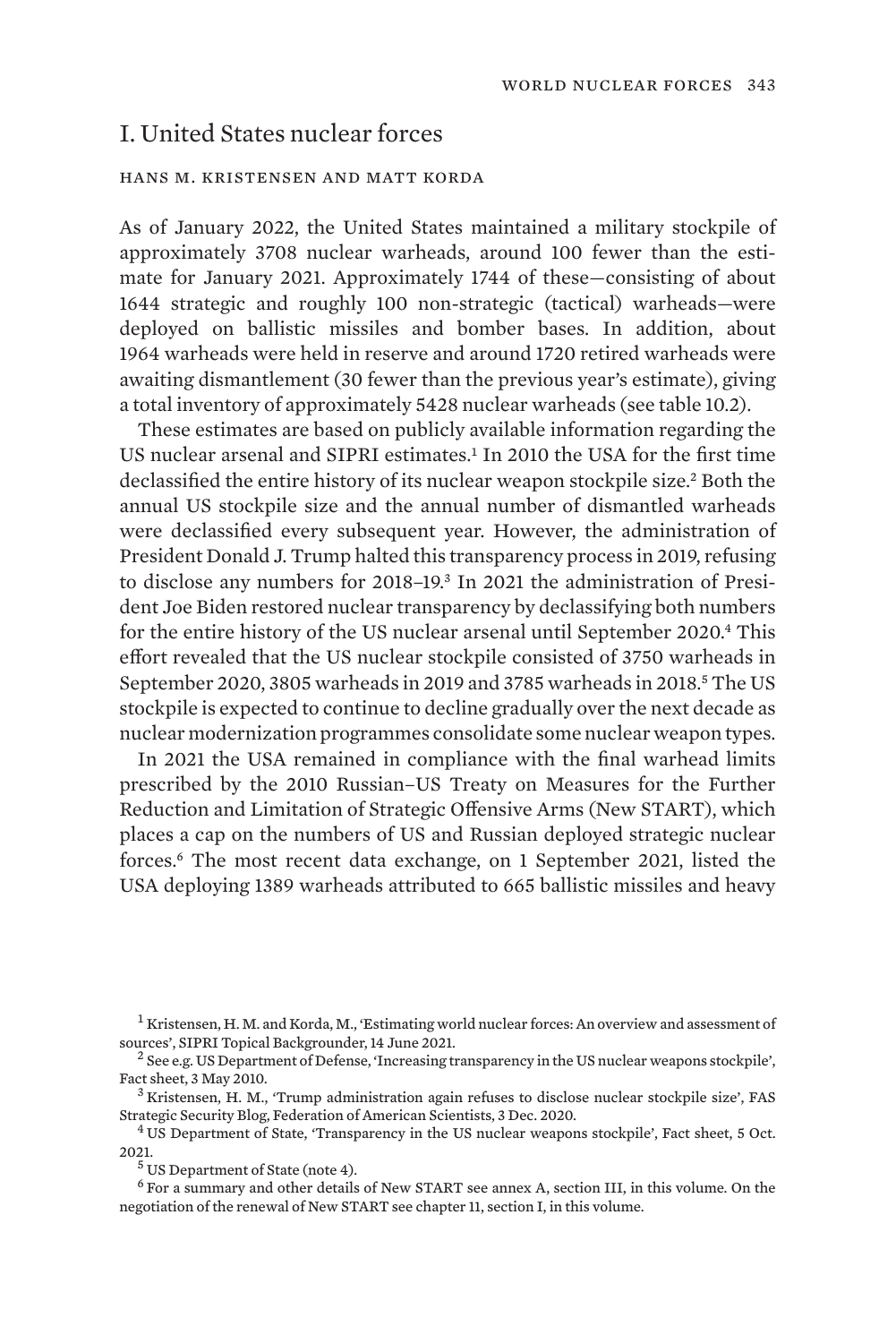## I. United States nuclear forces

HANS M. KRISTENSEN AND MATT KORDA

As of January 2022, the United States maintained a military stockpile of approximately 3708 nuclear warheads, around 100 fewer than the estimate for January 2021. Approximately 1744 of these—consisting of about 1644 strategic and roughly 100 non-strategic (tactical) warheads—were deployed on ballistic missiles and bomber bases. In addition, about 1964 warheads were held in reserve and around 1720 retired warheads were awaiting dismantlement (30 fewer than the previous year's estimate), giving a total inventory of approximately 5428 nuclear warheads (see table 10.2).

These estimates are based on publicly available information regarding the US nuclear arsenal and SIPRI estimates.[1] In 2010 the USA for the first time declassified the entire history of its nuclear weapon stockpile size.[2] Both the annual US stockpile size and the annual number of dismantled warheads were declassified every subsequent year. However, the administration of President Donald J. Trump halted this transparency process in 2019, refusing to disclose any numbers for 2018–19.[3] In 2021 the administration of President Joe Biden restored nuclear transparency by declassifying both numbers for the entire history of the US nuclear arsenal until September 2020.[4] This effort revealed that the US nuclear stockpile consisted of 3750 warheads in September 2020, 3805 warheads in 2019 and 3785 warheads in 2018.[5] The US stockpile is expected to continue to decline gradually over the next decade as nuclear modernization programmes consolidate some nuclear weapon types.

In 2021 the USA remained in compliance with the final warhead limits prescribed by the 2010 Russian–US Treaty on Measures for the Further Reduction and Limitation of Strategic Offensive Arms (New START), which places a cap on the numbers of US and Russian deployed strategic nuclear forces.[6] The most recent data exchange, on 1 September 2021, listed the USA deploying 1389 warheads attributed to 665 ballistic missiles and heavy

[1] Kristensen, H. M. and Korda, M., 'Estimating world nuclear forces: An overview and assessment of sources', SIPRI Topical Backgrounder, 14 June 2021.

[2] See e.g. US Department of Defense, 'Increasing transparency in the US nuclear weapons stockpile', Fact sheet, 3 May 2010.

[3] Kristensen, H. M., 'Trump administration again refuses to disclose nuclear stockpile size', FAS Strategic Security Blog, Federation of American Scientists, 3 Dec. 2020.

[4] US Department of State, 'Transparency in the US nuclear weapons stockpile', Fact sheet, 5 Oct. 2021.

[5] US Department of State (note 4).

[6] For a summary and other details of New START see annex A, section III, in this volume. On the negotiation of the renewal of New START see chapter 11, section I, in this volume.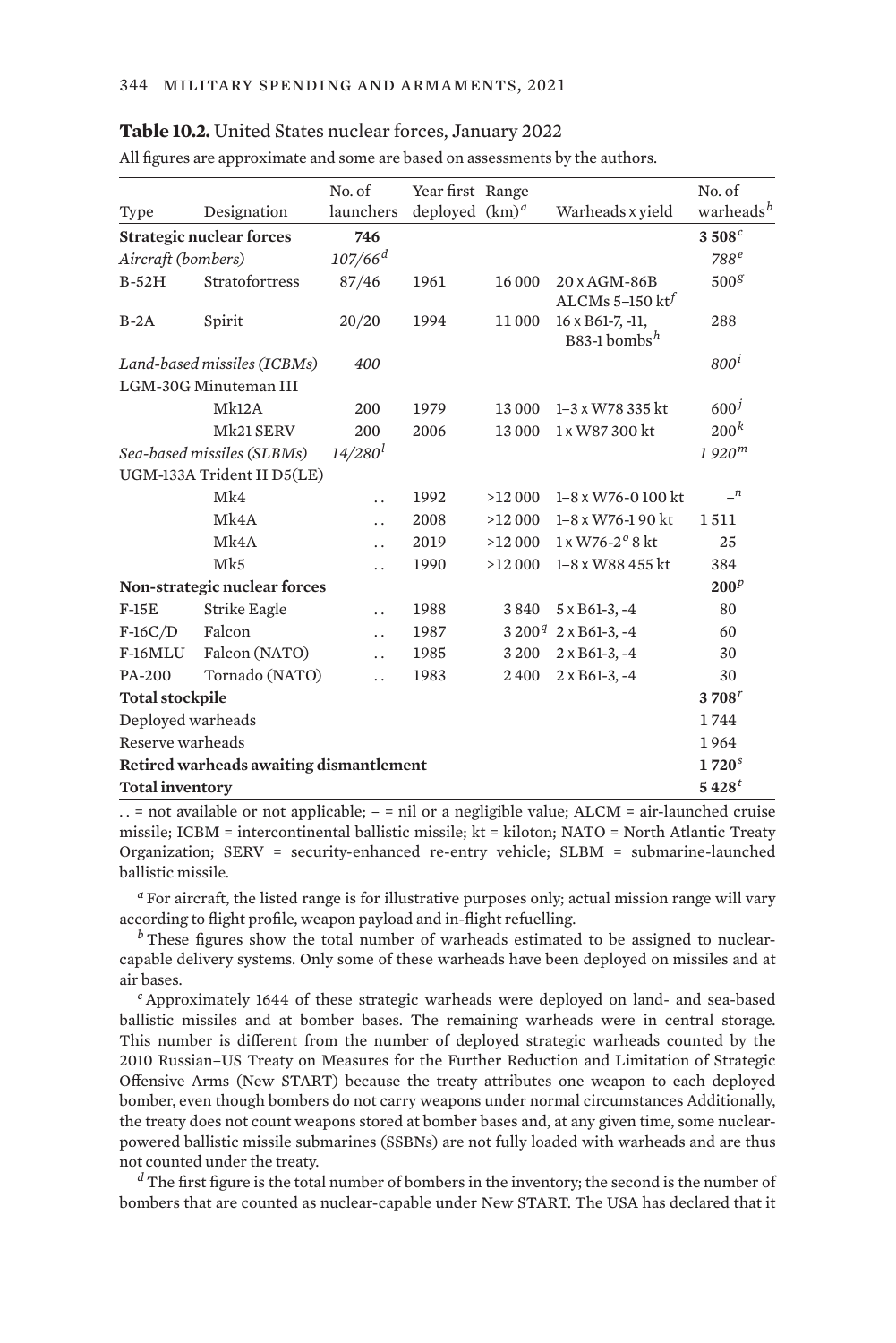**Table 10.2.** United States nuclear forces, January 2022

All figures are approximate and some are based on assessments by the authors.

| Type | Designation | No. of launchers | Year first deployed | Range (km)[a] | Warheads x yield | No. of warheads[b] |
|---|---|---|---|---|---|---|
| **Strategic nuclear forces** | | **746** | | | | **3 508**[c] |
| *Aircraft (bombers)* | | *107/66*[d] | | | | *788*[e] |
| B-52H | Stratofortress | 87/46 | 1961 | 16 000 | 20 x AGM-86B ALCMs 5–150 kt[f] | 500[g] |
| B-2A | Spirit | 20/20 | 1994 | 11 000 | 16 x B61-7, -11, B83-1 bombs[h] | 288 |
| *Land-based missiles (ICBMs)* | | *400* | | | | *800*[i] |
| LGM-30G Minuteman III | | | | | | |
| | Mk12A | 200 | 1979 | 13 000 | 1–3 x W78 335 kt | 600[j] |
| | Mk21 SERV | 200 | 2006 | 13 000 | 1 x W87 300 kt | 200[k] |
| *Sea-based missiles (SLBMs)* | | *14/280*[l] | | | | *1 920*[m] |
| UGM-133A Trident II D5(LE) | | | | | | |
| | Mk4 | . . | 1992 | >12 000 | 1–8 x W76-0 100 kt | –[n] |
| | Mk4A | . . | 2008 | >12 000 | 1–8 x W76-1 90 kt | 1 511 |
| | Mk4A | . . | 2019 | >12 000 | 1 x W76-2[o] 8 kt | 25 |
| | Mk5 | . . | 1990 | >12 000 | 1–8 x W88 455 kt | 384 |
| **Non-strategic nuclear forces** | | | | | | **200**[p] |
| F-15E | Strike Eagle | . . | 1988 | 3 840 | 5 x B61-3, -4 | 80 |
| F-16C/D | Falcon | . . | 1987 | 3 200[q] | 2 x B61-3, -4 | 60 |
| F-16MLU | Falcon (NATO) | . . | 1985 | 3 200 | 2 x B61-3, -4 | 30 |
| PA-200 | Tornado (NATO) | . . | 1983 | 2 400 | 2 x B61-3, -4 | 30 |
| **Total stockpile** | | | | | | **3 708**[r] |
| Deployed warheads | | | | | | 1 744 |
| Reserve warheads | | | | | | 1 964 |
| **Retired warheads awaiting dismantlement** | | | | | | **1 720**[s] |
| **Total inventory** | | | | | | **5 428**[t] |

. . = not available or not applicable; – = nil or a negligible value; ALCM = air-launched cruise missile; ICBM = intercontinental ballistic missile; kt = kiloton; NATO = North Atlantic Treaty Organization; SERV = security-enhanced re-entry vehicle; SLBM = submarine-launched ballistic missile.

[a] For aircraft, the listed range is for illustrative purposes only; actual mission range will vary according to flight profile, weapon payload and in-flight refuelling.

[b] These figures show the total number of warheads estimated to be assigned to nuclear-capable delivery systems. Only some of these warheads have been deployed on missiles and at air bases.

[c] Approximately 1644 of these strategic warheads were deployed on land- and sea-based ballistic missiles and at bomber bases. The remaining warheads were in central storage. This number is different from the number of deployed strategic warheads counted by the 2010 Russian–US Treaty on Measures for the Further Reduction and Limitation of Strategic Offensive Arms (New START) because the treaty attributes one weapon to each deployed bomber, even though bombers do not carry weapons under normal circumstances Additionally, the treaty does not count weapons stored at bomber bases and, at any given time, some nuclear-powered ballistic missile submarines (SSBNs) are not fully loaded with warheads and are thus not counted under the treaty.

[d] The first figure is the total number of bombers in the inventory; the second is the number of bombers that are counted as nuclear-capable under New START. The USA has declared that it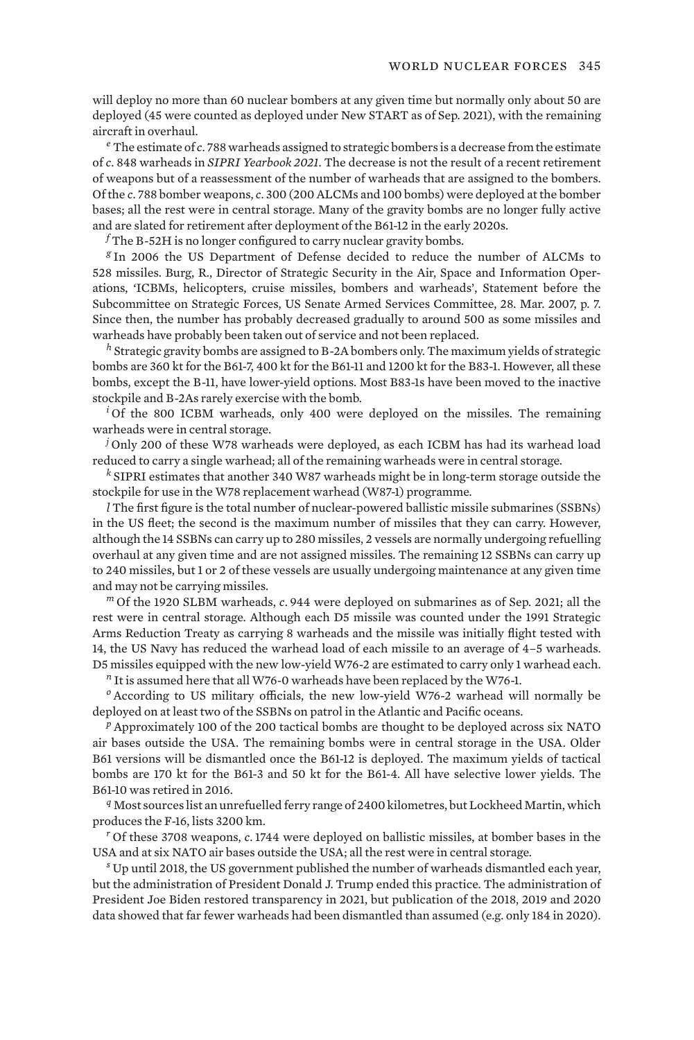will deploy no more than 60 nuclear bombers at any given time but normally only about 50 are deployed (45 were counted as deployed under New START as of Sep. 2021), with the remaining aircraft in overhaul.

[e] The estimate of *c.* 788 warheads assigned to strategic bombers is a decrease from the estimate of *c.* 848 warheads in *SIPRI Yearbook 2021*. The decrease is not the result of a recent retirement of weapons but of a reassessment of the number of warheads that are assigned to the bombers. Of the *c.* 788 bomber weapons, *c.* 300 (200 ALCMs and 100 bombs) were deployed at the bomber bases; all the rest were in central storage. Many of the gravity bombs are no longer fully active and are slated for retirement after deployment of the B61-12 in the early 2020s.

[f] The B-52H is no longer configured to carry nuclear gravity bombs.

[g] In 2006 the US Department of Defense decided to reduce the number of ALCMs to 528 missiles. Burg, R., Director of Strategic Security in the Air, Space and Information Operations, 'ICBMs, helicopters, cruise missiles, bombers and warheads', Statement before the Subcommittee on Strategic Forces, US Senate Armed Services Committee, 28. Mar. 2007, p. 7. Since then, the number has probably decreased gradually to around 500 as some missiles and warheads have probably been taken out of service and not been replaced.

[h] Strategic gravity bombs are assigned to B-2A bombers only. The maximum yields of strategic bombs are 360 kt for the B61-7, 400 kt for the B61-11 and 1200 kt for the B83-1. However, all these bombs, except the B-11, have lower-yield options. Most B83-1s have been moved to the inactive stockpile and B-2As rarely exercise with the bomb.

[i] Of the 800 ICBM warheads, only 400 were deployed on the missiles. The remaining warheads were in central storage.

[j] Only 200 of these W78 warheads were deployed, as each ICBM has had its warhead load reduced to carry a single warhead; all of the remaining warheads were in central storage.

[k] SIPRI estimates that another 340 W87 warheads might be in long-term storage outside the stockpile for use in the W78 replacement warhead (W87-1) programme.

[l] The first figure is the total number of nuclear-powered ballistic missile submarines (SSBNs) in the US fleet; the second is the maximum number of missiles that they can carry. However, although the 14 SSBNs can carry up to 280 missiles, 2 vessels are normally undergoing refuelling overhaul at any given time and are not assigned missiles. The remaining 12 SSBNs can carry up to 240 missiles, but 1 or 2 of these vessels are usually undergoing maintenance at any given time and may not be carrying missiles.

[m] Of the 1920 SLBM warheads, *c.* 944 were deployed on submarines as of Sep. 2021; all the rest were in central storage. Although each D5 missile was counted under the 1991 Strategic Arms Reduction Treaty as carrying 8 warheads and the missile was initially flight tested with 14, the US Navy has reduced the warhead load of each missile to an average of 4–5 warheads. D5 missiles equipped with the new low-yield W76-2 are estimated to carry only 1 warhead each.

[n] It is assumed here that all W76-0 warheads have been replaced by the W76-1.

[o] According to US military officials, the new low-yield W76-2 warhead will normally be deployed on at least two of the SSBNs on patrol in the Atlantic and Pacific oceans.

[p] Approximately 100 of the 200 tactical bombs are thought to be deployed across six NATO air bases outside the USA. The remaining bombs were in central storage in the USA. Older B61 versions will be dismantled once the B61-12 is deployed. The maximum yields of tactical bombs are 170 kt for the B61-3 and 50 kt for the B61-4. All have selective lower yields. The B61-10 was retired in 2016.

[q] Most sources list an unrefuelled ferry range of 2400 kilometres, but Lockheed Martin, which produces the F-16, lists 3200 km.

[r] Of these 3708 weapons, *c.* 1744 were deployed on ballistic missiles, at bomber bases in the USA and at six NATO air bases outside the USA; all the rest were in central storage.

[s] Up until 2018, the US government published the number of warheads dismantled each year, but the administration of President Donald J. Trump ended this practice. The administration of President Joe Biden restored transparency in 2021, but publication of the 2018, 2019 and 2020 data showed that far fewer warheads had been dismantled than assumed (e.g. only 184 in 2020).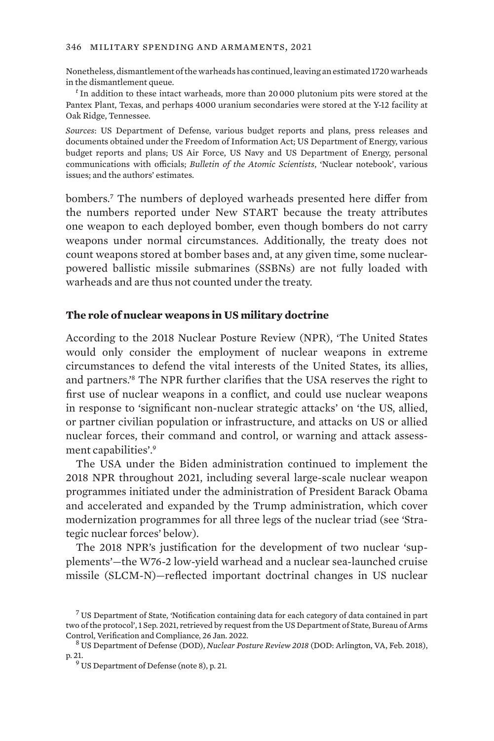Nonetheless, dismantlement of the warheads has continued, leaving an estimated 1720 warheads in the dismantlement queue.

[f] In addition to these intact warheads, more than 20 000 plutonium pits were stored at the Pantex Plant, Texas, and perhaps 4000 uranium secondaries were stored at the Y-12 facility at Oak Ridge, Tennessee.

*Sources*: US Department of Defense, various budget reports and plans, press releases and documents obtained under the Freedom of Information Act; US Department of Energy, various budget reports and plans; US Air Force, US Navy and US Department of Energy, personal communications with officials; *Bulletin of the Atomic Scientists*, 'Nuclear notebook', various issues; and the authors' estimates.

bombers.[7] The numbers of deployed warheads presented here differ from the numbers reported under New START because the treaty attributes one weapon to each deployed bomber, even though bombers do not carry weapons under normal circumstances. Additionally, the treaty does not count weapons stored at bomber bases and, at any given time, some nuclear-powered ballistic missile submarines (SSBNs) are not fully loaded with warheads and are thus not counted under the treaty.

## The role of nuclear weapons in US military doctrine

According to the 2018 Nuclear Posture Review (NPR), 'The United States would only consider the employment of nuclear weapons in extreme circumstances to defend the vital interests of the United States, its allies, and partners.'[8] The NPR further clarifies that the USA reserves the right to first use of nuclear weapons in a conflict, and could use nuclear weapons in response to 'significant non-nuclear strategic attacks' on 'the US, allied, or partner civilian population or infrastructure, and attacks on US or allied nuclear forces, their command and control, or warning and attack assessment capabilities'.[9]

The USA under the Biden administration continued to implement the 2018 NPR throughout 2021, including several large-scale nuclear weapon programmes initiated under the administration of President Barack Obama and accelerated and expanded by the Trump administration, which cover modernization programmes for all three legs of the nuclear triad (see 'Strategic nuclear forces' below).

The 2018 NPR's justification for the development of two nuclear 'supplements'—the W76-2 low-yield warhead and a nuclear sea-launched cruise missile (SLCM-N)—reflected important doctrinal changes in US nuclear

[7] US Department of State, 'Notification containing data for each category of data contained in part two of the protocol', 1 Sep. 2021, retrieved by request from the US Department of State, Bureau of Arms Control, Verification and Compliance, 26 Jan. 2022.

[8] US Department of Defense (DOD), *Nuclear Posture Review 2018* (DOD: Arlington, VA, Feb. 2018), p. 21.

[9] US Department of Defense (note 8), p. 21.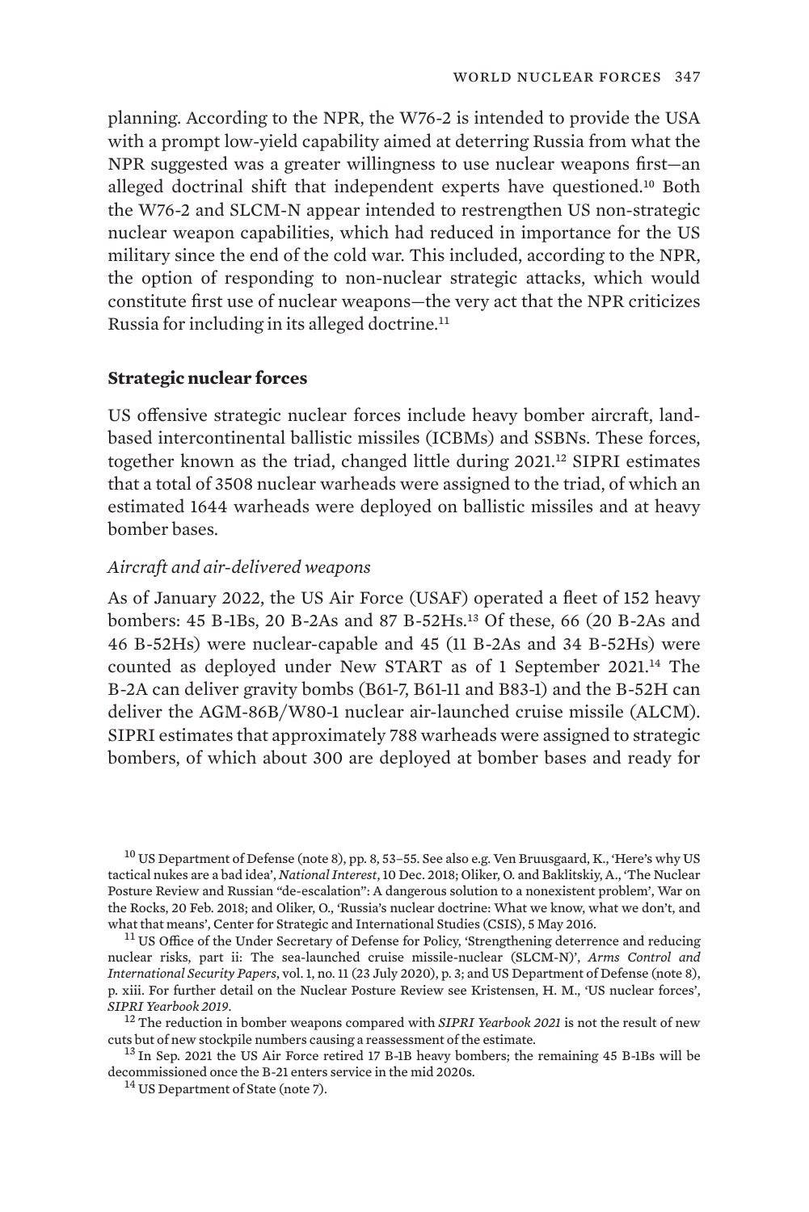planning. According to the NPR, the W76-2 is intended to provide the USA with a prompt low-yield capability aimed at deterring Russia from what the NPR suggested was a greater willingness to use nuclear weapons first—an alleged doctrinal shift that independent experts have questioned.[10] Both the W76-2 and SLCM-N appear intended to restrengthen US non-strategic nuclear weapon capabilities, which had reduced in importance for the US military since the end of the cold war. This included, according to the NPR, the option of responding to non-nuclear strategic attacks, which would constitute first use of nuclear weapons—the very act that the NPR criticizes Russia for including in its alleged doctrine.[11]

### Strategic nuclear forces

US offensive strategic nuclear forces include heavy bomber aircraft, land-based intercontinental ballistic missiles (ICBMs) and SSBNs. These forces, together known as the triad, changed little during 2021.[12] SIPRI estimates that a total of 3508 nuclear warheads were assigned to the triad, of which an estimated 1644 warheads were deployed on ballistic missiles and at heavy bomber bases.

#### *Aircraft and air-delivered weapons*

As of January 2022, the US Air Force (USAF) operated a fleet of 152 heavy bombers: 45 B-1Bs, 20 B-2As and 87 B-52Hs.[13] Of these, 66 (20 B-2As and 46 B-52Hs) were nuclear-capable and 45 (11 B-2As and 34 B-52Hs) were counted as deployed under New START as of 1 September 2021.[14] The B-2A can deliver gravity bombs (B61-7, B61-11 and B83-1) and the B-52H can deliver the AGM-86B/W80-1 nuclear air-launched cruise missile (ALCM). SIPRI estimates that approximately 788 warheads were assigned to strategic bombers, of which about 300 are deployed at bomber bases and ready for

---

[10] US Department of Defense (note 8), pp. 8, 53–55. See also e.g. Ven Bruusgaard, K., 'Here's why US tactical nukes are a bad idea', *National Interest*, 10 Dec. 2018; Oliker, O. and Baklitskiy, A., 'The Nuclear Posture Review and Russian "de-escalation": A dangerous solution to a nonexistent problem', War on the Rocks, 20 Feb. 2018; and Oliker, O., 'Russia's nuclear doctrine: What we know, what we don't, and what that means', Center for Strategic and International Studies (CSIS), 5 May 2016.

[11] US Office of the Under Secretary of Defense for Policy, 'Strengthening deterrence and reducing nuclear risks, part ii: The sea-launched cruise missile-nuclear (SLCM-N)', *Arms Control and International Security Papers*, vol. 1, no. 11 (23 July 2020), p. 3; and US Department of Defense (note 8), p. xiii. For further detail on the Nuclear Posture Review see Kristensen, H. M., 'US nuclear forces', *SIPRI Yearbook 2019*.

[12] The reduction in bomber weapons compared with *SIPRI Yearbook 2021* is not the result of new cuts but of new stockpile numbers causing a reassessment of the estimate.

[13] In Sep. 2021 the US Air Force retired 17 B-1B heavy bombers; the remaining 45 B-1Bs will be decommissioned once the B-21 enters service in the mid 2020s.

[14] US Department of State (note 7).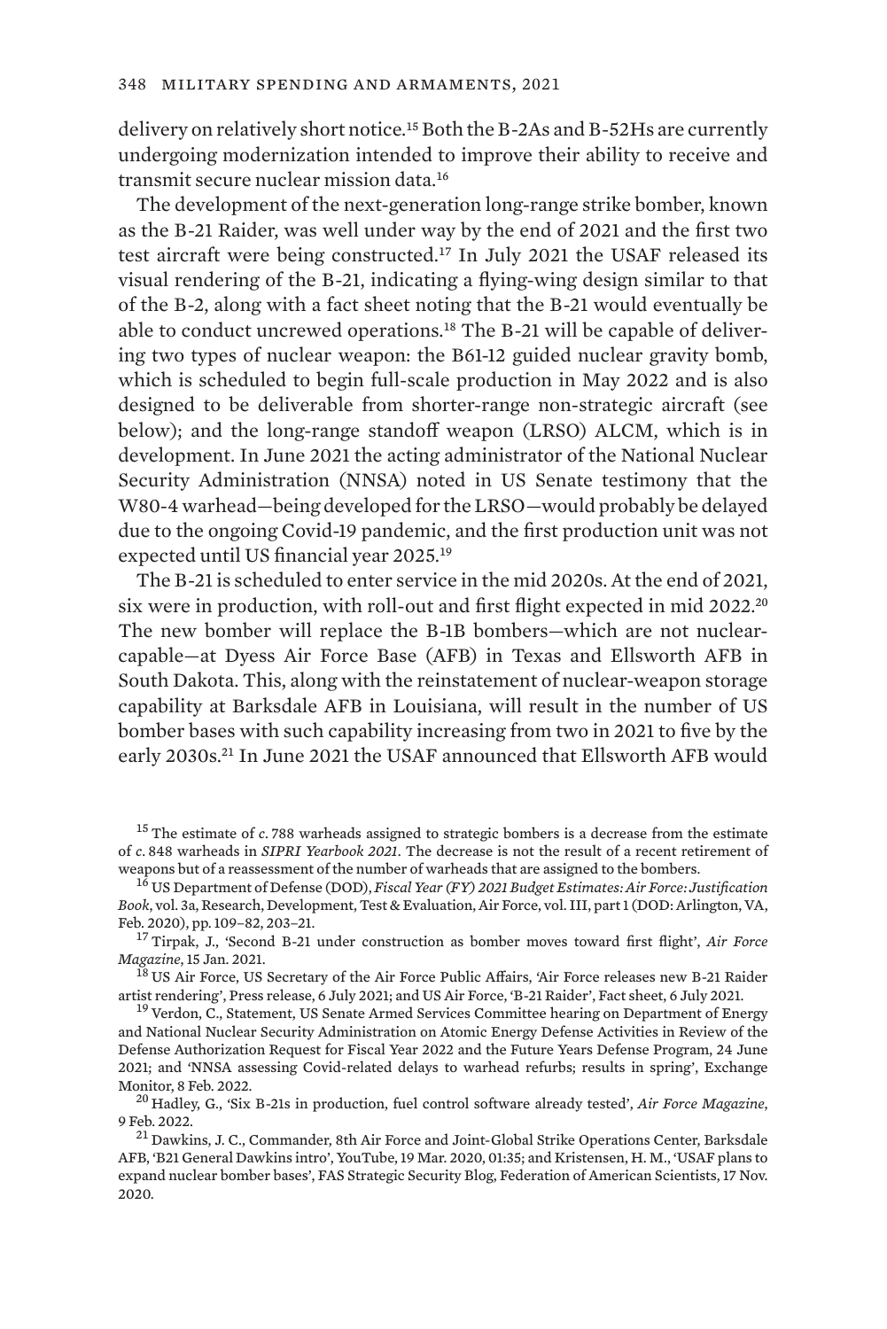delivery on relatively short notice.[15] Both the B-2As and B-52Hs are currently undergoing modernization intended to improve their ability to receive and transmit secure nuclear mission data.[16]

The development of the next-generation long-range strike bomber, known as the B-21 Raider, was well under way by the end of 2021 and the first two test aircraft were being constructed.[17] In July 2021 the USAF released its visual rendering of the B-21, indicating a flying-wing design similar to that of the B-2, along with a fact sheet noting that the B-21 would eventually be able to conduct uncrewed operations.[18] The B-21 will be capable of delivering two types of nuclear weapon: the B61-12 guided nuclear gravity bomb, which is scheduled to begin full-scale production in May 2022 and is also designed to be deliverable from shorter-range non-strategic aircraft (see below); and the long-range standoff weapon (LRSO) ALCM, which is in development. In June 2021 the acting administrator of the National Nuclear Security Administration (NNSA) noted in US Senate testimony that the W80-4 warhead—being developed for the LRSO—would probably be delayed due to the ongoing Covid-19 pandemic, and the first production unit was not expected until US financial year 2025.[19]

The B-21 is scheduled to enter service in the mid 2020s. At the end of 2021, six were in production, with roll-out and first flight expected in mid 2022.[20] The new bomber will replace the B-1B bombers—which are not nuclear-capable—at Dyess Air Force Base (AFB) in Texas and Ellsworth AFB in South Dakota. This, along with the reinstatement of nuclear-weapon storage capability at Barksdale AFB in Louisiana, will result in the number of US bomber bases with such capability increasing from two in 2021 to five by the early 2030s.[21] In June 2021 the USAF announced that Ellsworth AFB would

---

[15] The estimate of *c.* 788 warheads assigned to strategic bombers is a decrease from the estimate of *c.* 848 warheads in *SIPRI Yearbook 2021*. The decrease is not the result of a recent retirement of weapons but of a reassessment of the number of warheads that are assigned to the bombers.

[16] US Department of Defense (DOD), *Fiscal Year (FY) 2021 Budget Estimates: Air Force: Justification Book*, vol. 3a, Research, Development, Test & Evaluation, Air Force, vol. III, part 1 (DOD: Arlington, VA, Feb. 2020), pp. 109–82, 203–21.

[17] Tirpak, J., 'Second B-21 under construction as bomber moves toward first flight', *Air Force Magazine*, 15 Jan. 2021.

[18] US Air Force, US Secretary of the Air Force Public Affairs, 'Air Force releases new B-21 Raider artist rendering', Press release, 6 July 2021; and US Air Force, 'B-21 Raider', Fact sheet, 6 July 2021.

[19] Verdon, C., Statement, US Senate Armed Services Committee hearing on Department of Energy and National Nuclear Security Administration on Atomic Energy Defense Activities in Review of the Defense Authorization Request for Fiscal Year 2022 and the Future Years Defense Program, 24 June 2021; and 'NNSA assessing Covid-related delays to warhead refurbs; results in spring', Exchange Monitor, 8 Feb. 2022.

[20] Hadley, G., 'Six B-21s in production, fuel control software already tested', *Air Force Magazine*, 9 Feb. 2022.

[21] Dawkins, J. C., Commander, 8th Air Force and Joint-Global Strike Operations Center, Barksdale AFB, 'B21 General Dawkins intro', YouTube, 19 Mar. 2020, 01:35; and Kristensen, H. M., 'USAF plans to expand nuclear bomber bases', FAS Strategic Security Blog, Federation of American Scientists, 17 Nov. 2020.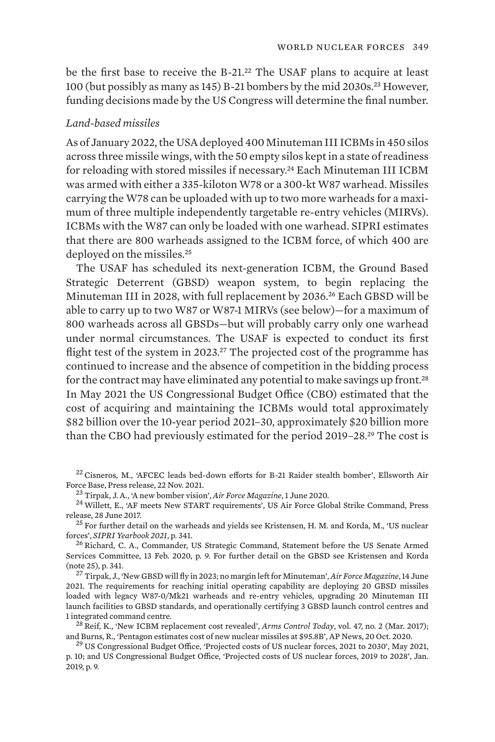be the first base to receive the B-21.[22] The USAF plans to acquire at least 100 (but possibly as many as 145) B-21 bombers by the mid 2030s.[23] However, funding decisions made by the US Congress will determine the final number.

*Land-based missiles*

As of January 2022, the USA deployed 400 Minuteman III ICBMs in 450 silos across three missile wings, with the 50 empty silos kept in a state of readiness for reloading with stored missiles if necessary.[24] Each Minuteman III ICBM was armed with either a 335-kiloton W78 or a 300-kt W87 warhead. Missiles carrying the W78 can be uploaded with up to two more warheads for a maximum of three multiple independently targetable re-entry vehicles (MIRVs). ICBMs with the W87 can only be loaded with one warhead. SIPRI estimates that there are 800 warheads assigned to the ICBM force, of which 400 are deployed on the missiles.[25]

The USAF has scheduled its next-generation ICBM, the Ground Based Strategic Deterrent (GBSD) weapon system, to begin replacing the Minuteman III in 2028, with full replacement by 2036.[26] Each GBSD will be able to carry up to two W87 or W87-1 MIRVs (see below)—for a maximum of 800 warheads across all GBSDs—but will probably carry only one warhead under normal circumstances. The USAF is expected to conduct its first flight test of the system in 2023.[27] The projected cost of the programme has continued to increase and the absence of competition in the bidding process for the contract may have eliminated any potential to make savings up front.[28] In May 2021 the US Congressional Budget Office (CBO) estimated that the cost of acquiring and maintaining the ICBMs would total approximately $82 billion over the 10-year period 2021–30, approximately $20 billion more than the CBO had previously estimated for the period 2019–28.[29] The cost is

[22] Cisneros, M., 'AFCEC leads bed-down efforts for B-21 Raider stealth bomber', Ellsworth Air Force Base, Press release, 22 Nov. 2021.

[23] Tirpak, J. A., 'A new bomber vision', *Air Force Magazine*, 1 June 2020.

[24] Willett, E., 'AF meets New START requirements', US Air Force Global Strike Command, Press release, 28 June 2017.

[25] For further detail on the warheads and yields see Kristensen, H. M. and Korda, M., 'US nuclear forces', *SIPRI Yearbook 2021*, p. 341.

[26] Richard, C. A., Commander, US Strategic Command, Statement before the US Senate Armed Services Committee, 13 Feb. 2020, p. 9. For further detail on the GBSD see Kristensen and Korda (note 25), p. 341.

[27] Tirpak, J., 'New GBSD will fly in 2023; no margin left for Minuteman', *Air Force Magazine*, 14 June 2021. The requirements for reaching initial operating capability are deploying 20 GBSD missiles loaded with legacy W87-0/Mk21 warheads and re-entry vehicles, upgrading 20 Minuteman III launch facilities to GBSD standards, and operationally certifying 3 GBSD launch control centres and 1 integrated command centre.

[28] Reif, K., 'New ICBM replacement cost revealed', *Arms Control Today*, vol. 47, no. 2 (Mar. 2017); and Burns, R., 'Pentagon estimates cost of new nuclear missiles at $95.8B', AP News, 20 Oct. 2020.

[29] US Congressional Budget Office, 'Projected costs of US nuclear forces, 2021 to 2030', May 2021, p. 10; and US Congressional Budget Office, 'Projected costs of US nuclear forces, 2019 to 2028', Jan. 2019, p. 9.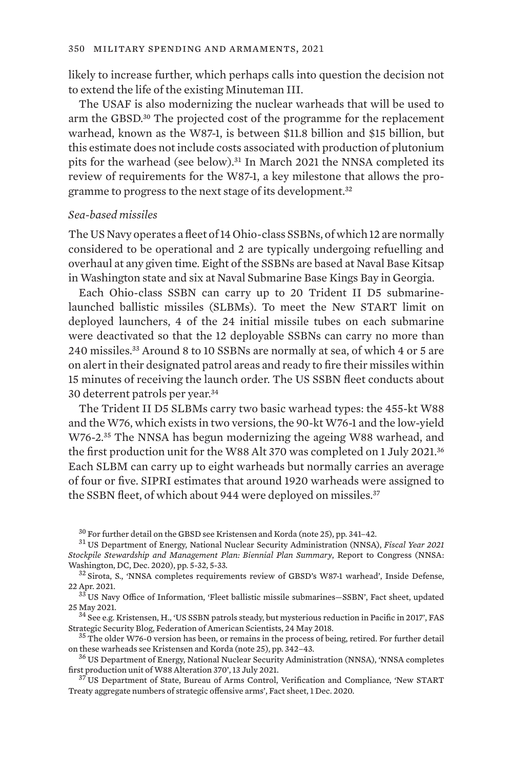likely to increase further, which perhaps calls into question the decision not to extend the life of the existing Minuteman III.

The USAF is also modernizing the nuclear warheads that will be used to arm the GBSD.[30] The projected cost of the programme for the replacement warhead, known as the W87-1, is between \$11.8 billion and \$15 billion, but this estimate does not include costs associated with production of plutonium pits for the warhead (see below).[31] In March 2021 the NNSA completed its review of requirements for the W87-1, a key milestone that allows the programme to progress to the next stage of its development.[32]

### *Sea-based missiles*

The US Navy operates a fleet of 14 Ohio-class SSBNs, of which 12 are normally considered to be operational and 2 are typically undergoing refuelling and overhaul at any given time. Eight of the SSBNs are based at Naval Base Kitsap in Washington state and six at Naval Submarine Base Kings Bay in Georgia.

Each Ohio-class SSBN can carry up to 20 Trident II D5 submarine-launched ballistic missiles (SLBMs). To meet the New START limit on deployed launchers, 4 of the 24 initial missile tubes on each submarine were deactivated so that the 12 deployable SSBNs can carry no more than 240 missiles.[33] Around 8 to 10 SSBNs are normally at sea, of which 4 or 5 are on alert in their designated patrol areas and ready to fire their missiles within 15 minutes of receiving the launch order. The US SSBN fleet conducts about 30 deterrent patrols per year.[34]

The Trident II D5 SLBMs carry two basic warhead types: the 455-kt W88 and the W76, which exists in two versions, the 90-kt W76-1 and the low-yield W76-2.[35] The NNSA has begun modernizing the ageing W88 warhead, and the first production unit for the W88 Alt 370 was completed on 1 July 2021.[36] Each SLBM can carry up to eight warheads but normally carries an average of four or five. SIPRI estimates that around 1920 warheads were assigned to the SSBN fleet, of which about 944 were deployed on missiles.[37]

---

[30] For further detail on the GBSD see Kristensen and Korda (note 25), pp. 341–42.

[31] US Department of Energy, National Nuclear Security Administration (NNSA), *Fiscal Year 2021 Stockpile Stewardship and Management Plan: Biennial Plan Summary*, Report to Congress (NNSA: Washington, DC, Dec. 2020), pp. 5-32, 5-33.

[32] Sirota, S., 'NNSA completes requirements review of GBSD's W87-1 warhead', Inside Defense, 22 Apr. 2021.

[33] US Navy Office of Information, 'Fleet ballistic missile submarines—SSBN', Fact sheet, updated 25 May 2021.

[34] See e.g. Kristensen, H., 'US SSBN patrols steady, but mysterious reduction in Pacific in 2017', FAS Strategic Security Blog, Federation of American Scientists, 24 May 2018.

[35] The older W76-0 version has been, or remains in the process of being, retired. For further detail on these warheads see Kristensen and Korda (note 25), pp. 342–43.

[36] US Department of Energy, National Nuclear Security Administration (NNSA), 'NNSA completes first production unit of W88 Alteration 370', 13 July 2021.

[37] US Department of State, Bureau of Arms Control, Verification and Compliance, 'New START Treaty aggregate numbers of strategic offensive arms', Fact sheet, 1 Dec. 2020.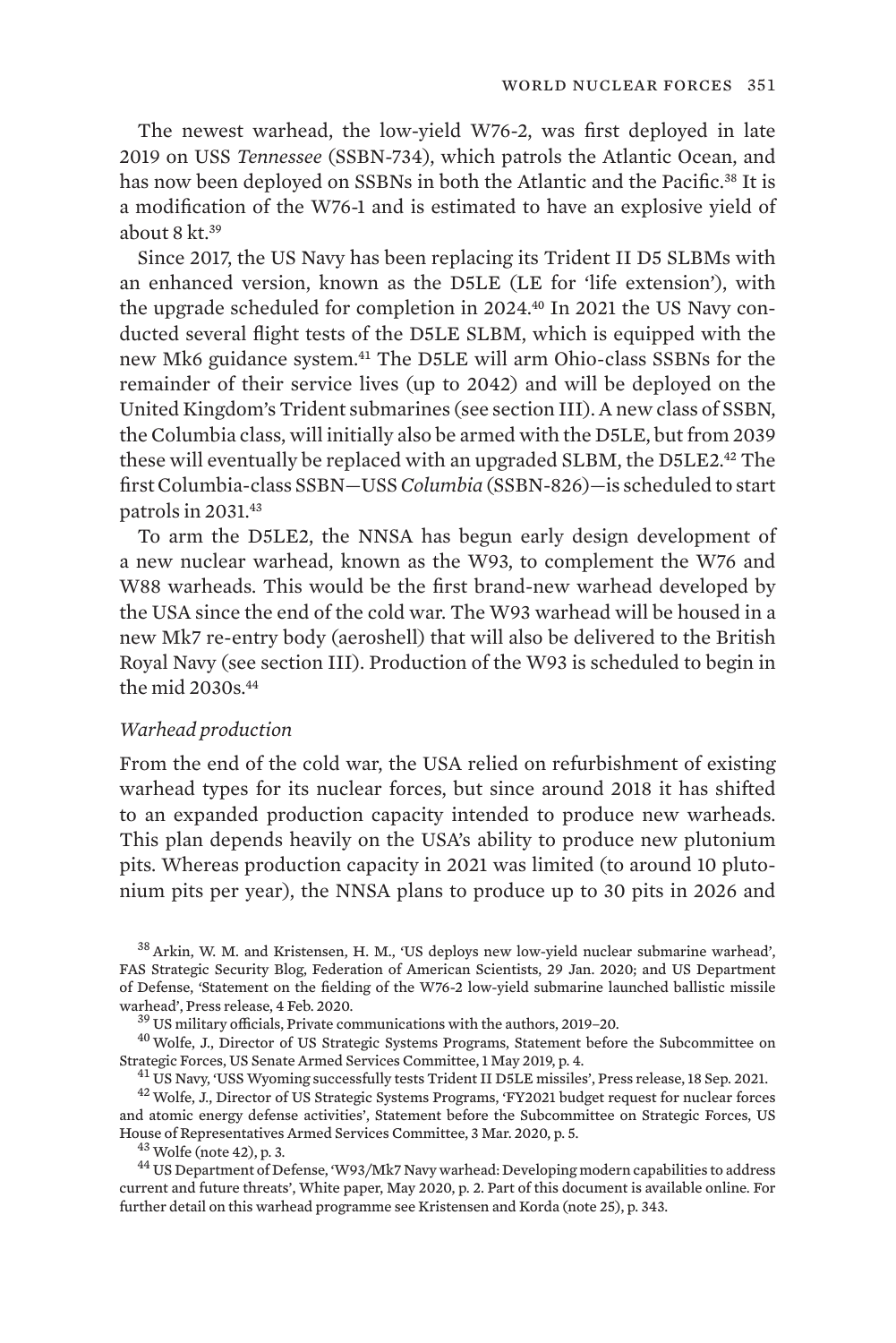The newest warhead, the low-yield W76-2, was first deployed in late 2019 on USS *Tennessee* (SSBN-734), which patrols the Atlantic Ocean, and has now been deployed on SSBNs in both the Atlantic and the Pacific.[38] It is a modification of the W76-1 and is estimated to have an explosive yield of about 8 kt.[39]

Since 2017, the US Navy has been replacing its Trident II D5 SLBMs with an enhanced version, known as the D5LE (LE for 'life extension'), with the upgrade scheduled for completion in 2024.[40] In 2021 the US Navy conducted several flight tests of the D5LE SLBM, which is equipped with the new Mk6 guidance system.[41] The D5LE will arm Ohio-class SSBNs for the remainder of their service lives (up to 2042) and will be deployed on the United Kingdom's Trident submarines (see section III). A new class of SSBN, the Columbia class, will initially also be armed with the D5LE, but from 2039 these will eventually be replaced with an upgraded SLBM, the D5LE2.[42] The first Columbia-class SSBN—USS *Columbia* (SSBN-826)—is scheduled to start patrols in 2031.[43]

To arm the D5LE2, the NNSA has begun early design development of a new nuclear warhead, known as the W93, to complement the W76 and W88 warheads. This would be the first brand-new warhead developed by the USA since the end of the cold war. The W93 warhead will be housed in a new Mk7 re-entry body (aeroshell) that will also be delivered to the British Royal Navy (see section III). Production of the W93 is scheduled to begin in the mid 2030s.[44]

*Warhead production*

From the end of the cold war, the USA relied on refurbishment of existing warhead types for its nuclear forces, but since around 2018 it has shifted to an expanded production capacity intended to produce new warheads. This plan depends heavily on the USA's ability to produce new plutonium pits. Whereas production capacity in 2021 was limited (to around 10 plutonium pits per year), the NNSA plans to produce up to 30 pits in 2026 and

[38] Arkin, W. M. and Kristensen, H. M., 'US deploys new low-yield nuclear submarine warhead', FAS Strategic Security Blog, Federation of American Scientists, 29 Jan. 2020; and US Department of Defense, 'Statement on the fielding of the W76-2 low-yield submarine launched ballistic missile warhead', Press release, 4 Feb. 2020.

[39] US military officials, Private communications with the authors, 2019–20.

[40] Wolfe, J., Director of US Strategic Systems Programs, Statement before the Subcommittee on Strategic Forces, US Senate Armed Services Committee, 1 May 2019, p. 4.

[41] US Navy, 'USS Wyoming successfully tests Trident II D5LE missiles', Press release, 18 Sep. 2021.

[42] Wolfe, J., Director of US Strategic Systems Programs, 'FY2021 budget request for nuclear forces and atomic energy defense activities', Statement before the Subcommittee on Strategic Forces, US House of Representatives Armed Services Committee, 3 Mar. 2020, p. 5.

[43] Wolfe (note 42), p. 3.

[44] US Department of Defense, 'W93/Mk7 Navy warhead: Developing modern capabilities to address current and future threats', White paper, May 2020, p. 2. Part of this document is available online. For further detail on this warhead programme see Kristensen and Korda (note 25), p. 343.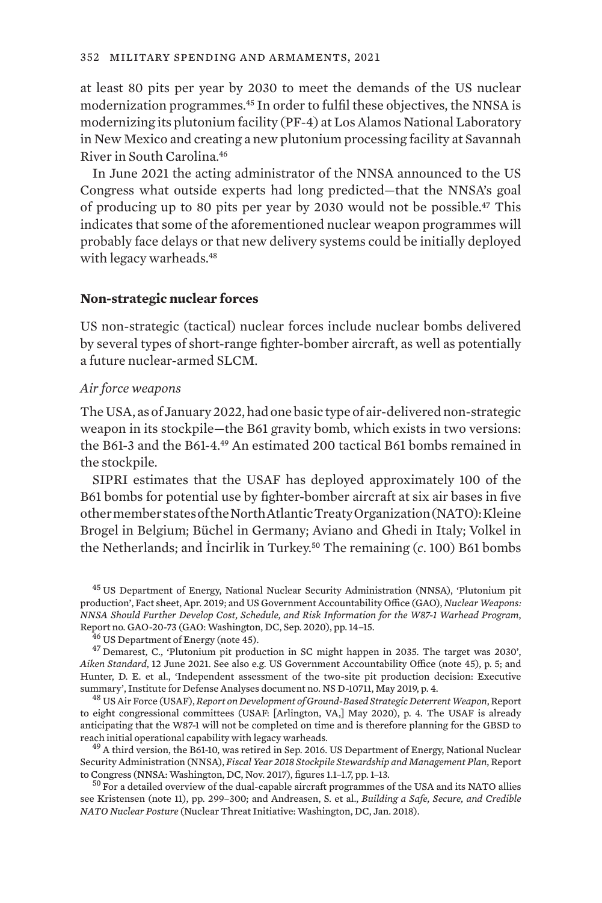at least 80 pits per year by 2030 to meet the demands of the US nuclear modernization programmes.[45] In order to fulfil these objectives, the NNSA is modernizing its plutonium facility (PF-4) at Los Alamos National Laboratory in New Mexico and creating a new plutonium processing facility at Savannah River in South Carolina.[46]

In June 2021 the acting administrator of the NNSA announced to the US Congress what outside experts had long predicted—that the NNSA's goal of producing up to 80 pits per year by 2030 would not be possible.[47] This indicates that some of the aforementioned nuclear weapon programmes will probably face delays or that new delivery systems could be initially deployed with legacy warheads.[48]

### Non-strategic nuclear forces

US non-strategic (tactical) nuclear forces include nuclear bombs delivered by several types of short-range fighter-bomber aircraft, as well as potentially a future nuclear-armed SLCM.

#### *Air force weapons*

The USA, as of January 2022, had one basic type of air-delivered non-strategic weapon in its stockpile—the B61 gravity bomb, which exists in two versions: the B61-3 and the B61-4.[49] An estimated 200 tactical B61 bombs remained in the stockpile.

SIPRI estimates that the USAF has deployed approximately 100 of the B61 bombs for potential use by fighter-bomber aircraft at six air bases in five other member states of the North Atlantic Treaty Organization (NATO): Kleine Brogel in Belgium; Büchel in Germany; Aviano and Ghedi in Italy; Volkel in the Netherlands; and İncirlik in Turkey.[50] The remaining (*c*. 100) B61 bombs

---

[45] US Department of Energy, National Nuclear Security Administration (NNSA), 'Plutonium pit production', Fact sheet, Apr. 2019; and US Government Accountability Office (GAO), *Nuclear Weapons: NNSA Should Further Develop Cost, Schedule, and Risk Information for the W87-1 Warhead Program*, Report no. GAO-20-73 (GAO: Washington, DC, Sep. 2020), pp. 14–15.

[46] US Department of Energy (note 45).

[47] Demarest, C., 'Plutonium pit production in SC might happen in 2035. The target was 2030', *Aiken Standard*, 12 June 2021. See also e.g. US Government Accountability Office (note 45), p. 5; and Hunter, D. E. et al., 'Independent assessment of the two-site pit production decision: Executive summary', Institute for Defense Analyses document no. NS D-10711, May 2019, p. 4.

[48] US Air Force (USAF), *Report on Development of Ground-Based Strategic Deterrent Weapon*, Report to eight congressional committees (USAF: [Arlington, VA,] May 2020), p. 4. The USAF is already anticipating that the W87-1 will not be completed on time and is therefore planning for the GBSD to reach initial operational capability with legacy warheads.

[49] A third version, the B61-10, was retired in Sep. 2016. US Department of Energy, National Nuclear Security Administration (NNSA), *Fiscal Year 2018 Stockpile Stewardship and Management Plan*, Report to Congress (NNSA: Washington, DC, Nov. 2017), figures 1.1–1.7, pp. 1–13.

[50] For a detailed overview of the dual-capable aircraft programmes of the USA and its NATO allies see Kristensen (note 11), pp. 299–300; and Andreasen, S. et al., *Building a Safe, Secure, and Credible NATO Nuclear Posture* (Nuclear Threat Initiative: Washington, DC, Jan. 2018).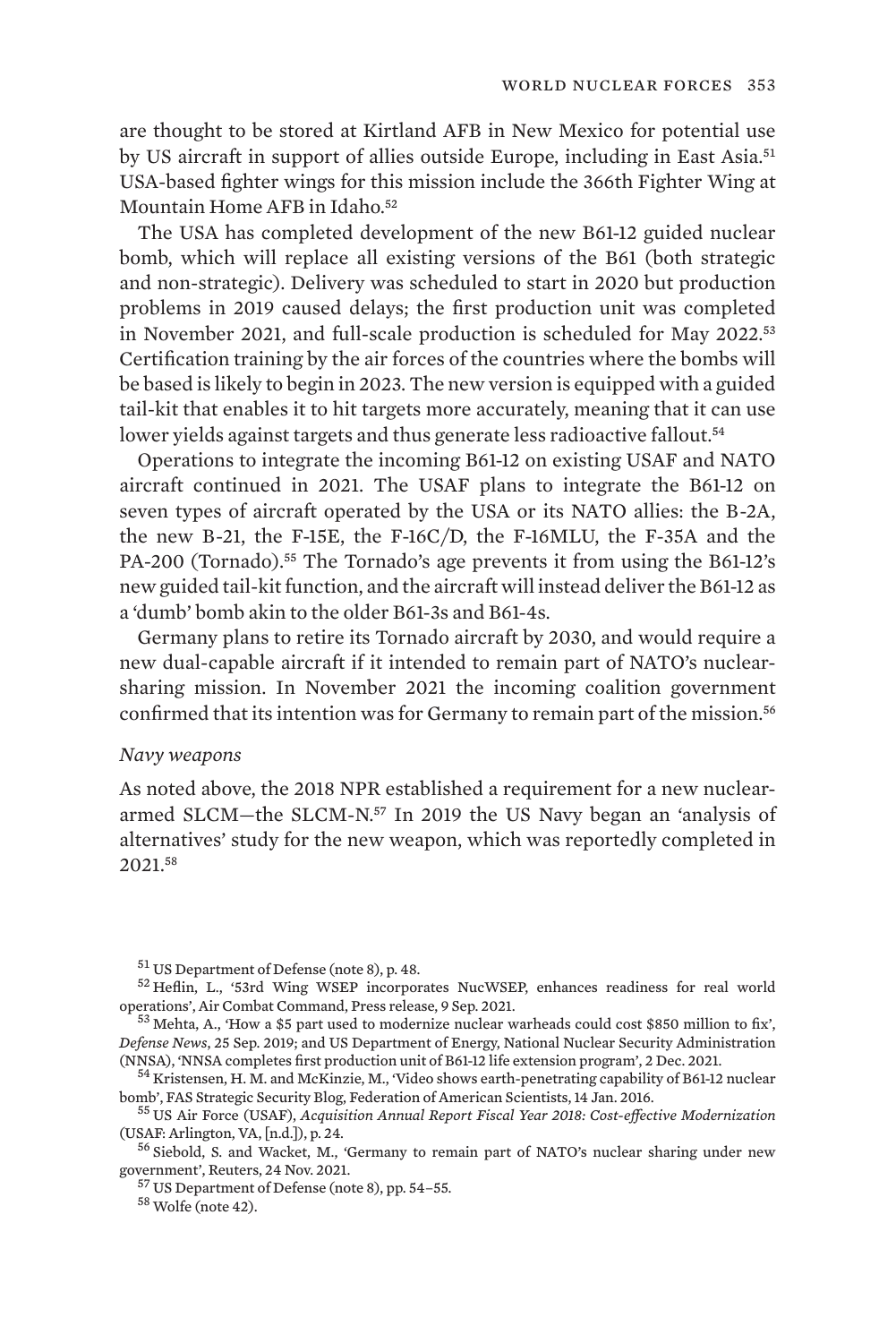are thought to be stored at Kirtland AFB in New Mexico for potential use by US aircraft in support of allies outside Europe, including in East Asia.[51] USA-based fighter wings for this mission include the 366th Fighter Wing at Mountain Home AFB in Idaho.[52]

The USA has completed development of the new B61-12 guided nuclear bomb, which will replace all existing versions of the B61 (both strategic and non-strategic). Delivery was scheduled to start in 2020 but production problems in 2019 caused delays; the first production unit was completed in November 2021, and full-scale production is scheduled for May 2022.[53] Certification training by the air forces of the countries where the bombs will be based is likely to begin in 2023. The new version is equipped with a guided tail-kit that enables it to hit targets more accurately, meaning that it can use lower yields against targets and thus generate less radioactive fallout.[54]

Operations to integrate the incoming B61-12 on existing USAF and NATO aircraft continued in 2021. The USAF plans to integrate the B61-12 on seven types of aircraft operated by the USA or its NATO allies: the B-2A, the new B-21, the F-15E, the F-16C/D, the F-16MLU, the F-35A and the PA-200 (Tornado).[55] The Tornado's age prevents it from using the B61-12's new guided tail-kit function, and the aircraft will instead deliver the B61-12 as a 'dumb' bomb akin to the older B61-3s and B61-4s.

Germany plans to retire its Tornado aircraft by 2030, and would require a new dual-capable aircraft if it intended to remain part of NATO's nuclear-sharing mission. In November 2021 the incoming coalition government confirmed that its intention was for Germany to remain part of the mission.[56]

*Navy weapons*

As noted above, the 2018 NPR established a requirement for a new nuclear-armed SLCM—the SLCM-N.[57] In 2019 the US Navy began an 'analysis of alternatives' study for the new weapon, which was reportedly completed in 2021.[58]

[51] US Department of Defense (note 8), p. 48.

[52] Heflin, L., '53rd Wing WSEP incorporates NucWSEP, enhances readiness for real world operations', Air Combat Command, Press release, 9 Sep. 2021.

[53] Mehta, A., 'How a $5 part used to modernize nuclear warheads could cost $850 million to fix', *Defense News*, 25 Sep. 2019; and US Department of Energy, National Nuclear Security Administration (NNSA), 'NNSA completes first production unit of B61-12 life extension program', 2 Dec. 2021.

[54] Kristensen, H. M. and McKinzie, M., 'Video shows earth-penetrating capability of B61-12 nuclear bomb', FAS Strategic Security Blog, Federation of American Scientists, 14 Jan. 2016.

[55] US Air Force (USAF), *Acquisition Annual Report Fiscal Year 2018: Cost-effective Modernization* (USAF: Arlington, VA, [n.d.]), p. 24.

[56] Siebold, S. and Wacket, M., 'Germany to remain part of NATO's nuclear sharing under new government', Reuters, 24 Nov. 2021.

[57] US Department of Defense (note 8), pp. 54–55.

[58] Wolfe (note 42).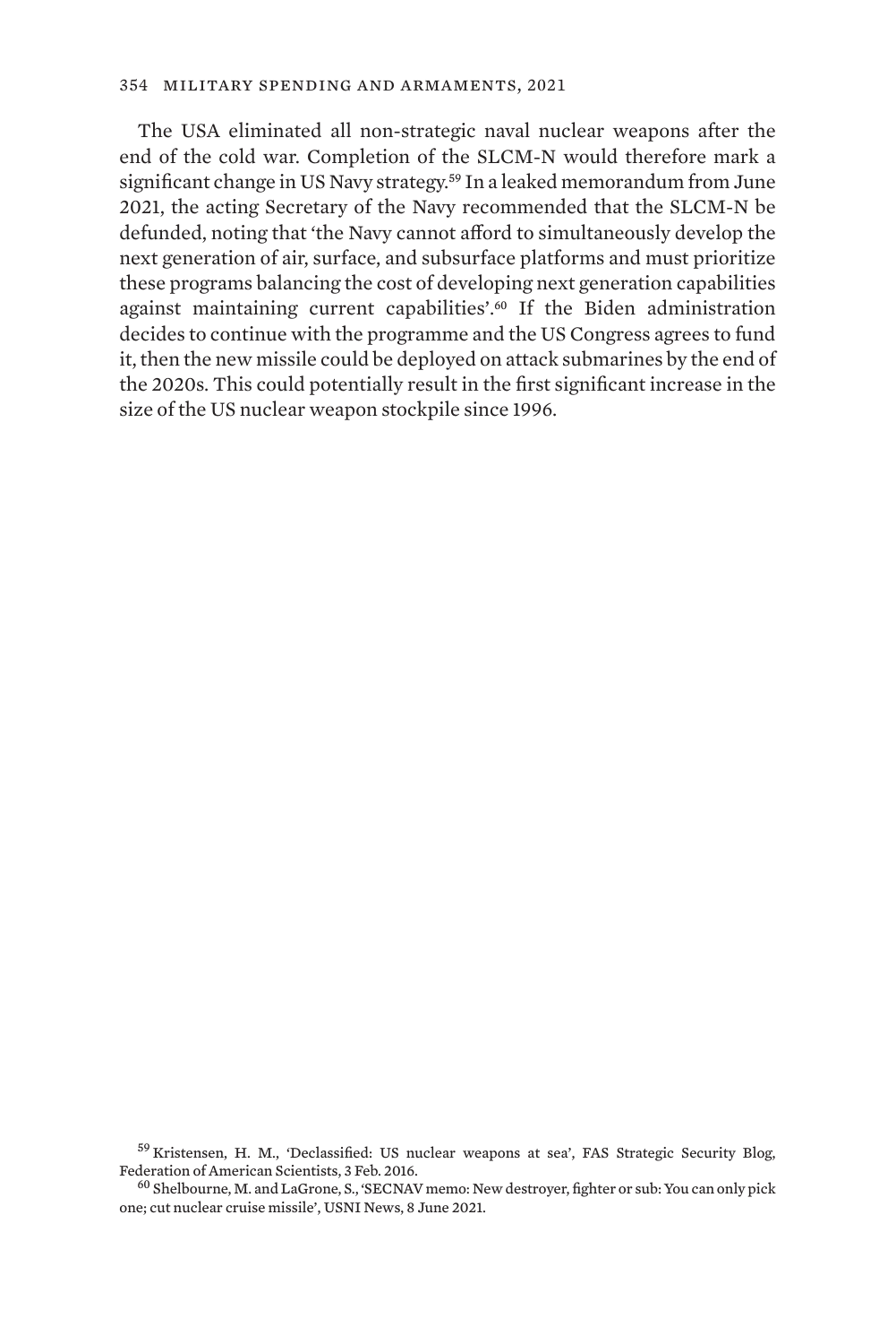The USA eliminated all non-strategic naval nuclear weapons after the end of the cold war. Completion of the SLCM-N would therefore mark a significant change in US Navy strategy.[59] In a leaked memorandum from June 2021, the acting Secretary of the Navy recommended that the SLCM-N be defunded, noting that 'the Navy cannot afford to simultaneously develop the next generation of air, surface, and subsurface platforms and must prioritize these programs balancing the cost of developing next generation capabilities against maintaining current capabilities'.[60] If the Biden administration decides to continue with the programme and the US Congress agrees to fund it, then the new missile could be deployed on attack submarines by the end of the 2020s. This could potentially result in the first significant increase in the size of the US nuclear weapon stockpile since 1996.

[59] Kristensen, H. M., 'Declassified: US nuclear weapons at sea', FAS Strategic Security Blog, Federation of American Scientists, 3 Feb. 2016.

[60] Shelbourne, M. and LaGrone, S., 'SECNAV memo: New destroyer, fighter or sub: You can only pick one; cut nuclear cruise missile', USNI News, 8 June 2021.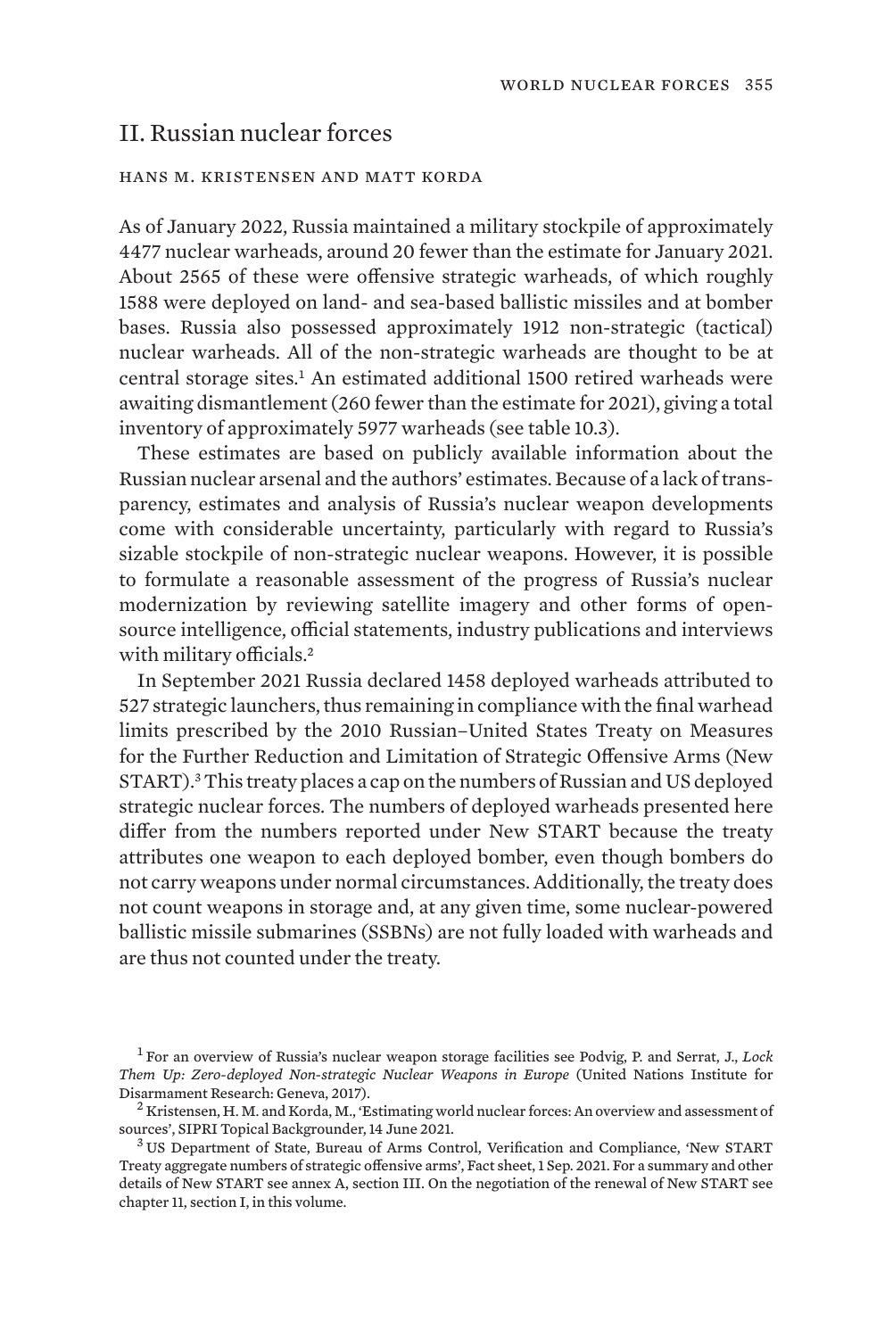## II. Russian nuclear forces

HANS M. KRISTENSEN AND MATT KORDA

As of January 2022, Russia maintained a military stockpile of approximately 4477 nuclear warheads, around 20 fewer than the estimate for January 2021. About 2565 of these were offensive strategic warheads, of which roughly 1588 were deployed on land- and sea-based ballistic missiles and at bomber bases. Russia also possessed approximately 1912 non-strategic (tactical) nuclear warheads. All of the non-strategic warheads are thought to be at central storage sites.[1] An estimated additional 1500 retired warheads were awaiting dismantlement (260 fewer than the estimate for 2021), giving a total inventory of approximately 5977 warheads (see table 10.3).

These estimates are based on publicly available information about the Russian nuclear arsenal and the authors' estimates. Because of a lack of transparency, estimates and analysis of Russia's nuclear weapon developments come with considerable uncertainty, particularly with regard to Russia's sizable stockpile of non-strategic nuclear weapons. However, it is possible to formulate a reasonable assessment of the progress of Russia's nuclear modernization by reviewing satellite imagery and other forms of open-source intelligence, official statements, industry publications and interviews with military officials.[2]

In September 2021 Russia declared 1458 deployed warheads attributed to 527 strategic launchers, thus remaining in compliance with the final warhead limits prescribed by the 2010 Russian–United States Treaty on Measures for the Further Reduction and Limitation of Strategic Offensive Arms (New START).[3] This treaty places a cap on the numbers of Russian and US deployed strategic nuclear forces. The numbers of deployed warheads presented here differ from the numbers reported under New START because the treaty attributes one weapon to each deployed bomber, even though bombers do not carry weapons under normal circumstances. Additionally, the treaty does not count weapons in storage and, at any given time, some nuclear-powered ballistic missile submarines (SSBNs) are not fully loaded with warheads and are thus not counted under the treaty.

---

[1] For an overview of Russia's nuclear weapon storage facilities see Podvig, P. and Serrat, J., *Lock Them Up: Zero-deployed Non-strategic Nuclear Weapons in Europe* (United Nations Institute for Disarmament Research: Geneva, 2017).

[2] Kristensen, H. M. and Korda, M., 'Estimating world nuclear forces: An overview and assessment of sources', SIPRI Topical Backgrounder, 14 June 2021.

[3] US Department of State, Bureau of Arms Control, Verification and Compliance, 'New START Treaty aggregate numbers of strategic offensive arms', Fact sheet, 1 Sep. 2021. For a summary and other details of New START see annex A, section III. On the negotiation of the renewal of New START see chapter 11, section I, in this volume.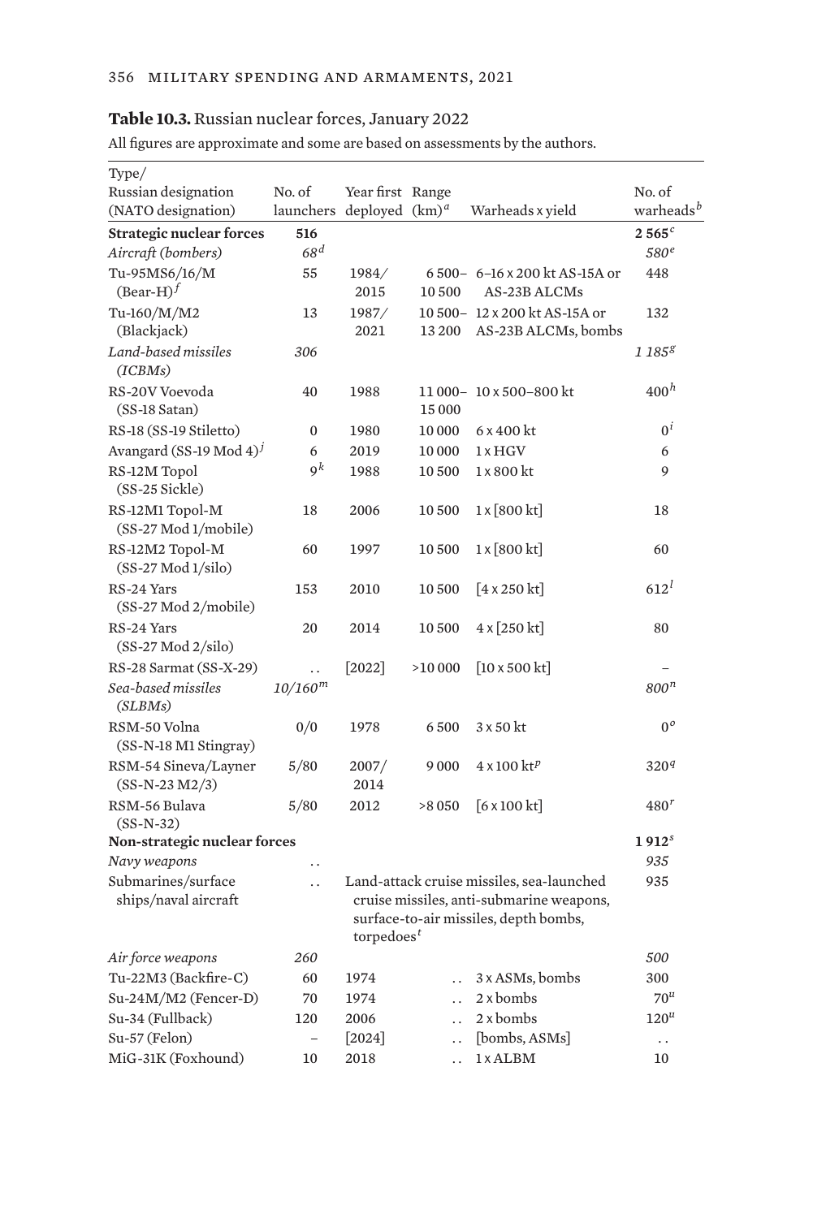**Table 10.3.** Russian nuclear forces, January 2022

All figures are approximate and some are based on assessments by the authors.

| Type/ Russian designation (NATO designation) | No. of launchers | Year first deployed | Range (km)[a] | Warheads x yield | No. of warheads[b] |
|---|---|---|---|---|---|
| **Strategic nuclear forces** | **516** | | | | **2 565**[c] |
| *Aircraft (bombers)* | *68*[d] | | | | *580*[e] |
| Tu-95MS6/16/M (Bear-H)[f] | 55 | 1984/ 2015 | 6 500– 10 500 | 6–16 x 200 kt AS-15A or AS-23B ALCMs | 448 |
| Tu-160/M/M2 (Blackjack) | 13 | 1987/ 2021 | 10 500– 13 200 | 12 x 200 kt AS-15A or AS-23B ALCMs, bombs | 132 |
| *Land-based missiles (ICBMs)* | *306* | | | | *1 185*[g] |
| RS-20V Voevoda (SS-18 Satan) | 40 | 1988 | 11 000– 15 000 | 10 x 500–800 kt | 400[h] |
| RS-18 (SS-19 Stiletto) | 0 | 1980 | 10 000 | 6 x 400 kt | 0[i] |
| Avangard (SS-19 Mod 4)[j] | 6 | 2019 | 10 000 | 1 x HGV | 6 |
| RS-12M Topol (SS-25 Sickle) | 9[k] | 1988 | 10 500 | 1 x 800 kt | 9 |
| RS-12M1 Topol-M (SS-27 Mod 1/mobile) | 18 | 2006 | 10 500 | 1 x [800 kt] | 18 |
| RS-12M2 Topol-M (SS-27 Mod 1/silo) | 60 | 1997 | 10 500 | 1 x [800 kt] | 60 |
| RS-24 Yars (SS-27 Mod 2/mobile) | 153 | 2010 | 10 500 | [4 x 250 kt] | 612[l] |
| RS-24 Yars (SS-27 Mod 2/silo) | 20 | 2014 | 10 500 | 4 x [250 kt] | 80 |
| RS-28 Sarmat (SS-X-29) | . . | [2022] | >10 000 | [10 x 500 kt] | – |
| *Sea-based missiles (SLBMs)* | *10/160*[m] | | | | *800*[n] |
| RSM-50 Volna (SS-N-18 M1 Stingray) | 0/0 | 1978 | 6 500 | 3 x 50 kt | 0[o] |
| RSM-54 Sineva/Layner (SS-N-23 M2/3) | 5/80 | 2007/ 2014 | 9 000 | 4 x 100 kt[p] | 320[q] |
| RSM-56 Bulava (SS-N-32) | 5/80 | 2012 | >8 050 | [6 x 100 kt] | 480[r] |
| **Non-strategic nuclear forces** | | | | | **1 912**[s] |
| *Navy weapons* | . . | | | | *935* |
| Submarines/surface ships/naval aircraft | . . | Land-attack cruise missiles, sea-launched cruise missiles, anti-submarine weapons, surface-to-air missiles, depth bombs, torpedoes[t] | | | 935 |
| *Air force weapons* | *260* | | | | *500* |
| Tu-22M3 (Backfire-C) | 60 | 1974 | . . | 3 x ASMs, bombs | 300 |
| Su-24M/M2 (Fencer-D) | 70 | 1974 | . . | 2 x bombs | 70[u] |
| Su-34 (Fullback) | 120 | 2006 | . . | 2 x bombs | 120[u] |
| Su-57 (Felon) | – | [2024] | . . | [bombs, ASMs] | . . |
| MiG-31K (Foxhound) | 10 | 2018 | . . | 1 x ALBM | 10 |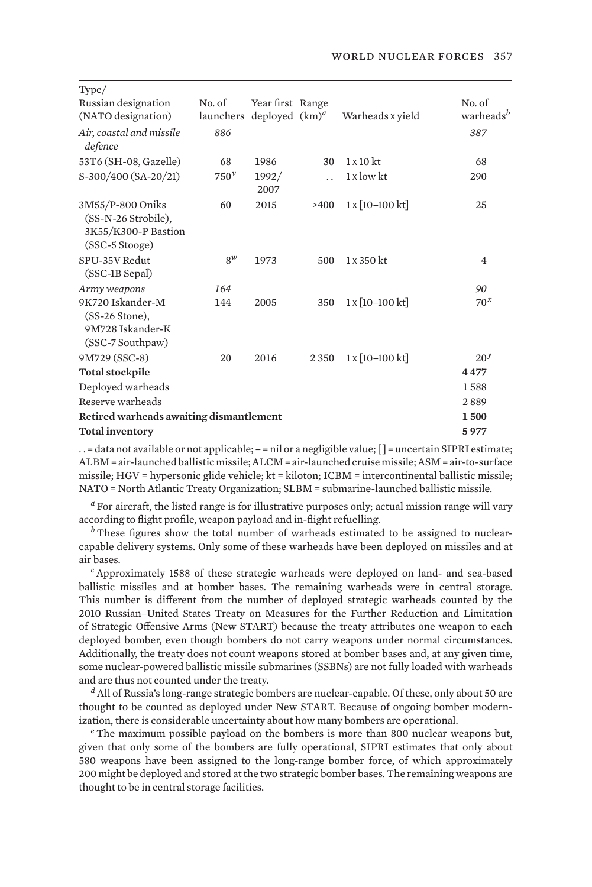| Type/ Russian designation (NATO designation) | No. of launchers | Year first deployed | Range (km)[a] | Warheads x yield | No. of warheads[b] |
|---|---|---|---|---|---|
| *Air, coastal and missile defence* | *886* | | | | *387* |
| 53T6 (SH-08, Gazelle) | 68 | 1986 | 30 | 1 x 10 kt | 68 |
| S-300/400 (SA-20/21) | 750[v] | 1992/ 2007 | . . | 1 x low kt | 290 |
| 3M55/P-800 Oniks (SS-N-26 Strobile), 3K55/K300-P Bastion (SSC-5 Stooge) | 60 | 2015 | >400 | 1 x [10–100 kt] | 25 |
| SPU-35V Redut (SSC-1B Sepal) | 8[w] | 1973 | 500 | 1 x 350 kt | 4 |
| *Army weapons* | *164* | | | | *90* |
| 9K720 Iskander-M (SS-26 Stone), 9M728 Iskander-K (SSC-7 Southpaw) | 144 | 2005 | 350 | 1 x [10–100 kt] | 70[x] |
| 9M729 (SSC-8) | 20 | 2016 | 2 350 | 1 x [10–100 kt] | 20[y] |
| **Total stockpile** | | | | | **4 477** |
| Deployed warheads | | | | | 1 588 |
| Reserve warheads | | | | | 2 889 |
| **Retired warheads awaiting dismantlement** | | | | | **1 500** |
| **Total inventory** | | | | | **5 977** |

. . = data not available or not applicable; – = nil or a negligible value; [ ] = uncertain SIPRI estimate; ALBM = air-launched ballistic missile; ALCM = air-launched cruise missile; ASM = air-to-surface missile; HGV = hypersonic glide vehicle; kt = kiloton; ICBM = intercontinental ballistic missile; NATO = North Atlantic Treaty Organization; SLBM = submarine-launched ballistic missile.

[a] For aircraft, the listed range is for illustrative purposes only; actual mission range will vary according to flight profile, weapon payload and in-flight refuelling.

[b] These figures show the total number of warheads estimated to be assigned to nuclear-capable delivery systems. Only some of these warheads have been deployed on missiles and at air bases.

[c] Approximately 1588 of these strategic warheads were deployed on land- and sea-based ballistic missiles and at bomber bases. The remaining warheads were in central storage. This number is different from the number of deployed strategic warheads counted by the 2010 Russian–United States Treaty on Measures for the Further Reduction and Limitation of Strategic Offensive Arms (New START) because the treaty attributes one weapon to each deployed bomber, even though bombers do not carry weapons under normal circumstances. Additionally, the treaty does not count weapons stored at bomber bases and, at any given time, some nuclear-powered ballistic missile submarines (SSBNs) are not fully loaded with warheads and are thus not counted under the treaty.

[d] All of Russia's long-range strategic bombers are nuclear-capable. Of these, only about 50 are thought to be counted as deployed under New START. Because of ongoing bomber modernization, there is considerable uncertainty about how many bombers are operational.

[e] The maximum possible payload on the bombers is more than 800 nuclear weapons but, given that only some of the bombers are fully operational, SIPRI estimates that only about 580 weapons have been assigned to the long-range bomber force, of which approximately 200 might be deployed and stored at the two strategic bomber bases. The remaining weapons are thought to be in central storage facilities.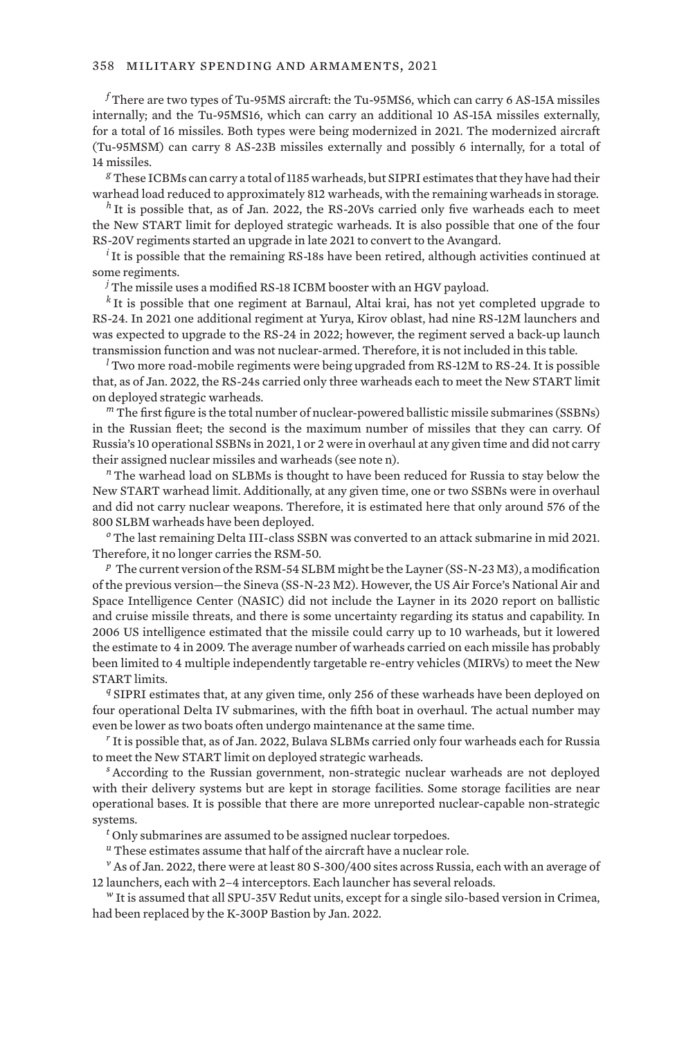[f] There are two types of Tu-95MS aircraft: the Tu-95MS6, which can carry 6 AS-15A missiles internally; and the Tu-95MS16, which can carry an additional 10 AS-15A missiles externally, for a total of 16 missiles. Both types were being modernized in 2021. The modernized aircraft (Tu-95MSM) can carry 8 AS-23B missiles externally and possibly 6 internally, for a total of 14 missiles.

[g] These ICBMs can carry a total of 1185 warheads, but SIPRI estimates that they have had their warhead load reduced to approximately 812 warheads, with the remaining warheads in storage.

[h] It is possible that, as of Jan. 2022, the RS-20Vs carried only five warheads each to meet the New START limit for deployed strategic warheads. It is also possible that one of the four RS-20V regiments started an upgrade in late 2021 to convert to the Avangard.

[i] It is possible that the remaining RS-18s have been retired, although activities continued at some regiments.

[j] The missile uses a modified RS-18 ICBM booster with an HGV payload.

[k] It is possible that one regiment at Barnaul, Altai krai, has not yet completed upgrade to RS-24. In 2021 one additional regiment at Yurya, Kirov oblast, had nine RS-12M launchers and was expected to upgrade to the RS-24 in 2022; however, the regiment served a back-up launch transmission function and was not nuclear-armed. Therefore, it is not included in this table.

[l] Two more road-mobile regiments were being upgraded from RS-12M to RS-24. It is possible that, as of Jan. 2022, the RS-24s carried only three warheads each to meet the New START limit on deployed strategic warheads.

[m] The first figure is the total number of nuclear-powered ballistic missile submarines (SSBNs) in the Russian fleet; the second is the maximum number of missiles that they can carry. Of Russia's 10 operational SSBNs in 2021, 1 or 2 were in overhaul at any given time and did not carry their assigned nuclear missiles and warheads (see note n).

[n] The warhead load on SLBMs is thought to have been reduced for Russia to stay below the New START warhead limit. Additionally, at any given time, one or two SSBNs were in overhaul and did not carry nuclear weapons. Therefore, it is estimated here that only around 576 of the 800 SLBM warheads have been deployed.

[o] The last remaining Delta III-class SSBN was converted to an attack submarine in mid 2021. Therefore, it no longer carries the RSM-50.

[p] The current version of the RSM-54 SLBM might be the Layner (SS-N-23 M3), a modification of the previous version—the Sineva (SS-N-23 M2). However, the US Air Force's National Air and Space Intelligence Center (NASIC) did not include the Layner in its 2020 report on ballistic and cruise missile threats, and there is some uncertainty regarding its status and capability. In 2006 US intelligence estimated that the missile could carry up to 10 warheads, but it lowered the estimate to 4 in 2009. The average number of warheads carried on each missile has probably been limited to 4 multiple independently targetable re-entry vehicles (MIRVs) to meet the New START limits.

[q] SIPRI estimates that, at any given time, only 256 of these warheads have been deployed on four operational Delta IV submarines, with the fifth boat in overhaul. The actual number may even be lower as two boats often undergo maintenance at the same time.

[r] It is possible that, as of Jan. 2022, Bulava SLBMs carried only four warheads each for Russia to meet the New START limit on deployed strategic warheads.

[s] According to the Russian government, non-strategic nuclear warheads are not deployed with their delivery systems but are kept in storage facilities. Some storage facilities are near operational bases. It is possible that there are more unreported nuclear-capable non-strategic systems.

[t] Only submarines are assumed to be assigned nuclear torpedoes.

[u] These estimates assume that half of the aircraft have a nuclear role.

[v] As of Jan. 2022, there were at least 80 S-300/400 sites across Russia, each with an average of 12 launchers, each with 2–4 interceptors. Each launcher has several reloads.

[w] It is assumed that all SPU-35V Redut units, except for a single silo-based version in Crimea, had been replaced by the K-300P Bastion by Jan. 2022.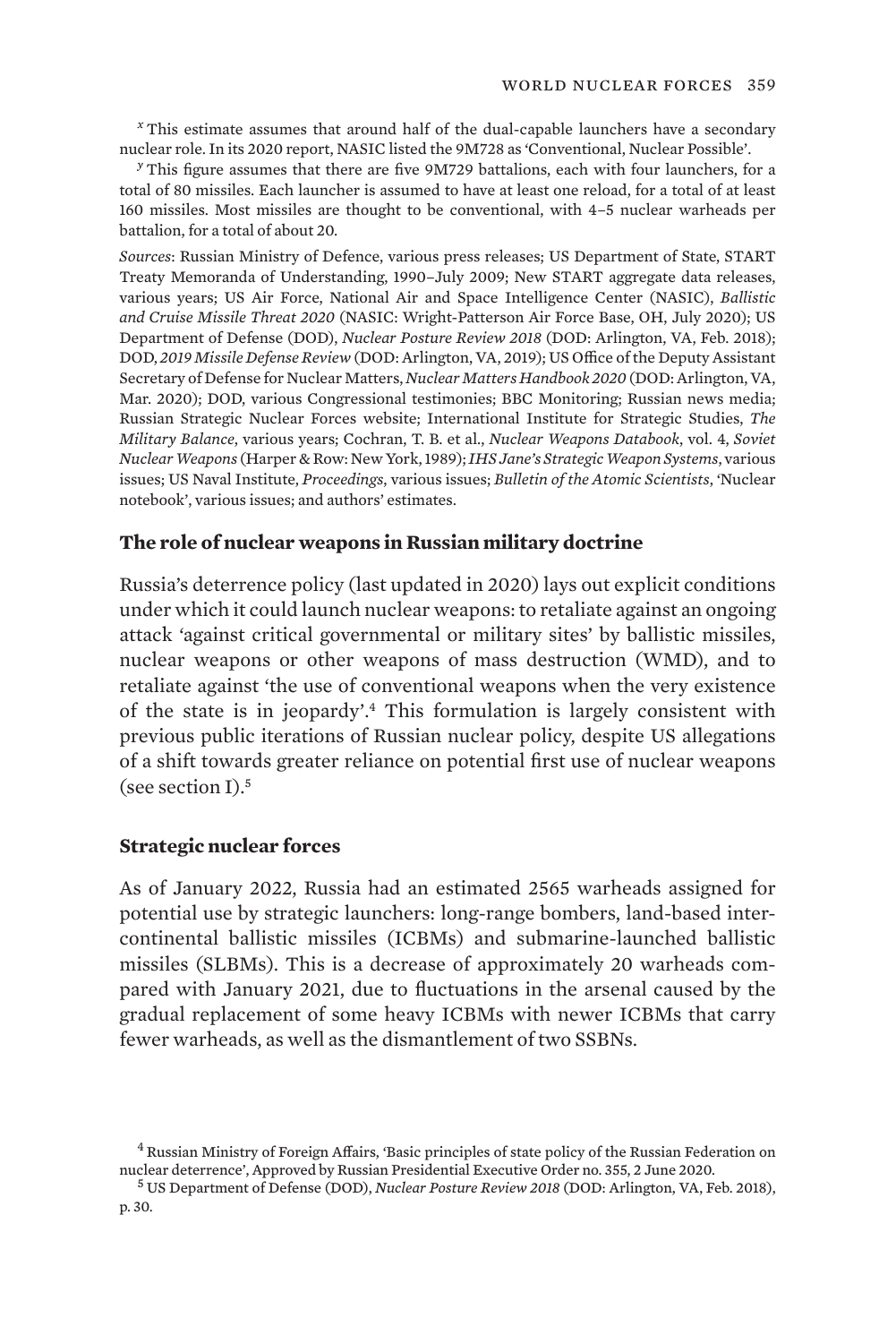[x] This estimate assumes that around half of the dual-capable launchers have a secondary nuclear role. In its 2020 report, NASIC listed the 9M728 as 'Conventional, Nuclear Possible'.

[y] This figure assumes that there are five 9M729 battalions, each with four launchers, for a total of 80 missiles. Each launcher is assumed to have at least one reload, for a total of at least 160 missiles. Most missiles are thought to be conventional, with 4–5 nuclear warheads per battalion, for a total of about 20.

*Sources*: Russian Ministry of Defence, various press releases; US Department of State, START Treaty Memoranda of Understanding, 1990–July 2009; New START aggregate data releases, various years; US Air Force, National Air and Space Intelligence Center (NASIC), *Ballistic and Cruise Missile Threat 2020* (NASIC: Wright-Patterson Air Force Base, OH, July 2020); US Department of Defense (DOD), *Nuclear Posture Review 2018* (DOD: Arlington, VA, Feb. 2018); DOD, *2019 Missile Defense Review* (DOD: Arlington, VA, 2019); US Office of the Deputy Assistant Secretary of Defense for Nuclear Matters, *Nuclear Matters Handbook 2020* (DOD: Arlington, VA, Mar. 2020); DOD, various Congressional testimonies; BBC Monitoring; Russian news media; Russian Strategic Nuclear Forces website; International Institute for Strategic Studies, *The Military Balance*, various years; Cochran, T. B. et al., *Nuclear Weapons Databook*, vol. 4, *Soviet Nuclear Weapons* (Harper & Row: New York, 1989); *IHS Jane's Strategic Weapon Systems*, various issues; US Naval Institute, *Proceedings*, various issues; *Bulletin of the Atomic Scientists*, 'Nuclear notebook', various issues; and authors' estimates.

## The role of nuclear weapons in Russian military doctrine

Russia's deterrence policy (last updated in 2020) lays out explicit conditions under which it could launch nuclear weapons: to retaliate against an ongoing attack 'against critical governmental or military sites' by ballistic missiles, nuclear weapons or other weapons of mass destruction (WMD), and to retaliate against 'the use of conventional weapons when the very existence of the state is in jeopardy'.[4] This formulation is largely consistent with previous public iterations of Russian nuclear policy, despite US allegations of a shift towards greater reliance on potential first use of nuclear weapons (see section I).[5]

## Strategic nuclear forces

As of January 2022, Russia had an estimated 2565 warheads assigned for potential use by strategic launchers: long-range bombers, land-based intercontinental ballistic missiles (ICBMs) and submarine-launched ballistic missiles (SLBMs). This is a decrease of approximately 20 warheads compared with January 2021, due to fluctuations in the arsenal caused by the gradual replacement of some heavy ICBMs with newer ICBMs that carry fewer warheads, as well as the dismantlement of two SSBNs.

[4] Russian Ministry of Foreign Affairs, 'Basic principles of state policy of the Russian Federation on nuclear deterrence', Approved by Russian Presidential Executive Order no. 355, 2 June 2020.

[5] US Department of Defense (DOD), *Nuclear Posture Review 2018* (DOD: Arlington, VA, Feb. 2018), p. 30.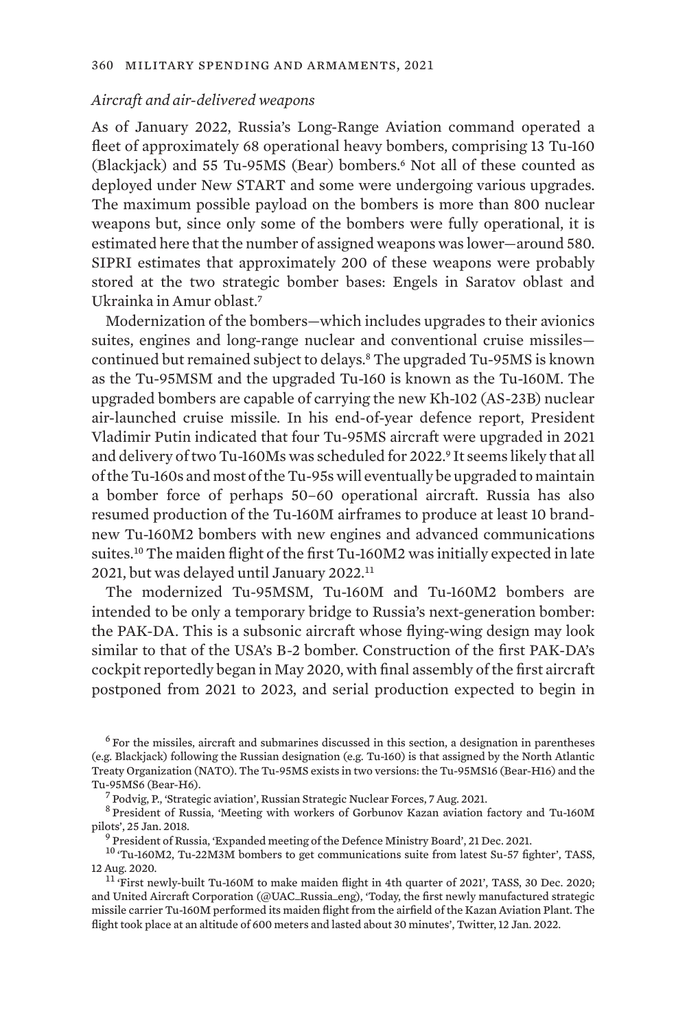*Aircraft and air-delivered weapons*

As of January 2022, Russia's Long-Range Aviation command operated a fleet of approximately 68 operational heavy bombers, comprising 13 Tu-160 (Blackjack) and 55 Tu-95MS (Bear) bombers.[6] Not all of these counted as deployed under New START and some were undergoing various upgrades. The maximum possible payload on the bombers is more than 800 nuclear weapons but, since only some of the bombers were fully operational, it is estimated here that the number of assigned weapons was lower—around 580. SIPRI estimates that approximately 200 of these weapons were probably stored at the two strategic bomber bases: Engels in Saratov oblast and Ukrainka in Amur oblast.[7]

Modernization of the bombers—which includes upgrades to their avionics suites, engines and long-range nuclear and conventional cruise missiles—continued but remained subject to delays.[8] The upgraded Tu-95MS is known as the Tu-95MSM and the upgraded Tu-160 is known as the Tu-160M. The upgraded bombers are capable of carrying the new Kh-102 (AS-23B) nuclear air-launched cruise missile. In his end-of-year defence report, President Vladimir Putin indicated that four Tu-95MS aircraft were upgraded in 2021 and delivery of two Tu-160Ms was scheduled for 2022.[9] It seems likely that all of the Tu-160s and most of the Tu-95s will eventually be upgraded to maintain a bomber force of perhaps 50–60 operational aircraft. Russia has also resumed production of the Tu-160M airframes to produce at least 10 brand-new Tu-160M2 bombers with new engines and advanced communications suites.[10] The maiden flight of the first Tu-160M2 was initially expected in late 2021, but was delayed until January 2022.[11]

The modernized Tu-95MSM, Tu-160M and Tu-160M2 bombers are intended to be only a temporary bridge to Russia's next-generation bomber: the PAK-DA. This is a subsonic aircraft whose flying-wing design may look similar to that of the USA's B-2 bomber. Construction of the first PAK-DA's cockpit reportedly began in May 2020, with final assembly of the first aircraft postponed from 2021 to 2023, and serial production expected to begin in

[6] For the missiles, aircraft and submarines discussed in this section, a designation in parentheses (e.g. Blackjack) following the Russian designation (e.g. Tu-160) is that assigned by the North Atlantic Treaty Organization (NATO). The Tu-95MS exists in two versions: the Tu-95MS16 (Bear-H16) and the Tu-95MS6 (Bear-H6).

[7] Podvig, P., 'Strategic aviation', Russian Strategic Nuclear Forces, 7 Aug. 2021.

[8] President of Russia, 'Meeting with workers of Gorbunov Kazan aviation factory and Tu-160M pilots', 25 Jan. 2018.

[9] President of Russia, 'Expanded meeting of the Defence Ministry Board', 21 Dec. 2021.

[10] 'Tu-160M2, Tu-22M3M bombers to get communications suite from latest Su-57 fighter', TASS, 12 Aug. 2020.

[11] 'First newly-built Tu-160M to make maiden flight in 4th quarter of 2021', TASS, 30 Dec. 2020; and United Aircraft Corporation (@UAC_Russia_eng), 'Today, the first newly manufactured strategic missile carrier Tu-160M performed its maiden flight from the airfield of the Kazan Aviation Plant. The flight took place at an altitude of 600 meters and lasted about 30 minutes', Twitter, 12 Jan. 2022.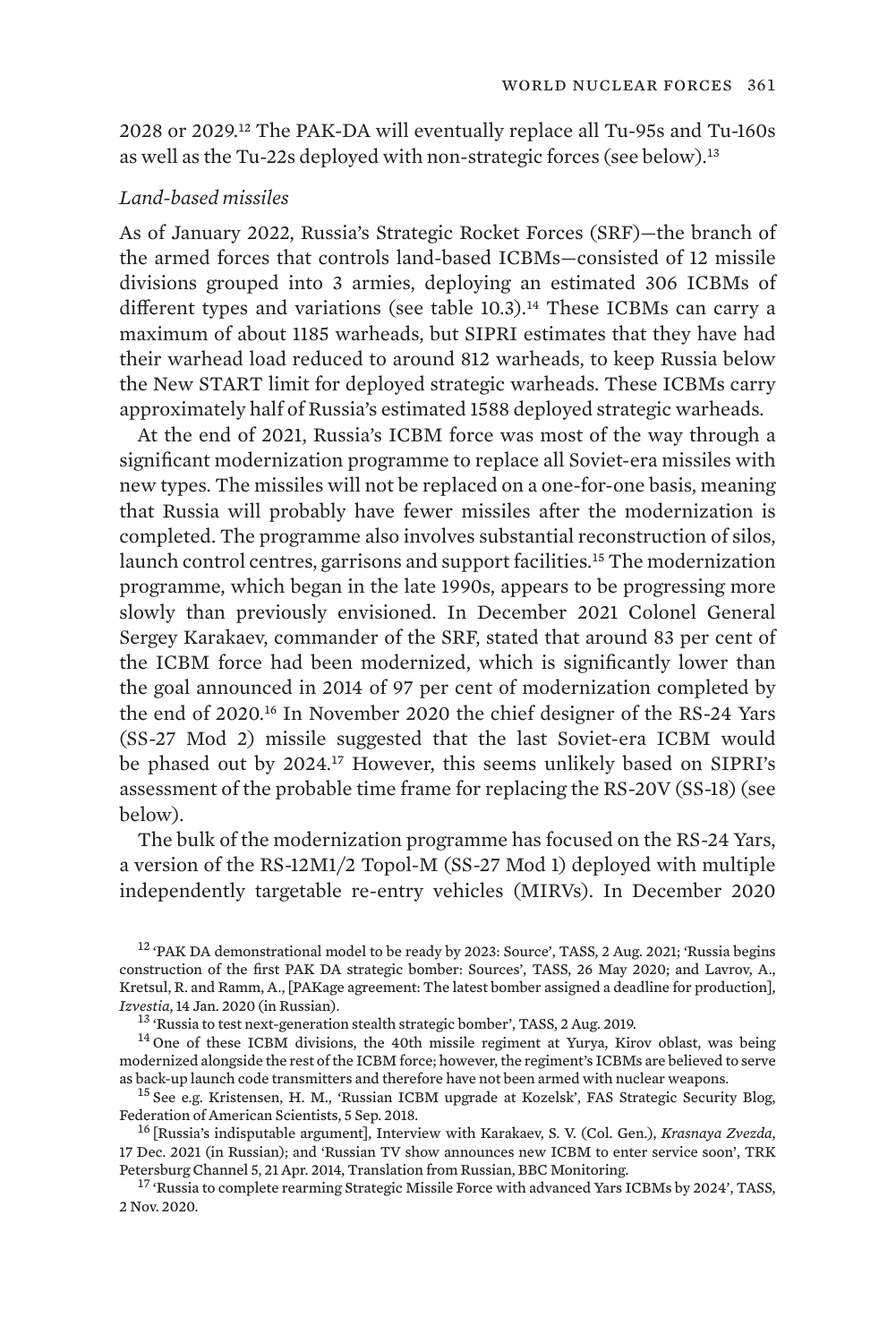2028 or 2029.[12] The PAK-DA will eventually replace all Tu-95s and Tu-160s as well as the Tu-22s deployed with non-strategic forces (see below).[13]

*Land-based missiles*

As of January 2022, Russia's Strategic Rocket Forces (SRF)—the branch of the armed forces that controls land-based ICBMs—consisted of 12 missile divisions grouped into 3 armies, deploying an estimated 306 ICBMs of different types and variations (see table 10.3).[14] These ICBMs can carry a maximum of about 1185 warheads, but SIPRI estimates that they have had their warhead load reduced to around 812 warheads, to keep Russia below the New START limit for deployed strategic warheads. These ICBMs carry approximately half of Russia's estimated 1588 deployed strategic warheads.

At the end of 2021, Russia's ICBM force was most of the way through a significant modernization programme to replace all Soviet-era missiles with new types. The missiles will not be replaced on a one-for-one basis, meaning that Russia will probably have fewer missiles after the modernization is completed. The programme also involves substantial reconstruction of silos, launch control centres, garrisons and support facilities.[15] The modernization programme, which began in the late 1990s, appears to be progressing more slowly than previously envisioned. In December 2021 Colonel General Sergey Karakaev, commander of the SRF, stated that around 83 per cent of the ICBM force had been modernized, which is significantly lower than the goal announced in 2014 of 97 per cent of modernization completed by the end of 2020.[16] In November 2020 the chief designer of the RS-24 Yars (SS-27 Mod 2) missile suggested that the last Soviet-era ICBM would be phased out by 2024.[17] However, this seems unlikely based on SIPRI's assessment of the probable time frame for replacing the RS-20V (SS-18) (see below).

The bulk of the modernization programme has focused on the RS-24 Yars, a version of the RS-12M1/2 Topol-M (SS-27 Mod 1) deployed with multiple independently targetable re-entry vehicles (MIRVs). In December 2020

[12] 'PAK DA demonstrational model to be ready by 2023: Source', TASS, 2 Aug. 2021; 'Russia begins construction of the first PAK DA strategic bomber: Sources', TASS, 26 May 2020; and Lavrov, A., Kretsul, R. and Ramm, A., [PAKage agreement: The latest bomber assigned a deadline for production], *Izvestia*, 14 Jan. 2020 (in Russian).

[13] 'Russia to test next-generation stealth strategic bomber', TASS, 2 Aug. 2019.

[14] One of these ICBM divisions, the 40th missile regiment at Yurya, Kirov oblast, was being modernized alongside the rest of the ICBM force; however, the regiment's ICBMs are believed to serve as back-up launch code transmitters and therefore have not been armed with nuclear weapons.

[15] See e.g. Kristensen, H. M., 'Russian ICBM upgrade at Kozelsk', FAS Strategic Security Blog, Federation of American Scientists, 5 Sep. 2018.

[16] [Russia's indisputable argument], Interview with Karakaev, S. V. (Col. Gen.), *Krasnaya Zvezda*, 17 Dec. 2021 (in Russian); and 'Russian TV show announces new ICBM to enter service soon', TRK Petersburg Channel 5, 21 Apr. 2014, Translation from Russian, BBC Monitoring.

[17] 'Russia to complete rearming Strategic Missile Force with advanced Yars ICBMs by 2024', TASS, 2 Nov. 2020.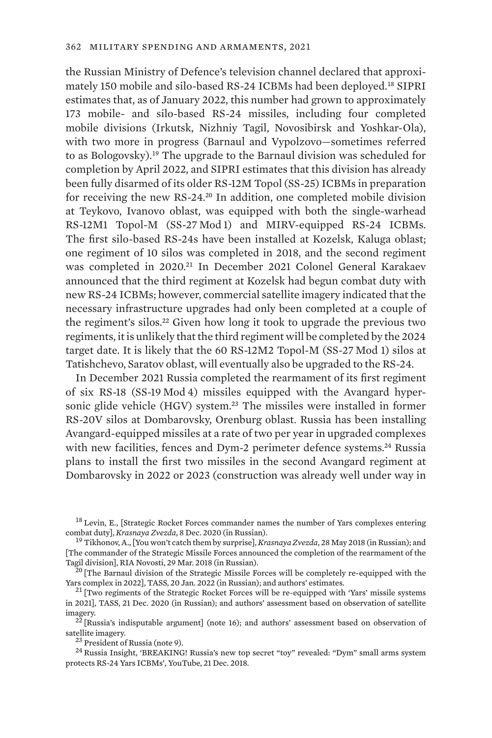the Russian Ministry of Defence's television channel declared that approximately 150 mobile and silo-based RS-24 ICBMs had been deployed.[18] SIPRI estimates that, as of January 2022, this number had grown to approximately 173 mobile- and silo-based RS-24 missiles, including four completed mobile divisions (Irkutsk, Nizhniy Tagil, Novosibirsk and Yoshkar-Ola), with two more in progress (Barnaul and Vypolzovo—sometimes referred to as Bologovsky).[19] The upgrade to the Barnaul division was scheduled for completion by April 2022, and SIPRI estimates that this division has already been fully disarmed of its older RS-12M Topol (SS-25) ICBMs in preparation for receiving the new RS-24.[20] In addition, one completed mobile division at Teykovo, Ivanovo oblast, was equipped with both the single-warhead RS-12M1 Topol-M (SS-27 Mod 1) and MIRV-equipped RS-24 ICBMs. The first silo-based RS-24s have been installed at Kozelsk, Kaluga oblast; one regiment of 10 silos was completed in 2018, and the second regiment was completed in 2020.[21] In December 2021 Colonel General Karakaev announced that the third regiment at Kozelsk had begun combat duty with new RS-24 ICBMs; however, commercial satellite imagery indicated that the necessary infrastructure upgrades had only been completed at a couple of the regiment's silos.[22] Given how long it took to upgrade the previous two regiments, it is unlikely that the third regiment will be completed by the 2024 target date. It is likely that the 60 RS-12M2 Topol-M (SS-27 Mod 1) silos at Tatishchevo, Saratov oblast, will eventually also be upgraded to the RS-24.

In December 2021 Russia completed the rearmament of its first regiment of six RS-18 (SS-19 Mod 4) missiles equipped with the Avangard hypersonic glide vehicle (HGV) system.[23] The missiles were installed in former RS-20V silos at Dombarovsky, Orenburg oblast. Russia has been installing Avangard-equipped missiles at a rate of two per year in upgraded complexes with new facilities, fences and Dym-2 perimeter defence systems.[24] Russia plans to install the first two missiles in the second Avangard regiment at Dombarovsky in 2022 or 2023 (construction was already well under way in

[18] Levin, E., [Strategic Rocket Forces commander names the number of Yars complexes entering combat duty], *Krasnaya Zvezda*, 8 Dec. 2020 (in Russian).

[19] Tikhonov, A., [You won't catch them by surprise], *Krasnaya Zvezda*, 28 May 2018 (in Russian); and [The commander of the Strategic Missile Forces announced the completion of the rearmament of the Tagil division], RIA Novosti, 29 Mar. 2018 (in Russian).

[20] [The Barnaul division of the Strategic Missile Forces will be completely re-equipped with the Yars complex in 2022], TASS, 20 Jan. 2022 (in Russian); and authors' estimates.

[21] [Two regiments of the Strategic Rocket Forces will be re-equipped with 'Yars' missile systems in 2021], TASS, 21 Dec. 2020 (in Russian); and authors' assessment based on observation of satellite imagery.

[22] [Russia's indisputable argument] (note 16); and authors' assessment based on observation of satellite imagery.

[23] President of Russia (note 9).

[24] Russia Insight, 'BREAKING! Russia's new top secret "toy" revealed: "Dym" small arms system protects RS-24 Yars ICBMs', YouTube, 21 Dec. 2018.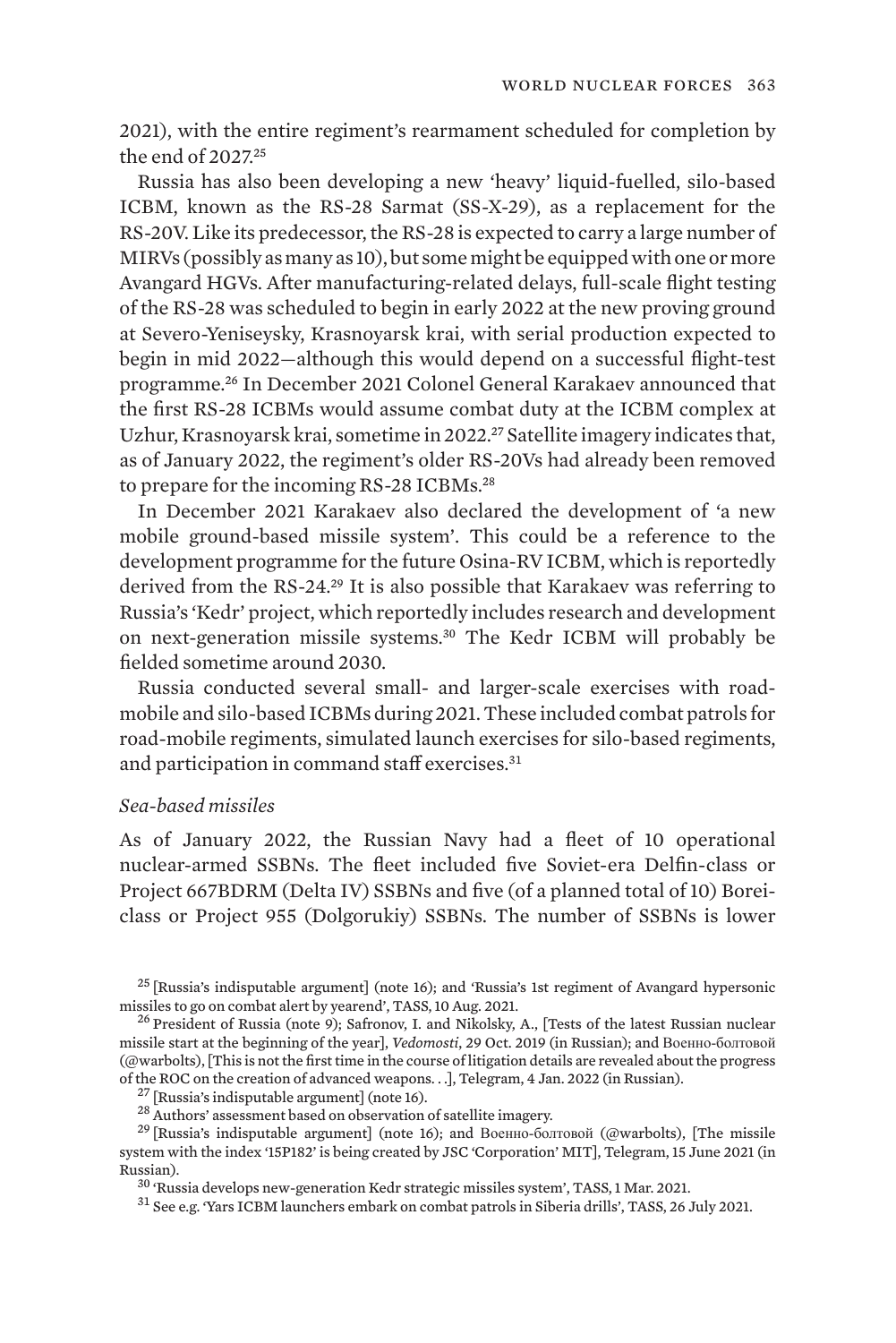2021), with the entire regiment's rearmament scheduled for completion by the end of 2027.[25]

Russia has also been developing a new 'heavy' liquid-fuelled, silo-based ICBM, known as the RS-28 Sarmat (SS-X-29), as a replacement for the RS-20V. Like its predecessor, the RS-28 is expected to carry a large number of MIRVs (possibly as many as 10), but some might be equipped with one or more Avangard HGVs. After manufacturing-related delays, full-scale flight testing of the RS-28 was scheduled to begin in early 2022 at the new proving ground at Severo-Yeniseysky, Krasnoyarsk krai, with serial production expected to begin in mid 2022—although this would depend on a successful flight-test programme.[26] In December 2021 Colonel General Karakaev announced that the first RS-28 ICBMs would assume combat duty at the ICBM complex at Uzhur, Krasnoyarsk krai, sometime in 2022.[27] Satellite imagery indicates that, as of January 2022, the regiment's older RS-20Vs had already been removed to prepare for the incoming RS-28 ICBMs.[28]

In December 2021 Karakaev also declared the development of 'a new mobile ground-based missile system'. This could be a reference to the development programme for the future Osina-RV ICBM, which is reportedly derived from the RS-24.[29] It is also possible that Karakaev was referring to Russia's 'Kedr' project, which reportedly includes research and development on next-generation missile systems.[30] The Kedr ICBM will probably be fielded sometime around 2030.

Russia conducted several small- and larger-scale exercises with road-mobile and silo-based ICBMs during 2021. These included combat patrols for road-mobile regiments, simulated launch exercises for silo-based regiments, and participation in command staff exercises.[31]

*Sea-based missiles*

As of January 2022, the Russian Navy had a fleet of 10 operational nuclear-armed SSBNs. The fleet included five Soviet-era Delfin-class or Project 667BDRM (Delta IV) SSBNs and five (of a planned total of 10) Borei-class or Project 955 (Dolgorukiy) SSBNs. The number of SSBNs is lower

[25] [Russia's indisputable argument] (note 16); and 'Russia's 1st regiment of Avangard hypersonic missiles to go on combat alert by yearend', TASS, 10 Aug. 2021.

[26] President of Russia (note 9); Safronov, I. and Nikolsky, A., [Tests of the latest Russian nuclear missile start at the beginning of the year], *Vedomosti*, 29 Oct. 2019 (in Russian); and Военно-болтовой (@warbolts), [This is not the first time in the course of litigation details are revealed about the progress of the ROC on the creation of advanced weapons. . .], Telegram, 4 Jan. 2022 (in Russian).

[27] [Russia's indisputable argument] (note 16).

[28] Authors' assessment based on observation of satellite imagery.

[29] [Russia's indisputable argument] (note 16); and Военно-болтовой (@warbolts), [The missile system with the index '15P182' is being created by JSC 'Corporation' MIT], Telegram, 15 June 2021 (in Russian).

[30] 'Russia develops new-generation Kedr strategic missiles system', TASS, 1 Mar. 2021.

[31] See e.g. 'Yars ICBM launchers embark on combat patrols in Siberia drills', TASS, 26 July 2021.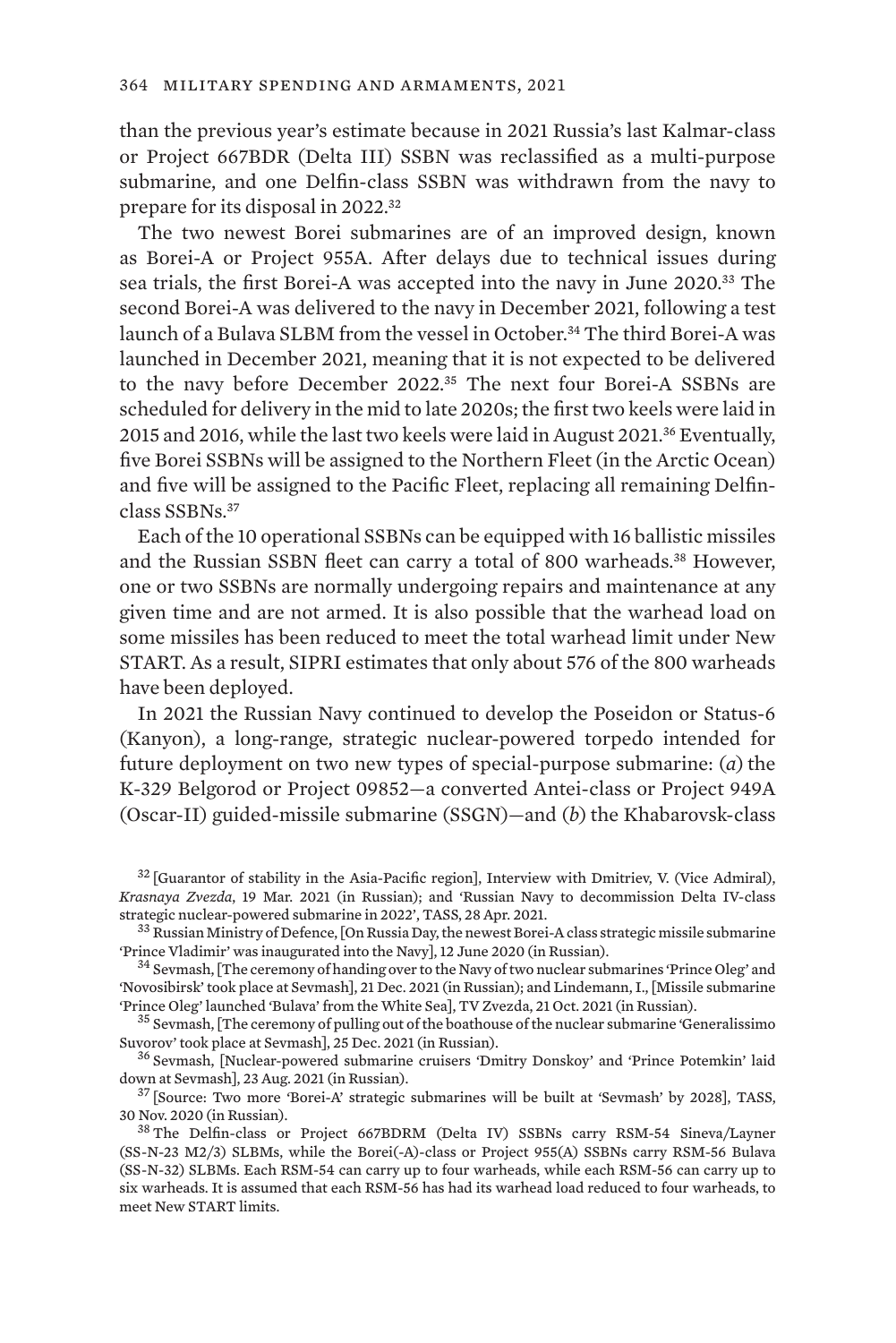than the previous year's estimate because in 2021 Russia's last Kalmar-class or Project 667BDR (Delta III) SSBN was reclassified as a multi-purpose submarine, and one Delfin-class SSBN was withdrawn from the navy to prepare for its disposal in 2022.[32]

The two newest Borei submarines are of an improved design, known as Borei-A or Project 955A. After delays due to technical issues during sea trials, the first Borei-A was accepted into the navy in June 2020.[33] The second Borei-A was delivered to the navy in December 2021, following a test launch of a Bulava SLBM from the vessel in October.[34] The third Borei-A was launched in December 2021, meaning that it is not expected to be delivered to the navy before December 2022.[35] The next four Borei-A SSBNs are scheduled for delivery in the mid to late 2020s; the first two keels were laid in 2015 and 2016, while the last two keels were laid in August 2021.[36] Eventually, five Borei SSBNs will be assigned to the Northern Fleet (in the Arctic Ocean) and five will be assigned to the Pacific Fleet, replacing all remaining Delfin-class SSBNs.[37]

Each of the 10 operational SSBNs can be equipped with 16 ballistic missiles and the Russian SSBN fleet can carry a total of 800 warheads.[38] However, one or two SSBNs are normally undergoing repairs and maintenance at any given time and are not armed. It is also possible that the warhead load on some missiles has been reduced to meet the total warhead limit under New START. As a result, SIPRI estimates that only about 576 of the 800 warheads have been deployed.

In 2021 the Russian Navy continued to develop the Poseidon or Status-6 (Kanyon), a long-range, strategic nuclear-powered torpedo intended for future deployment on two new types of special-purpose submarine: (*a*) the K-329 Belgorod or Project 09852—a converted Antei-class or Project 949A (Oscar-II) guided-missile submarine (SSGN)—and (*b*) the Khabarovsk-class

---

[32] [Guarantor of stability in the Asia-Pacific region], Interview with Dmitriev, V. (Vice Admiral), *Krasnaya Zvezda*, 19 Mar. 2021 (in Russian); and 'Russian Navy to decommission Delta IV-class strategic nuclear-powered submarine in 2022', TASS, 28 Apr. 2021.

[33] Russian Ministry of Defence, [On Russia Day, the newest Borei-A class strategic missile submarine 'Prince Vladimir' was inaugurated into the Navy], 12 June 2020 (in Russian).

[34] Sevmash, [The ceremony of handing over to the Navy of two nuclear submarines 'Prince Oleg' and 'Novosibirsk' took place at Sevmash], 21 Dec. 2021 (in Russian); and Lindemann, I., [Missile submarine 'Prince Oleg' launched 'Bulava' from the White Sea], TV Zvezda, 21 Oct. 2021 (in Russian).

[35] Sevmash, [The ceremony of pulling out of the boathouse of the nuclear submarine 'Generalissimo Suvorov' took place at Sevmash], 25 Dec. 2021 (in Russian).

[36] Sevmash, [Nuclear-powered submarine cruisers 'Dmitry Donskoy' and 'Prince Potemkin' laid down at Sevmash], 23 Aug. 2021 (in Russian).

[37] [Source: Two more 'Borei-A' strategic submarines will be built at 'Sevmash' by 2028], TASS, 30 Nov. 2020 (in Russian).

[38] The Delfin-class or Project 667BDRM (Delta IV) SSBNs carry RSM-54 Sineva/Layner (SS-N-23 M2/3) SLBMs, while the Borei(-A)-class or Project 955(A) SSBNs carry RSM-56 Bulava (SS-N-32) SLBMs. Each RSM-54 can carry up to four warheads, while each RSM-56 can carry up to six warheads. It is assumed that each RSM-56 has had its warhead load reduced to four warheads, to meet New START limits.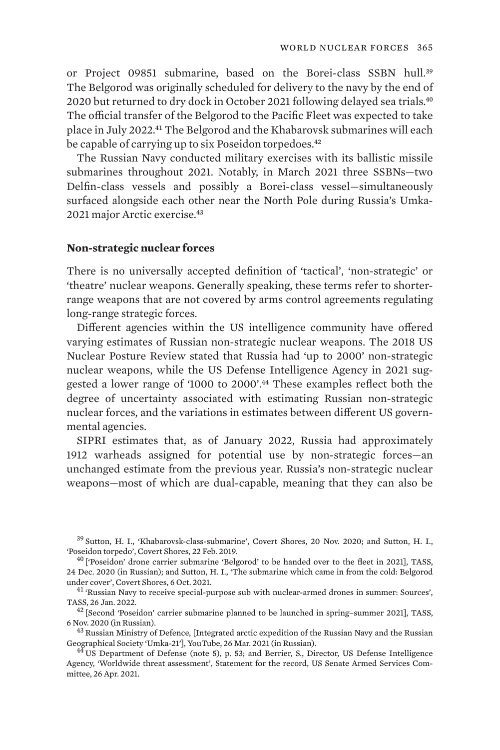or Project 09851 submarine, based on the Borei-class SSBN hull.[39] The Belgorod was originally scheduled for delivery to the navy by the end of 2020 but returned to dry dock in October 2021 following delayed sea trials.[40] The official transfer of the Belgorod to the Pacific Fleet was expected to take place in July 2022.[41] The Belgorod and the Khabarovsk submarines will each be capable of carrying up to six Poseidon torpedoes.[42]

The Russian Navy conducted military exercises with its ballistic missile submarines throughout 2021. Notably, in March 2021 three SSBNs—two Delfin-class vessels and possibly a Borei-class vessel—simultaneously surfaced alongside each other near the North Pole during Russia's Umka-2021 major Arctic exercise.[43]

### Non-strategic nuclear forces

There is no universally accepted definition of 'tactical', 'non-strategic' or 'theatre' nuclear weapons. Generally speaking, these terms refer to shorter-range weapons that are not covered by arms control agreements regulating long-range strategic forces.

Different agencies within the US intelligence community have offered varying estimates of Russian non-strategic nuclear weapons. The 2018 US Nuclear Posture Review stated that Russia had 'up to 2000' non-strategic nuclear weapons, while the US Defense Intelligence Agency in 2021 suggested a lower range of '1000 to 2000'.[44] These examples reflect both the degree of uncertainty associated with estimating Russian non-strategic nuclear forces, and the variations in estimates between different US governmental agencies.

SIPRI estimates that, as of January 2022, Russia had approximately 1912 warheads assigned for potential use by non-strategic forces—an unchanged estimate from the previous year. Russia's non-strategic nuclear weapons—most of which are dual-capable, meaning that they can also be

[39] Sutton, H. I., 'Khabarovsk-class-submarine', Covert Shores, 20 Nov. 2020; and Sutton, H. I., 'Poseidon torpedo', Covert Shores, 22 Feb. 2019.

[40] ['Poseidon' drone carrier submarine 'Belgorod' to be handed over to the fleet in 2021], TASS, 24 Dec. 2020 (in Russian); and Sutton, H. I., 'The submarine which came in from the cold: Belgorod under cover', Covert Shores, 6 Oct. 2021.

[41] 'Russian Navy to receive special-purpose sub with nuclear-armed drones in summer: Sources', TASS, 26 Jan. 2022.

[42] [Second 'Poseidon' carrier submarine planned to be launched in spring–summer 2021], TASS, 6 Nov. 2020 (in Russian).

[43] Russian Ministry of Defence, [Integrated arctic expedition of the Russian Navy and the Russian Geographical Society 'Umka-21'], YouTube, 26 Mar. 2021 (in Russian).

[44] US Department of Defense (note 5), p. 53; and Berrier, S., Director, US Defense Intelligence Agency, 'Worldwide threat assessment', Statement for the record, US Senate Armed Services Committee, 26 Apr. 2021.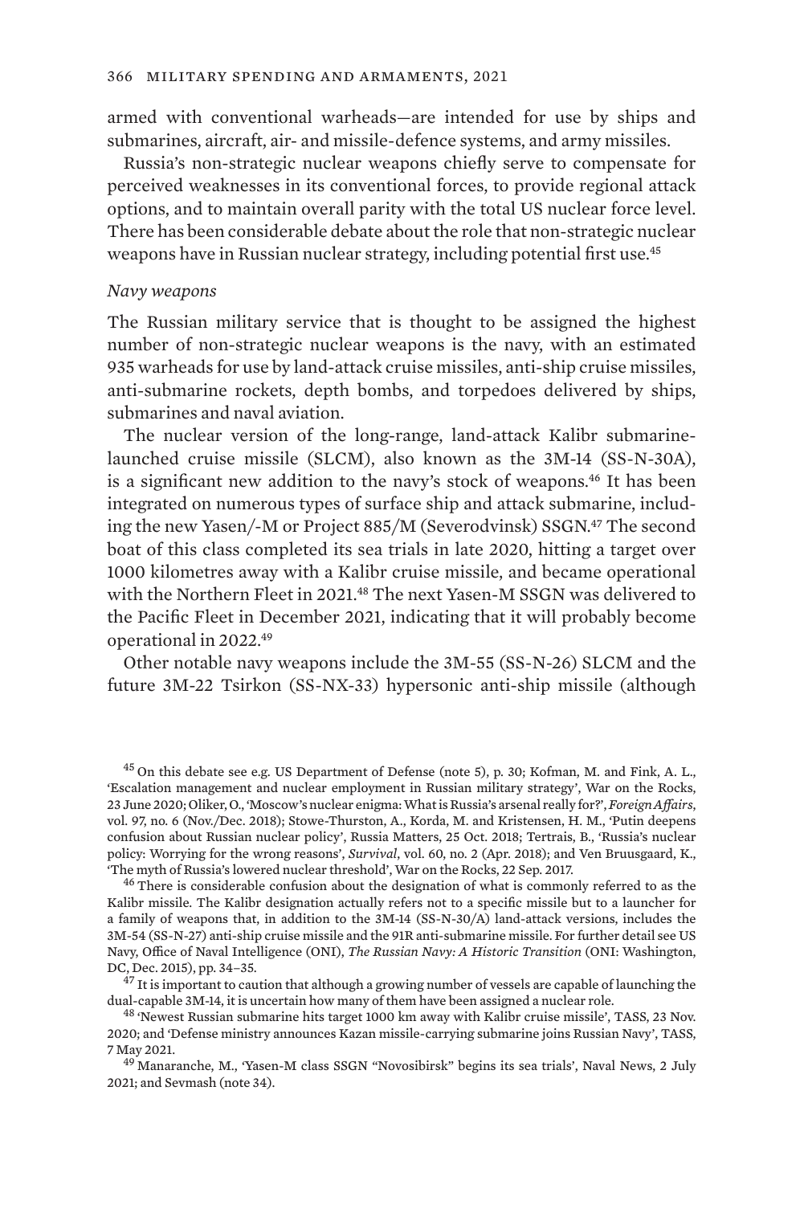armed with conventional warheads—are intended for use by ships and submarines, aircraft, air- and missile-defence systems, and army missiles.

Russia's non-strategic nuclear weapons chiefly serve to compensate for perceived weaknesses in its conventional forces, to provide regional attack options, and to maintain overall parity with the total US nuclear force level. There has been considerable debate about the role that non-strategic nuclear weapons have in Russian nuclear strategy, including potential first use.[45]

*Navy weapons*

The Russian military service that is thought to be assigned the highest number of non-strategic nuclear weapons is the navy, with an estimated 935 warheads for use by land-attack cruise missiles, anti-ship cruise missiles, anti-submarine rockets, depth bombs, and torpedoes delivered by ships, submarines and naval aviation.

The nuclear version of the long-range, land-attack Kalibr submarine-launched cruise missile (SLCM), also known as the 3M-14 (SS-N-30A), is a significant new addition to the navy's stock of weapons.[46] It has been integrated on numerous types of surface ship and attack submarine, including the new Yasen/-M or Project 885/M (Severodvinsk) SSGN.[47] The second boat of this class completed its sea trials in late 2020, hitting a target over 1000 kilometres away with a Kalibr cruise missile, and became operational with the Northern Fleet in 2021.[48] The next Yasen-M SSGN was delivered to the Pacific Fleet in December 2021, indicating that it will probably become operational in 2022.[49]

Other notable navy weapons include the 3M-55 (SS-N-26) SLCM and the future 3M-22 Tsirkon (SS-NX-33) hypersonic anti-ship missile (although

---

[45] On this debate see e.g. US Department of Defense (note 5), p. 30; Kofman, M. and Fink, A. L., 'Escalation management and nuclear employment in Russian military strategy', War on the Rocks, 23 June 2020; Oliker, O., 'Moscow's nuclear enigma: What is Russia's arsenal really for?', *Foreign Affairs*, vol. 97, no. 6 (Nov./Dec. 2018); Stowe-Thurston, A., Korda, M. and Kristensen, H. M., 'Putin deepens confusion about Russian nuclear policy', Russia Matters, 25 Oct. 2018; Tertrais, B., 'Russia's nuclear policy: Worrying for the wrong reasons', *Survival*, vol. 60, no. 2 (Apr. 2018); and Ven Bruusgaard, K., 'The myth of Russia's lowered nuclear threshold', War on the Rocks, 22 Sep. 2017.

[46] There is considerable confusion about the designation of what is commonly referred to as the Kalibr missile. The Kalibr designation actually refers not to a specific missile but to a launcher for a family of weapons that, in addition to the 3M-14 (SS-N-30/A) land-attack versions, includes the 3M-54 (SS-N-27) anti-ship cruise missile and the 91R anti-submarine missile. For further detail see US Navy, Office of Naval Intelligence (ONI), *The Russian Navy: A Historic Transition* (ONI: Washington, DC, Dec. 2015), pp. 34–35.

[47] It is important to caution that although a growing number of vessels are capable of launching the dual-capable 3M-14, it is uncertain how many of them have been assigned a nuclear role.

[48] 'Newest Russian submarine hits target 1000 km away with Kalibr cruise missile', TASS, 23 Nov. 2020; and 'Defense ministry announces Kazan missile-carrying submarine joins Russian Navy', TASS, 7 May 2021.

[49] Manaranche, M., 'Yasen-M class SSGN "Novosibirsk" begins its sea trials', Naval News, 2 July 2021; and Sevmash (note 34).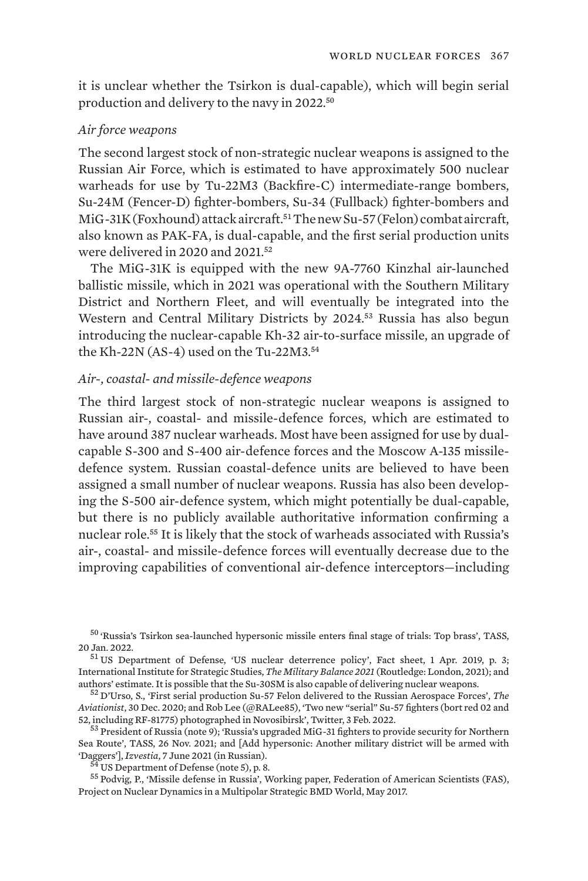it is unclear whether the Tsirkon is dual-capable), which will begin serial production and delivery to the navy in 2022.[50]

*Air force weapons*

The second largest stock of non-strategic nuclear weapons is assigned to the Russian Air Force, which is estimated to have approximately 500 nuclear warheads for use by Tu-22M3 (Backfire-C) intermediate-range bombers, Su-24M (Fencer-D) fighter-bombers, Su-34 (Fullback) fighter-bombers and MiG-31K (Foxhound) attack aircraft.[51] The new Su-57 (Felon) combat aircraft, also known as PAK-FA, is dual-capable, and the first serial production units were delivered in 2020 and 2021.[52]

The MiG-31K is equipped with the new 9A-7760 Kinzhal air-launched ballistic missile, which in 2021 was operational with the Southern Military District and Northern Fleet, and will eventually be integrated into the Western and Central Military Districts by 2024.[53] Russia has also begun introducing the nuclear-capable Kh-32 air-to-surface missile, an upgrade of the Kh-22N (AS-4) used on the Tu-22M3.[54]

*Air-, coastal- and missile-defence weapons*

The third largest stock of non-strategic nuclear weapons is assigned to Russian air-, coastal- and missile-defence forces, which are estimated to have around 387 nuclear warheads. Most have been assigned for use by dual-capable S-300 and S-400 air-defence forces and the Moscow A-135 missile-defence system. Russian coastal-defence units are believed to have been assigned a small number of nuclear weapons. Russia has also been developing the S-500 air-defence system, which might potentially be dual-capable, but there is no publicly available authoritative information confirming a nuclear role.[55] It is likely that the stock of warheads associated with Russia's air-, coastal- and missile-defence forces will eventually decrease due to the improving capabilities of conventional air-defence interceptors—including

[50] 'Russia's Tsirkon sea-launched hypersonic missile enters final stage of trials: Top brass', TASS, 20 Jan. 2022.

[51] US Department of Defense, 'US nuclear deterrence policy', Fact sheet, 1 Apr. 2019, p. 3; International Institute for Strategic Studies, *The Military Balance 2021* (Routledge: London, 2021); and authors' estimate. It is possible that the Su-30SM is also capable of delivering nuclear weapons.

[52] D'Urso, S., 'First serial production Su-57 Felon delivered to the Russian Aerospace Forces', *The Aviationist*, 30 Dec. 2020; and Rob Lee (@RALee85), 'Two new "serial" Su-57 fighters (bort red 02 and 52, including RF-81775) photographed in Novosibirsk', Twitter, 3 Feb. 2022.

[53] President of Russia (note 9); 'Russia's upgraded MiG-31 fighters to provide security for Northern Sea Route', TASS, 26 Nov. 2021; and [Add hypersonic: Another military district will be armed with 'Daggers'], *Izvestia*, 7 June 2021 (in Russian).

[54] US Department of Defense (note 5), p. 8.

[55] Podvig, P., 'Missile defense in Russia', Working paper, Federation of American Scientists (FAS), Project on Nuclear Dynamics in a Multipolar Strategic BMD World, May 2017.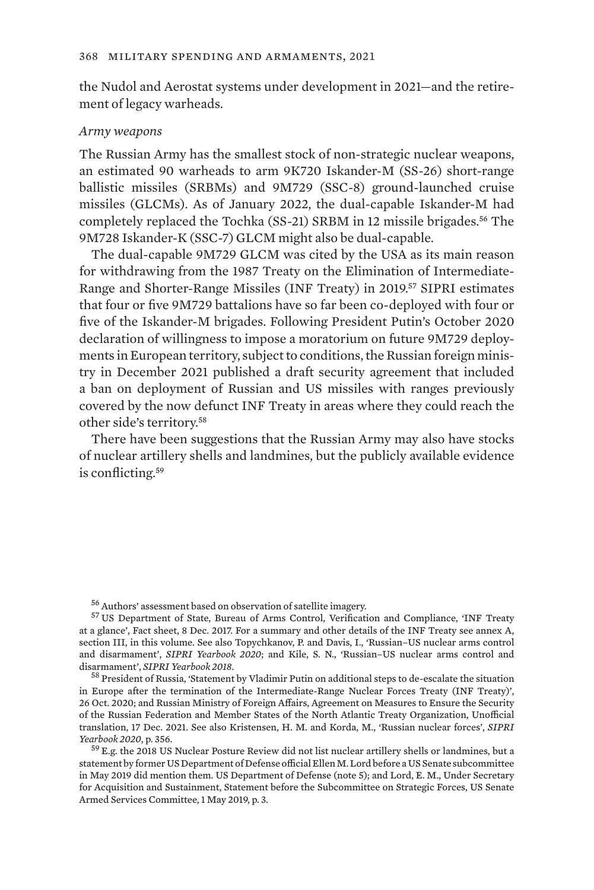the Nudol and Aerostat systems under development in 2021—and the retirement of legacy warheads.

*Army weapons*

The Russian Army has the smallest stock of non-strategic nuclear weapons, an estimated 90 warheads to arm 9K720 Iskander-M (SS-26) short-range ballistic missiles (SRBMs) and 9M729 (SSC-8) ground-launched cruise missiles (GLCMs). As of January 2022, the dual-capable Iskander-M had completely replaced the Tochka (SS-21) SRBM in 12 missile brigades.[56] The 9M728 Iskander-K (SSC-7) GLCM might also be dual-capable.

The dual-capable 9M729 GLCM was cited by the USA as its main reason for withdrawing from the 1987 Treaty on the Elimination of Intermediate-Range and Shorter-Range Missiles (INF Treaty) in 2019.[57] SIPRI estimates that four or five 9M729 battalions have so far been co-deployed with four or five of the Iskander-M brigades. Following President Putin's October 2020 declaration of willingness to impose a moratorium on future 9M729 deployments in European territory, subject to conditions, the Russian foreign ministry in December 2021 published a draft security agreement that included a ban on deployment of Russian and US missiles with ranges previously covered by the now defunct INF Treaty in areas where they could reach the other side's territory.[58]

There have been suggestions that the Russian Army may also have stocks of nuclear artillery shells and landmines, but the publicly available evidence is conflicting.[59]

---

[56] Authors' assessment based on observation of satellite imagery.

[57] US Department of State, Bureau of Arms Control, Verification and Compliance, 'INF Treaty at a glance', Fact sheet, 8 Dec. 2017. For a summary and other details of the INF Treaty see annex A, section III, in this volume. See also Topychkanov, P. and Davis, I., 'Russian–US nuclear arms control and disarmament', *SIPRI Yearbook 2020*; and Kile, S. N., 'Russian–US nuclear arms control and disarmament', *SIPRI Yearbook 2018*.

[58] President of Russia, 'Statement by Vladimir Putin on additional steps to de-escalate the situation in Europe after the termination of the Intermediate-Range Nuclear Forces Treaty (INF Treaty)', 26 Oct. 2020; and Russian Ministry of Foreign Affairs, Agreement on Measures to Ensure the Security of the Russian Federation and Member States of the North Atlantic Treaty Organization, Unofficial translation, 17 Dec. 2021. See also Kristensen, H. M. and Korda, M., 'Russian nuclear forces', *SIPRI Yearbook 2020*, p. 356.

[59] E.g. the 2018 US Nuclear Posture Review did not list nuclear artillery shells or landmines, but a statement by former US Department of Defense official Ellen M. Lord before a US Senate subcommittee in May 2019 did mention them. US Department of Defense (note 5); and Lord, E. M., Under Secretary for Acquisition and Sustainment, Statement before the Subcommittee on Strategic Forces, US Senate Armed Services Committee, 1 May 2019, p. 3.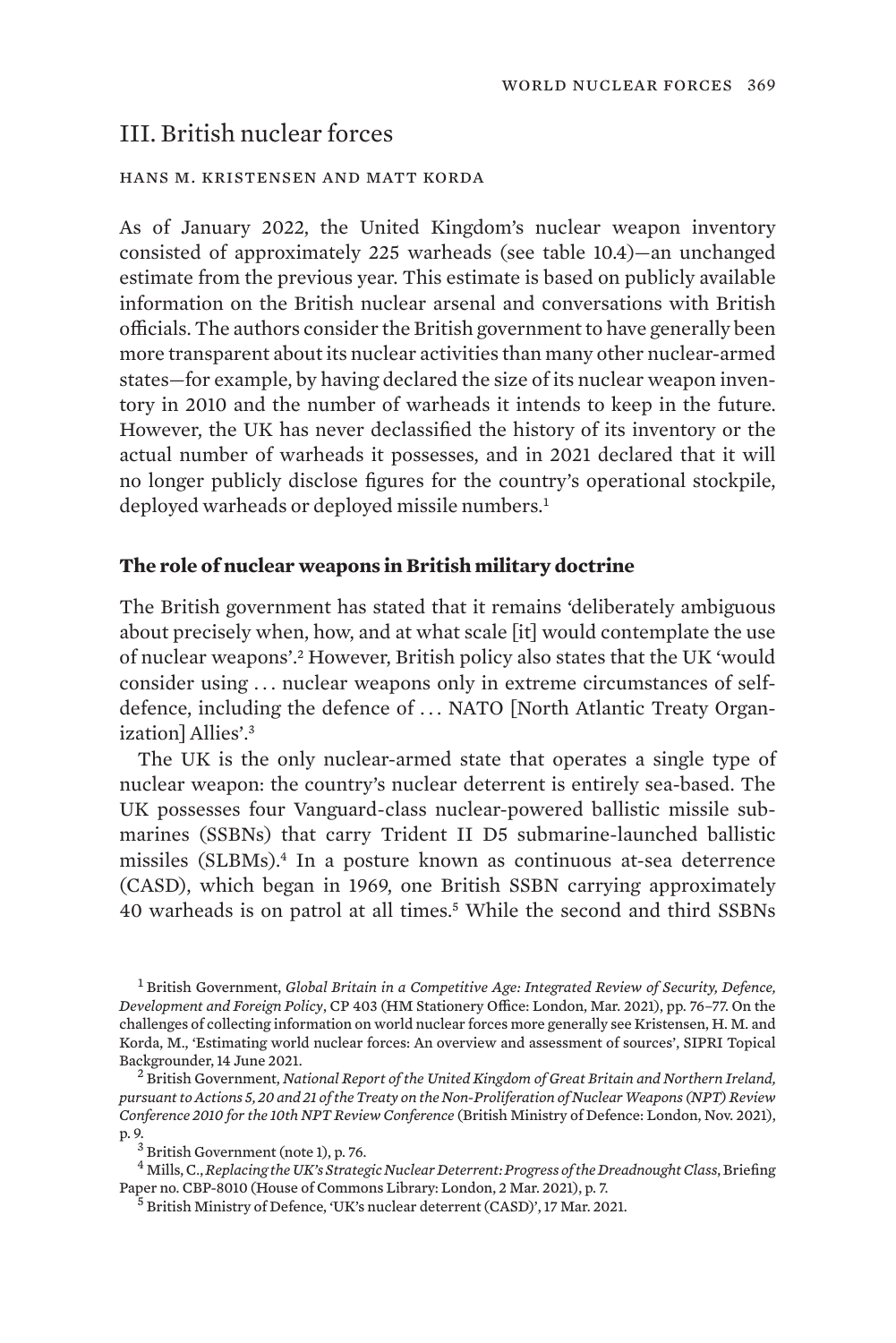## III. British nuclear forces

HANS M. KRISTENSEN AND MATT KORDA

As of January 2022, the United Kingdom's nuclear weapon inventory consisted of approximately 225 warheads (see table 10.4)—an unchanged estimate from the previous year. This estimate is based on publicly available information on the British nuclear arsenal and conversations with British officials. The authors consider the British government to have generally been more transparent about its nuclear activities than many other nuclear-armed states—for example, by having declared the size of its nuclear weapon inventory in 2010 and the number of warheads it intends to keep in the future. However, the UK has never declassified the history of its inventory or the actual number of warheads it possesses, and in 2021 declared that it will no longer publicly disclose figures for the country's operational stockpile, deployed warheads or deployed missile numbers.[1]

### The role of nuclear weapons in British military doctrine

The British government has stated that it remains 'deliberately ambiguous about precisely when, how, and at what scale [it] would contemplate the use of nuclear weapons'.[2] However, British policy also states that the UK 'would consider using . . . nuclear weapons only in extreme circumstances of self-defence, including the defence of . . . NATO [North Atlantic Treaty Organization] Allies'.[3]

The UK is the only nuclear-armed state that operates a single type of nuclear weapon: the country's nuclear deterrent is entirely sea-based. The UK possesses four Vanguard-class nuclear-powered ballistic missile submarines (SSBNs) that carry Trident II D5 submarine-launched ballistic missiles (SLBMs).[4] In a posture known as continuous at-sea deterrence (CASD), which began in 1969, one British SSBN carrying approximately 40 warheads is on patrol at all times.[5] While the second and third SSBNs

[1] British Government, *Global Britain in a Competitive Age: Integrated Review of Security, Defence, Development and Foreign Policy*, CP 403 (HM Stationery Office: London, Mar. 2021), pp. 76–77. On the challenges of collecting information on world nuclear forces more generally see Kristensen, H. M. and Korda, M., 'Estimating world nuclear forces: An overview and assessment of sources', SIPRI Topical Backgrounder, 14 June 2021.

[2] British Government, *National Report of the United Kingdom of Great Britain and Northern Ireland, pursuant to Actions 5, 20 and 21 of the Treaty on the Non-Proliferation of Nuclear Weapons (NPT) Review Conference 2010 for the 10th NPT Review Conference* (British Ministry of Defence: London, Nov. 2021), p. 9.

[3] British Government (note 1), p. 76.

[4] Mills, C., *Replacing the UK's Strategic Nuclear Deterrent: Progress of the Dreadnought Class*, Briefing Paper no. CBP-8010 (House of Commons Library: London, 2 Mar. 2021), p. 7.

[5] British Ministry of Defence, 'UK's nuclear deterrent (CASD)', 17 Mar. 2021.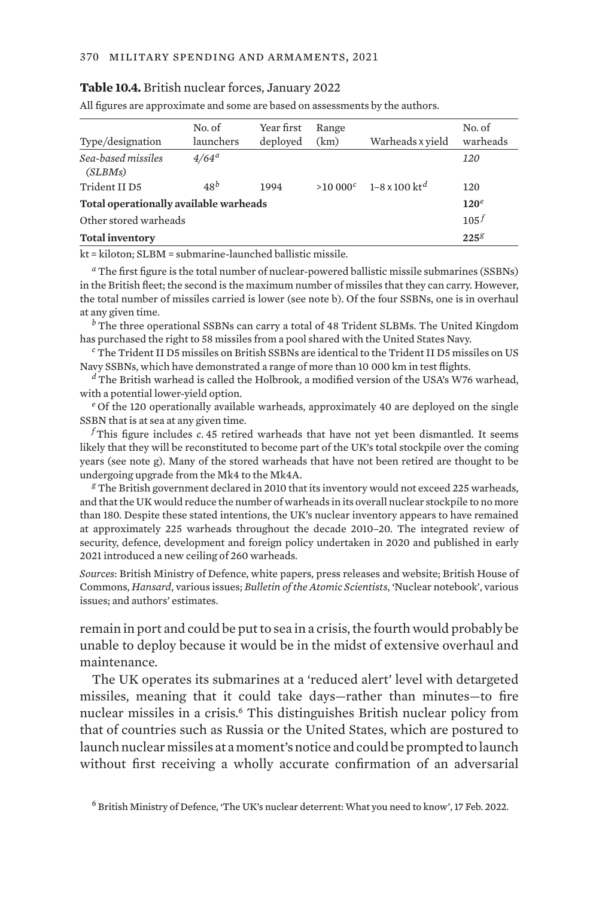**Table 10.4.** British nuclear forces, January 2022

All figures are approximate and some are based on assessments by the authors.

| Type/designation | No. of launchers | Year first deployed | Range (km) | Warheads x yield | No. of warheads |
|---|---|---|---|---|---|
| *Sea-based missiles (SLBMs)* | *4/64*[a] | | | | *120* |
| Trident II D5 | 48[b] | 1994 | >10 000[c] | 1–8 x 100 kt[d] | 120 |
| **Total operationally available warheads** | | | | | **120**[e] |
| Other stored warheads | | | | | 105[f] |
| **Total inventory** | | | | | **225**[g] |

kt = kiloton; SLBM = submarine-launched ballistic missile.

[a] The first figure is the total number of nuclear-powered ballistic missile submarines (SSBNs) in the British fleet; the second is the maximum number of missiles that they can carry. However, the total number of missiles carried is lower (see note b). Of the four SSBNs, one is in overhaul at any given time.

[b] The three operational SSBNs can carry a total of 48 Trident SLBMs. The United Kingdom has purchased the right to 58 missiles from a pool shared with the United States Navy.

[c] The Trident II D5 missiles on British SSBNs are identical to the Trident II D5 missiles on US Navy SSBNs, which have demonstrated a range of more than 10 000 km in test flights.

[d] The British warhead is called the Holbrook, a modified version of the USA's W76 warhead, with a potential lower-yield option.

[e] Of the 120 operationally available warheads, approximately 40 are deployed on the single SSBN that is at sea at any given time.

[f] This figure includes *c.* 45 retired warheads that have not yet been dismantled. It seems likely that they will be reconstituted to become part of the UK's total stockpile over the coming years (see note g). Many of the stored warheads that have not been retired are thought to be undergoing upgrade from the Mk4 to the Mk4A.

[g] The British government declared in 2010 that its inventory would not exceed 225 warheads, and that the UK would reduce the number of warheads in its overall nuclear stockpile to no more than 180. Despite these stated intentions, the UK's nuclear inventory appears to have remained at approximately 225 warheads throughout the decade 2010–20. The integrated review of security, defence, development and foreign policy undertaken in 2020 and published in early 2021 introduced a new ceiling of 260 warheads.

*Sources*: British Ministry of Defence, white papers, press releases and website; British House of Commons, *Hansard*, various issues; *Bulletin of the Atomic Scientists*, 'Nuclear notebook', various issues; and authors' estimates.

remain in port and could be put to sea in a crisis, the fourth would probably be unable to deploy because it would be in the midst of extensive overhaul and maintenance.

The UK operates its submarines at a 'reduced alert' level with detargeted missiles, meaning that it could take days—rather than minutes—to fire nuclear missiles in a crisis.[6] This distinguishes British nuclear policy from that of countries such as Russia or the United States, which are postured to launch nuclear missiles at a moment's notice and could be prompted to launch without first receiving a wholly accurate confirmation of an adversarial

[6] British Ministry of Defence, 'The UK's nuclear deterrent: What you need to know', 17 Feb. 2022.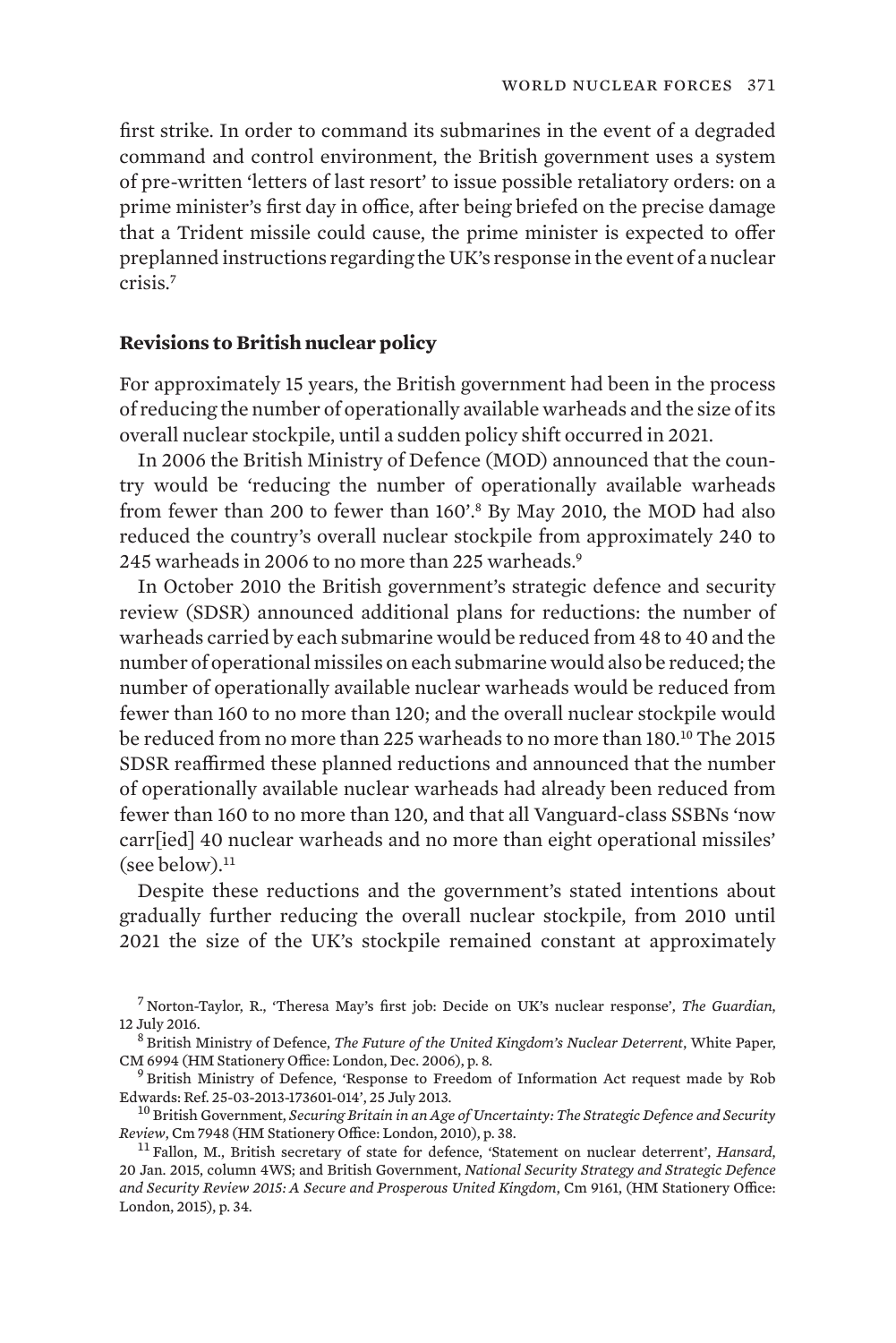first strike. In order to command its submarines in the event of a degraded command and control environment, the British government uses a system of pre-written 'letters of last resort' to issue possible retaliatory orders: on a prime minister's first day in office, after being briefed on the precise damage that a Trident missile could cause, the prime minister is expected to offer preplanned instructions regarding the UK's response in the event of a nuclear crisis.[7]

### Revisions to British nuclear policy

For approximately 15 years, the British government had been in the process of reducing the number of operationally available warheads and the size of its overall nuclear stockpile, until a sudden policy shift occurred in 2021.

In 2006 the British Ministry of Defence (MOD) announced that the country would be 'reducing the number of operationally available warheads from fewer than 200 to fewer than 160'.[8] By May 2010, the MOD had also reduced the country's overall nuclear stockpile from approximately 240 to 245 warheads in 2006 to no more than 225 warheads.[9]

In October 2010 the British government's strategic defence and security review (SDSR) announced additional plans for reductions: the number of warheads carried by each submarine would be reduced from 48 to 40 and the number of operational missiles on each submarine would also be reduced; the number of operationally available nuclear warheads would be reduced from fewer than 160 to no more than 120; and the overall nuclear stockpile would be reduced from no more than 225 warheads to no more than 180.[10] The 2015 SDSR reaffirmed these planned reductions and announced that the number of operationally available nuclear warheads had already been reduced from fewer than 160 to no more than 120, and that all Vanguard-class SSBNs 'now carr[ied] 40 nuclear warheads and no more than eight operational missiles' (see below).[11]

Despite these reductions and the government's stated intentions about gradually further reducing the overall nuclear stockpile, from 2010 until 2021 the size of the UK's stockpile remained constant at approximately

---

[7] Norton-Taylor, R., 'Theresa May's first job: Decide on UK's nuclear response', *The Guardian*, 12 July 2016.

[8] British Ministry of Defence, *The Future of the United Kingdom's Nuclear Deterrent*, White Paper, CM 6994 (HM Stationery Office: London, Dec. 2006), p. 8.

[9] British Ministry of Defence, 'Response to Freedom of Information Act request made by Rob Edwards: Ref. 25-03-2013-173601-014', 25 July 2013.

[10] British Government, *Securing Britain in an Age of Uncertainty: The Strategic Defence and Security Review*, Cm 7948 (HM Stationery Office: London, 2010), p. 38.

[11] Fallon, M., British secretary of state for defence, 'Statement on nuclear deterrent', *Hansard*, 20 Jan. 2015, column 4WS; and British Government, *National Security Strategy and Strategic Defence and Security Review 2015: A Secure and Prosperous United Kingdom*, Cm 9161, (HM Stationery Office: London, 2015), p. 34.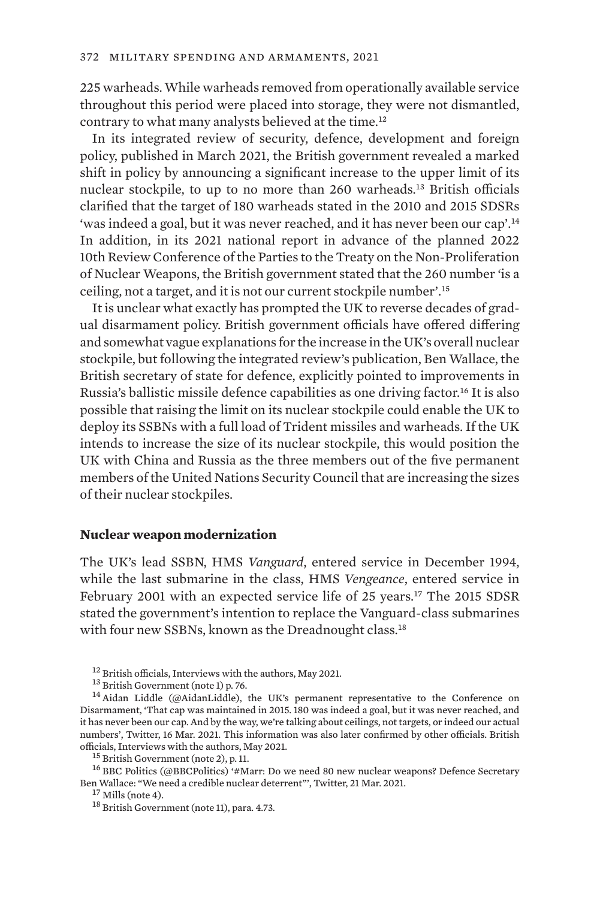225 warheads. While warheads removed from operationally available service throughout this period were placed into storage, they were not dismantled, contrary to what many analysts believed at the time.[12]

In its integrated review of security, defence, development and foreign policy, published in March 2021, the British government revealed a marked shift in policy by announcing a significant increase to the upper limit of its nuclear stockpile, to up to no more than 260 warheads.[13] British officials clarified that the target of 180 warheads stated in the 2010 and 2015 SDSRs 'was indeed a goal, but it was never reached, and it has never been our cap'.[14] In addition, in its 2021 national report in advance of the planned 2022 10th Review Conference of the Parties to the Treaty on the Non-Proliferation of Nuclear Weapons, the British government stated that the 260 number 'is a ceiling, not a target, and it is not our current stockpile number'.[15]

It is unclear what exactly has prompted the UK to reverse decades of gradual disarmament policy. British government officials have offered differing and somewhat vague explanations for the increase in the UK's overall nuclear stockpile, but following the integrated review's publication, Ben Wallace, the British secretary of state for defence, explicitly pointed to improvements in Russia's ballistic missile defence capabilities as one driving factor.[16] It is also possible that raising the limit on its nuclear stockpile could enable the UK to deploy its SSBNs with a full load of Trident missiles and warheads. If the UK intends to increase the size of its nuclear stockpile, this would position the UK with China and Russia as the three members out of the five permanent members of the United Nations Security Council that are increasing the sizes of their nuclear stockpiles.

### Nuclear weapon modernization

The UK's lead SSBN, HMS *Vanguard*, entered service in December 1994, while the last submarine in the class, HMS *Vengeance*, entered service in February 2001 with an expected service life of 25 years.[17] The 2015 SDSR stated the government's intention to replace the Vanguard-class submarines with four new SSBNs, known as the Dreadnought class.[18]

---

[12] British officials, Interviews with the authors, May 2021.

[13] British Government (note 1) p. 76.

[14] Aidan Liddle (@AidanLiddle), the UK's permanent representative to the Conference on Disarmament, 'That cap was maintained in 2015. 180 was indeed a goal, but it was never reached, and it has never been our cap. And by the way, we're talking about ceilings, not targets, or indeed our actual numbers', Twitter, 16 Mar. 2021. This information was also later confirmed by other officials. British officials, Interviews with the authors, May 2021.

[15] British Government (note 2), p. 11.

[16] BBC Politics (@BBCPolitics) '#Marr: Do we need 80 new nuclear weapons? Defence Secretary Ben Wallace: "We need a credible nuclear deterrent"', Twitter, 21 Mar. 2021.

[17] Mills (note 4).

[18] British Government (note 11), para. 4.73.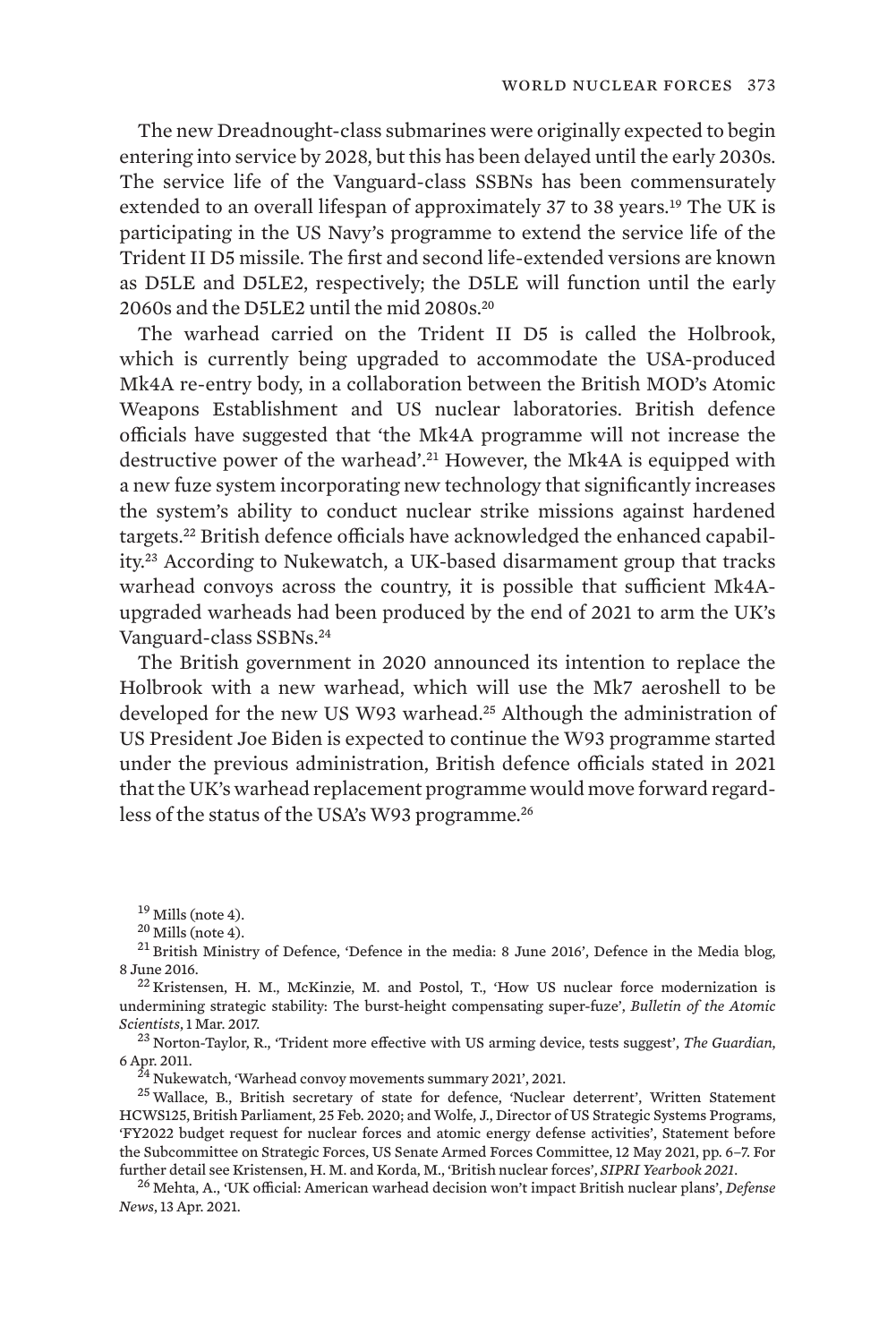The new Dreadnought-class submarines were originally expected to begin entering into service by 2028, but this has been delayed until the early 2030s. The service life of the Vanguard-class SSBNs has been commensurately extended to an overall lifespan of approximately 37 to 38 years.[19] The UK is participating in the US Navy's programme to extend the service life of the Trident II D5 missile. The first and second life-extended versions are known as D5LE and D5LE2, respectively; the D5LE will function until the early 2060s and the D5LE2 until the mid 2080s.[20]

The warhead carried on the Trident II D5 is called the Holbrook, which is currently being upgraded to accommodate the USA-produced Mk4A re-entry body, in a collaboration between the British MOD's Atomic Weapons Establishment and US nuclear laboratories. British defence officials have suggested that 'the Mk4A programme will not increase the destructive power of the warhead'.[21] However, the Mk4A is equipped with a new fuze system incorporating new technology that significantly increases the system's ability to conduct nuclear strike missions against hardened targets.[22] British defence officials have acknowledged the enhanced capability.[23] According to Nukewatch, a UK-based disarmament group that tracks warhead convoys across the country, it is possible that sufficient Mk4A-upgraded warheads had been produced by the end of 2021 to arm the UK's Vanguard-class SSBNs.[24]

The British government in 2020 announced its intention to replace the Holbrook with a new warhead, which will use the Mk7 aeroshell to be developed for the new US W93 warhead.[25] Although the administration of US President Joe Biden is expected to continue the W93 programme started under the previous administration, British defence officials stated in 2021 that the UK's warhead replacement programme would move forward regardless of the status of the USA's W93 programme.[26]

---

[19] Mills (note 4).

[20] Mills (note 4).

[21] British Ministry of Defence, 'Defence in the media: 8 June 2016', Defence in the Media blog, 8 June 2016.

[22] Kristensen, H. M., McKinzie, M. and Postol, T., 'How US nuclear force modernization is undermining strategic stability: The burst-height compensating super-fuze', *Bulletin of the Atomic Scientists*, 1 Mar. 2017.

[23] Norton-Taylor, R., 'Trident more effective with US arming device, tests suggest', *The Guardian*, 6 Apr. 2011.

[24] Nukewatch, 'Warhead convoy movements summary 2021', 2021.

[25] Wallace, B., British secretary of state for defence, 'Nuclear deterrent', Written Statement HCWS125, British Parliament, 25 Feb. 2020; and Wolfe, J., Director of US Strategic Systems Programs, 'FY2022 budget request for nuclear forces and atomic energy defense activities', Statement before the Subcommittee on Strategic Forces, US Senate Armed Forces Committee, 12 May 2021, pp. 6–7. For further detail see Kristensen, H. M. and Korda, M., 'British nuclear forces', *SIPRI Yearbook 2021*.

[26] Mehta, A., 'UK official: American warhead decision won't impact British nuclear plans', *Defense News*, 13 Apr. 2021.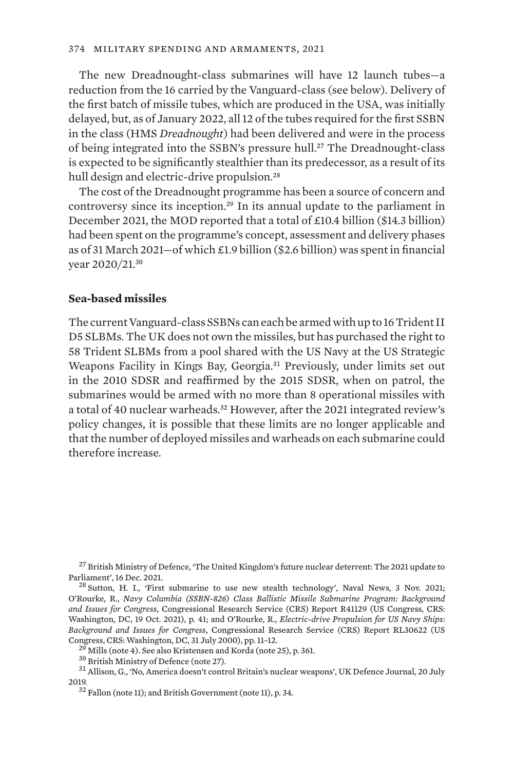The new Dreadnought-class submarines will have 12 launch tubes—a reduction from the 16 carried by the Vanguard-class (see below). Delivery of the first batch of missile tubes, which are produced in the USA, was initially delayed, but, as of January 2022, all 12 of the tubes required for the first SSBN in the class (HMS *Dreadnought*) had been delivered and were in the process of being integrated into the SSBN's pressure hull.[27] The Dreadnought-class is expected to be significantly stealthier than its predecessor, as a result of its hull design and electric-drive propulsion.[28]

The cost of the Dreadnought programme has been a source of concern and controversy since its inception.[29] In its annual update to the parliament in December 2021, the MOD reported that a total of £10.4 billion ($14.3 billion) had been spent on the programme's concept, assessment and delivery phases as of 31 March 2021—of which £1.9 billion ($2.6 billion) was spent in financial year 2020/21.[30]

### Sea-based missiles

The current Vanguard-class SSBNs can each be armed with up to 16 Trident II D5 SLBMs. The UK does not own the missiles, but has purchased the right to 58 Trident SLBMs from a pool shared with the US Navy at the US Strategic Weapons Facility in Kings Bay, Georgia.[31] Previously, under limits set out in the 2010 SDSR and reaffirmed by the 2015 SDSR, when on patrol, the submarines would be armed with no more than 8 operational missiles with a total of 40 nuclear warheads.[32] However, after the 2021 integrated review's policy changes, it is possible that these limits are no longer applicable and that the number of deployed missiles and warheads on each submarine could therefore increase.

[27] British Ministry of Defence, 'The United Kingdom's future nuclear deterrent: The 2021 update to Parliament', 16 Dec. 2021.

[28] Sutton, H. I., 'First submarine to use new stealth technology', Naval News, 3 Nov. 2021; O'Rourke, R., *Navy Columbia (SSBN-826) Class Ballistic Missile Submarine Program: Background and Issues for Congress*, Congressional Research Service (CRS) Report R41129 (US Congress, CRS: Washington, DC, 19 Oct. 2021), p. 41; and O'Rourke, R., *Electric-drive Propulsion for US Navy Ships: Background and Issues for Congress*, Congressional Research Service (CRS) Report RL30622 (US Congress, CRS: Washington, DC, 31 July 2000), pp. 11–12.

[29] Mills (note 4). See also Kristensen and Korda (note 25), p. 361.

[30] British Ministry of Defence (note 27).

[31] Allison, G., 'No, America doesn't control Britain's nuclear weapons', UK Defence Journal, 20 July 2019.

[32] Fallon (note 11); and British Government (note 11), p. 34.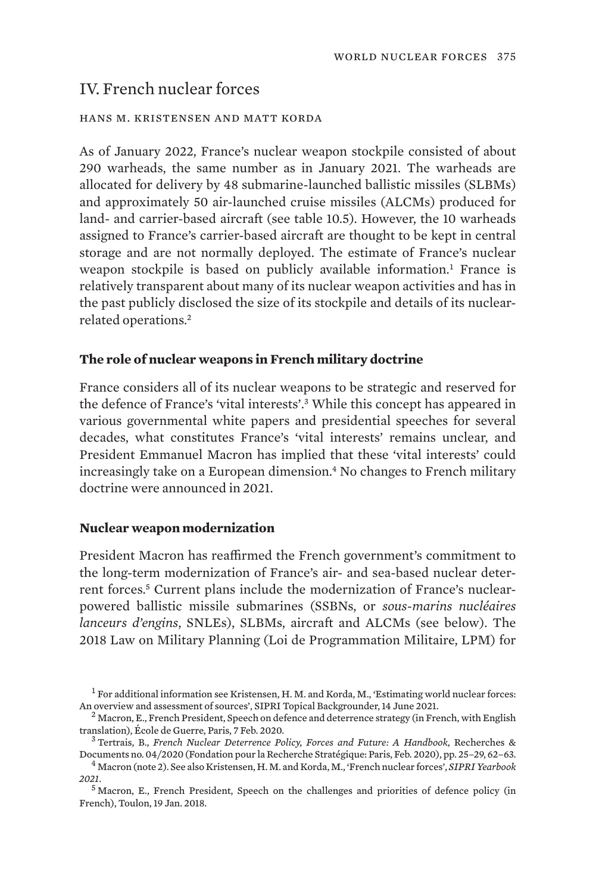# IV. French nuclear forces

HANS M. KRISTENSEN AND MATT KORDA

As of January 2022, France's nuclear weapon stockpile consisted of about 290 warheads, the same number as in January 2021. The warheads are allocated for delivery by 48 submarine-launched ballistic missiles (SLBMs) and approximately 50 air-launched cruise missiles (ALCMs) produced for land- and carrier-based aircraft (see table 10.5). However, the 10 warheads assigned to France's carrier-based aircraft are thought to be kept in central storage and are not normally deployed. The estimate of France's nuclear weapon stockpile is based on publicly available information.[1] France is relatively transparent about many of its nuclear weapon activities and has in the past publicly disclosed the size of its stockpile and details of its nuclear-related operations.[2]

### The role of nuclear weapons in French military doctrine

France considers all of its nuclear weapons to be strategic and reserved for the defence of France's 'vital interests'.[3] While this concept has appeared in various governmental white papers and presidential speeches for several decades, what constitutes France's 'vital interests' remains unclear, and President Emmanuel Macron has implied that these 'vital interests' could increasingly take on a European dimension.[4] No changes to French military doctrine were announced in 2021.

### Nuclear weapon modernization

President Macron has reaffirmed the French government's commitment to the long-term modernization of France's air- and sea-based nuclear deterrent forces.[5] Current plans include the modernization of France's nuclear-powered ballistic missile submarines (SSBNs, or *sous-marins nucléaires lanceurs d'engins*, SNLEs), SLBMs, aircraft and ALCMs (see below). The 2018 Law on Military Planning (Loi de Programmation Militaire, LPM) for

[1] For additional information see Kristensen, H. M. and Korda, M., 'Estimating world nuclear forces: An overview and assessment of sources', SIPRI Topical Backgrounder, 14 June 2021.

[2] Macron, E., French President, Speech on defence and deterrence strategy (in French, with English translation), École de Guerre, Paris, 7 Feb. 2020.

[3] Tertrais, B., *French Nuclear Deterrence Policy, Forces and Future: A Handbook*, Recherches & Documents no. 04/2020 (Fondation pour la Recherche Stratégique: Paris, Feb. 2020), pp. 25–29, 62–63.

[4] Macron (note 2). See also Kristensen, H. M. and Korda, M., 'French nuclear forces', *SIPRI Yearbook 2021*.

[5] Macron, E., French President, Speech on the challenges and priorities of defence policy (in French), Toulon, 19 Jan. 2018.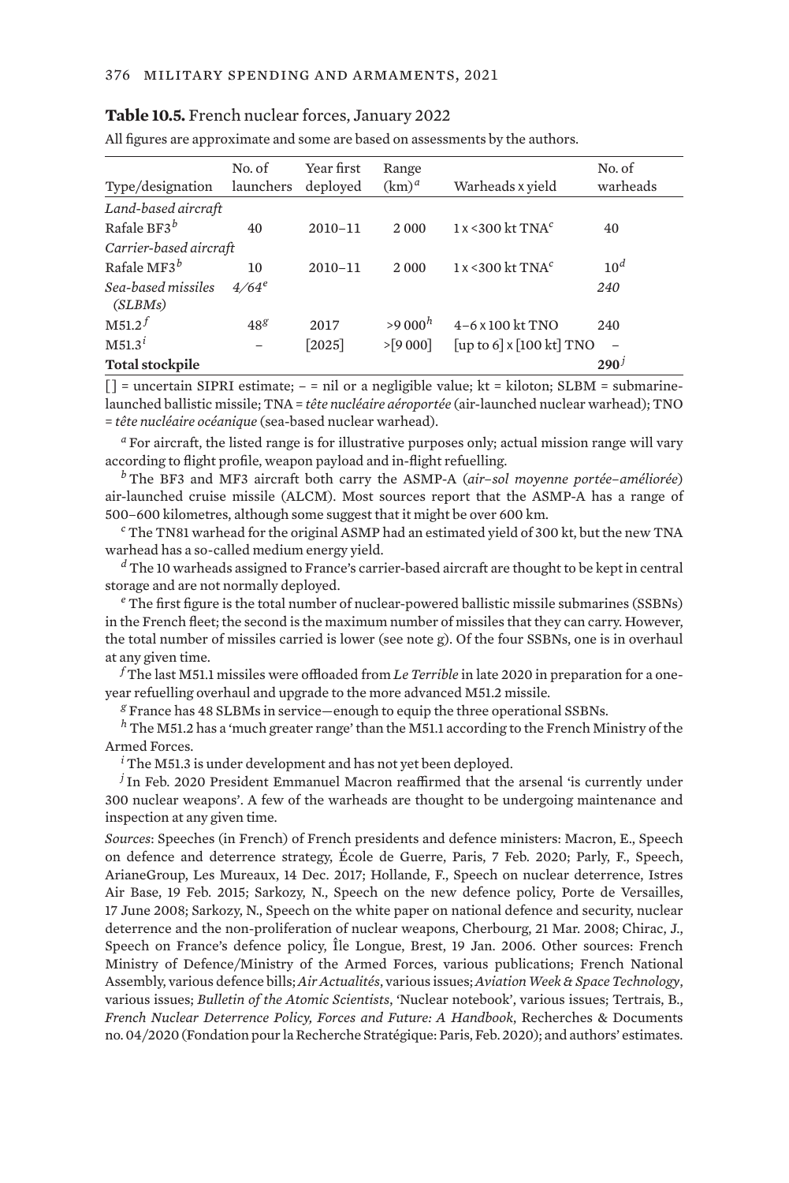**Table 10.5.** French nuclear forces, January 2022

All figures are approximate and some are based on assessments by the authors.

| Type/designation | No. of launchers | Year first deployed | Range (km)[a] | Warheads x yield | No. of warheads |
|---|---|---|---|---|---|
| *Land-based aircraft* | | | | | |
| Rafale BF3[b] | 40 | 2010–11 | 2 000 | 1 x <300 kt TNA[c] | 40 |
| *Carrier-based aircraft* | | | | | |
| Rafale MF3[b] | 10 | 2010–11 | 2 000 | 1 x <300 kt TNA[c] | 10[d] |
| *Sea-based missiles (SLBMs)* | *4/64*[e] | | | | *240* |
| M51.2[f] | 48[g] | 2017 | >9 000[h] | 4–6 x 100 kt TNO | 240 |
| M51.3[i] | – | [2025] | >[9 000] | [up to 6] x [100 kt] TNO | – |
| **Total stockpile** | | | | | **290**[j] |

[ ] = uncertain SIPRI estimate; – = nil or a negligible value; kt = kiloton; SLBM = submarine-launched ballistic missile; TNA = *tête nucléaire aéroportée* (air-launched nuclear warhead); TNO = *tête nucléaire océanique* (sea-based nuclear warhead).

[a] For aircraft, the listed range is for illustrative purposes only; actual mission range will vary according to flight profile, weapon payload and in-flight refuelling.

[b] The BF3 and MF3 aircraft both carry the ASMP-A (*air–sol moyenne portée–améliorée*) air-launched cruise missile (ALCM). Most sources report that the ASMP-A has a range of 500–600 kilometres, although some suggest that it might be over 600 km.

[c] The TN81 warhead for the original ASMP had an estimated yield of 300 kt, but the new TNA warhead has a so-called medium energy yield.

[d] The 10 warheads assigned to France's carrier-based aircraft are thought to be kept in central storage and are not normally deployed.

[e] The first figure is the total number of nuclear-powered ballistic missile submarines (SSBNs) in the French fleet; the second is the maximum number of missiles that they can carry. However, the total number of missiles carried is lower (see note g). Of the four SSBNs, one is in overhaul at any given time.

[f] The last M51.1 missiles were offloaded from *Le Terrible* in late 2020 in preparation for a one-year refuelling overhaul and upgrade to the more advanced M51.2 missile.

[g] France has 48 SLBMs in service—enough to equip the three operational SSBNs.

[h] The M51.2 has a 'much greater range' than the M51.1 according to the French Ministry of the Armed Forces.

[i] The M51.3 is under development and has not yet been deployed.

[j] In Feb. 2020 President Emmanuel Macron reaffirmed that the arsenal 'is currently under 300 nuclear weapons'. A few of the warheads are thought to be undergoing maintenance and inspection at any given time.

*Sources*: Speeches (in French) of French presidents and defence ministers: Macron, E., Speech on defence and deterrence strategy, École de Guerre, Paris, 7 Feb. 2020; Parly, F., Speech, ArianeGroup, Les Mureaux, 14 Dec. 2017; Hollande, F., Speech on nuclear deterrence, Istres Air Base, 19 Feb. 2015; Sarkozy, N., Speech on the new defence policy, Porte de Versailles, 17 June 2008; Sarkozy, N., Speech on the white paper on national defence and security, nuclear deterrence and the non-proliferation of nuclear weapons, Cherbourg, 21 Mar. 2008; Chirac, J., Speech on France's defence policy, Île Longue, Brest, 19 Jan. 2006. Other sources: French Ministry of Defence/Ministry of the Armed Forces, various publications; French National Assembly, various defence bills; *Air Actualités*, various issues; *Aviation Week & Space Technology*, various issues; *Bulletin of the Atomic Scientists*, 'Nuclear notebook', various issues; Tertrais, B., *French Nuclear Deterrence Policy, Forces and Future: A Handbook*, Recherches & Documents no. 04/2020 (Fondation pour la Recherche Stratégique: Paris, Feb. 2020); and authors' estimates.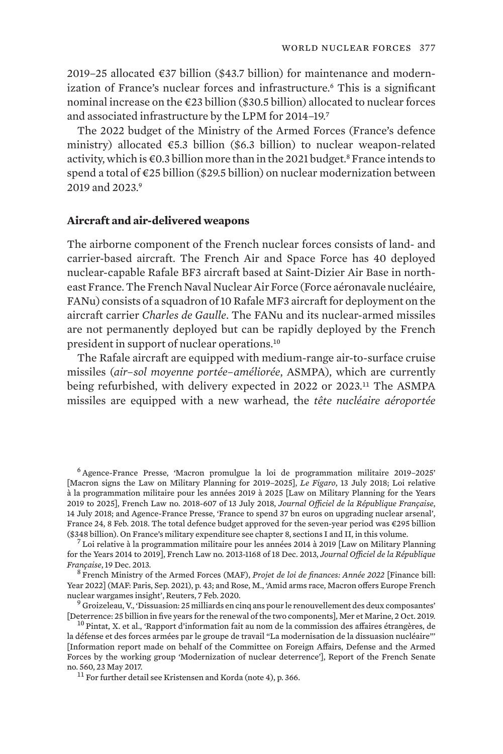2019–25 allocated €37 billion ($43.7 billion) for maintenance and modernization of France's nuclear forces and infrastructure.[6] This is a significant nominal increase on the €23 billion ($30.5 billion) allocated to nuclear forces and associated infrastructure by the LPM for 2014–19.[7]

The 2022 budget of the Ministry of the Armed Forces (France's defence ministry) allocated €5.3 billion ($6.3 billion) to nuclear weapon-related activity, which is €0.3 billion more than in the 2021 budget.[8] France intends to spend a total of €25 billion ($29.5 billion) on nuclear modernization between 2019 and 2023.[9]

### Aircraft and air-delivered weapons

The airborne component of the French nuclear forces consists of land- and carrier-based aircraft. The French Air and Space Force has 40 deployed nuclear-capable Rafale BF3 aircraft based at Saint-Dizier Air Base in north-east France. The French Naval Nuclear Air Force (Force aéronavale nucléaire, FANu) consists of a squadron of 10 Rafale MF3 aircraft for deployment on the aircraft carrier *Charles de Gaulle*. The FANu and its nuclear-armed missiles are not permanently deployed but can be rapidly deployed by the French president in support of nuclear operations.[10]

The Rafale aircraft are equipped with medium-range air-to-surface cruise missiles (*air–sol moyenne portée–améliorée*, ASMPA), which are currently being refurbished, with delivery expected in 2022 or 2023.[11] The ASMPA missiles are equipped with a new warhead, the *tête nucléaire aéroportée*

---

[6] Agence-France Presse, 'Macron promulgue la loi de programmation militaire 2019–2025' [Macron signs the Law on Military Planning for 2019–2025], *Le Figaro*, 13 July 2018; Loi relative à la programmation militaire pour les années 2019 à 2025 [Law on Military Planning for the Years 2019 to 2025], French Law no. 2018-607 of 13 July 2018, *Journal Officiel de la République Française*, 14 July 2018; and Agence-France Presse, 'France to spend 37 bn euros on upgrading nuclear arsenal', France 24, 8 Feb. 2018. The total defence budget approved for the seven-year period was €295 billion ($348 billion). On France's military expenditure see chapter 8, sections I and II, in this volume.

[7] Loi relative à la programmation militaire pour les années 2014 à 2019 [Law on Military Planning for the Years 2014 to 2019], French Law no. 2013-1168 of 18 Dec. 2013, *Journal Officiel de la République Française*, 19 Dec. 2013.

[8] French Ministry of the Armed Forces (MAF), *Projet de loi de finances: Année 2022* [Finance bill: Year 2022] (MAF: Paris, Sep. 2021), p. 43; and Rose, M., 'Amid arms race, Macron offers Europe French nuclear wargames insight', Reuters, 7 Feb. 2020.

[9] Groizeleau, V., 'Dissuasion: 25 milliards en cinq ans pour le renouvellement des deux composantes' [Deterrence: 25 billion in five years for the renewal of the two components], Mer et Marine, 2 Oct. 2019.

[10] Pintat, X. et al., 'Rapport d'information fait au nom de la commission des affaires étrangères, de la défense et des forces armées par le groupe de travail "La modernisation de la dissuasion nucléaire"' [Information report made on behalf of the Committee on Foreign Affairs, Defense and the Armed Forces by the working group 'Modernization of nuclear deterrence'], Report of the French Senate no. 560, 23 May 2017.

[11] For further detail see Kristensen and Korda (note 4), p. 366.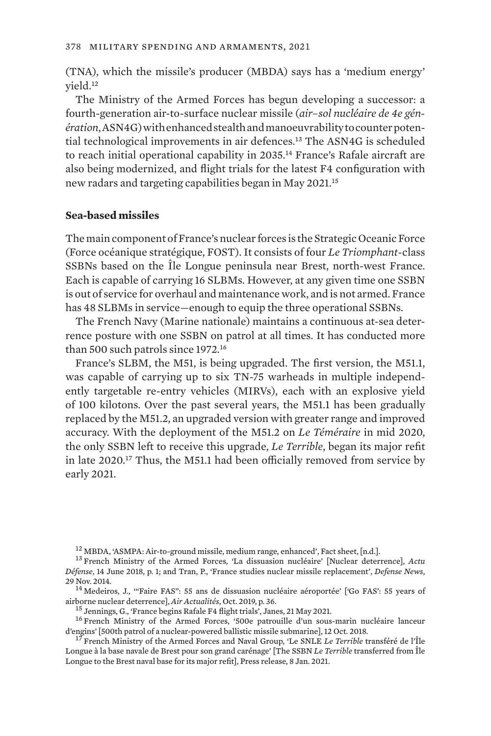(TNA), which the missile's producer (MBDA) says has a 'medium energy' yield.[12]

The Ministry of the Armed Forces has begun developing a successor: a fourth-generation air-to-surface nuclear missile (*air–sol nucléaire de 4e génération*, ASN4G) with enhanced stealth and manoeuvrability to counter potential technological improvements in air defences.[13] The ASN4G is scheduled to reach initial operational capability in 2035.[14] France's Rafale aircraft are also being modernized, and flight trials for the latest F4 configuration with new radars and targeting capabilities began in May 2021.[15]

### Sea-based missiles

The main component of France's nuclear forces is the Strategic Oceanic Force (Force océanique stratégique, FOST). It consists of four *Le Triomphant*-class SSBNs based on the Île Longue peninsula near Brest, north-west France. Each is capable of carrying 16 SLBMs. However, at any given time one SSBN is out of service for overhaul and maintenance work, and is not armed. France has 48 SLBMs in service—enough to equip the three operational SSBNs.

The French Navy (Marine nationale) maintains a continuous at-sea deterrence posture with one SSBN on patrol at all times. It has conducted more than 500 such patrols since 1972.[16]

France's SLBM, the M51, is being upgraded. The first version, the M51.1, was capable of carrying up to six TN-75 warheads in multiple independently targetable re-entry vehicles (MIRVs), each with an explosive yield of 100 kilotons. Over the past several years, the M51.1 has been gradually replaced by the M51.2, an upgraded version with greater range and improved accuracy. With the deployment of the M51.2 on *Le Téméraire* in mid 2020, the only SSBN left to receive this upgrade, *Le Terrible*, began its major refit in late 2020.[17] Thus, the M51.1 had been officially removed from service by early 2021.

[12] MBDA, 'ASMPA: Air-to-ground missile, medium range, enhanced', Fact sheet, [n.d.].

[13] French Ministry of the Armed Forces, 'La dissuasion nucléaire' [Nuclear deterrence], *Actu Défense*, 14 June 2018, p. 1; and Tran, P., 'France studies nuclear missile replacement', *Defense News*, 29 Nov. 2014.

[14] Medeiros, J., '"Faire FAS": 55 ans de dissuasion nucléaire aéroportée' ['Go FAS': 55 years of airborne nuclear deterrence], *Air Actualités*, Oct. 2019, p. 36.

[15] Jennings, G., 'France begins Rafale F4 flight trials', Janes, 21 May 2021.

[16] French Ministry of the Armed Forces, '500e patrouille d'un sous-marin nucléaire lanceur d'engins' [500th patrol of a nuclear-powered ballistic missile submarine], 12 Oct. 2018.

[17] French Ministry of the Armed Forces and Naval Group, 'Le SNLE *Le Terrible* transféré de l'Île Longue à la base navale de Brest pour son grand carénage' [The SSBN *Le Terrible* transferred from Île Longue to the Brest naval base for its major refit], Press release, 8 Jan. 2021.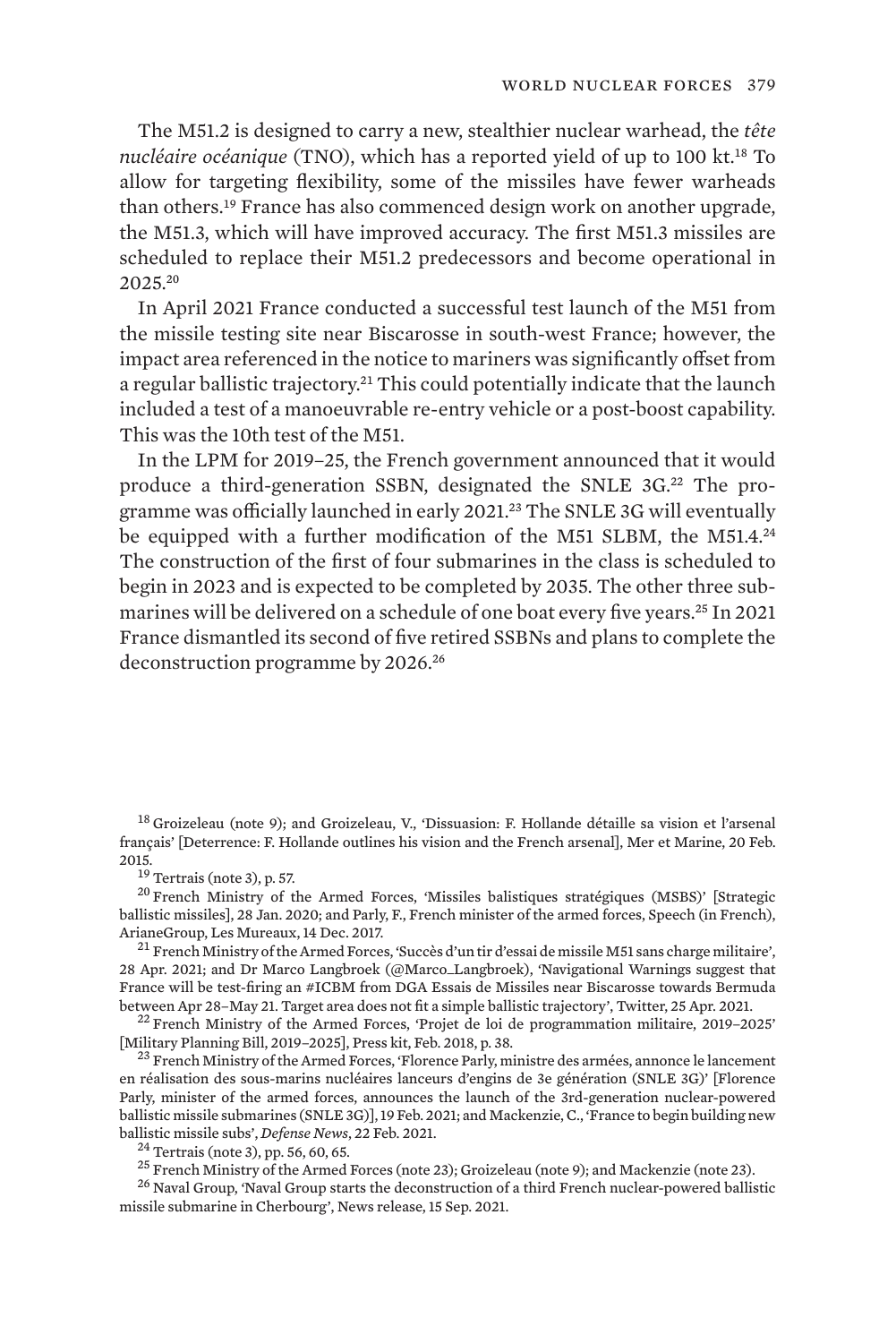The M51.2 is designed to carry a new, stealthier nuclear warhead, the *tête nucléaire océanique* (TNO), which has a reported yield of up to 100 kt.[18] To allow for targeting flexibility, some of the missiles have fewer warheads than others.[19] France has also commenced design work on another upgrade, the M51.3, which will have improved accuracy. The first M51.3 missiles are scheduled to replace their M51.2 predecessors and become operational in 2025.[20]

In April 2021 France conducted a successful test launch of the M51 from the missile testing site near Biscarosse in south-west France; however, the impact area referenced in the notice to mariners was significantly offset from a regular ballistic trajectory.[21] This could potentially indicate that the launch included a test of a manoeuvrable re-entry vehicle or a post-boost capability. This was the 10th test of the M51.

In the LPM for 2019–25, the French government announced that it would produce a third-generation SSBN, designated the SNLE 3G.[22] The programme was officially launched in early 2021.[23] The SNLE 3G will eventually be equipped with a further modification of the M51 SLBM, the M51.4.[24] The construction of the first of four submarines in the class is scheduled to begin in 2023 and is expected to be completed by 2035. The other three submarines will be delivered on a schedule of one boat every five years.[25] In 2021 France dismantled its second of five retired SSBNs and plans to complete the deconstruction programme by 2026.[26]

---

[18] Groizeleau (note 9); and Groizeleau, V., 'Dissuasion: F. Hollande détaille sa vision et l'arsenal français' [Deterrence: F. Hollande outlines his vision and the French arsenal], Mer et Marine, 20 Feb. 2015.

[19] Tertrais (note 3), p. 57.

[20] French Ministry of the Armed Forces, 'Missiles balistiques stratégiques (MSBS)' [Strategic ballistic missiles], 28 Jan. 2020; and Parly, F., French minister of the armed forces, Speech (in French), ArianeGroup, Les Mureaux, 14 Dec. 2017.

[21] French Ministry of the Armed Forces, 'Succès d'un tir d'essai de missile M51 sans charge militaire', 28 Apr. 2021; and Dr Marco Langbroek (@Marco_Langbroek), 'Navigational Warnings suggest that France will be test-firing an #ICBM from DGA Essais de Missiles near Biscarosse towards Bermuda between Apr 28–May 21. Target area does not fit a simple ballistic trajectory', Twitter, 25 Apr. 2021.

[22] French Ministry of the Armed Forces, 'Projet de loi de programmation militaire, 2019–2025' [Military Planning Bill, 2019–2025], Press kit, Feb. 2018, p. 38.

[23] French Ministry of the Armed Forces, 'Florence Parly, ministre des armées, annonce le lancement en réalisation des sous-marins nucléaires lanceurs d'engins de 3e génération (SNLE 3G)' [Florence Parly, minister of the armed forces, announces the launch of the 3rd-generation nuclear-powered ballistic missile submarines (SNLE 3G)], 19 Feb. 2021; and Mackenzie, C., 'France to begin building new ballistic missile subs', *Defense News*, 22 Feb. 2021.

[24] Tertrais (note 3), pp. 56, 60, 65.

[25] French Ministry of the Armed Forces (note 23); Groizeleau (note 9); and Mackenzie (note 23).

[26] Naval Group, 'Naval Group starts the deconstruction of a third French nuclear-powered ballistic missile submarine in Cherbourg', News release, 15 Sep. 2021.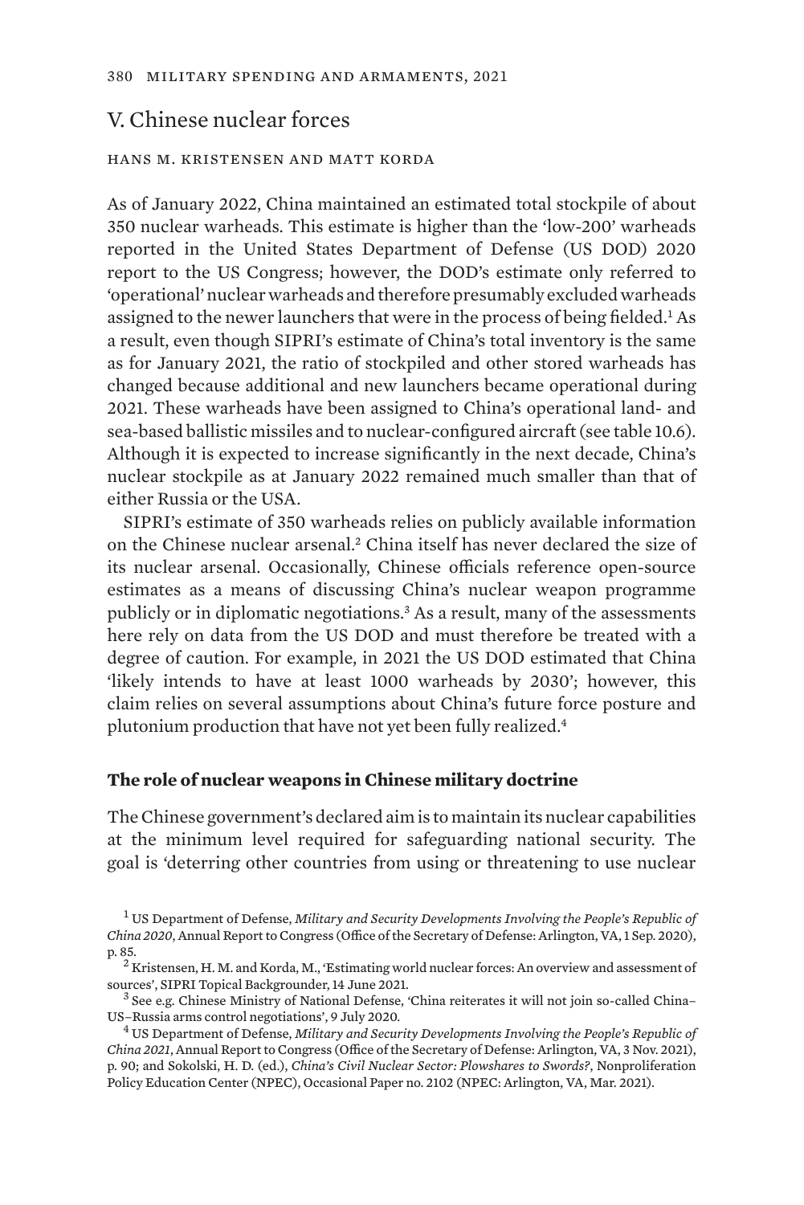## V. Chinese nuclear forces

HANS M. KRISTENSEN AND MATT KORDA

As of January 2022, China maintained an estimated total stockpile of about 350 nuclear warheads. This estimate is higher than the 'low-200' warheads reported in the United States Department of Defense (US DOD) 2020 report to the US Congress; however, the DOD's estimate only referred to 'operational' nuclear warheads and therefore presumably excluded warheads assigned to the newer launchers that were in the process of being fielded.[1] As a result, even though SIPRI's estimate of China's total inventory is the same as for January 2021, the ratio of stockpiled and other stored warheads has changed because additional and new launchers became operational during 2021. These warheads have been assigned to China's operational land- and sea-based ballistic missiles and to nuclear-configured aircraft (see table 10.6). Although it is expected to increase significantly in the next decade, China's nuclear stockpile as at January 2022 remained much smaller than that of either Russia or the USA.

SIPRI's estimate of 350 warheads relies on publicly available information on the Chinese nuclear arsenal.[2] China itself has never declared the size of its nuclear arsenal. Occasionally, Chinese officials reference open-source estimates as a means of discussing China's nuclear weapon programme publicly or in diplomatic negotiations.[3] As a result, many of the assessments here rely on data from the US DOD and must therefore be treated with a degree of caution. For example, in 2021 the US DOD estimated that China 'likely intends to have at least 1000 warheads by 2030'; however, this claim relies on several assumptions about China's future force posture and plutonium production that have not yet been fully realized.[4]

### The role of nuclear weapons in Chinese military doctrine

The Chinese government's declared aim is to maintain its nuclear capabilities at the minimum level required for safeguarding national security. The goal is 'deterring other countries from using or threatening to use nuclear

[1] US Department of Defense, *Military and Security Developments Involving the People's Republic of China 2020*, Annual Report to Congress (Office of the Secretary of Defense: Arlington, VA, 1 Sep. 2020), p. 85.

[2] Kristensen, H. M. and Korda, M., 'Estimating world nuclear forces: An overview and assessment of sources', SIPRI Topical Backgrounder, 14 June 2021.

[3] See e.g. Chinese Ministry of National Defense, 'China reiterates it will not join so-called China–US–Russia arms control negotiations', 9 July 2020.

[4] US Department of Defense, *Military and Security Developments Involving the People's Republic of China 2021*, Annual Report to Congress (Office of the Secretary of Defense: Arlington, VA, 3 Nov. 2021), p. 90; and Sokolski, H. D. (ed.), *China's Civil Nuclear Sector: Plowshares to Swords?*, Nonproliferation Policy Education Center (NPEC), Occasional Paper no. 2102 (NPEC: Arlington, VA, Mar. 2021).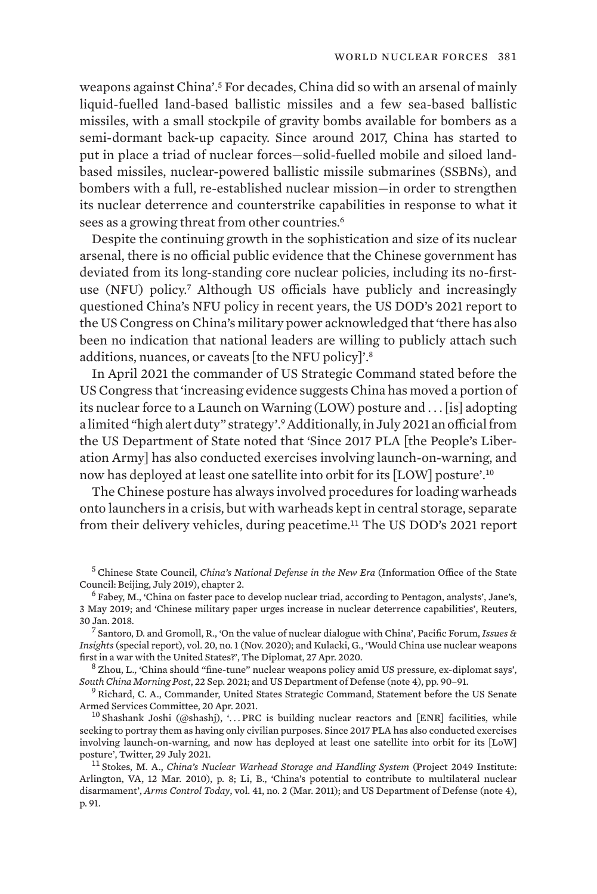weapons against China'.[5] For decades, China did so with an arsenal of mainly liquid-fuelled land-based ballistic missiles and a few sea-based ballistic missiles, with a small stockpile of gravity bombs available for bombers as a semi-dormant back-up capacity. Since around 2017, China has started to put in place a triad of nuclear forces—solid-fuelled mobile and siloed land-based missiles, nuclear-powered ballistic missile submarines (SSBNs), and bombers with a full, re-established nuclear mission—in order to strengthen its nuclear deterrence and counterstrike capabilities in response to what it sees as a growing threat from other countries.[6]

Despite the continuing growth in the sophistication and size of its nuclear arsenal, there is no official public evidence that the Chinese government has deviated from its long-standing core nuclear policies, including its no-first-use (NFU) policy.[7] Although US officials have publicly and increasingly questioned China's NFU policy in recent years, the US DOD's 2021 report to the US Congress on China's military power acknowledged that 'there has also been no indication that national leaders are willing to publicly attach such additions, nuances, or caveats [to the NFU policy]'.[8]

In April 2021 the commander of US Strategic Command stated before the US Congress that 'increasing evidence suggests China has moved a portion of its nuclear force to a Launch on Warning (LOW) posture and . . . [is] adopting a limited "high alert duty" strategy'.[9] Additionally, in July 2021 an official from the US Department of State noted that 'Since 2017 PLA [the People's Liberation Army] has also conducted exercises involving launch-on-warning, and now has deployed at least one satellite into orbit for its [LOW] posture'.[10]

The Chinese posture has always involved procedures for loading warheads onto launchers in a crisis, but with warheads kept in central storage, separate from their delivery vehicles, during peacetime.[11] The US DOD's 2021 report

---

[5] Chinese State Council, *China's National Defense in the New Era* (Information Office of the State Council: Beijing, July 2019), chapter 2.

[6] Fabey, M., 'China on faster pace to develop nuclear triad, according to Pentagon, analysts', Jane's, 3 May 2019; and 'Chinese military paper urges increase in nuclear deterrence capabilities', Reuters, 30 Jan. 2018.

[7] Santoro, D. and Gromoll, R., 'On the value of nuclear dialogue with China', Pacific Forum, *Issues & Insights* (special report), vol. 20, no. 1 (Nov. 2020); and Kulacki, G., 'Would China use nuclear weapons first in a war with the United States?', The Diplomat, 27 Apr. 2020.

[8] Zhou, L., 'China should "fine-tune" nuclear weapons policy amid US pressure, ex-diplomat says', *South China Morning Post*, 22 Sep. 2021; and US Department of Defense (note 4), pp. 90–91.

[9] Richard, C. A., Commander, United States Strategic Command, Statement before the US Senate Armed Services Committee, 20 Apr. 2021.

[10] Shashank Joshi (@shashj), '. . . PRC is building nuclear reactors and [ENR] facilities, while seeking to portray them as having only civilian purposes. Since 2017 PLA has also conducted exercises involving launch-on-warning, and now has deployed at least one satellite into orbit for its [LoW] posture', Twitter, 29 July 2021.

[11] Stokes, M. A., *China's Nuclear Warhead Storage and Handling System* (Project 2049 Institute: Arlington, VA, 12 Mar. 2010), p. 8; Li, B., 'China's potential to contribute to multilateral nuclear disarmament', *Arms Control Today*, vol. 41, no. 2 (Mar. 2011); and US Department of Defense (note 4), p. 91.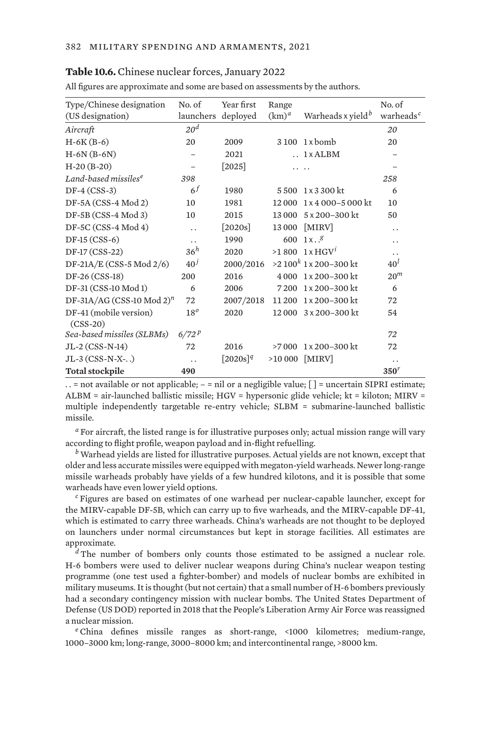**Table 10.6.** Chinese nuclear forces, January 2022

All figures are approximate and some are based on assessments by the authors.

| Type/Chinese designation (US designation) | No. of launchers | Year first deployed | Range (km)[a] | Warheads x yield[b] | No. of warheads[c] |
|---|---|---|---|---|---|
| *Aircraft* | *20*[d] | | | | *20* |
| H-6K (B-6) | 20 | 2009 | 3 100 | 1 x bomb | 20 |
| H-6N (B-6N) | – | 2021 | . . | 1 x ALBM | – |
| H-20 (B-20) | – | [2025] | . . | . . | – |
| *Land-based missiles*[e] | *398* | | | | *258* |
| DF-4 (CSS-3) | 6[f] | 1980 | 5 500 | 1 x 3 300 kt | 6 |
| DF-5A (CSS-4 Mod 2) | 10 | 1981 | 12 000 | 1 x 4 000–5 000 kt | 10 |
| DF-5B (CSS-4 Mod 3) | 10 | 2015 | 13 000 | 5 x 200–300 kt | 50 |
| DF-5C (CSS-4 Mod 4) | . . | [2020s] | 13 000 | [MIRV] | . . |
| DF-15 (CSS-6) | . . | 1990 | 600 | 1 x . .[g] | . . |
| DF-17 (CSS-22) | 36[h] | 2020 | >1 800 | 1 x HGV[i] | . . |
| DF-21A/E (CSS-5 Mod 2/6) | 40[j] | 2000/2016 | >2 100[k] | 1 x 200–300 kt | 40[l] |
| DF-26 (CSS-18) | 200 | 2016 | 4 000 | 1 x 200–300 kt | 20[m] |
| DF-31 (CSS-10 Mod 1) | 6 | 2006 | 7 200 | 1 x 200–300 kt | 6 |
| DF-31A/AG (CSS-10 Mod 2)[n] | 72 | 2007/2018 | 11 200 | 1 x 200–300 kt | 72 |
| DF-41 (mobile version) (CSS-20) | 18[o] | 2020 | 12 000 | 3 x 200–300 kt | 54 |
| *Sea-based missiles (SLBMs)* | *6/72*[p] | | | | *72* |
| JL-2 (CSS-N-14) | 72 | 2016 | >7 000 | 1 x 200–300 kt | 72 |
| JL-3 (CSS-N-X-. .) | . . | [2020s][q] | >10 000 | [MIRV] | . . |
| **Total stockpile** | **490** | | | | **350**[r] |

. . = not available or not applicable; – = nil or a negligible value; [ ] = uncertain SIPRI estimate; ALBM = air-launched ballistic missile; HGV = hypersonic glide vehicle; kt = kiloton; MIRV = multiple independently targetable re-entry vehicle; SLBM = submarine-launched ballistic missile.

[a] For aircraft, the listed range is for illustrative purposes only; actual mission range will vary according to flight profile, weapon payload and in-flight refuelling.

[b] Warhead yields are listed for illustrative purposes. Actual yields are not known, except that older and less accurate missiles were equipped with megaton-yield warheads. Newer long-range missile warheads probably have yields of a few hundred kilotons, and it is possible that some warheads have even lower yield options.

[c] Figures are based on estimates of one warhead per nuclear-capable launcher, except for the MIRV-capable DF-5B, which can carry up to five warheads, and the MIRV-capable DF-41, which is estimated to carry three warheads. China's warheads are not thought to be deployed on launchers under normal circumstances but kept in storage facilities. All estimates are approximate.

[d] The number of bombers only counts those estimated to be assigned a nuclear role. H-6 bombers were used to deliver nuclear weapons during China's nuclear weapon testing programme (one test used a fighter-bomber) and models of nuclear bombs are exhibited in military museums. It is thought (but not certain) that a small number of H-6 bombers previously had a secondary contingency mission with nuclear bombs. The United States Department of Defense (US DOD) reported in 2018 that the People's Liberation Army Air Force was reassigned a nuclear mission.

[e] China defines missile ranges as short-range, <1000 kilometres; medium-range, 1000–3000 km; long-range, 3000–8000 km; and intercontinental range, >8000 km.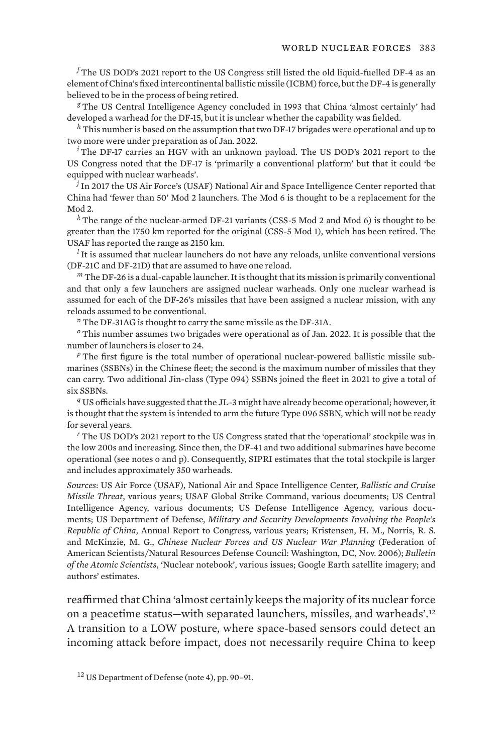[f] The US DOD's 2021 report to the US Congress still listed the old liquid-fuelled DF-4 as an element of China's fixed intercontinental ballistic missile (ICBM) force, but the DF-4 is generally believed to be in the process of being retired.

[g] The US Central Intelligence Agency concluded in 1993 that China 'almost certainly' had developed a warhead for the DF-15, but it is unclear whether the capability was fielded.

[h] This number is based on the assumption that two DF-17 brigades were operational and up to two more were under preparation as of Jan. 2022.

[i] The DF-17 carries an HGV with an unknown payload. The US DOD's 2021 report to the US Congress noted that the DF-17 is 'primarily a conventional platform' but that it could 'be equipped with nuclear warheads'.

[j] In 2017 the US Air Force's (USAF) National Air and Space Intelligence Center reported that China had 'fewer than 50' Mod 2 launchers. The Mod 6 is thought to be a replacement for the Mod 2.

[k] The range of the nuclear-armed DF-21 variants (CSS-5 Mod 2 and Mod 6) is thought to be greater than the 1750 km reported for the original (CSS-5 Mod 1), which has been retired. The USAF has reported the range as 2150 km.

[l] It is assumed that nuclear launchers do not have any reloads, unlike conventional versions (DF-21C and DF-21D) that are assumed to have one reload.

[m] The DF-26 is a dual-capable launcher. It is thought that its mission is primarily conventional and that only a few launchers are assigned nuclear warheads. Only one nuclear warhead is assumed for each of the DF-26's missiles that have been assigned a nuclear mission, with any reloads assumed to be conventional.

[n] The DF-31AG is thought to carry the same missile as the DF-31A.

[o] This number assumes two brigades were operational as of Jan. 2022. It is possible that the number of launchers is closer to 24.

[p] The first figure is the total number of operational nuclear-powered ballistic missile submarines (SSBNs) in the Chinese fleet; the second is the maximum number of missiles that they can carry. Two additional Jin-class (Type 094) SSBNs joined the fleet in 2021 to give a total of six SSBNs.

[q] US officials have suggested that the JL-3 might have already become operational; however, it is thought that the system is intended to arm the future Type 096 SSBN, which will not be ready for several years.

[r] The US DOD's 2021 report to the US Congress stated that the 'operational' stockpile was in the low 200s and increasing. Since then, the DF-41 and two additional submarines have become operational (see notes o and p). Consequently, SIPRI estimates that the total stockpile is larger and includes approximately 350 warheads.

*Sources*: US Air Force (USAF), National Air and Space Intelligence Center, *Ballistic and Cruise Missile Threat*, various years; USAF Global Strike Command, various documents; US Central Intelligence Agency, various documents; US Defense Intelligence Agency, various documents; US Department of Defense, *Military and Security Developments Involving the People's Republic of China*, Annual Report to Congress, various years; Kristensen, H. M., Norris, R. S. and McKinzie, M. G., *Chinese Nuclear Forces and US Nuclear War Planning* (Federation of American Scientists/Natural Resources Defense Council: Washington, DC, Nov. 2006); *Bulletin of the Atomic Scientists*, 'Nuclear notebook', various issues; Google Earth satellite imagery; and authors' estimates.

reaffirmed that China 'almost certainly keeps the majority of its nuclear force on a peacetime status—with separated launchers, missiles, and warheads'.[12] A transition to a LOW posture, where space-based sensors could detect an incoming attack before impact, does not necessarily require China to keep

[12] US Department of Defense (note 4), pp. 90–91.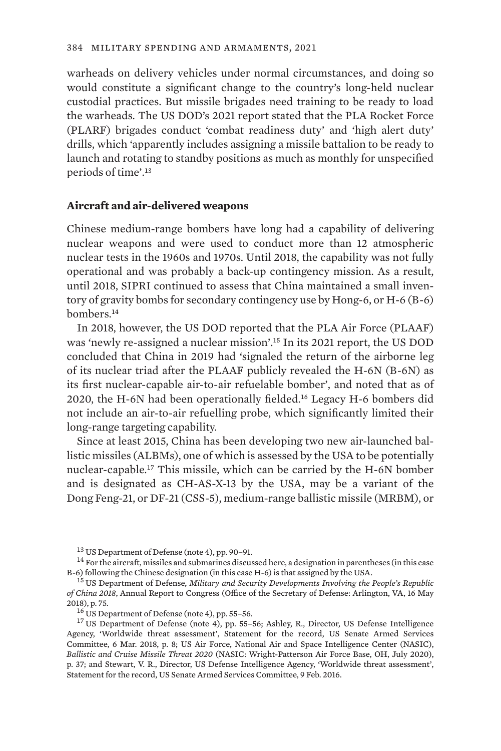warheads on delivery vehicles under normal circumstances, and doing so would constitute a significant change to the country's long-held nuclear custodial practices. But missile brigades need training to be ready to load the warheads. The US DOD's 2021 report stated that the PLA Rocket Force (PLARF) brigades conduct 'combat readiness duty' and 'high alert duty' drills, which 'apparently includes assigning a missile battalion to be ready to launch and rotating to standby positions as much as monthly for unspecified periods of time'.[13]

### Aircraft and air-delivered weapons

Chinese medium-range bombers have long had a capability of delivering nuclear weapons and were used to conduct more than 12 atmospheric nuclear tests in the 1960s and 1970s. Until 2018, the capability was not fully operational and was probably a back-up contingency mission. As a result, until 2018, SIPRI continued to assess that China maintained a small inventory of gravity bombs for secondary contingency use by Hong-6, or H-6 (B-6) bombers.[14]

In 2018, however, the US DOD reported that the PLA Air Force (PLAAF) was 'newly re-assigned a nuclear mission'.[15] In its 2021 report, the US DOD concluded that China in 2019 had 'signaled the return of the airborne leg of its nuclear triad after the PLAAF publicly revealed the H-6N (B-6N) as its first nuclear-capable air-to-air refuelable bomber', and noted that as of 2020, the H-6N had been operationally fielded.[16] Legacy H-6 bombers did not include an air-to-air refuelling probe, which significantly limited their long-range targeting capability.

Since at least 2015, China has been developing two new air-launched ballistic missiles (ALBMs), one of which is assessed by the USA to be potentially nuclear-capable.[17] This missile, which can be carried by the H-6N bomber and is designated as CH-AS-X-13 by the USA, may be a variant of the Dong Feng-21, or DF-21 (CSS-5), medium-range ballistic missile (MRBM), or

[13] US Department of Defense (note 4), pp. 90–91.

[14] For the aircraft, missiles and submarines discussed here, a designation in parentheses (in this case B-6) following the Chinese designation (in this case H-6) is that assigned by the USA.

[15] US Department of Defense, *Military and Security Developments Involving the People's Republic of China 2018*, Annual Report to Congress (Office of the Secretary of Defense: Arlington, VA, 16 May 2018), p. 75.

[16] US Department of Defense (note 4), pp. 55–56.

[17] US Department of Defense (note 4), pp. 55–56; Ashley, R., Director, US Defense Intelligence Agency, 'Worldwide threat assessment', Statement for the record, US Senate Armed Services Committee, 6 Mar. 2018, p. 8; US Air Force, National Air and Space Intelligence Center (NASIC), *Ballistic and Cruise Missile Threat 2020* (NASIC: Wright-Patterson Air Force Base, OH, July 2020), p. 37; and Stewart, V. R., Director, US Defense Intelligence Agency, 'Worldwide threat assessment', Statement for the record, US Senate Armed Services Committee, 9 Feb. 2016.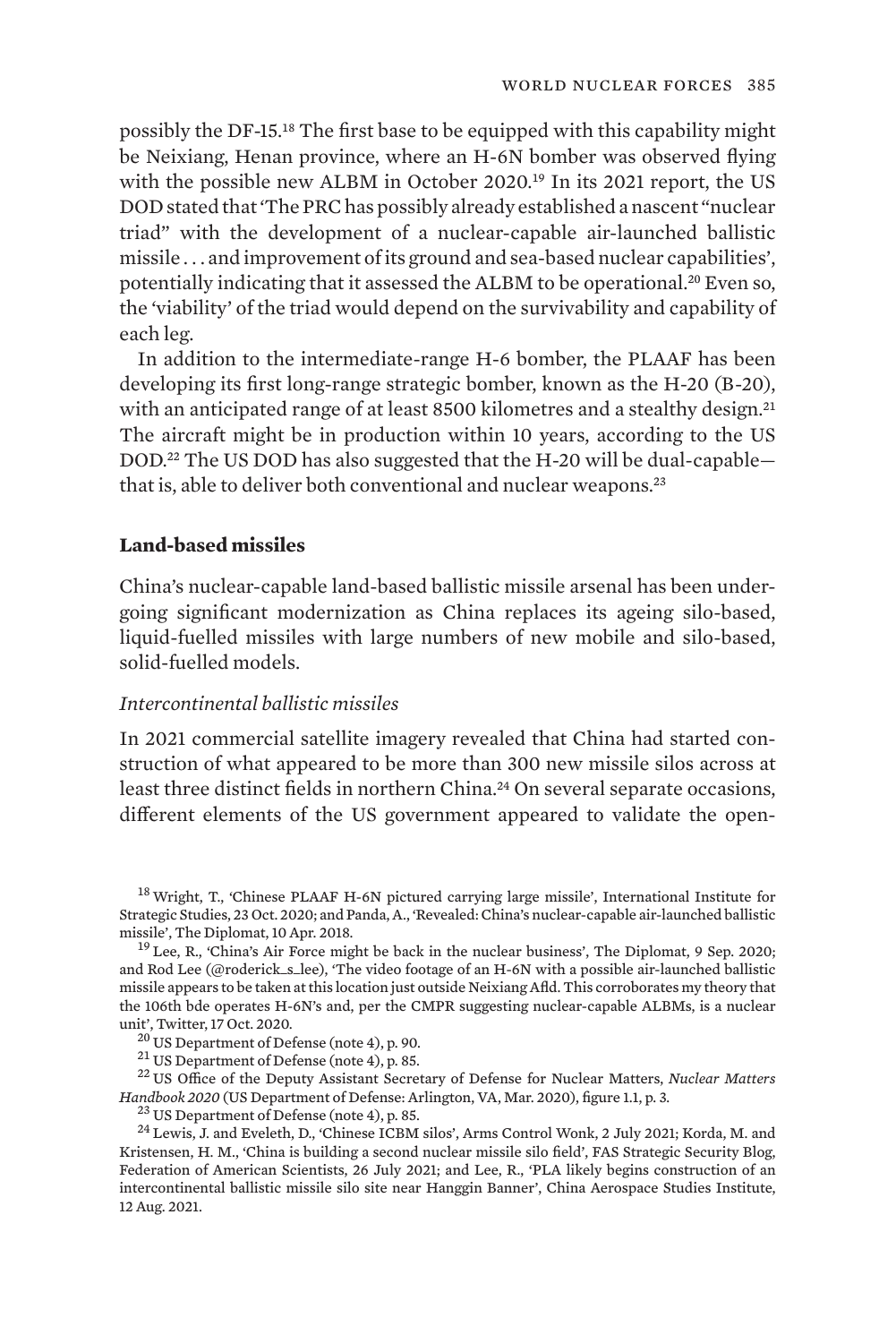possibly the DF-15.[18] The first base to be equipped with this capability might be Neixiang, Henan province, where an H-6N bomber was observed flying with the possible new ALBM in October 2020.[19] In its 2021 report, the US DOD stated that 'The PRC has possibly already established a nascent "nuclear triad" with the development of a nuclear-capable air-launched ballistic missile . . . and improvement of its ground and sea-based nuclear capabilities', potentially indicating that it assessed the ALBM to be operational.[20] Even so, the 'viability' of the triad would depend on the survivability and capability of each leg.

In addition to the intermediate-range H-6 bomber, the PLAAF has been developing its first long-range strategic bomber, known as the H-20 (B-20), with an anticipated range of at least 8500 kilometres and a stealthy design.[21] The aircraft might be in production within 10 years, according to the US DOD.[22] The US DOD has also suggested that the H-20 will be dual-capable—that is, able to deliver both conventional and nuclear weapons.[23]

### Land-based missiles

China's nuclear-capable land-based ballistic missile arsenal has been undergoing significant modernization as China replaces its ageing silo-based, liquid-fuelled missiles with large numbers of new mobile and silo-based, solid-fuelled models.

#### *Intercontinental ballistic missiles*

In 2021 commercial satellite imagery revealed that China had started construction of what appeared to be more than 300 new missile silos across at least three distinct fields in northern China.[24] On several separate occasions, different elements of the US government appeared to validate the open-

[18] Wright, T., 'Chinese PLAAF H-6N pictured carrying large missile', International Institute for Strategic Studies, 23 Oct. 2020; and Panda, A., 'Revealed: China's nuclear-capable air-launched ballistic missile', The Diplomat, 10 Apr. 2018.

[19] Lee, R., 'China's Air Force might be back in the nuclear business', The Diplomat, 9 Sep. 2020; and Rod Lee (@roderick_s_lee), 'The video footage of an H-6N with a possible air-launched ballistic missile appears to be taken at this location just outside Neixiang Afld. This corroborates my theory that the 106th bde operates H-6N's and, per the CMPR suggesting nuclear-capable ALBMs, is a nuclear unit', Twitter, 17 Oct. 2020.

[20] US Department of Defense (note 4), p. 90.

[21] US Department of Defense (note 4), p. 85.

[22] US Office of the Deputy Assistant Secretary of Defense for Nuclear Matters, *Nuclear Matters Handbook 2020* (US Department of Defense: Arlington, VA, Mar. 2020), figure 1.1, p. 3.

[23] US Department of Defense (note 4), p. 85.

[24] Lewis, J. and Eveleth, D., 'Chinese ICBM silos', Arms Control Wonk, 2 July 2021; Korda, M. and Kristensen, H. M., 'China is building a second nuclear missile silo field', FAS Strategic Security Blog, Federation of American Scientists, 26 July 2021; and Lee, R., 'PLA likely begins construction of an intercontinental ballistic missile silo site near Hanggin Banner', China Aerospace Studies Institute, 12 Aug. 2021.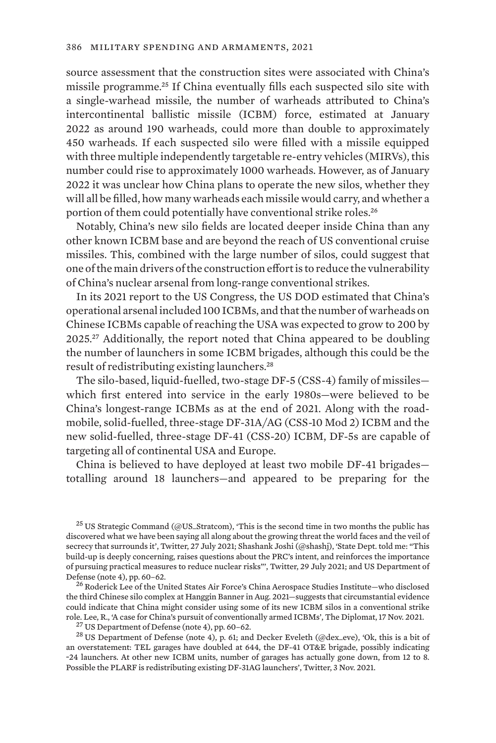source assessment that the construction sites were associated with China's missile programme.[25] If China eventually fills each suspected silo site with a single-warhead missile, the number of warheads attributed to China's intercontinental ballistic missile (ICBM) force, estimated at January 2022 as around 190 warheads, could more than double to approximately 450 warheads. If each suspected silo were filled with a missile equipped with three multiple independently targetable re-entry vehicles (MIRVs), this number could rise to approximately 1000 warheads. However, as of January 2022 it was unclear how China plans to operate the new silos, whether they will all be filled, how many warheads each missile would carry, and whether a portion of them could potentially have conventional strike roles.[26]

Notably, China's new silo fields are located deeper inside China than any other known ICBM base and are beyond the reach of US conventional cruise missiles. This, combined with the large number of silos, could suggest that one of the main drivers of the construction effort is to reduce the vulnerability of China's nuclear arsenal from long-range conventional strikes.

In its 2021 report to the US Congress, the US DOD estimated that China's operational arsenal included 100 ICBMs, and that the number of warheads on Chinese ICBMs capable of reaching the USA was expected to grow to 200 by 2025.[27] Additionally, the report noted that China appeared to be doubling the number of launchers in some ICBM brigades, although this could be the result of redistributing existing launchers.[28]

The silo-based, liquid-fuelled, two-stage DF-5 (CSS-4) family of missiles—which first entered into service in the early 1980s—were believed to be China's longest-range ICBMs as at the end of 2021. Along with the road-mobile, solid-fuelled, three-stage DF-31A/AG (CSS-10 Mod 2) ICBM and the new solid-fuelled, three-stage DF-41 (CSS-20) ICBM, DF-5s are capable of targeting all of continental USA and Europe.

China is believed to have deployed at least two mobile DF-41 brigades—totalling around 18 launchers—and appeared to be preparing for the

[25] US Strategic Command (@US_Stratcom), 'This is the second time in two months the public has discovered what we have been saying all along about the growing threat the world faces and the veil of secrecy that surrounds it', Twitter, 27 July 2021; Shashank Joshi (@shashj), 'State Dept. told me: "This build-up is deeply concerning, raises questions about the PRC's intent, and reinforces the importance of pursuing practical measures to reduce nuclear risks"', Twitter, 29 July 2021; and US Department of Defense (note 4), pp. 60–62.

[26] Roderick Lee of the United States Air Force's China Aerospace Studies Institute—who disclosed the third Chinese silo complex at Hanggin Banner in Aug. 2021—suggests that circumstantial evidence could indicate that China might consider using some of its new ICBM silos in a conventional strike role. Lee, R., 'A case for China's pursuit of conventionally armed ICBMs', The Diplomat, 17 Nov. 2021.

[27] US Department of Defense (note 4), pp. 60–62.

[28] US Department of Defense (note 4), p. 61; and Decker Eveleth (@dex_eve), 'Ok, this is a bit of an overstatement: TEL garages have doubled at 644, the DF-41 OT&E brigade, possibly indicating ~24 launchers. At other new ICBM units, number of garages has actually gone down, from 12 to 8. Possible the PLARF is redistributing existing DF-31AG launchers', Twitter, 3 Nov. 2021.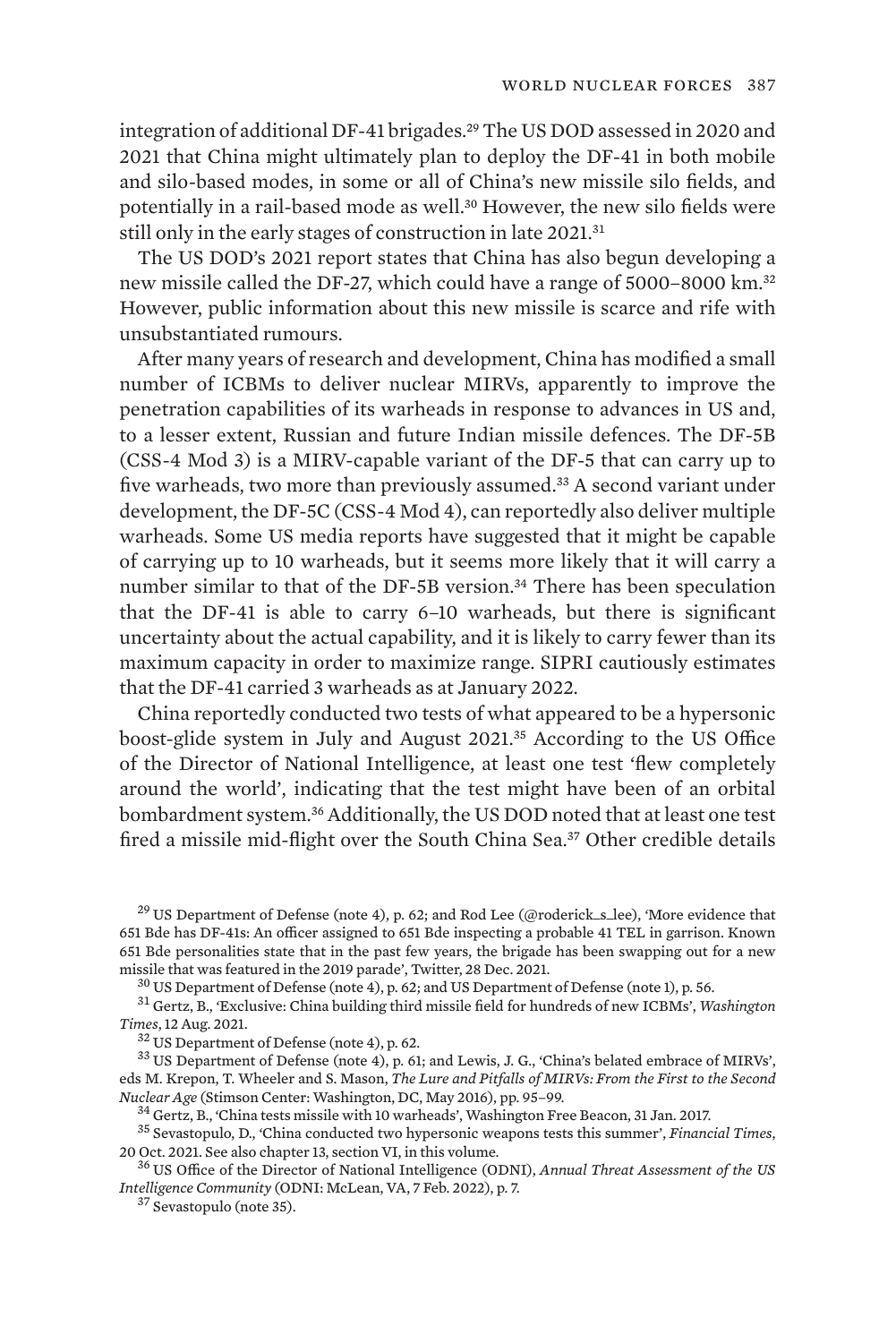integration of additional DF-41 brigades.[29] The US DOD assessed in 2020 and 2021 that China might ultimately plan to deploy the DF-41 in both mobile and silo-based modes, in some or all of China's new missile silo fields, and potentially in a rail-based mode as well.[30] However, the new silo fields were still only in the early stages of construction in late 2021.[31]

The US DOD's 2021 report states that China has also begun developing a new missile called the DF-27, which could have a range of 5000–8000 km.[32] However, public information about this new missile is scarce and rife with unsubstantiated rumours.

After many years of research and development, China has modified a small number of ICBMs to deliver nuclear MIRVs, apparently to improve the penetration capabilities of its warheads in response to advances in US and, to a lesser extent, Russian and future Indian missile defences. The DF-5B (CSS-4 Mod 3) is a MIRV-capable variant of the DF-5 that can carry up to five warheads, two more than previously assumed.[33] A second variant under development, the DF-5C (CSS-4 Mod 4), can reportedly also deliver multiple warheads. Some US media reports have suggested that it might be capable of carrying up to 10 warheads, but it seems more likely that it will carry a number similar to that of the DF-5B version.[34] There has been speculation that the DF-41 is able to carry 6–10 warheads, but there is significant uncertainty about the actual capability, and it is likely to carry fewer than its maximum capacity in order to maximize range. SIPRI cautiously estimates that the DF-41 carried 3 warheads as at January 2022.

China reportedly conducted two tests of what appeared to be a hypersonic boost-glide system in July and August 2021.[35] According to the US Office of the Director of National Intelligence, at least one test 'flew completely around the world', indicating that the test might have been of an orbital bombardment system.[36] Additionally, the US DOD noted that at least one test fired a missile mid-flight over the South China Sea.[37] Other credible details

---

[29] US Department of Defense (note 4), p. 62; and Rod Lee (@roderick_s_lee), 'More evidence that 651 Bde has DF-41s: An officer assigned to 651 Bde inspecting a probable 41 TEL in garrison. Known 651 Bde personalities state that in the past few years, the brigade has been swapping out for a new missile that was featured in the 2019 parade', Twitter, 28 Dec. 2021.

[30] US Department of Defense (note 4), p. 62; and US Department of Defense (note 1), p. 56.

[31] Gertz, B., 'Exclusive: China building third missile field for hundreds of new ICBMs', *Washington Times*, 12 Aug. 2021.

[32] US Department of Defense (note 4), p. 62.

[33] US Department of Defense (note 4), p. 61; and Lewis, J. G., 'China's belated embrace of MIRVs', eds M. Krepon, T. Wheeler and S. Mason, *The Lure and Pitfalls of MIRVs: From the First to the Second Nuclear Age* (Stimson Center: Washington, DC, May 2016), pp. 95–99.

[34] Gertz, B., 'China tests missile with 10 warheads', Washington Free Beacon, 31 Jan. 2017.

[35] Sevastopulo, D., 'China conducted two hypersonic weapons tests this summer', *Financial Times*, 20 Oct. 2021. See also chapter 13, section VI, in this volume.

[36] US Office of the Director of National Intelligence (ODNI), *Annual Threat Assessment of the US Intelligence Community* (ODNI: McLean, VA, 7 Feb. 2022), p. 7.

[37] Sevastopulo (note 35).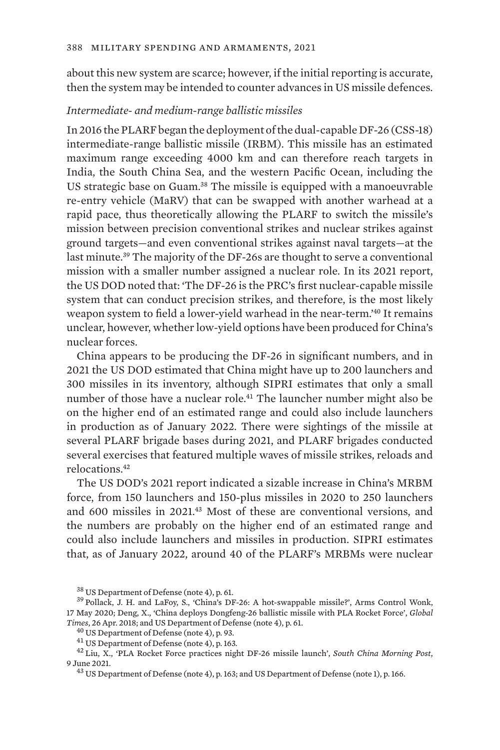about this new system are scarce; however, if the initial reporting is accurate, then the system may be intended to counter advances in US missile defences.

### *Intermediate- and medium-range ballistic missiles*

In 2016 the PLARF began the deployment of the dual-capable DF-26 (CSS-18) intermediate-range ballistic missile (IRBM). This missile has an estimated maximum range exceeding 4000 km and can therefore reach targets in India, the South China Sea, and the western Pacific Ocean, including the US strategic base on Guam.[38] The missile is equipped with a manoeuvrable re-entry vehicle (MaRV) that can be swapped with another warhead at a rapid pace, thus theoretically allowing the PLARF to switch the missile's mission between precision conventional strikes and nuclear strikes against ground targets—and even conventional strikes against naval targets—at the last minute.[39] The majority of the DF-26s are thought to serve a conventional mission with a smaller number assigned a nuclear role. In its 2021 report, the US DOD noted that: 'The DF-26 is the PRC's first nuclear-capable missile system that can conduct precision strikes, and therefore, is the most likely weapon system to field a lower-yield warhead in the near-term.'[40] It remains unclear, however, whether low-yield options have been produced for China's nuclear forces.

China appears to be producing the DF-26 in significant numbers, and in 2021 the US DOD estimated that China might have up to 200 launchers and 300 missiles in its inventory, although SIPRI estimates that only a small number of those have a nuclear role.[41] The launcher number might also be on the higher end of an estimated range and could also include launchers in production as of January 2022. There were sightings of the missile at several PLARF brigade bases during 2021, and PLARF brigades conducted several exercises that featured multiple waves of missile strikes, reloads and relocations.[42]

The US DOD's 2021 report indicated a sizable increase in China's MRBM force, from 150 launchers and 150-plus missiles in 2020 to 250 launchers and 600 missiles in 2021.[43] Most of these are conventional versions, and the numbers are probably on the higher end of an estimated range and could also include launchers and missiles in production. SIPRI estimates that, as of January 2022, around 40 of the PLARF's MRBMs were nuclear

[38] US Department of Defense (note 4), p. 61.

[39] Pollack, J. H. and LaFoy, S., 'China's DF-26: A hot-swappable missile?', Arms Control Wonk, 17 May 2020; Deng, X., 'China deploys Dongfeng-26 ballistic missile with PLA Rocket Force', *Global Times*, 26 Apr. 2018; and US Department of Defense (note 4), p. 61.

[40] US Department of Defense (note 4), p. 93.

[41] US Department of Defense (note 4), p. 163.

[42] Liu, X., 'PLA Rocket Force practices night DF-26 missile launch', *South China Morning Post*, 9 June 2021.

[43] US Department of Defense (note 4), p. 163; and US Department of Defense (note 1), p. 166.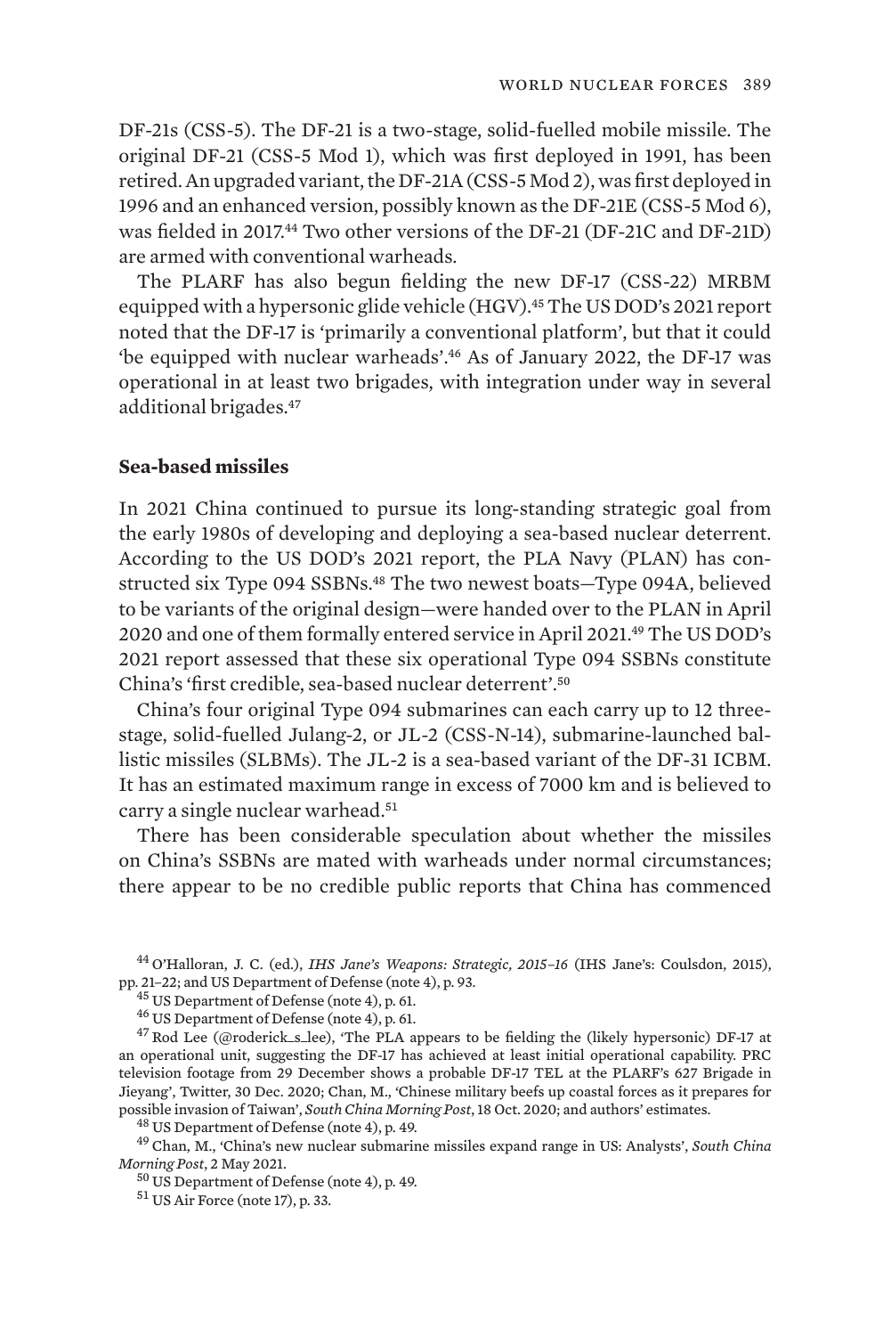DF-21s (CSS-5). The DF-21 is a two-stage, solid-fuelled mobile missile. The original DF-21 (CSS-5 Mod 1), which was first deployed in 1991, has been retired. An upgraded variant, the DF-21A (CSS-5 Mod 2), was first deployed in 1996 and an enhanced version, possibly known as the DF-21E (CSS-5 Mod 6), was fielded in 2017.[44] Two other versions of the DF-21 (DF-21C and DF-21D) are armed with conventional warheads.

The PLARF has also begun fielding the new DF-17 (CSS-22) MRBM equipped with a hypersonic glide vehicle (HGV).[45] The US DOD's 2021 report noted that the DF-17 is 'primarily a conventional platform', but that it could 'be equipped with nuclear warheads'.[46] As of January 2022, the DF-17 was operational in at least two brigades, with integration under way in several additional brigades.[47]

### Sea-based missiles

In 2021 China continued to pursue its long-standing strategic goal from the early 1980s of developing and deploying a sea-based nuclear deterrent. According to the US DOD's 2021 report, the PLA Navy (PLAN) has constructed six Type 094 SSBNs.[48] The two newest boats—Type 094A, believed to be variants of the original design—were handed over to the PLAN in April 2020 and one of them formally entered service in April 2021.[49] The US DOD's 2021 report assessed that these six operational Type 094 SSBNs constitute China's 'first credible, sea-based nuclear deterrent'.[50]

China's four original Type 094 submarines can each carry up to 12 three-stage, solid-fuelled Julang-2, or JL-2 (CSS-N-14), submarine-launched ballistic missiles (SLBMs). The JL-2 is a sea-based variant of the DF-31 ICBM. It has an estimated maximum range in excess of 7000 km and is believed to carry a single nuclear warhead.[51]

There has been considerable speculation about whether the missiles on China's SSBNs are mated with warheads under normal circumstances; there appear to be no credible public reports that China has commenced

---

[44] O'Halloran, J. C. (ed.), *IHS Jane's Weapons: Strategic, 2015–16* (IHS Jane's: Coulsdon, 2015), pp. 21–22; and US Department of Defense (note 4), p. 93.

[45] US Department of Defense (note 4), p. 61.

[46] US Department of Defense (note 4), p. 61.

[47] Rod Lee (@roderick_s_lee), 'The PLA appears to be fielding the (likely hypersonic) DF-17 at an operational unit, suggesting the DF-17 has achieved at least initial operational capability. PRC television footage from 29 December shows a probable DF-17 TEL at the PLARF's 627 Brigade in Jieyang', Twitter, 30 Dec. 2020; Chan, M., 'Chinese military beefs up coastal forces as it prepares for possible invasion of Taiwan', *South China Morning Post*, 18 Oct. 2020; and authors' estimates.

[48] US Department of Defense (note 4), p. 49.

[49] Chan, M., 'China's new nuclear submarine missiles expand range in US: Analysts', *South China Morning Post*, 2 May 2021.

[50] US Department of Defense (note 4), p. 49.

[51] US Air Force (note 17), p. 33.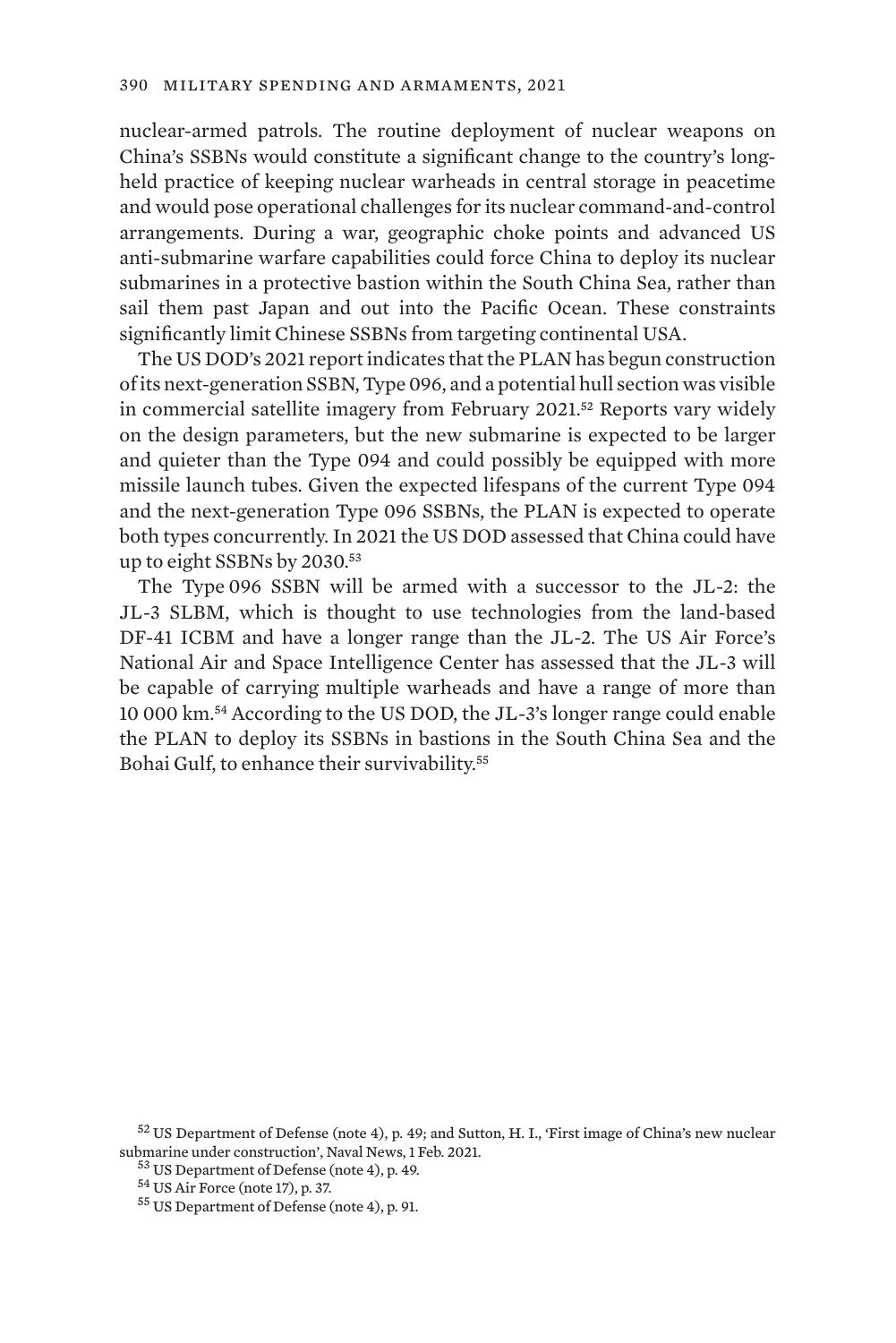nuclear-armed patrols. The routine deployment of nuclear weapons on China's SSBNs would constitute a significant change to the country's long-held practice of keeping nuclear warheads in central storage in peacetime and would pose operational challenges for its nuclear command-and-control arrangements. During a war, geographic choke points and advanced US anti-submarine warfare capabilities could force China to deploy its nuclear submarines in a protective bastion within the South China Sea, rather than sail them past Japan and out into the Pacific Ocean. These constraints significantly limit Chinese SSBNs from targeting continental USA.

The US DOD's 2021 report indicates that the PLAN has begun construction of its next-generation SSBN, Type 096, and a potential hull section was visible in commercial satellite imagery from February 2021.[52] Reports vary widely on the design parameters, but the new submarine is expected to be larger and quieter than the Type 094 and could possibly be equipped with more missile launch tubes. Given the expected lifespans of the current Type 094 and the next-generation Type 096 SSBNs, the PLAN is expected to operate both types concurrently. In 2021 the US DOD assessed that China could have up to eight SSBNs by 2030.[53]

The Type 096 SSBN will be armed with a successor to the JL-2: the JL-3 SLBM, which is thought to use technologies from the land-based DF-41 ICBM and have a longer range than the JL-2. The US Air Force's National Air and Space Intelligence Center has assessed that the JL-3 will be capable of carrying multiple warheads and have a range of more than 10 000 km.[54] According to the US DOD, the JL-3's longer range could enable the PLAN to deploy its SSBNs in bastions in the South China Sea and the Bohai Gulf, to enhance their survivability.[55]

[52] US Department of Defense (note 4), p. 49; and Sutton, H. I., 'First image of China's new nuclear submarine under construction', Naval News, 1 Feb. 2021.

[53] US Department of Defense (note 4), p. 49.

[54] US Air Force (note 17), p. 37.

[55] US Department of Defense (note 4), p. 91.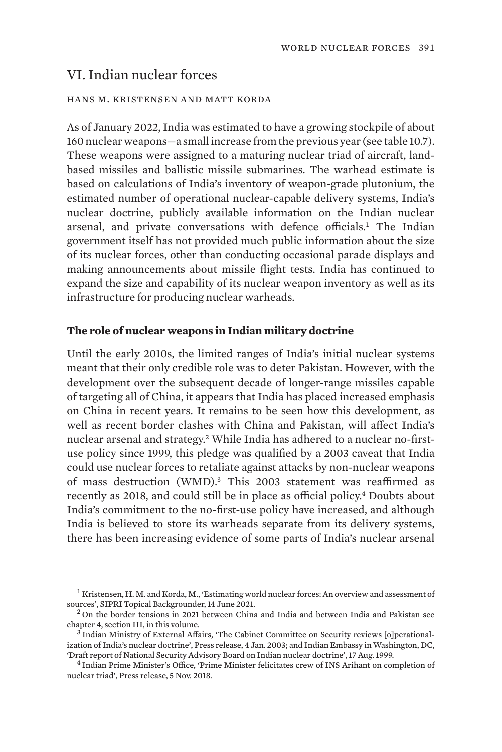## VI. Indian nuclear forces

HANS M. KRISTENSEN AND MATT KORDA

As of January 2022, India was estimated to have a growing stockpile of about 160 nuclear weapons—a small increase from the previous year (see table 10.7). These weapons were assigned to a maturing nuclear triad of aircraft, land-based missiles and ballistic missile submarines. The warhead estimate is based on calculations of India's inventory of weapon-grade plutonium, the estimated number of operational nuclear-capable delivery systems, India's nuclear doctrine, publicly available information on the Indian nuclear arsenal, and private conversations with defence officials.[1] The Indian government itself has not provided much public information about the size of its nuclear forces, other than conducting occasional parade displays and making announcements about missile flight tests. India has continued to expand the size and capability of its nuclear weapon inventory as well as its infrastructure for producing nuclear warheads.

### The role of nuclear weapons in Indian military doctrine

Until the early 2010s, the limited ranges of India's initial nuclear systems meant that their only credible role was to deter Pakistan. However, with the development over the subsequent decade of longer-range missiles capable of targeting all of China, it appears that India has placed increased emphasis on China in recent years. It remains to be seen how this development, as well as recent border clashes with China and Pakistan, will affect India's nuclear arsenal and strategy.[2] While India has adhered to a nuclear no-first-use policy since 1999, this pledge was qualified by a 2003 caveat that India could use nuclear forces to retaliate against attacks by non-nuclear weapons of mass destruction (WMD).[3] This 2003 statement was reaffirmed as recently as 2018, and could still be in place as official policy.[4] Doubts about India's commitment to the no-first-use policy have increased, and although India is believed to store its warheads separate from its delivery systems, there has been increasing evidence of some parts of India's nuclear arsenal

---

[1] Kristensen, H. M. and Korda, M., 'Estimating world nuclear forces: An overview and assessment of sources', SIPRI Topical Backgrounder, 14 June 2021.

[2] On the border tensions in 2021 between China and India and between India and Pakistan see chapter 4, section III, in this volume.

[3] Indian Ministry of External Affairs, 'The Cabinet Committee on Security reviews [o]perationalization of India's nuclear doctrine', Press release, 4 Jan. 2003; and Indian Embassy in Washington, DC, 'Draft report of National Security Advisory Board on Indian nuclear doctrine', 17 Aug. 1999.

[4] Indian Prime Minister's Office, 'Prime Minister felicitates crew of INS Arihant on completion of nuclear triad', Press release, 5 Nov. 2018.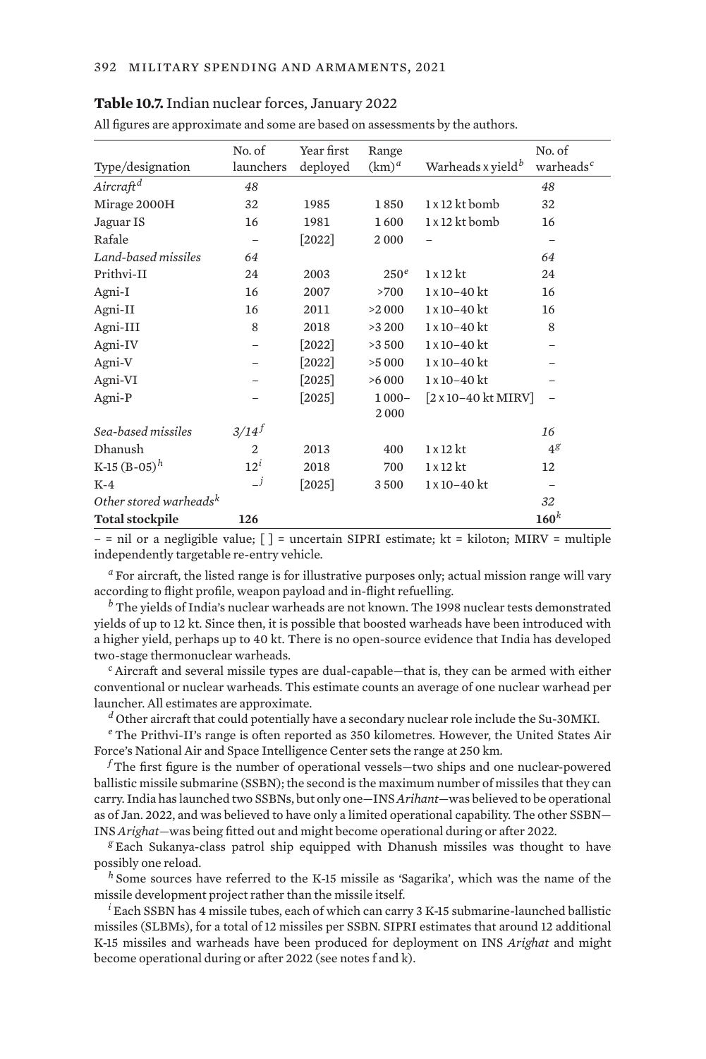**Table 10.7.** Indian nuclear forces, January 2022

All figures are approximate and some are based on assessments by the authors.

| Type/designation | No. of launchers | Year first deployed | Range (km)[a] | Warheads x yield[b] | No. of warheads[c] |
|---|---|---|---|---|---|
| *Aircraft*[d] | *48* | | | | *48* |
| Mirage 2000H | 32 | 1985 | 1 850 | 1 x 12 kt bomb | 32 |
| Jaguar IS | 16 | 1981 | 1 600 | 1 x 12 kt bomb | 16 |
| Rafale | – | [2022] | 2 000 | – | – |
| *Land-based missiles* | *64* | | | | *64* |
| Prithvi-II | 24 | 2003 | 250[e] | 1 x 12 kt | 24 |
| Agni-I | 16 | 2007 | >700 | 1 x 10–40 kt | 16 |
| Agni-II | 16 | 2011 | >2 000 | 1 x 10–40 kt | 16 |
| Agni-III | 8 | 2018 | >3 200 | 1 x 10–40 kt | 8 |
| Agni-IV | – | [2022] | >3 500 | 1 x 10–40 kt | – |
| Agni-V | – | [2022] | >5 000 | 1 x 10–40 kt | – |
| Agni-VI | – | [2025] | >6 000 | 1 x 10–40 kt | – |
| Agni-P | – | [2025] | 1 000–2 000 | [2 x 10–40 kt MIRV] | – |
| *Sea-based missiles* | *3/14*[f] | | | | *16* |
| Dhanush | 2 | 2013 | 400 | 1 x 12 kt | 4[g] |
| K-15 (B-05)[h] | 12[i] | 2018 | 700 | 1 x 12 kt | 12 |
| K-4 | –[j] | [2025] | 3 500 | 1 x 10–40 kt | – |
| *Other stored warheads*[k] | | | | | *32* |
| **Total stockpile** | **126** | | | | **160**[k] |

– = nil or a negligible value; [ ] = uncertain SIPRI estimate; kt = kiloton; MIRV = multiple independently targetable re-entry vehicle.

[a] For aircraft, the listed range is for illustrative purposes only; actual mission range will vary according to flight profile, weapon payload and in-flight refuelling.

[b] The yields of India's nuclear warheads are not known. The 1998 nuclear tests demonstrated yields of up to 12 kt. Since then, it is possible that boosted warheads have been introduced with a higher yield, perhaps up to 40 kt. There is no open-source evidence that India has developed two-stage thermonuclear warheads.

[c] Aircraft and several missile types are dual-capable—that is, they can be armed with either conventional or nuclear warheads. This estimate counts an average of one nuclear warhead per launcher. All estimates are approximate.

[d] Other aircraft that could potentially have a secondary nuclear role include the Su-30MKI.

[e] The Prithvi-II's range is often reported as 350 kilometres. However, the United States Air Force's National Air and Space Intelligence Center sets the range at 250 km.

[f] The first figure is the number of operational vessels—two ships and one nuclear-powered ballistic missile submarine (SSBN); the second is the maximum number of missiles that they can carry. India has launched two SSBNs, but only one—INS *Arihant*—was believed to be operational as of Jan. 2022, and was believed to have only a limited operational capability. The other SSBN—INS *Arighat*—was being fitted out and might become operational during or after 2022.

[g] Each Sukanya-class patrol ship equipped with Dhanush missiles was thought to have possibly one reload.

[h] Some sources have referred to the K-15 missile as 'Sagarika', which was the name of the missile development project rather than the missile itself.

[i] Each SSBN has 4 missile tubes, each of which can carry 3 K-15 submarine-launched ballistic missiles (SLBMs), for a total of 12 missiles per SSBN. SIPRI estimates that around 12 additional K-15 missiles and warheads have been produced for deployment on INS *Arighat* and might become operational during or after 2022 (see notes f and k).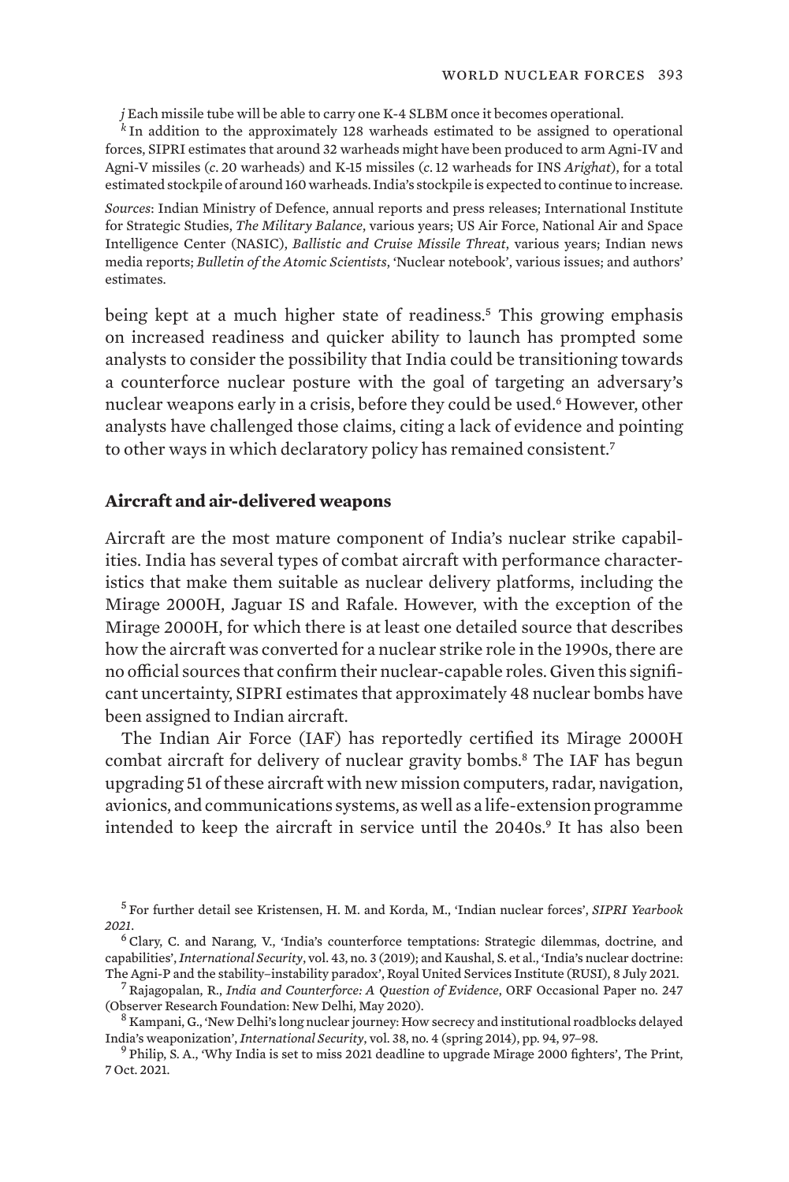*j* Each missile tube will be able to carry one K-4 SLBM once it becomes operational.

*k* In addition to the approximately 128 warheads estimated to be assigned to operational forces, SIPRI estimates that around 32 warheads might have been produced to arm Agni-IV and Agni-V missiles (*c*. 20 warheads) and K-15 missiles (*c*. 12 warheads for INS *Arighat*), for a total estimated stockpile of around 160 warheads. India's stockpile is expected to continue to increase.

*Sources*: Indian Ministry of Defence, annual reports and press releases; International Institute for Strategic Studies, *The Military Balance*, various years; US Air Force, National Air and Space Intelligence Center (NASIC), *Ballistic and Cruise Missile Threat*, various years; Indian news media reports; *Bulletin of the Atomic Scientists*, 'Nuclear notebook', various issues; and authors' estimates.

being kept at a much higher state of readiness.[5] This growing emphasis on increased readiness and quicker ability to launch has prompted some analysts to consider the possibility that India could be transitioning towards a counterforce nuclear posture with the goal of targeting an adversary's nuclear weapons early in a crisis, before they could be used.[6] However, other analysts have challenged those claims, citing a lack of evidence and pointing to other ways in which declaratory policy has remained consistent.[7]

### Aircraft and air-delivered weapons

Aircraft are the most mature component of India's nuclear strike capabilities. India has several types of combat aircraft with performance characteristics that make them suitable as nuclear delivery platforms, including the Mirage 2000H, Jaguar IS and Rafale. However, with the exception of the Mirage 2000H, for which there is at least one detailed source that describes how the aircraft was converted for a nuclear strike role in the 1990s, there are no official sources that confirm their nuclear-capable roles. Given this significant uncertainty, SIPRI estimates that approximately 48 nuclear bombs have been assigned to Indian aircraft.

The Indian Air Force (IAF) has reportedly certified its Mirage 2000H combat aircraft for delivery of nuclear gravity bombs.[8] The IAF has begun upgrading 51 of these aircraft with new mission computers, radar, navigation, avionics, and communications systems, as well as a life-extension programme intended to keep the aircraft in service until the 2040s.[9] It has also been

[5] For further detail see Kristensen, H. M. and Korda, M., 'Indian nuclear forces', *SIPRI Yearbook 2021*.

[6] Clary, C. and Narang, V., 'India's counterforce temptations: Strategic dilemmas, doctrine, and capabilities', *International Security*, vol. 43, no. 3 (2019); and Kaushal, S. et al., 'India's nuclear doctrine: The Agni-P and the stability–instability paradox', Royal United Services Institute (RUSI), 8 July 2021.

[7] Rajagopalan, R., *India and Counterforce: A Question of Evidence*, ORF Occasional Paper no. 247 (Observer Research Foundation: New Delhi, May 2020).

[8] Kampani, G., 'New Delhi's long nuclear journey: How secrecy and institutional roadblocks delayed India's weaponization', *International Security*, vol. 38, no. 4 (spring 2014), pp. 94, 97–98.

[9] Philip, S. A., 'Why India is set to miss 2021 deadline to upgrade Mirage 2000 fighters', The Print, 7 Oct. 2021.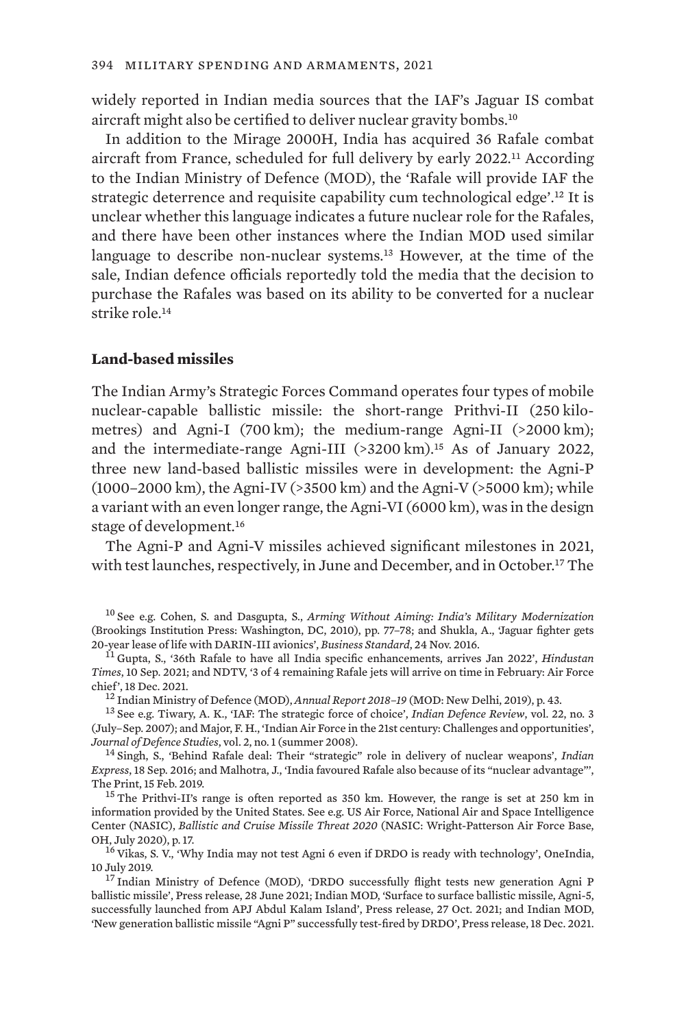widely reported in Indian media sources that the IAF's Jaguar IS combat aircraft might also be certified to deliver nuclear gravity bombs.[10]

In addition to the Mirage 2000H, India has acquired 36 Rafale combat aircraft from France, scheduled for full delivery by early 2022.[11] According to the Indian Ministry of Defence (MOD), the 'Rafale will provide IAF the strategic deterrence and requisite capability cum technological edge'.[12] It is unclear whether this language indicates a future nuclear role for the Rafales, and there have been other instances where the Indian MOD used similar language to describe non-nuclear systems.[13] However, at the time of the sale, Indian defence officials reportedly told the media that the decision to purchase the Rafales was based on its ability to be converted for a nuclear strike role.[14]

### Land-based missiles

The Indian Army's Strategic Forces Command operates four types of mobile nuclear-capable ballistic missile: the short-range Prithvi-II (250 kilometres) and Agni-I (700 km); the medium-range Agni-II (>2000 km); and the intermediate-range Agni-III (>3200 km).[15] As of January 2022, three new land-based ballistic missiles were in development: the Agni-P (1000–2000 km), the Agni-IV (>3500 km) and the Agni-V (>5000 km); while a variant with an even longer range, the Agni-VI (6000 km), was in the design stage of development.[16]

The Agni-P and Agni-V missiles achieved significant milestones in 2021, with test launches, respectively, in June and December, and in October.[17] The

---

[10] See e.g. Cohen, S. and Dasgupta, S., *Arming Without Aiming: India's Military Modernization* (Brookings Institution Press: Washington, DC, 2010), pp. 77–78; and Shukla, A., 'Jaguar fighter gets 20-year lease of life with DARIN-III avionics', *Business Standard*, 24 Nov. 2016.

[11] Gupta, S., '36th Rafale to have all India specific enhancements, arrives Jan 2022', *Hindustan Times*, 10 Sep. 2021; and NDTV, '3 of 4 remaining Rafale jets will arrive on time in February: Air Force chief', 18 Dec. 2021.

[12] Indian Ministry of Defence (MOD), *Annual Report 2018–19* (MOD: New Delhi, 2019), p. 43.

[13] See e.g. Tiwary, A. K., 'IAF: The strategic force of choice', *Indian Defence Review*, vol. 22, no. 3 (July–Sep. 2007); and Major, F. H., 'Indian Air Force in the 21st century: Challenges and opportunities', *Journal of Defence Studies*, vol. 2, no. 1 (summer 2008).

[14] Singh, S., 'Behind Rafale deal: Their "strategic" role in delivery of nuclear weapons', *Indian Express*, 18 Sep. 2016; and Malhotra, J., 'India favoured Rafale also because of its "nuclear advantage"', The Print, 15 Feb. 2019.

[15] The Prithvi-II's range is often reported as 350 km. However, the range is set at 250 km in information provided by the United States. See e.g. US Air Force, National Air and Space Intelligence Center (NASIC), *Ballistic and Cruise Missile Threat 2020* (NASIC: Wright-Patterson Air Force Base, OH, July 2020), p. 17.

[16] Vikas, S. V., 'Why India may not test Agni 6 even if DRDO is ready with technology', OneIndia, 10 July 2019.

[17] Indian Ministry of Defence (MOD), 'DRDO successfully flight tests new generation Agni P ballistic missile', Press release, 28 June 2021; Indian MOD, 'Surface to surface ballistic missile, Agni-5, successfully launched from APJ Abdul Kalam Island', Press release, 27 Oct. 2021; and Indian MOD, 'New generation ballistic missile "Agni P" successfully test-fired by DRDO', Press release, 18 Dec. 2021.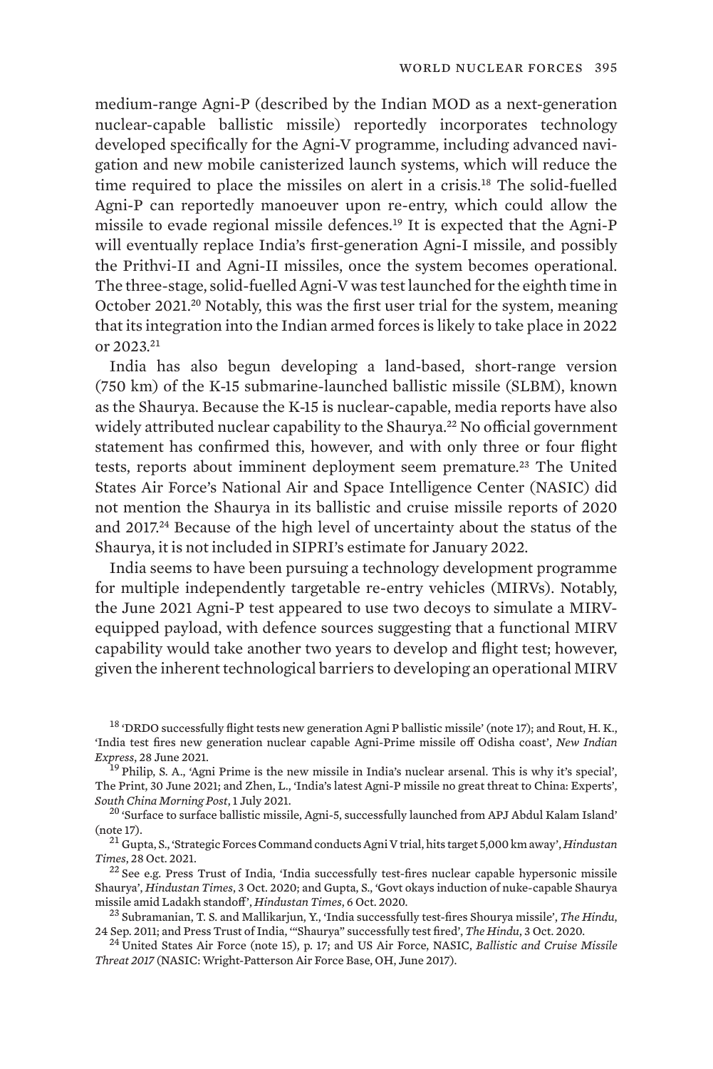medium-range Agni-P (described by the Indian MOD as a next-generation nuclear-capable ballistic missile) reportedly incorporates technology developed specifically for the Agni-V programme, including advanced navigation and new mobile canisterized launch systems, which will reduce the time required to place the missiles on alert in a crisis.[18] The solid-fuelled Agni-P can reportedly manoeuver upon re-entry, which could allow the missile to evade regional missile defences.[19] It is expected that the Agni-P will eventually replace India's first-generation Agni-I missile, and possibly the Prithvi-II and Agni-II missiles, once the system becomes operational. The three-stage, solid-fuelled Agni-V was test launched for the eighth time in October 2021.[20] Notably, this was the first user trial for the system, meaning that its integration into the Indian armed forces is likely to take place in 2022 or 2023.[21]

India has also begun developing a land-based, short-range version (750 km) of the K-15 submarine-launched ballistic missile (SLBM), known as the Shaurya. Because the K-15 is nuclear-capable, media reports have also widely attributed nuclear capability to the Shaurya.[22] No official government statement has confirmed this, however, and with only three or four flight tests, reports about imminent deployment seem premature.[23] The United States Air Force's National Air and Space Intelligence Center (NASIC) did not mention the Shaurya in its ballistic and cruise missile reports of 2020 and 2017.[24] Because of the high level of uncertainty about the status of the Shaurya, it is not included in SIPRI's estimate for January 2022.

India seems to have been pursuing a technology development programme for multiple independently targetable re-entry vehicles (MIRVs). Notably, the June 2021 Agni-P test appeared to use two decoys to simulate a MIRV-equipped payload, with defence sources suggesting that a functional MIRV capability would take another two years to develop and flight test; however, given the inherent technological barriers to developing an operational MIRV

---

[18] 'DRDO successfully flight tests new generation Agni P ballistic missile' (note 17); and Rout, H. K., 'India test fires new generation nuclear capable Agni-Prime missile off Odisha coast', *New Indian Express*, 28 June 2021.

[19] Philip, S. A., 'Agni Prime is the new missile in India's nuclear arsenal. This is why it's special', The Print, 30 June 2021; and Zhen, L., 'India's latest Agni-P missile no great threat to China: Experts', *South China Morning Post*, 1 July 2021.

[20] 'Surface to surface ballistic missile, Agni-5, successfully launched from APJ Abdul Kalam Island' (note 17).

[21] Gupta, S., 'Strategic Forces Command conducts Agni V trial, hits target 5,000 km away', *Hindustan Times*, 28 Oct. 2021.

[22] See e.g. Press Trust of India, 'India successfully test-fires nuclear capable hypersonic missile Shaurya', *Hindustan Times*, 3 Oct. 2020; and Gupta, S., 'Govt okays induction of nuke-capable Shaurya missile amid Ladakh standoff', *Hindustan Times*, 6 Oct. 2020.

[23] Subramanian, T. S. and Mallikarjun, Y., 'India successfully test-fires Shourya missile', *The Hindu*, 24 Sep. 2011; and Press Trust of India, '"Shaurya" successfully test fired', *The Hindu*, 3 Oct. 2020.

[24] United States Air Force (note 15), p. 17; and US Air Force, NASIC, *Ballistic and Cruise Missile Threat 2017* (NASIC: Wright-Patterson Air Force Base, OH, June 2017).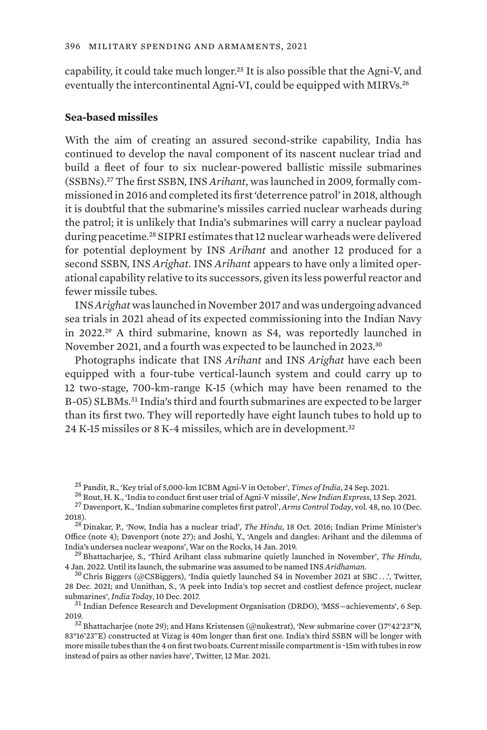capability, it could take much longer.[25] It is also possible that the Agni-V, and eventually the intercontinental Agni-VI, could be equipped with MIRVs.[26]

**Sea-based missiles**

With the aim of creating an assured second-strike capability, India has continued to develop the naval component of its nascent nuclear triad and build a fleet of four to six nuclear-powered ballistic missile submarines (SSBNs).[27] The first SSBN, INS *Arihant*, was launched in 2009, formally commissioned in 2016 and completed its first 'deterrence patrol' in 2018, although it is doubtful that the submarine's missiles carried nuclear warheads during the patrol; it is unlikely that India's submarines will carry a nuclear payload during peacetime.[28] SIPRI estimates that 12 nuclear warheads were delivered for potential deployment by INS *Arihant* and another 12 produced for a second SSBN, INS *Arighat*. INS *Arihant* appears to have only a limited operational capability relative to its successors, given its less powerful reactor and fewer missile tubes.

INS *Arighat* was launched in November 2017 and was undergoing advanced sea trials in 2021 ahead of its expected commissioning into the Indian Navy in 2022.[29] A third submarine, known as S4, was reportedly launched in November 2021, and a fourth was expected to be launched in 2023.[30]

Photographs indicate that INS *Arihant* and INS *Arighat* have each been equipped with a four-tube vertical-launch system and could carry up to 12 two-stage, 700-km-range K-15 (which may have been renamed to the B-05) SLBMs.[31] India's third and fourth submarines are expected to be larger than its first two. They will reportedly have eight launch tubes to hold up to 24 K-15 missiles or 8 K-4 missiles, which are in development.[32]

---

[25] Pandit, R., 'Key trial of 5,000-km ICBM Agni-V in October', *Times of India*, 24 Sep. 2021.

[26] Rout, H. K., 'India to conduct first user trial of Agni-V missile', *New Indian Express*, 13 Sep. 2021.

[27] Davenport, K., 'Indian submarine completes first patrol', *Arms Control Today*, vol. 48, no. 10 (Dec. 2018).

[28] Dinakar, P., 'Now, India has a nuclear triad', *The Hindu*, 18 Oct. 2016; Indian Prime Minister's Office (note 4); Davenport (note 27); and Joshi, Y., 'Angels and dangles: Arihant and the dilemma of India's undersea nuclear weapons', War on the Rocks, 14 Jan. 2019.

[29] Bhattacharjee, S., 'Third Arihant class submarine quietly launched in November', *The Hindu*, 4 Jan. 2022. Until its launch, the submarine was assumed to be named INS *Aridhaman*.

[30] Chris Biggers (@CSBiggers), 'India quietly launched S4 in November 2021 at SBC . . .', Twitter, 28 Dec. 2021; and Unnithan, S., 'A peek into India's top secret and costliest defence project, nuclear submarines', *India Today*, 10 Dec. 2017.

[31] Indian Defence Research and Development Organisation (DRDO), 'MSS—achievements', 6 Sep. 2019.

[32] Bhattacharjee (note 29); and Hans Kristensen (@nukestrat), 'New submarine cover (17°42'23"N, 83°16'23"E) constructed at Vizag is 40m longer than first one. India's third SSBN will be longer with more missile tubes than the 4 on first two boats. Current missile compartment is ~15m with tubes in row instead of pairs as other navies have', Twitter, 12 Mar. 2021.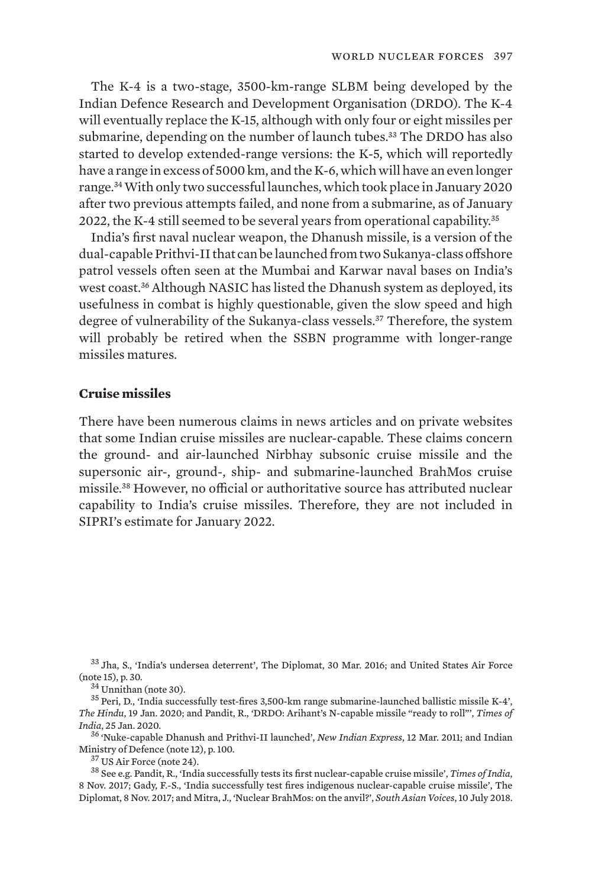The K-4 is a two-stage, 3500-km-range SLBM being developed by the Indian Defence Research and Development Organisation (DRDO). The K-4 will eventually replace the K-15, although with only four or eight missiles per submarine, depending on the number of launch tubes.[33] The DRDO has also started to develop extended-range versions: the K-5, which will reportedly have a range in excess of 5000 km, and the K-6, which will have an even longer range.[34] With only two successful launches, which took place in January 2020 after two previous attempts failed, and none from a submarine, as of January 2022, the K-4 still seemed to be several years from operational capability.[35]

India's first naval nuclear weapon, the Dhanush missile, is a version of the dual-capable Prithvi-II that can be launched from two Sukanya-class offshore patrol vessels often seen at the Mumbai and Karwar naval bases on India's west coast.[36] Although NASIC has listed the Dhanush system as deployed, its usefulness in combat is highly questionable, given the slow speed and high degree of vulnerability of the Sukanya-class vessels.[37] Therefore, the system will probably be retired when the SSBN programme with longer-range missiles matures.

**Cruise missiles**

There have been numerous claims in news articles and on private websites that some Indian cruise missiles are nuclear-capable. These claims concern the ground- and air-launched Nirbhay subsonic cruise missile and the supersonic air-, ground-, ship- and submarine-launched BrahMos cruise missile.[38] However, no official or authoritative source has attributed nuclear capability to India's cruise missiles. Therefore, they are not included in SIPRI's estimate for January 2022.

[33] Jha, S., 'India's undersea deterrent', The Diplomat, 30 Mar. 2016; and United States Air Force (note 15), p. 30.

[34] Unnithan (note 30).

[35] Peri, D., 'India successfully test-fires 3,500-km range submarine-launched ballistic missile K-4', *The Hindu*, 19 Jan. 2020; and Pandit, R., 'DRDO: Arihant's N-capable missile "ready to roll"', *Times of India*, 25 Jan. 2020.

[36] 'Nuke-capable Dhanush and Prithvi-II launched', *New Indian Express*, 12 Mar. 2011; and Indian Ministry of Defence (note 12), p. 100.

[37] US Air Force (note 24).

[38] See e.g. Pandit, R., 'India successfully tests its first nuclear-capable cruise missile', *Times of India*, 8 Nov. 2017; Gady, F.-S., 'India successfully test fires indigenous nuclear-capable cruise missile', The Diplomat, 8 Nov. 2017; and Mitra, J., 'Nuclear BrahMos: on the anvil?', *South Asian Voices*, 10 July 2018.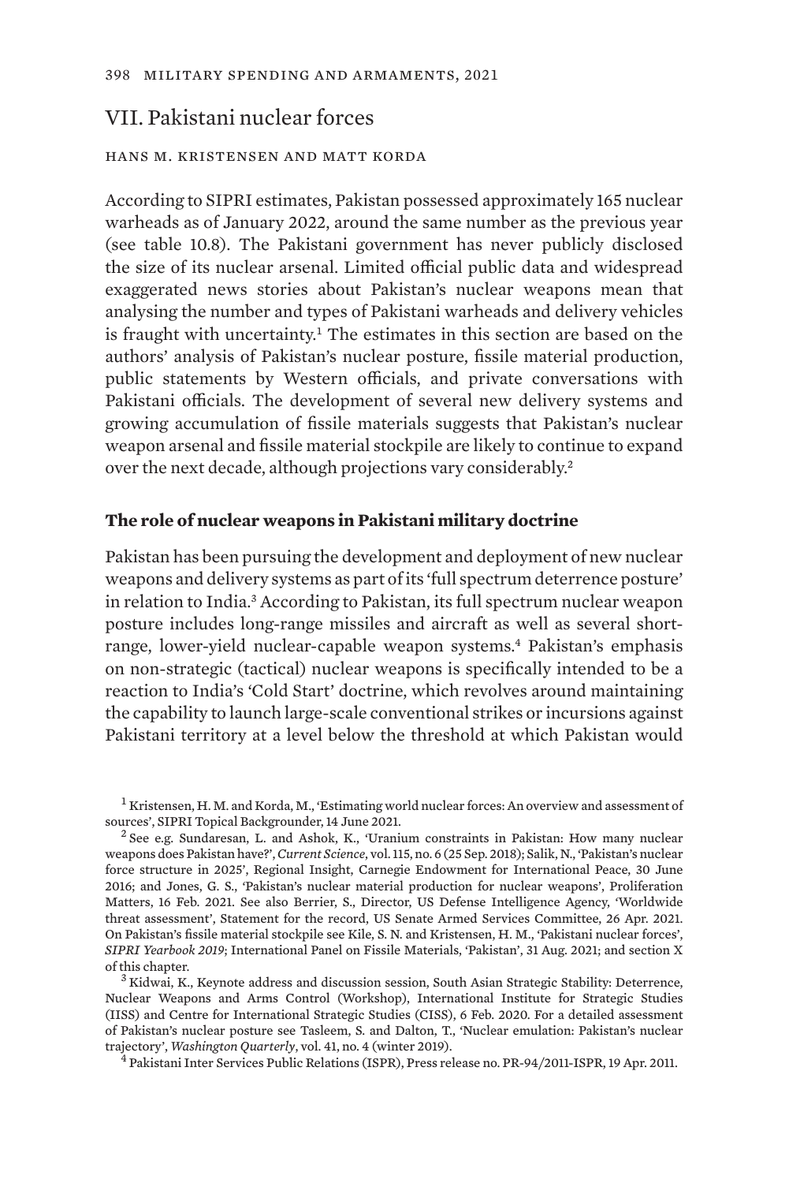## VII. Pakistani nuclear forces

HANS M. KRISTENSEN AND MATT KORDA

According to SIPRI estimates, Pakistan possessed approximately 165 nuclear warheads as of January 2022, around the same number as the previous year (see table 10.8). The Pakistani government has never publicly disclosed the size of its nuclear arsenal. Limited official public data and widespread exaggerated news stories about Pakistan's nuclear weapons mean that analysing the number and types of Pakistani warheads and delivery vehicles is fraught with uncertainty.[1] The estimates in this section are based on the authors' analysis of Pakistan's nuclear posture, fissile material production, public statements by Western officials, and private conversations with Pakistani officials. The development of several new delivery systems and growing accumulation of fissile materials suggests that Pakistan's nuclear weapon arsenal and fissile material stockpile are likely to continue to expand over the next decade, although projections vary considerably.[2]

### The role of nuclear weapons in Pakistani military doctrine

Pakistan has been pursuing the development and deployment of new nuclear weapons and delivery systems as part of its 'full spectrum deterrence posture' in relation to India.[3] According to Pakistan, its full spectrum nuclear weapon posture includes long-range missiles and aircraft as well as several short-range, lower-yield nuclear-capable weapon systems.[4] Pakistan's emphasis on non-strategic (tactical) nuclear weapons is specifically intended to be a reaction to India's 'Cold Start' doctrine, which revolves around maintaining the capability to launch large-scale conventional strikes or incursions against Pakistani territory at a level below the threshold at which Pakistan would

[1] Kristensen, H. M. and Korda, M., 'Estimating world nuclear forces: An overview and assessment of sources', SIPRI Topical Backgrounder, 14 June 2021.

[2] See e.g. Sundaresan, L. and Ashok, K., 'Uranium constraints in Pakistan: How many nuclear weapons does Pakistan have?', *Current Science*, vol. 115, no. 6 (25 Sep. 2018); Salik, N., 'Pakistan's nuclear force structure in 2025', Regional Insight, Carnegie Endowment for International Peace, 30 June 2016; and Jones, G. S., 'Pakistan's nuclear material production for nuclear weapons', Proliferation Matters, 16 Feb. 2021. See also Berrier, S., Director, US Defense Intelligence Agency, 'Worldwide threat assessment', Statement for the record, US Senate Armed Services Committee, 26 Apr. 2021. On Pakistan's fissile material stockpile see Kile, S. N. and Kristensen, H. M., 'Pakistani nuclear forces', *SIPRI Yearbook 2019*; International Panel on Fissile Materials, 'Pakistan', 31 Aug. 2021; and section X of this chapter.

[3] Kidwai, K., Keynote address and discussion session, South Asian Strategic Stability: Deterrence, Nuclear Weapons and Arms Control (Workshop), International Institute for Strategic Studies (IISS) and Centre for International Strategic Studies (CISS), 6 Feb. 2020. For a detailed assessment of Pakistan's nuclear posture see Tasleem, S. and Dalton, T., 'Nuclear emulation: Pakistan's nuclear trajectory', *Washington Quarterly*, vol. 41, no. 4 (winter 2019).

[4] Pakistani Inter Services Public Relations (ISPR), Press release no. PR-94/2011-ISPR, 19 Apr. 2011.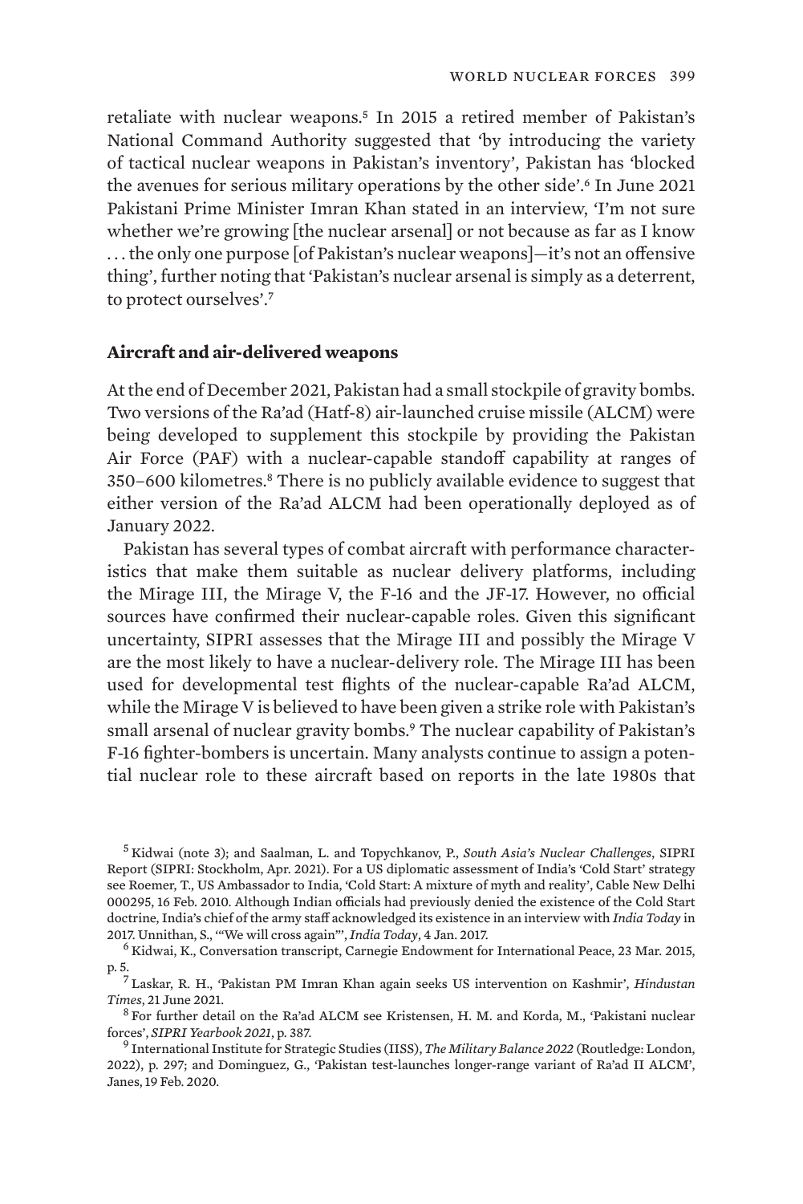retaliate with nuclear weapons.[5] In 2015 a retired member of Pakistan's National Command Authority suggested that 'by introducing the variety of tactical nuclear weapons in Pakistan's inventory', Pakistan has 'blocked the avenues for serious military operations by the other side'.[6] In June 2021 Pakistani Prime Minister Imran Khan stated in an interview, 'I'm not sure whether we're growing [the nuclear arsenal] or not because as far as I know . . . the only one purpose [of Pakistan's nuclear weapons]—it's not an offensive thing', further noting that 'Pakistan's nuclear arsenal is simply as a deterrent, to protect ourselves'.[7]

### Aircraft and air-delivered weapons

At the end of December 2021, Pakistan had a small stockpile of gravity bombs. Two versions of the Ra'ad (Hatf-8) air-launched cruise missile (ALCM) were being developed to supplement this stockpile by providing the Pakistan Air Force (PAF) with a nuclear-capable standoff capability at ranges of 350–600 kilometres.[8] There is no publicly available evidence to suggest that either version of the Ra'ad ALCM had been operationally deployed as of January 2022.

Pakistan has several types of combat aircraft with performance characteristics that make them suitable as nuclear delivery platforms, including the Mirage III, the Mirage V, the F-16 and the JF-17. However, no official sources have confirmed their nuclear-capable roles. Given this significant uncertainty, SIPRI assesses that the Mirage III and possibly the Mirage V are the most likely to have a nuclear-delivery role. The Mirage III has been used for developmental test flights of the nuclear-capable Ra'ad ALCM, while the Mirage V is believed to have been given a strike role with Pakistan's small arsenal of nuclear gravity bombs.[9] The nuclear capability of Pakistan's F-16 fighter-bombers is uncertain. Many analysts continue to assign a potential nuclear role to these aircraft based on reports in the late 1980s that

[5] Kidwai (note 3); and Saalman, L. and Topychkanov, P., *South Asia's Nuclear Challenges*, SIPRI Report (SIPRI: Stockholm, Apr. 2021). For a US diplomatic assessment of India's 'Cold Start' strategy see Roemer, T., US Ambassador to India, 'Cold Start: A mixture of myth and reality', Cable New Delhi 000295, 16 Feb. 2010. Although Indian officials had previously denied the existence of the Cold Start doctrine, India's chief of the army staff acknowledged its existence in an interview with *India Today* in 2017. Unnithan, S., '"We will cross again"', *India Today*, 4 Jan. 2017.

[6] Kidwai, K., Conversation transcript, Carnegie Endowment for International Peace, 23 Mar. 2015, p. 5.

[7] Laskar, R. H., 'Pakistan PM Imran Khan again seeks US intervention on Kashmir', *Hindustan Times*, 21 June 2021.

[8] For further detail on the Ra'ad ALCM see Kristensen, H. M. and Korda, M., 'Pakistani nuclear forces', *SIPRI Yearbook 2021*, p. 387.

[9] International Institute for Strategic Studies (IISS), *The Military Balance 2022* (Routledge: London, 2022), p. 297; and Dominguez, G., 'Pakistan test-launches longer-range variant of Ra'ad II ALCM', Janes, 19 Feb. 2020.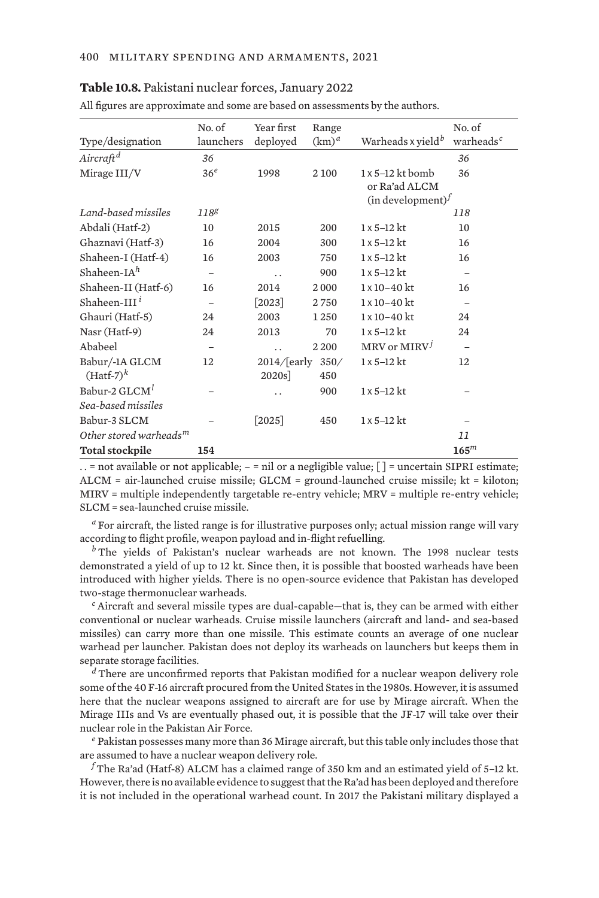**Table 10.8.** Pakistani nuclear forces, January 2022

All figures are approximate and some are based on assessments by the authors.

| Type/designation | No. of launchers | Year first deployed | Range (km)[a] | Warheads x yield[b] | No. of warheads[c] |
|---|---|---|---|---|---|
| *Aircraft*[d] | *36* | | | | *36* |
| Mirage III/V | 36[e] | 1998 | 2 100 | 1 x 5–12 kt bomb or Ra'ad ALCM (in development)[f] | 36 |
| *Land-based missiles* | *118*[g] | | | | *118* |
| Abdali (Hatf-2) | 10 | 2015 | 200 | 1 x 5–12 kt | 10 |
| Ghaznavi (Hatf-3) | 16 | 2004 | 300 | 1 x 5–12 kt | 16 |
| Shaheen-I (Hatf-4) | 16 | 2003 | 750 | 1 x 5–12 kt | 16 |
| Shaheen-IA[h] | – | . . | 900 | 1 x 5–12 kt | – |
| Shaheen-II (Hatf-6) | 16 | 2014 | 2 000 | 1 x 10–40 kt | 16 |
| Shaheen-III[i] | – | [2023] | 2 750 | 1 x 10–40 kt | – |
| Ghauri (Hatf-5) | 24 | 2003 | 1 250 | 1 x 10–40 kt | 24 |
| Nasr (Hatf-9) | 24 | 2013 | 70 | 1 x 5–12 kt | 24 |
| Ababeel | – | . . | 2 200 | MRV or MIRV[j] | – |
| Babur/-1A GLCM (Hatf-7)[k] | 12 | 2014/[early 2020s] | 350/ 450 | 1 x 5–12 kt | 12 |
| Babur-2 GLCM[l] | – | . . | 900 | 1 x 5–12 kt | – |
| *Sea-based missiles* | | | | | |
| Babur-3 SLCM | – | [2025] | 450 | 1 x 5–12 kt | – |
| *Other stored warheads*[m] | | | | | *11* |
| **Total stockpile** | **154** | | | | **165**[m] |

. . = not available or not applicable; – = nil or a negligible value; [ ] = uncertain SIPRI estimate; ALCM = air-launched cruise missile; GLCM = ground-launched cruise missile; kt = kiloton; MIRV = multiple independently targetable re-entry vehicle; MRV = multiple re-entry vehicle; SLCM = sea-launched cruise missile.

[a] For aircraft, the listed range is for illustrative purposes only; actual mission range will vary according to flight profile, weapon payload and in-flight refuelling.

[b] The yields of Pakistan's nuclear warheads are not known. The 1998 nuclear tests demonstrated a yield of up to 12 kt. Since then, it is possible that boosted warheads have been introduced with higher yields. There is no open-source evidence that Pakistan has developed two-stage thermonuclear warheads.

[c] Aircraft and several missile types are dual-capable—that is, they can be armed with either conventional or nuclear warheads. Cruise missile launchers (aircraft and land- and sea-based missiles) can carry more than one missile. This estimate counts an average of one nuclear warhead per launcher. Pakistan does not deploy its warheads on launchers but keeps them in separate storage facilities.

[d] There are unconfirmed reports that Pakistan modified for a nuclear weapon delivery role some of the 40 F-16 aircraft procured from the United States in the 1980s. However, it is assumed here that the nuclear weapons assigned to aircraft are for use by Mirage aircraft. When the Mirage IIIs and Vs are eventually phased out, it is possible that the JF-17 will take over their nuclear role in the Pakistan Air Force.

[e] Pakistan possesses many more than 36 Mirage aircraft, but this table only includes those that are assumed to have a nuclear weapon delivery role.

[f] The Ra'ad (Hatf-8) ALCM has a claimed range of 350 km and an estimated yield of 5–12 kt. However, there is no available evidence to suggest that the Ra'ad has been deployed and therefore it is not included in the operational warhead count. In 2017 the Pakistani military displayed a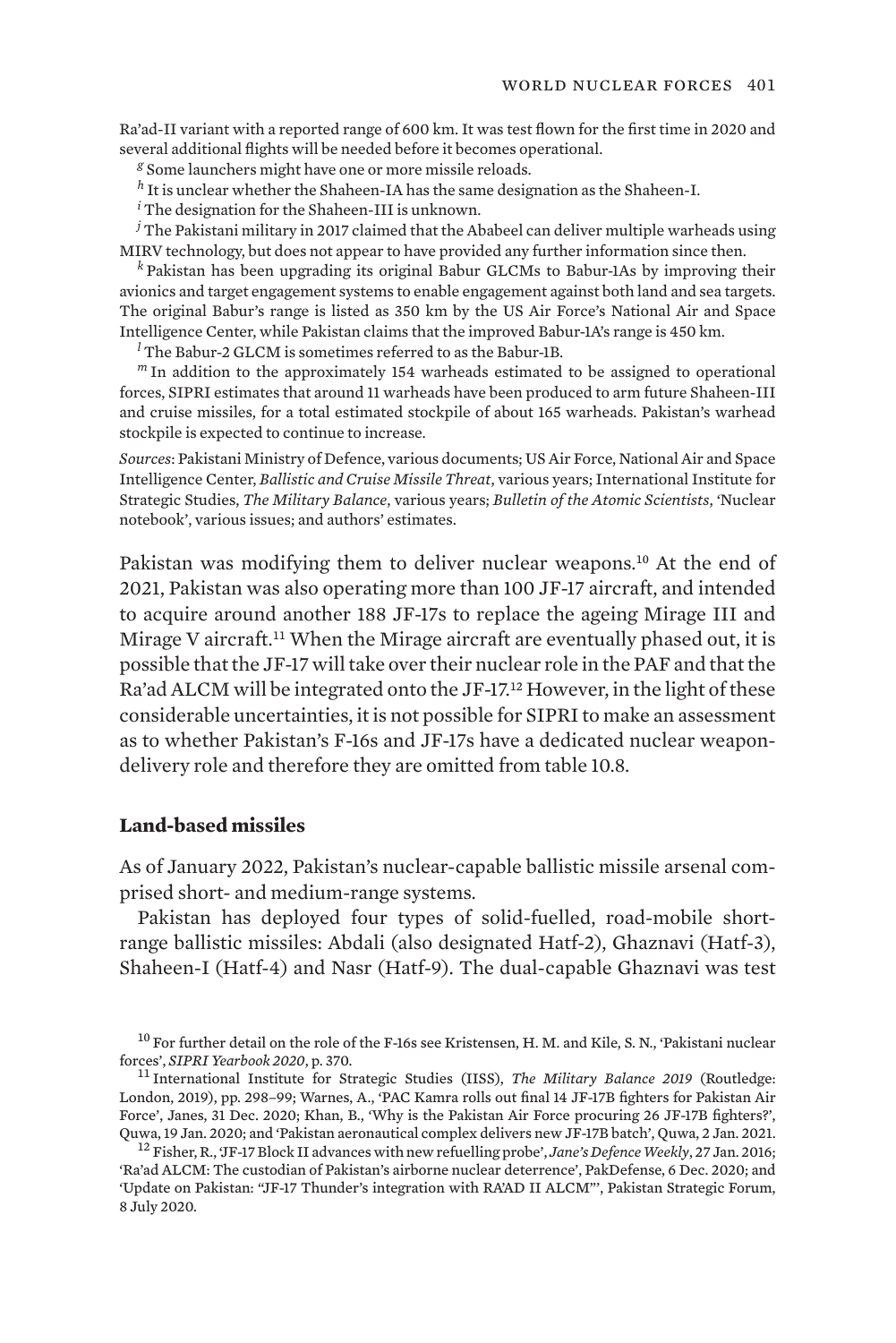Ra'ad-II variant with a reported range of 600 km. It was test flown for the first time in 2020 and several additional flights will be needed before it becomes operational.

[g] Some launchers might have one or more missile reloads.

[h] It is unclear whether the Shaheen-IA has the same designation as the Shaheen-I.

[i] The designation for the Shaheen-III is unknown.

[j] The Pakistani military in 2017 claimed that the Ababeel can deliver multiple warheads using MIRV technology, but does not appear to have provided any further information since then.

[k] Pakistan has been upgrading its original Babur GLCMs to Babur-1As by improving their avionics and target engagement systems to enable engagement against both land and sea targets. The original Babur's range is listed as 350 km by the US Air Force's National Air and Space Intelligence Center, while Pakistan claims that the improved Babur-1A's range is 450 km.

[l] The Babur-2 GLCM is sometimes referred to as the Babur-1B.

[m] In addition to the approximately 154 warheads estimated to be assigned to operational forces, SIPRI estimates that around 11 warheads have been produced to arm future Shaheen-III and cruise missiles, for a total estimated stockpile of about 165 warheads. Pakistan's warhead stockpile is expected to continue to increase.

*Sources*: Pakistani Ministry of Defence, various documents; US Air Force, National Air and Space Intelligence Center, *Ballistic and Cruise Missile Threat*, various years; International Institute for Strategic Studies, *The Military Balance*, various years; *Bulletin of the Atomic Scientists*, 'Nuclear notebook', various issues; and authors' estimates.

Pakistan was modifying them to deliver nuclear weapons.[10] At the end of 2021, Pakistan was also operating more than 100 JF-17 aircraft, and intended to acquire around another 188 JF-17s to replace the ageing Mirage III and Mirage V aircraft.[11] When the Mirage aircraft are eventually phased out, it is possible that the JF-17 will take over their nuclear role in the PAF and that the Ra'ad ALCM will be integrated onto the JF-17.[12] However, in the light of these considerable uncertainties, it is not possible for SIPRI to make an assessment as to whether Pakistan's F-16s and JF-17s have a dedicated nuclear weapon-delivery role and therefore they are omitted from table 10.8.

### Land-based missiles

As of January 2022, Pakistan's nuclear-capable ballistic missile arsenal comprised short- and medium-range systems.

Pakistan has deployed four types of solid-fuelled, road-mobile short-range ballistic missiles: Abdali (also designated Hatf-2), Ghaznavi (Hatf-3), Shaheen-I (Hatf-4) and Nasr (Hatf-9). The dual-capable Ghaznavi was test

[10] For further detail on the role of the F-16s see Kristensen, H. M. and Kile, S. N., 'Pakistani nuclear forces', *SIPRI Yearbook 2020*, p. 370.

[11] International Institute for Strategic Studies (IISS), *The Military Balance 2019* (Routledge: London, 2019), pp. 298–99; Warnes, A., 'PAC Kamra rolls out final 14 JF-17B fighters for Pakistan Air Force', Janes, 31 Dec. 2020; Khan, B., 'Why is the Pakistan Air Force procuring 26 JF-17B fighters?', Quwa, 19 Jan. 2020; and 'Pakistan aeronautical complex delivers new JF-17B batch', Quwa, 2 Jan. 2021.

[12] Fisher, R., 'JF-17 Block II advances with new refuelling probe', *Jane's Defence Weekly*, 27 Jan. 2016; 'Ra'ad ALCM: The custodian of Pakistan's airborne nuclear deterrence', PakDefense, 6 Dec. 2020; and 'Update on Pakistan: "JF-17 Thunder's integration with RA'AD II ALCM"', Pakistan Strategic Forum, 8 July 2020.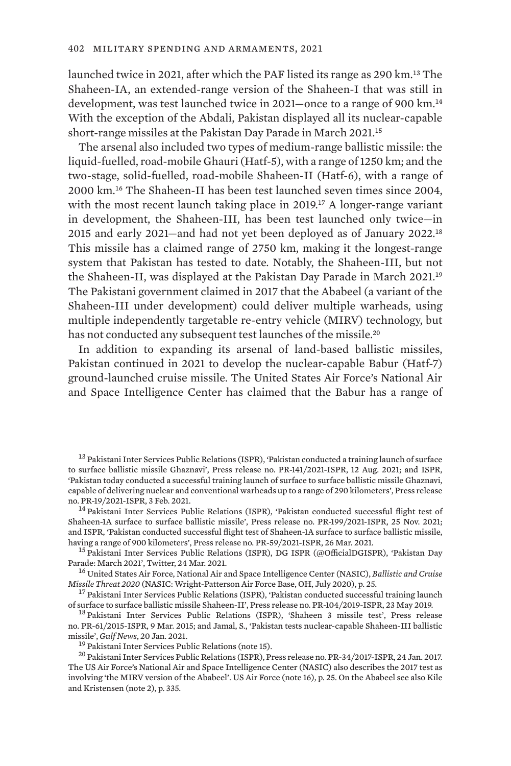launched twice in 2021, after which the PAF listed its range as 290 km.[13] The Shaheen-IA, an extended-range version of the Shaheen-I that was still in development, was test launched twice in 2021—once to a range of 900 km.[14] With the exception of the Abdali, Pakistan displayed all its nuclear-capable short-range missiles at the Pakistan Day Parade in March 2021.[15]

The arsenal also included two types of medium-range ballistic missile: the liquid-fuelled, road-mobile Ghauri (Hatf-5), with a range of 1250 km; and the two-stage, solid-fuelled, road-mobile Shaheen-II (Hatf-6), with a range of 2000 km.[16] The Shaheen-II has been test launched seven times since 2004, with the most recent launch taking place in 2019.[17] A longer-range variant in development, the Shaheen-III, has been test launched only twice—in 2015 and early 2021—and had not yet been deployed as of January 2022.[18] This missile has a claimed range of 2750 km, making it the longest-range system that Pakistan has tested to date. Notably, the Shaheen-III, but not the Shaheen-II, was displayed at the Pakistan Day Parade in March 2021.[19] The Pakistani government claimed in 2017 that the Ababeel (a variant of the Shaheen-III under development) could deliver multiple warheads, using multiple independently targetable re-entry vehicle (MIRV) technology, but has not conducted any subsequent test launches of the missile.[20]

In addition to expanding its arsenal of land-based ballistic missiles, Pakistan continued in 2021 to develop the nuclear-capable Babur (Hatf-7) ground-launched cruise missile. The United States Air Force's National Air and Space Intelligence Center has claimed that the Babur has a range of

[13] Pakistani Inter Services Public Relations (ISPR), 'Pakistan conducted a training launch of surface to surface ballistic missile Ghaznavi', Press release no. PR-141/2021-ISPR, 12 Aug. 2021; and ISPR, 'Pakistan today conducted a successful training launch of surface to surface ballistic missile Ghaznavi, capable of delivering nuclear and conventional warheads up to a range of 290 kilometers', Press release no. PR-19/2021-ISPR, 3 Feb. 2021.

[14] Pakistani Inter Services Public Relations (ISPR), 'Pakistan conducted successful flight test of Shaheen-1A surface to surface ballistic missile', Press release no. PR-199/2021-ISPR, 25 Nov. 2021; and ISPR, 'Pakistan conducted successful flight test of Shaheen-1A surface to surface ballistic missile, having a range of 900 kilometers', Press release no. PR-59/2021-ISPR, 26 Mar. 2021.

[15] Pakistani Inter Services Public Relations (ISPR), DG ISPR (@OfficialDGISPR), 'Pakistan Day Parade: March 2021', Twitter, 24 Mar. 2021.

[16] United States Air Force, National Air and Space Intelligence Center (NASIC), *Ballistic and Cruise Missile Threat 2020* (NASIC: Wright-Patterson Air Force Base, OH, July 2020), p. 25.

[17] Pakistani Inter Services Public Relations (ISPR), 'Pakistan conducted successful training launch of surface to surface ballistic missile Shaheen-II', Press release no. PR-104/2019-ISPR, 23 May 2019.

[18] Pakistani Inter Services Public Relations (ISPR), 'Shaheen 3 missile test', Press release no. PR-61/2015-ISPR, 9 Mar. 2015; and Jamal, S., 'Pakistan tests nuclear-capable Shaheen-III ballistic missile', *Gulf News*, 20 Jan. 2021.

[19] Pakistani Inter Services Public Relations (note 15).

[20] Pakistani Inter Services Public Relations (ISPR), Press release no. PR-34/2017-ISPR, 24 Jan. 2017. The US Air Force's National Air and Space Intelligence Center (NASIC) also describes the 2017 test as involving 'the MIRV version of the Ababeel'. US Air Force (note 16), p. 25. On the Ababeel see also Kile and Kristensen (note 2), p. 335.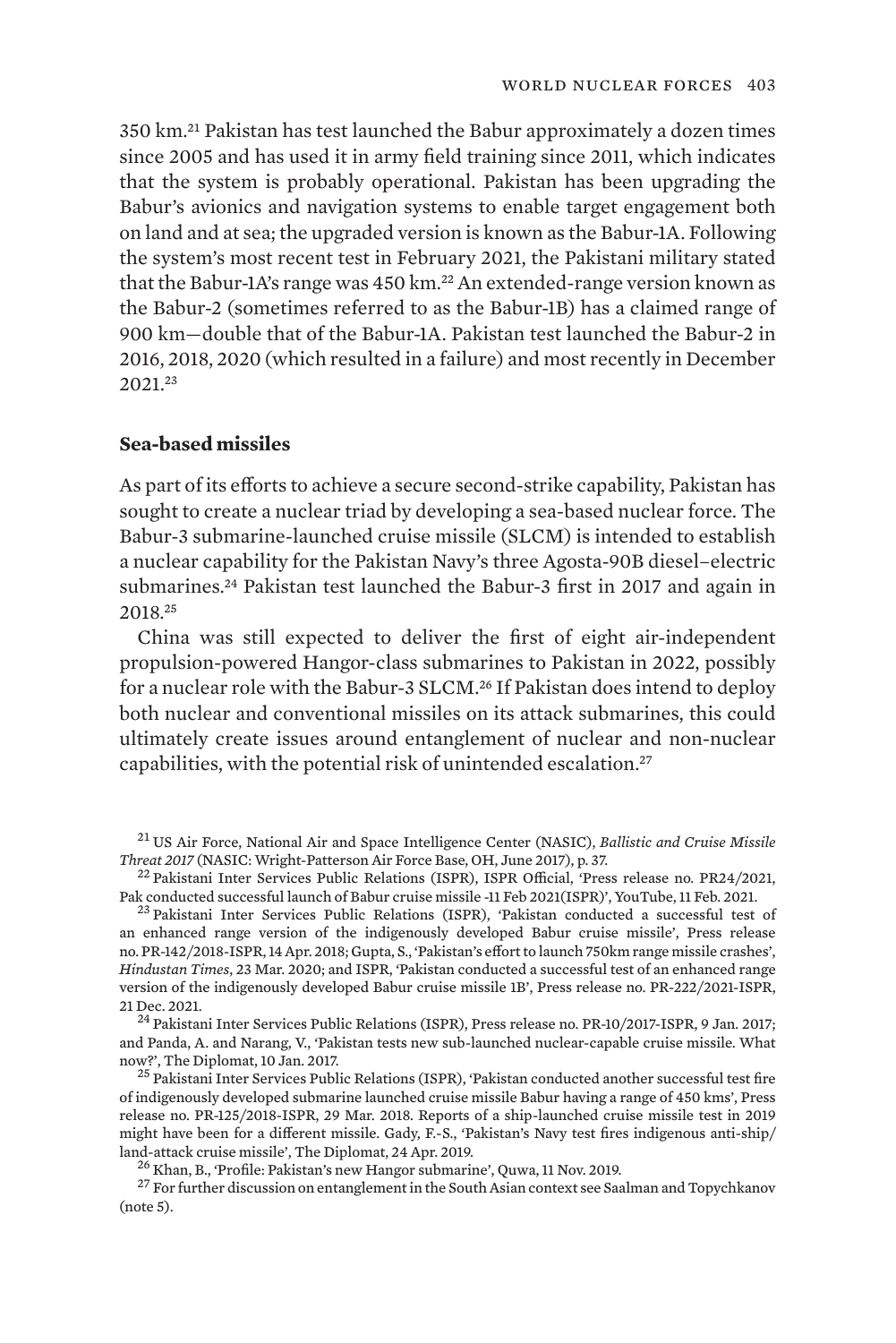350 km.[21] Pakistan has test launched the Babur approximately a dozen times since 2005 and has used it in army field training since 2011, which indicates that the system is probably operational. Pakistan has been upgrading the Babur's avionics and navigation systems to enable target engagement both on land and at sea; the upgraded version is known as the Babur-1A. Following the system's most recent test in February 2021, the Pakistani military stated that the Babur-1A's range was 450 km.[22] An extended-range version known as the Babur-2 (sometimes referred to as the Babur-1B) has a claimed range of 900 km—double that of the Babur-1A. Pakistan test launched the Babur-2 in 2016, 2018, 2020 (which resulted in a failure) and most recently in December 2021.[23]

### Sea-based missiles

As part of its efforts to achieve a secure second-strike capability, Pakistan has sought to create a nuclear triad by developing a sea-based nuclear force. The Babur-3 submarine-launched cruise missile (SLCM) is intended to establish a nuclear capability for the Pakistan Navy's three Agosta-90B diesel–electric submarines.[24] Pakistan test launched the Babur-3 first in 2017 and again in 2018.[25]

China was still expected to deliver the first of eight air-independent propulsion-powered Hangor-class submarines to Pakistan in 2022, possibly for a nuclear role with the Babur-3 SLCM.[26] If Pakistan does intend to deploy both nuclear and conventional missiles on its attack submarines, this could ultimately create issues around entanglement of nuclear and non-nuclear capabilities, with the potential risk of unintended escalation.[27]

[21] US Air Force, National Air and Space Intelligence Center (NASIC), *Ballistic and Cruise Missile Threat 2017* (NASIC: Wright-Patterson Air Force Base, OH, June 2017), p. 37.

[22] Pakistani Inter Services Public Relations (ISPR), ISPR Official, 'Press release no. PR24/2021, Pak conducted successful launch of Babur cruise missile -11 Feb 2021(ISPR)', YouTube, 11 Feb. 2021.

[23] Pakistani Inter Services Public Relations (ISPR), 'Pakistan conducted a successful test of an enhanced range version of the indigenously developed Babur cruise missile', Press release no. PR-142/2018-ISPR, 14 Apr. 2018; Gupta, S., 'Pakistan's effort to launch 750km range missile crashes', *Hindustan Times*, 23 Mar. 2020; and ISPR, 'Pakistan conducted a successful test of an enhanced range version of the indigenously developed Babur cruise missile 1B', Press release no. PR-222/2021-ISPR, 21 Dec. 2021.

[24] Pakistani Inter Services Public Relations (ISPR), Press release no. PR-10/2017-ISPR, 9 Jan. 2017; and Panda, A. and Narang, V., 'Pakistan tests new sub-launched nuclear-capable cruise missile. What now?', The Diplomat, 10 Jan. 2017.

[25] Pakistani Inter Services Public Relations (ISPR), 'Pakistan conducted another successful test fire of indigenously developed submarine launched cruise missile Babur having a range of 450 kms', Press release no. PR-125/2018-ISPR, 29 Mar. 2018. Reports of a ship-launched cruise missile test in 2019 might have been for a different missile. Gady, F.-S., 'Pakistan's Navy test fires indigenous anti-ship/ land-attack cruise missile', The Diplomat, 24 Apr. 2019.

[26] Khan, B., 'Profile: Pakistan's new Hangor submarine', Quwa, 11 Nov. 2019.

[27] For further discussion on entanglement in the South Asian context see Saalman and Topychkanov (note 5).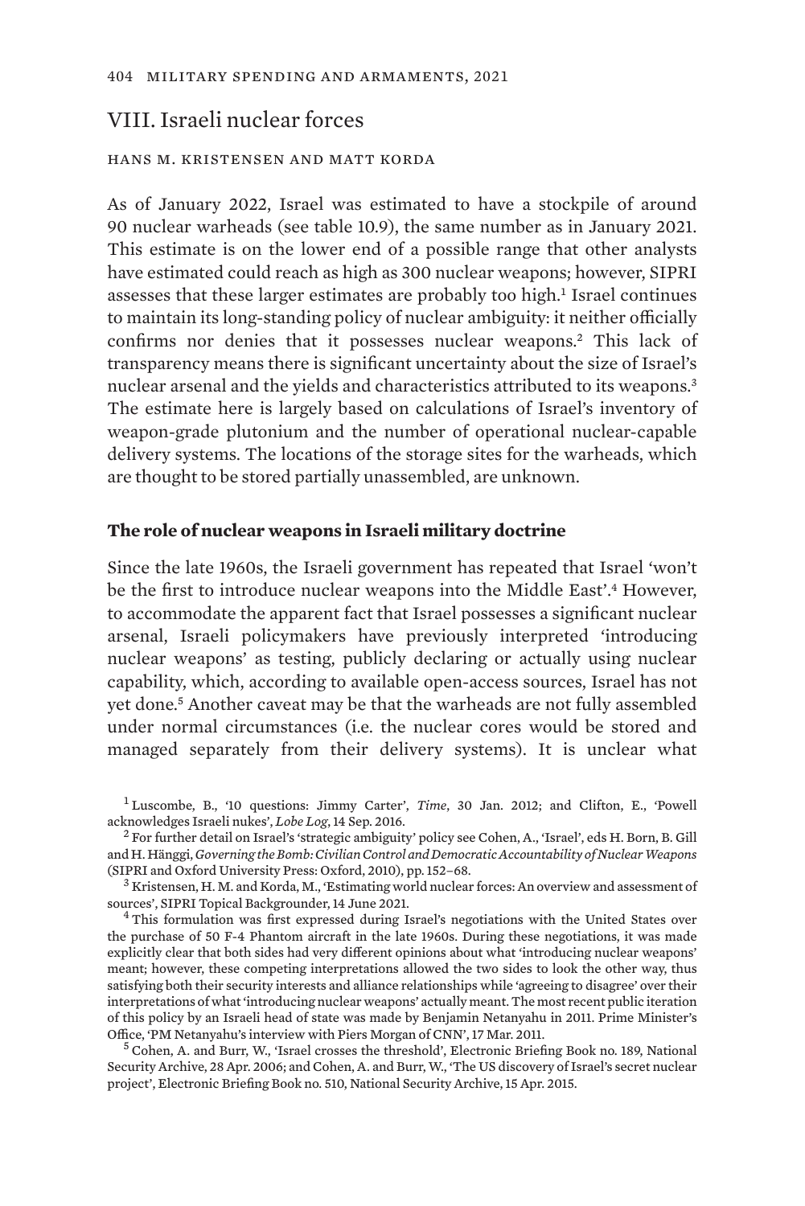## VIII. Israeli nuclear forces

HANS M. KRISTENSEN AND MATT KORDA

As of January 2022, Israel was estimated to have a stockpile of around 90 nuclear warheads (see table 10.9), the same number as in January 2021. This estimate is on the lower end of a possible range that other analysts have estimated could reach as high as 300 nuclear weapons; however, SIPRI assesses that these larger estimates are probably too high.[1] Israel continues to maintain its long-standing policy of nuclear ambiguity: it neither officially confirms nor denies that it possesses nuclear weapons.[2] This lack of transparency means there is significant uncertainty about the size of Israel's nuclear arsenal and the yields and characteristics attributed to its weapons.[3] The estimate here is largely based on calculations of Israel's inventory of weapon-grade plutonium and the number of operational nuclear-capable delivery systems. The locations of the storage sites for the warheads, which are thought to be stored partially unassembled, are unknown.

### The role of nuclear weapons in Israeli military doctrine

Since the late 1960s, the Israeli government has repeated that Israel 'won't be the first to introduce nuclear weapons into the Middle East'.[4] However, to accommodate the apparent fact that Israel possesses a significant nuclear arsenal, Israeli policymakers have previously interpreted 'introducing nuclear weapons' as testing, publicly declaring or actually using nuclear capability, which, according to available open-access sources, Israel has not yet done.[5] Another caveat may be that the warheads are not fully assembled under normal circumstances (i.e. the nuclear cores would be stored and managed separately from their delivery systems). It is unclear what

[1] Luscombe, B., '10 questions: Jimmy Carter', *Time*, 30 Jan. 2012; and Clifton, E., 'Powell acknowledges Israeli nukes', *Lobe Log*, 14 Sep. 2016.

[2] For further detail on Israel's 'strategic ambiguity' policy see Cohen, A., 'Israel', eds H. Born, B. Gill and H. Hänggi, *Governing the Bomb: Civilian Control and Democratic Accountability of Nuclear Weapons* (SIPRI and Oxford University Press: Oxford, 2010), pp. 152–68.

[3] Kristensen, H. M. and Korda, M., 'Estimating world nuclear forces: An overview and assessment of sources', SIPRI Topical Backgrounder, 14 June 2021.

[4] This formulation was first expressed during Israel's negotiations with the United States over the purchase of 50 F-4 Phantom aircraft in the late 1960s. During these negotiations, it was made explicitly clear that both sides had very different opinions about what 'introducing nuclear weapons' meant; however, these competing interpretations allowed the two sides to look the other way, thus satisfying both their security interests and alliance relationships while 'agreeing to disagree' over their interpretations of what 'introducing nuclear weapons' actually meant. The most recent public iteration of this policy by an Israeli head of state was made by Benjamin Netanyahu in 2011. Prime Minister's Office, 'PM Netanyahu's interview with Piers Morgan of CNN', 17 Mar. 2011.

[5] Cohen, A. and Burr, W., 'Israel crosses the threshold', Electronic Briefing Book no. 189, National Security Archive, 28 Apr. 2006; and Cohen, A. and Burr, W., 'The US discovery of Israel's secret nuclear project', Electronic Briefing Book no. 510, National Security Archive, 15 Apr. 2015.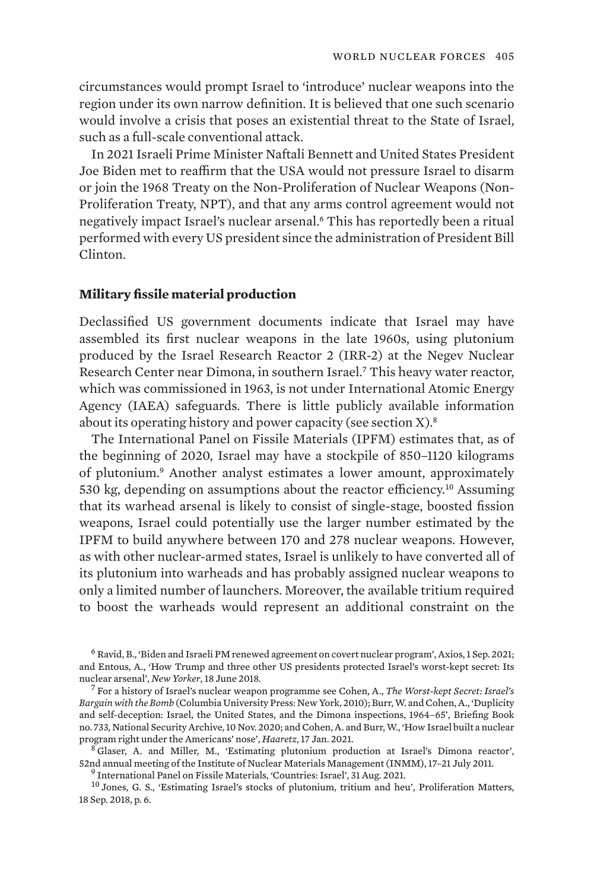circumstances would prompt Israel to 'introduce' nuclear weapons into the region under its own narrow definition. It is believed that one such scenario would involve a crisis that poses an existential threat to the State of Israel, such as a full-scale conventional attack.

In 2021 Israeli Prime Minister Naftali Bennett and United States President Joe Biden met to reaffirm that the USA would not pressure Israel to disarm or join the 1968 Treaty on the Non-Proliferation of Nuclear Weapons (Non-Proliferation Treaty, NPT), and that any arms control agreement would not negatively impact Israel's nuclear arsenal.[6] This has reportedly been a ritual performed with every US president since the administration of President Bill Clinton.

## Military fissile material production

Declassified US government documents indicate that Israel may have assembled its first nuclear weapons in the late 1960s, using plutonium produced by the Israel Research Reactor 2 (IRR-2) at the Negev Nuclear Research Center near Dimona, in southern Israel.[7] This heavy water reactor, which was commissioned in 1963, is not under International Atomic Energy Agency (IAEA) safeguards. There is little publicly available information about its operating history and power capacity (see section X).[8]

The International Panel on Fissile Materials (IPFM) estimates that, as of the beginning of 2020, Israel may have a stockpile of 850–1120 kilograms of plutonium.[9] Another analyst estimates a lower amount, approximately 530 kg, depending on assumptions about the reactor efficiency.[10] Assuming that its warhead arsenal is likely to consist of single-stage, boosted fission weapons, Israel could potentially use the larger number estimated by the IPFM to build anywhere between 170 and 278 nuclear weapons. However, as with other nuclear-armed states, Israel is unlikely to have converted all of its plutonium into warheads and has probably assigned nuclear weapons to only a limited number of launchers. Moreover, the available tritium required to boost the warheads would represent an additional constraint on the

[6] Ravid, B., 'Biden and Israeli PM renewed agreement on covert nuclear program', Axios, 1 Sep. 2021; and Entous, A., 'How Trump and three other US presidents protected Israel's worst-kept secret: Its nuclear arsenal', *New Yorker*, 18 June 2018.

[7] For a history of Israel's nuclear weapon programme see Cohen, A., *The Worst-kept Secret: Israel's Bargain with the Bomb* (Columbia University Press: New York, 2010); Burr, W. and Cohen, A., 'Duplicity and self-deception: Israel, the United States, and the Dimona inspections, 1964–65', Briefing Book no. 733, National Security Archive, 10 Nov. 2020; and Cohen, A. and Burr, W., 'How Israel built a nuclear program right under the Americans' nose', *Haaretz*, 17 Jan. 2021.

[8] Glaser, A. and Miller, M., 'Estimating plutonium production at Israel's Dimona reactor', 52nd annual meeting of the Institute of Nuclear Materials Management (INMM), 17–21 July 2011.

[9] International Panel on Fissile Materials, 'Countries: Israel', 31 Aug. 2021.

[10] Jones, G. S., 'Estimating Israel's stocks of plutonium, tritium and heu', Proliferation Matters, 18 Sep. 2018, p. 6.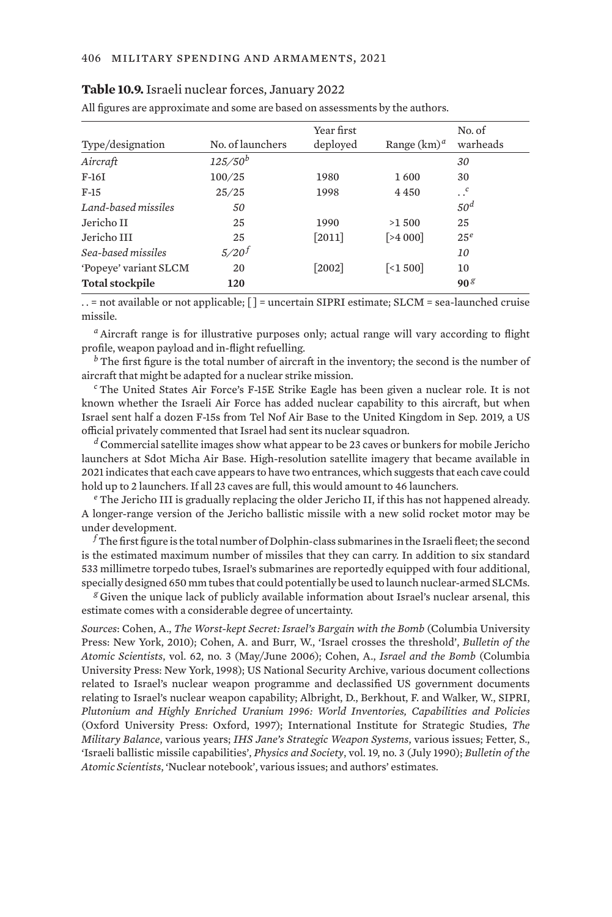**Table 10.9.** Israeli nuclear forces, January 2022

All figures are approximate and some are based on assessments by the authors.

| Type/designation | No. of launchers | Year first deployed | Range (km)[a] | No. of warheads |
|---|---|---|---|---|
| *Aircraft* | *125/50*[b] | | | *30* |
| F-16I | 100/25 | 1980 | 1 600 | 30 |
| F-15 | 25/25 | 1998 | 4 450 | . .[c] |
| *Land-based missiles* | *50* | | | *50*[d] |
| Jericho II | 25 | 1990 | >1 500 | 25 |
| Jericho III | 25 | [2011] | [>4 000] | 25[e] |
| *Sea-based missiles* | *5/20*[f] | | | *10* |
| 'Popeye' variant SLCM | 20 | [2002] | [<1 500] | 10 |
| **Total stockpile** | **120** | | | **90**[g] |

. . = not available or not applicable; [ ] = uncertain SIPRI estimate; SLCM = sea-launched cruise missile.

[a] Aircraft range is for illustrative purposes only; actual range will vary according to flight profile, weapon payload and in-flight refuelling.

[b] The first figure is the total number of aircraft in the inventory; the second is the number of aircraft that might be adapted for a nuclear strike mission.

[c] The United States Air Force's F-15E Strike Eagle has been given a nuclear role. It is not known whether the Israeli Air Force has added nuclear capability to this aircraft, but when Israel sent half a dozen F-15s from Tel Nof Air Base to the United Kingdom in Sep. 2019, a US official privately commented that Israel had sent its nuclear squadron.

[d] Commercial satellite images show what appear to be 23 caves or bunkers for mobile Jericho launchers at Sdot Micha Air Base. High-resolution satellite imagery that became available in 2021 indicates that each cave appears to have two entrances, which suggests that each cave could hold up to 2 launchers. If all 23 caves are full, this would amount to 46 launchers.

[e] The Jericho III is gradually replacing the older Jericho II, if this has not happened already. A longer-range version of the Jericho ballistic missile with a new solid rocket motor may be under development.

[f] The first figure is the total number of Dolphin-class submarines in the Israeli fleet; the second is the estimated maximum number of missiles that they can carry. In addition to six standard 533 millimetre torpedo tubes, Israel's submarines are reportedly equipped with four additional, specially designed 650 mm tubes that could potentially be used to launch nuclear-armed SLCMs.

[g] Given the unique lack of publicly available information about Israel's nuclear arsenal, this estimate comes with a considerable degree of uncertainty.

*Sources*: Cohen, A., *The Worst-kept Secret: Israel's Bargain with the Bomb* (Columbia University Press: New York, 2010); Cohen, A. and Burr, W., 'Israel crosses the threshold', *Bulletin of the Atomic Scientists*, vol. 62, no. 3 (May/June 2006); Cohen, A., *Israel and the Bomb* (Columbia University Press: New York, 1998); US National Security Archive, various document collections related to Israel's nuclear weapon programme and declassified US government documents relating to Israel's nuclear weapon capability; Albright, D., Berkhout, F. and Walker, W., SIPRI, *Plutonium and Highly Enriched Uranium 1996: World Inventories, Capabilities and Policies* (Oxford University Press: Oxford, 1997); International Institute for Strategic Studies, *The Military Balance*, various years; *IHS Jane's Strategic Weapon Systems*, various issues; Fetter, S., 'Israeli ballistic missile capabilities', *Physics and Society*, vol. 19, no. 3 (July 1990); *Bulletin of the Atomic Scientists*, 'Nuclear notebook', various issues; and authors' estimates.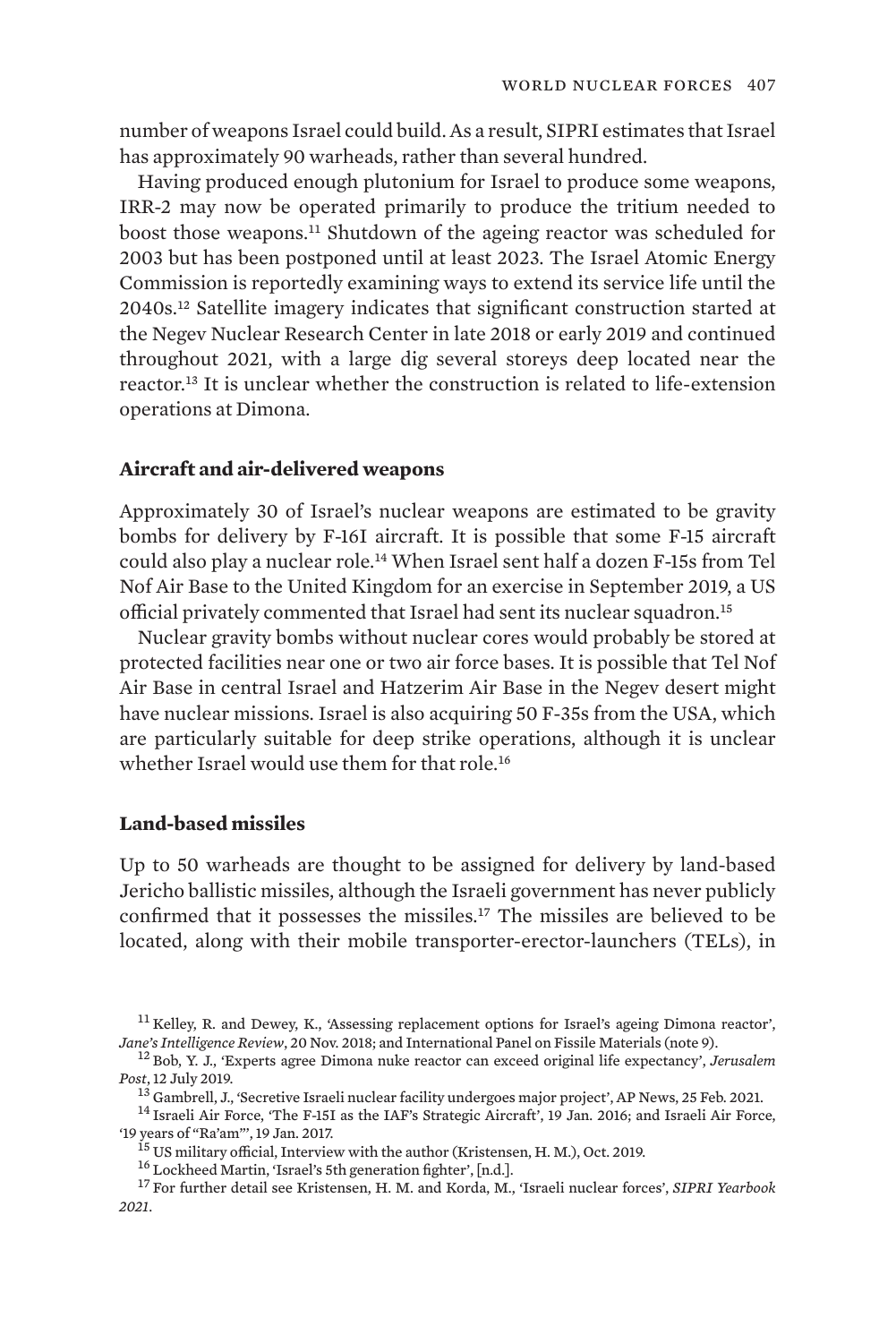number of weapons Israel could build. As a result, SIPRI estimates that Israel has approximately 90 warheads, rather than several hundred.

Having produced enough plutonium for Israel to produce some weapons, IRR-2 may now be operated primarily to produce the tritium needed to boost those weapons.[11] Shutdown of the ageing reactor was scheduled for 2003 but has been postponed until at least 2023. The Israel Atomic Energy Commission is reportedly examining ways to extend its service life until the 2040s.[12] Satellite imagery indicates that significant construction started at the Negev Nuclear Research Center in late 2018 or early 2019 and continued throughout 2021, with a large dig several storeys deep located near the reactor.[13] It is unclear whether the construction is related to life-extension operations at Dimona.

### Aircraft and air-delivered weapons

Approximately 30 of Israel's nuclear weapons are estimated to be gravity bombs for delivery by F-16I aircraft. It is possible that some F-15 aircraft could also play a nuclear role.[14] When Israel sent half a dozen F-15s from Tel Nof Air Base to the United Kingdom for an exercise in September 2019, a US official privately commented that Israel had sent its nuclear squadron.[15]

Nuclear gravity bombs without nuclear cores would probably be stored at protected facilities near one or two air force bases. It is possible that Tel Nof Air Base in central Israel and Hatzerim Air Base in the Negev desert might have nuclear missions. Israel is also acquiring 50 F-35s from the USA, which are particularly suitable for deep strike operations, although it is unclear whether Israel would use them for that role.[16]

### Land-based missiles

Up to 50 warheads are thought to be assigned for delivery by land-based Jericho ballistic missiles, although the Israeli government has never publicly confirmed that it possesses the missiles.[17] The missiles are believed to be located, along with their mobile transporter-erector-launchers (TELs), in

---

[11] Kelley, R. and Dewey, K., 'Assessing replacement options for Israel's ageing Dimona reactor', *Jane's Intelligence Review*, 20 Nov. 2018; and International Panel on Fissile Materials (note 9).

[12] Bob, Y. J., 'Experts agree Dimona nuke reactor can exceed original life expectancy', *Jerusalem Post*, 12 July 2019.

[13] Gambrell, J., 'Secretive Israeli nuclear facility undergoes major project', AP News, 25 Feb. 2021.

[14] Israeli Air Force, 'The F-15I as the IAF's Strategic Aircraft', 19 Jan. 2016; and Israeli Air Force, '19 years of "Ra'am"', 19 Jan. 2017.

[15] US military official, Interview with the author (Kristensen, H. M.), Oct. 2019.

[16] Lockheed Martin, 'Israel's 5th generation fighter', [n.d.].

[17] For further detail see Kristensen, H. M. and Korda, M., 'Israeli nuclear forces', *SIPRI Yearbook 2021*.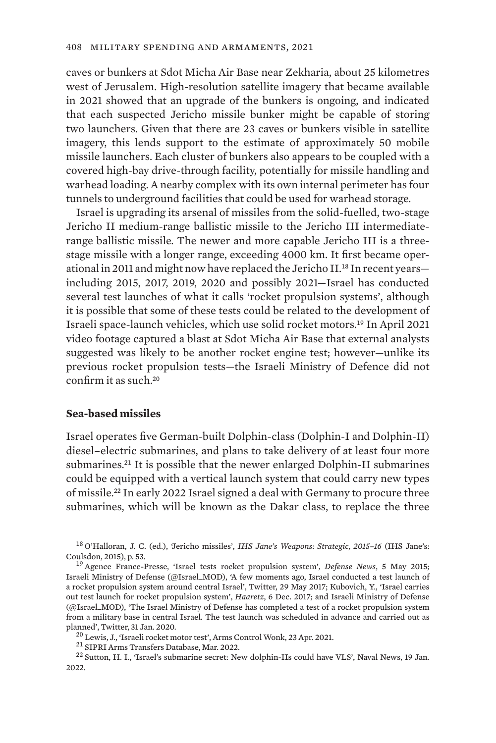caves or bunkers at Sdot Micha Air Base near Zekharia, about 25 kilometres west of Jerusalem. High-resolution satellite imagery that became available in 2021 showed that an upgrade of the bunkers is ongoing, and indicated that each suspected Jericho missile bunker might be capable of storing two launchers. Given that there are 23 caves or bunkers visible in satellite imagery, this lends support to the estimate of approximately 50 mobile missile launchers. Each cluster of bunkers also appears to be coupled with a covered high-bay drive-through facility, potentially for missile handling and warhead loading. A nearby complex with its own internal perimeter has four tunnels to underground facilities that could be used for warhead storage.

Israel is upgrading its arsenal of missiles from the solid-fuelled, two-stage Jericho II medium-range ballistic missile to the Jericho III intermediate-range ballistic missile. The newer and more capable Jericho III is a three-stage missile with a longer range, exceeding 4000 km. It first became operational in 2011 and might now have replaced the Jericho II.[18] In recent years—including 2015, 2017, 2019, 2020 and possibly 2021—Israel has conducted several test launches of what it calls 'rocket propulsion systems', although it is possible that some of these tests could be related to the development of Israeli space-launch vehicles, which use solid rocket motors.[19] In April 2021 video footage captured a blast at Sdot Micha Air Base that external analysts suggested was likely to be another rocket engine test; however—unlike its previous rocket propulsion tests—the Israeli Ministry of Defence did not confirm it as such.[20]

### Sea-based missiles

Israel operates five German-built Dolphin-class (Dolphin-I and Dolphin-II) diesel–electric submarines, and plans to take delivery of at least four more submarines.[21] It is possible that the newer enlarged Dolphin-II submarines could be equipped with a vertical launch system that could carry new types of missile.[22] In early 2022 Israel signed a deal with Germany to procure three submarines, which will be known as the Dakar class, to replace the three

[18] O'Halloran, J. C. (ed.), 'Jericho missiles', *IHS Jane's Weapons: Strategic, 2015–16* (IHS Jane's: Coulsdon, 2015), p. 53.

[19] Agence France-Presse, 'Israel tests rocket propulsion system', *Defense News*, 5 May 2015; Israeli Ministry of Defense (@Israel_MOD), 'A few moments ago, Israel conducted a test launch of a rocket propulsion system around central Israel', Twitter, 29 May 2017; Kubovich, Y., 'Israel carries out test launch for rocket propulsion system', *Haaretz*, 6 Dec. 2017; and Israeli Ministry of Defense (@Israel_MOD), 'The Israel Ministry of Defense has completed a test of a rocket propulsion system from a military base in central Israel. The test launch was scheduled in advance and carried out as planned', Twitter, 31 Jan. 2020.

[20] Lewis, J., 'Israeli rocket motor test', Arms Control Wonk, 23 Apr. 2021.

[21] SIPRI Arms Transfers Database, Mar. 2022.

[22] Sutton, H. I., 'Israel's submarine secret: New dolphin-IIs could have VLS', Naval News, 19 Jan. 2022.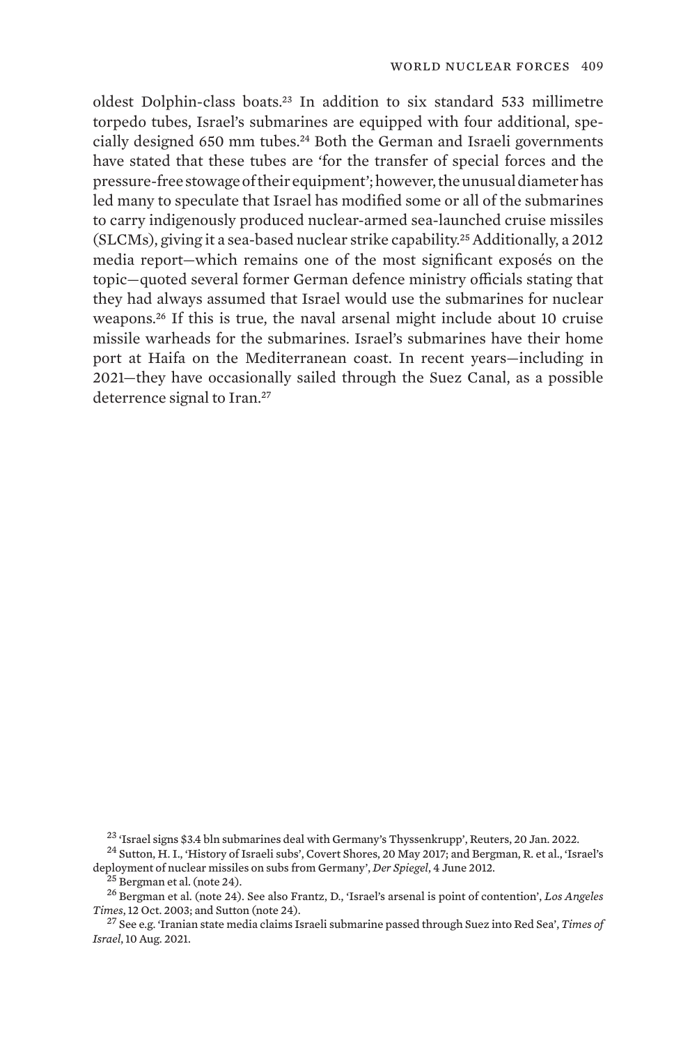oldest Dolphin-class boats.[23] In addition to six standard 533 millimetre torpedo tubes, Israel's submarines are equipped with four additional, specially designed 650 mm tubes.[24] Both the German and Israeli governments have stated that these tubes are 'for the transfer of special forces and the pressure-free stowage of their equipment'; however, the unusual diameter has led many to speculate that Israel has modified some or all of the submarines to carry indigenously produced nuclear-armed sea-launched cruise missiles (SLCMs), giving it a sea-based nuclear strike capability.[25] Additionally, a 2012 media report—which remains one of the most significant exposés on the topic—quoted several former German defence ministry officials stating that they had always assumed that Israel would use the submarines for nuclear weapons.[26] If this is true, the naval arsenal might include about 10 cruise missile warheads for the submarines. Israel's submarines have their home port at Haifa on the Mediterranean coast. In recent years—including in 2021—they have occasionally sailed through the Suez Canal, as a possible deterrence signal to Iran.[27]

[23] 'Israel signs $3.4 bln submarines deal with Germany's Thyssenkrupp', Reuters, 20 Jan. 2022.

[24] Sutton, H. I., 'History of Israeli subs', Covert Shores, 20 May 2017; and Bergman, R. et al., 'Israel's deployment of nuclear missiles on subs from Germany', *Der Spiegel*, 4 June 2012.

[25] Bergman et al. (note 24).

[26] Bergman et al. (note 24). See also Frantz, D., 'Israel's arsenal is point of contention', *Los Angeles Times*, 12 Oct. 2003; and Sutton (note 24).

[27] See e.g. 'Iranian state media claims Israeli submarine passed through Suez into Red Sea', *Times of Israel*, 10 Aug. 2021.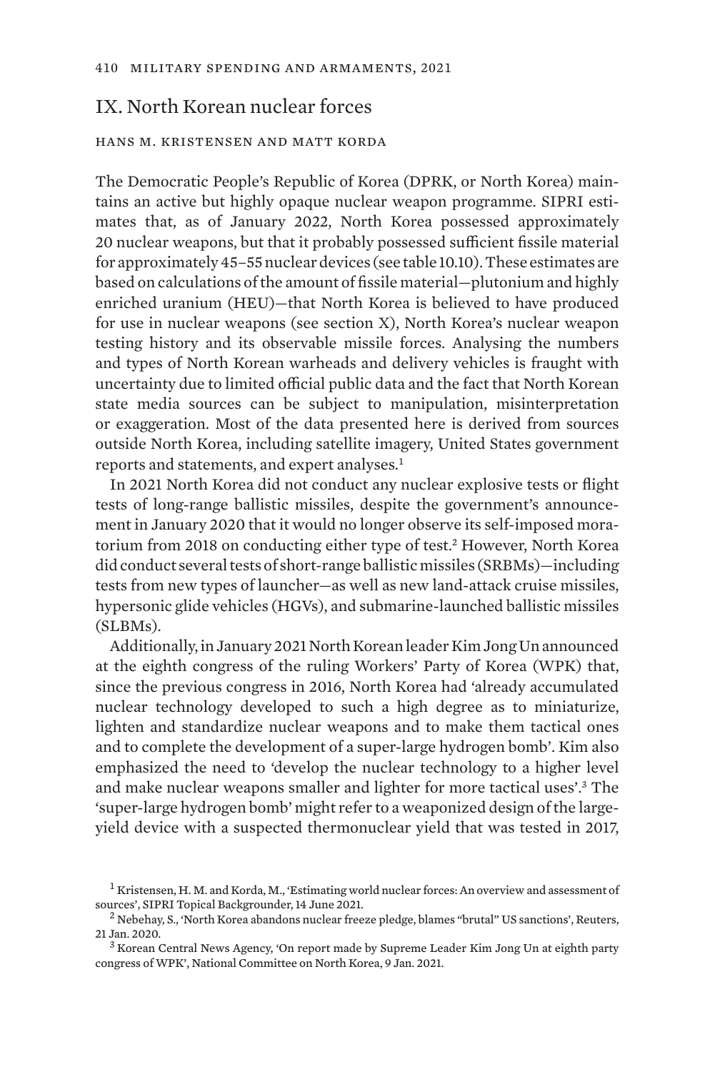## IX. North Korean nuclear forces

HANS M. KRISTENSEN AND MATT KORDA

The Democratic People's Republic of Korea (DPRK, or North Korea) maintains an active but highly opaque nuclear weapon programme. SIPRI estimates that, as of January 2022, North Korea possessed approximately 20 nuclear weapons, but that it probably possessed sufficient fissile material for approximately 45–55 nuclear devices (see table 10.10). These estimates are based on calculations of the amount of fissile material—plutonium and highly enriched uranium (HEU)—that North Korea is believed to have produced for use in nuclear weapons (see section X), North Korea's nuclear weapon testing history and its observable missile forces. Analysing the numbers and types of North Korean warheads and delivery vehicles is fraught with uncertainty due to limited official public data and the fact that North Korean state media sources can be subject to manipulation, misinterpretation or exaggeration. Most of the data presented here is derived from sources outside North Korea, including satellite imagery, United States government reports and statements, and expert analyses.[1]

In 2021 North Korea did not conduct any nuclear explosive tests or flight tests of long-range ballistic missiles, despite the government's announcement in January 2020 that it would no longer observe its self-imposed moratorium from 2018 on conducting either type of test.[2] However, North Korea did conduct several tests of short-range ballistic missiles (SRBMs)—including tests from new types of launcher—as well as new land-attack cruise missiles, hypersonic glide vehicles (HGVs), and submarine-launched ballistic missiles (SLBMs).

Additionally, in January 2021 North Korean leader Kim Jong Un announced at the eighth congress of the ruling Workers' Party of Korea (WPK) that, since the previous congress in 2016, North Korea had 'already accumulated nuclear technology developed to such a high degree as to miniaturize, lighten and standardize nuclear weapons and to make them tactical ones and to complete the development of a super-large hydrogen bomb'. Kim also emphasized the need to 'develop the nuclear technology to a higher level and make nuclear weapons smaller and lighter for more tactical uses'.[3] The 'super-large hydrogen bomb' might refer to a weaponized design of the large-yield device with a suspected thermonuclear yield that was tested in 2017,

[1] Kristensen, H. M. and Korda, M., 'Estimating world nuclear forces: An overview and assessment of sources', SIPRI Topical Backgrounder, 14 June 2021.

[2] Nebehay, S., 'North Korea abandons nuclear freeze pledge, blames "brutal" US sanctions', Reuters, 21 Jan. 2020.

[3] Korean Central News Agency, 'On report made by Supreme Leader Kim Jong Un at eighth party congress of WPK', National Committee on North Korea, 9 Jan. 2021.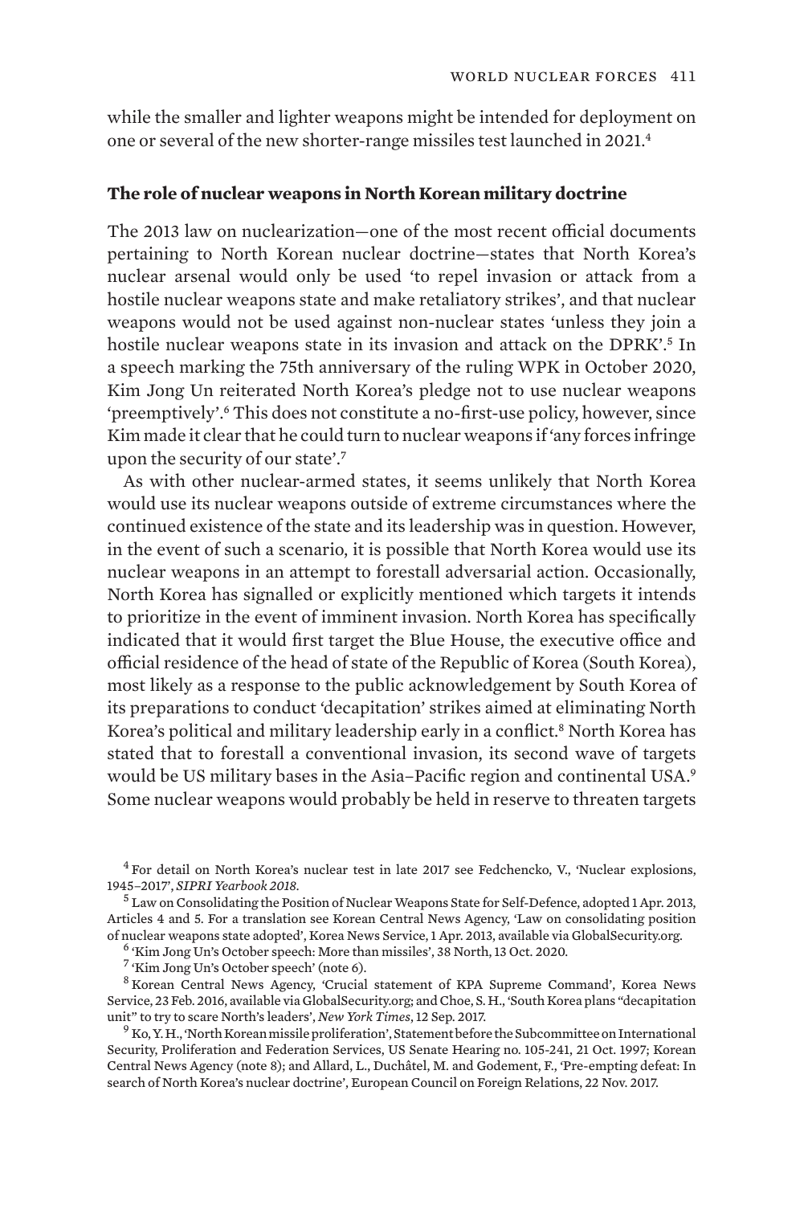while the smaller and lighter weapons might be intended for deployment on one or several of the new shorter-range missiles test launched in 2021.[4]

### The role of nuclear weapons in North Korean military doctrine

The 2013 law on nuclearization—one of the most recent official documents pertaining to North Korean nuclear doctrine—states that North Korea's nuclear arsenal would only be used 'to repel invasion or attack from a hostile nuclear weapons state and make retaliatory strikes', and that nuclear weapons would not be used against non-nuclear states 'unless they join a hostile nuclear weapons state in its invasion and attack on the DPRK'.[5] In a speech marking the 75th anniversary of the ruling WPK in October 2020, Kim Jong Un reiterated North Korea's pledge not to use nuclear weapons 'preemptively'.[6] This does not constitute a no-first-use policy, however, since Kim made it clear that he could turn to nuclear weapons if 'any forces infringe upon the security of our state'.[7]

As with other nuclear-armed states, it seems unlikely that North Korea would use its nuclear weapons outside of extreme circumstances where the continued existence of the state and its leadership was in question. However, in the event of such a scenario, it is possible that North Korea would use its nuclear weapons in an attempt to forestall adversarial action. Occasionally, North Korea has signalled or explicitly mentioned which targets it intends to prioritize in the event of imminent invasion. North Korea has specifically indicated that it would first target the Blue House, the executive office and official residence of the head of state of the Republic of Korea (South Korea), most likely as a response to the public acknowledgement by South Korea of its preparations to conduct 'decapitation' strikes aimed at eliminating North Korea's political and military leadership early in a conflict.[8] North Korea has stated that to forestall a conventional invasion, its second wave of targets would be US military bases in the Asia–Pacific region and continental USA.[9] Some nuclear weapons would probably be held in reserve to threaten targets

[4] For detail on North Korea's nuclear test in late 2017 see Fedchencko, V., 'Nuclear explosions, 1945–2017', *SIPRI Yearbook 2018*.

[5] Law on Consolidating the Position of Nuclear Weapons State for Self-Defence, adopted 1 Apr. 2013, Articles 4 and 5. For a translation see Korean Central News Agency, 'Law on consolidating position of nuclear weapons state adopted', Korea News Service, 1 Apr. 2013, available via GlobalSecurity.org.

[6] 'Kim Jong Un's October speech: More than missiles', 38 North, 13 Oct. 2020.

[7] 'Kim Jong Un's October speech' (note 6).

[8] Korean Central News Agency, 'Crucial statement of KPA Supreme Command', Korea News Service, 23 Feb. 2016, available via GlobalSecurity.org; and Choe, S. H., 'South Korea plans "decapitation unit" to try to scare North's leaders', *New York Times*, 12 Sep. 2017.

[9] Ko, Y. H., 'North Korean missile proliferation', Statement before the Subcommittee on International Security, Proliferation and Federation Services, US Senate Hearing no. 105-241, 21 Oct. 1997; Korean Central News Agency (note 8); and Allard, L., Duchâtel, M. and Godement, F., 'Pre-empting defeat: In search of North Korea's nuclear doctrine', European Council on Foreign Relations, 22 Nov. 2017.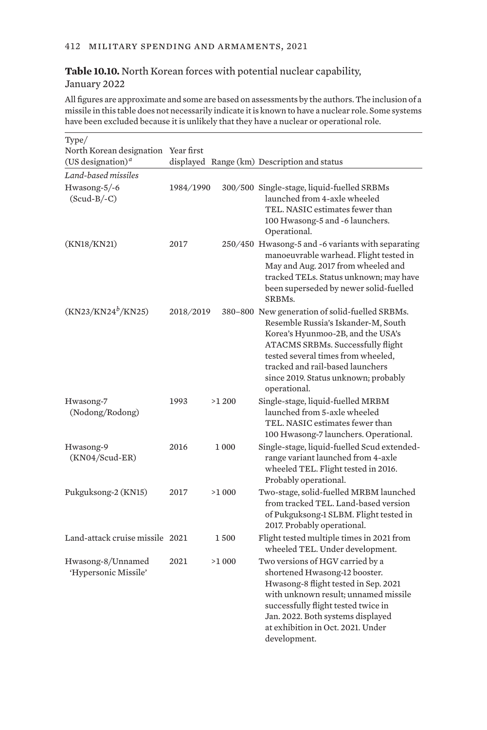**Table 10.10.** North Korean forces with potential nuclear capability, January 2022

All figures are approximate and some are based on assessments by the authors. The inclusion of a missile in this table does not necessarily indicate it is known to have a nuclear role. Some systems have been excluded because it is unlikely that they have a nuclear or operational role.

| Type/ North Korean designation (US designation)[a] | Year first displayed | Range (km) | Description and status |
|---|---|---|---|
| *Land-based missiles* | | | |
| Hwasong-5/-6 (Scud-B/-C) | 1984/1990 | 300/500 | Single-stage, liquid-fuelled SRBMs launched from 4-axle wheeled TEL. NASIC estimates fewer than 100 Hwasong-5 and -6 launchers. Operational. |
| (KN18/KN21) | 2017 | 250/450 | Hwasong-5 and -6 variants with separating manoeuvrable warhead. Flight tested in May and Aug. 2017 from wheeled and tracked TELs. Status unknown; may have been superseded by newer solid-fuelled SRBMs. |
| (KN23/KN24[b]/KN25) | 2018/2019 | 380–800 | New generation of solid-fuelled SRBMs. Resemble Russia's Iskander-M, South Korea's Hyunmoo-2B, and the USA's ATACMS SRBMs. Successfully flight tested several times from wheeled, tracked and rail-based launchers since 2019. Status unknown; probably operational. |
| Hwasong-7 (Nodong/Rodong) | 1993 | >1 200 | Single-stage, liquid-fuelled MRBM launched from 5-axle wheeled TEL. NASIC estimates fewer than 100 Hwasong-7 launchers. Operational. |
| Hwasong-9 (KN04/Scud-ER) | 2016 | 1 000 | Single-stage, liquid-fuelled Scud extended-range variant launched from 4-axle wheeled TEL. Flight tested in 2016. Probably operational. |
| Pukguksong-2 (KN15) | 2017 | >1 000 | Two-stage, solid-fuelled MRBM launched from tracked TEL. Land-based version of Pukguksong-1 SLBM. Flight tested in 2017. Probably operational. |
| Land-attack cruise missile | 2021 | 1 500 | Flight tested multiple times in 2021 from wheeled TEL. Under development. |
| Hwasong-8/Unnamed 'Hypersonic Missile' | 2021 | >1 000 | Two versions of HGV carried by a shortened Hwasong-12 booster. Hwasong-8 flight tested in Sep. 2021 with unknown result; unnamed missile successfully flight tested twice in Jan. 2022. Both systems displayed at exhibition in Oct. 2021. Under development. |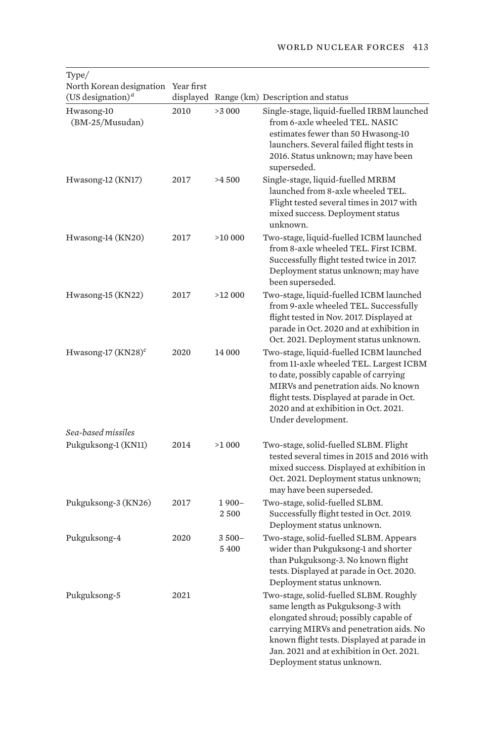| Type/ North Korean designation (US designation)[a] | Year first displayed | Range (km) | Description and status |
|---|---|---|---|
| Hwasong-10 (BM-25/Musudan) | 2010 | >3 000 | Single-stage, liquid-fuelled IRBM launched from 6-axle wheeled TEL. NASIC estimates fewer than 50 Hwasong-10 launchers. Several failed flight tests in 2016. Status unknown; may have been superseded. |
| Hwasong-12 (KN17) | 2017 | >4 500 | Single-stage, liquid-fuelled MRBM launched from 8-axle wheeled TEL. Flight tested several times in 2017 with mixed success. Deployment status unknown. |
| Hwasong-14 (KN20) | 2017 | >10 000 | Two-stage, liquid-fuelled ICBM launched from 8-axle wheeled TEL. First ICBM. Successfully flight tested twice in 2017. Deployment status unknown; may have been superseded. |
| Hwasong-15 (KN22) | 2017 | >12 000 | Two-stage, liquid-fuelled ICBM launched from 9-axle wheeled TEL. Successfully flight tested in Nov. 2017. Displayed at parade in Oct. 2020 and at exhibition in Oct. 2021. Deployment status unknown. |
| Hwasong-17 (KN28)[c] | 2020 | 14 000 | Two-stage, liquid-fuelled ICBM launched from 11-axle wheeled TEL. Largest ICBM to date, possibly capable of carrying MIRVs and penetration aids. No known flight tests. Displayed at parade in Oct. 2020 and at exhibition in Oct. 2021. Under development. |
| *Sea-based missiles* | | | |
| Pukguksong-1 (KN11) | 2014 | >1 000 | Two-stage, solid-fuelled SLBM. Flight tested several times in 2015 and 2016 with mixed success. Displayed at exhibition in Oct. 2021. Deployment status unknown; may have been superseded. |
| Pukguksong-3 (KN26) | 2017 | 1 900–2 500 | Two-stage, solid-fuelled SLBM. Successfully flight tested in Oct. 2019. Deployment status unknown. |
| Pukguksong-4 | 2020 | 3 500–5 400 | Two-stage, solid-fuelled SLBM. Appears wider than Pukguksong-1 and shorter than Pukguksong-3. No known flight tests. Displayed at parade in Oct. 2020. Deployment status unknown. |
| Pukguksong-5 | 2021 | | Two-stage, solid-fuelled SLBM. Roughly same length as Pukguksong-3 with elongated shroud; possibly capable of carrying MIRVs and penetration aids. No known flight tests. Displayed at parade in Jan. 2021 and at exhibition in Oct. 2021. Deployment status unknown. |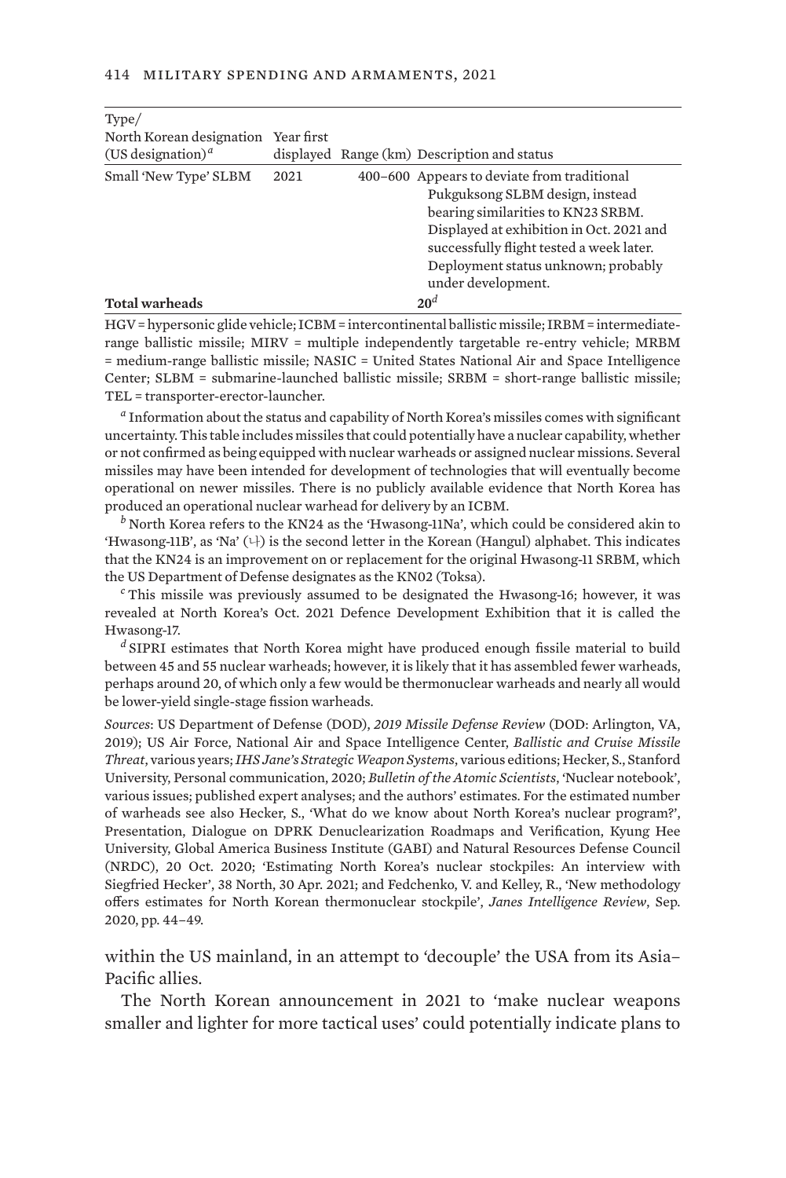| Type/ North Korean designation (US designation)[a] | Year first displayed | Range (km) | Description and status |
|---|---|---|---|
| Small 'New Type' SLBM | 2021 | 400–600 | Appears to deviate from traditional Pukguksong SLBM design, instead bearing similarities to KN23 SRBM. Displayed at exhibition in Oct. 2021 and successfully flight tested a week later. Deployment status unknown; probably under development. |
| **Total warheads** | | **20**[d] | |

HGV = hypersonic glide vehicle; ICBM = intercontinental ballistic missile; IRBM = intermediate-range ballistic missile; MIRV = multiple independently targetable re-entry vehicle; MRBM = medium-range ballistic missile; NASIC = United States National Air and Space Intelligence Center; SLBM = submarine-launched ballistic missile; SRBM = short-range ballistic missile; TEL = transporter-erector-launcher.

[a] Information about the status and capability of North Korea's missiles comes with significant uncertainty. This table includes missiles that could potentially have a nuclear capability, whether or not confirmed as being equipped with nuclear warheads or assigned nuclear missions. Several missiles may have been intended for development of technologies that will eventually become operational on newer missiles. There is no publicly available evidence that North Korea has produced an operational nuclear warhead for delivery by an ICBM.

[b] North Korea refers to the KN24 as the 'Hwasong-11Na', which could be considered akin to 'Hwasong-11B', as 'Na' (나) is the second letter in the Korean (Hangul) alphabet. This indicates that the KN24 is an improvement on or replacement for the original Hwasong-11 SRBM, which the US Department of Defense designates as the KN02 (Toksa).

[c] This missile was previously assumed to be designated the Hwasong-16; however, it was revealed at North Korea's Oct. 2021 Defence Development Exhibition that it is called the Hwasong-17.

[d] SIPRI estimates that North Korea might have produced enough fissile material to build between 45 and 55 nuclear warheads; however, it is likely that it has assembled fewer warheads, perhaps around 20, of which only a few would be thermonuclear warheads and nearly all would be lower-yield single-stage fission warheads.

*Sources*: US Department of Defense (DOD), *2019 Missile Defense Review* (DOD: Arlington, VA, 2019); US Air Force, National Air and Space Intelligence Center, *Ballistic and Cruise Missile Threat*, various years; *IHS Jane's Strategic Weapon Systems*, various editions; Hecker, S., Stanford University, Personal communication, 2020; *Bulletin of the Atomic Scientists*, 'Nuclear notebook', various issues; published expert analyses; and the authors' estimates. For the estimated number of warheads see also Hecker, S., 'What do we know about North Korea's nuclear program?', Presentation, Dialogue on DPRK Denuclearization Roadmaps and Verification, Kyung Hee University, Global America Business Institute (GABI) and Natural Resources Defense Council (NRDC), 20 Oct. 2020; 'Estimating North Korea's nuclear stockpiles: An interview with Siegfried Hecker', 38 North, 30 Apr. 2021; and Fedchenko, V. and Kelley, R., 'New methodology offers estimates for North Korean thermonuclear stockpile', *Janes Intelligence Review*, Sep. 2020, pp. 44–49.

within the US mainland, in an attempt to 'decouple' the USA from its Asia–Pacific allies.

The North Korean announcement in 2021 to 'make nuclear weapons smaller and lighter for more tactical uses' could potentially indicate plans to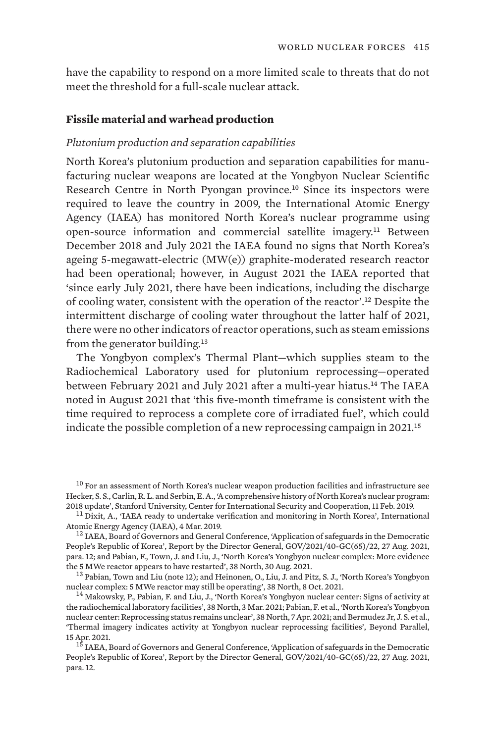have the capability to respond on a more limited scale to threats that do not meet the threshold for a full-scale nuclear attack.

### Fissile material and warhead production

*Plutonium production and separation capabilities*

North Korea's plutonium production and separation capabilities for manufacturing nuclear weapons are located at the Yongbyon Nuclear Scientific Research Centre in North Pyongan province.[10] Since its inspectors were required to leave the country in 2009, the International Atomic Energy Agency (IAEA) has monitored North Korea's nuclear programme using open-source information and commercial satellite imagery.[11] Between December 2018 and July 2021 the IAEA found no signs that North Korea's ageing 5-megawatt-electric (MW(e)) graphite-moderated research reactor had been operational; however, in August 2021 the IAEA reported that 'since early July 2021, there have been indications, including the discharge of cooling water, consistent with the operation of the reactor'.[12] Despite the intermittent discharge of cooling water throughout the latter half of 2021, there were no other indicators of reactor operations, such as steam emissions from the generator building.[13]

The Yongbyon complex's Thermal Plant—which supplies steam to the Radiochemical Laboratory used for plutonium reprocessing—operated between February 2021 and July 2021 after a multi-year hiatus.[14] The IAEA noted in August 2021 that 'this five-month timeframe is consistent with the time required to reprocess a complete core of irradiated fuel', which could indicate the possible completion of a new reprocessing campaign in 2021.[15]

[10] For an assessment of North Korea's nuclear weapon production facilities and infrastructure see Hecker, S. S., Carlin, R. L. and Serbin, E. A., 'A comprehensive history of North Korea's nuclear program: 2018 update', Stanford University, Center for International Security and Cooperation, 11 Feb. 2019.

[11] Dixit, A., 'IAEA ready to undertake verification and monitoring in North Korea', International Atomic Energy Agency (IAEA), 4 Mar. 2019.

[12] IAEA, Board of Governors and General Conference, 'Application of safeguards in the Democratic People's Republic of Korea', Report by the Director General, GOV/2021/40-GC(65)/22, 27 Aug. 2021, para. 12; and Pabian, F., Town, J. and Liu, J., 'North Korea's Yongbyon nuclear complex: More evidence the 5 MWe reactor appears to have restarted', 38 North, 30 Aug. 2021.

[13] Pabian, Town and Liu (note 12); and Heinonen, O., Liu, J. and Pitz, S. J., 'North Korea's Yongbyon nuclear complex: 5 MWe reactor may still be operating', 38 North, 8 Oct. 2021.

[14] Makowsky, P., Pabian, F. and Liu, J., 'North Korea's Yongbyon nuclear center: Signs of activity at the radiochemical laboratory facilities', 38 North, 3 Mar. 2021; Pabian, F. et al., 'North Korea's Yongbyon nuclear center: Reprocessing status remains unclear', 38 North, 7 Apr. 2021; and Bermudez Jr, J. S. et al., 'Thermal imagery indicates activity at Yongbyon nuclear reprocessing facilities', Beyond Parallel, 15 Apr. 2021.

[15] IAEA, Board of Governors and General Conference, 'Application of safeguards in the Democratic People's Republic of Korea', Report by the Director General, GOV/2021/40-GC(65)/22, 27 Aug. 2021, para. 12.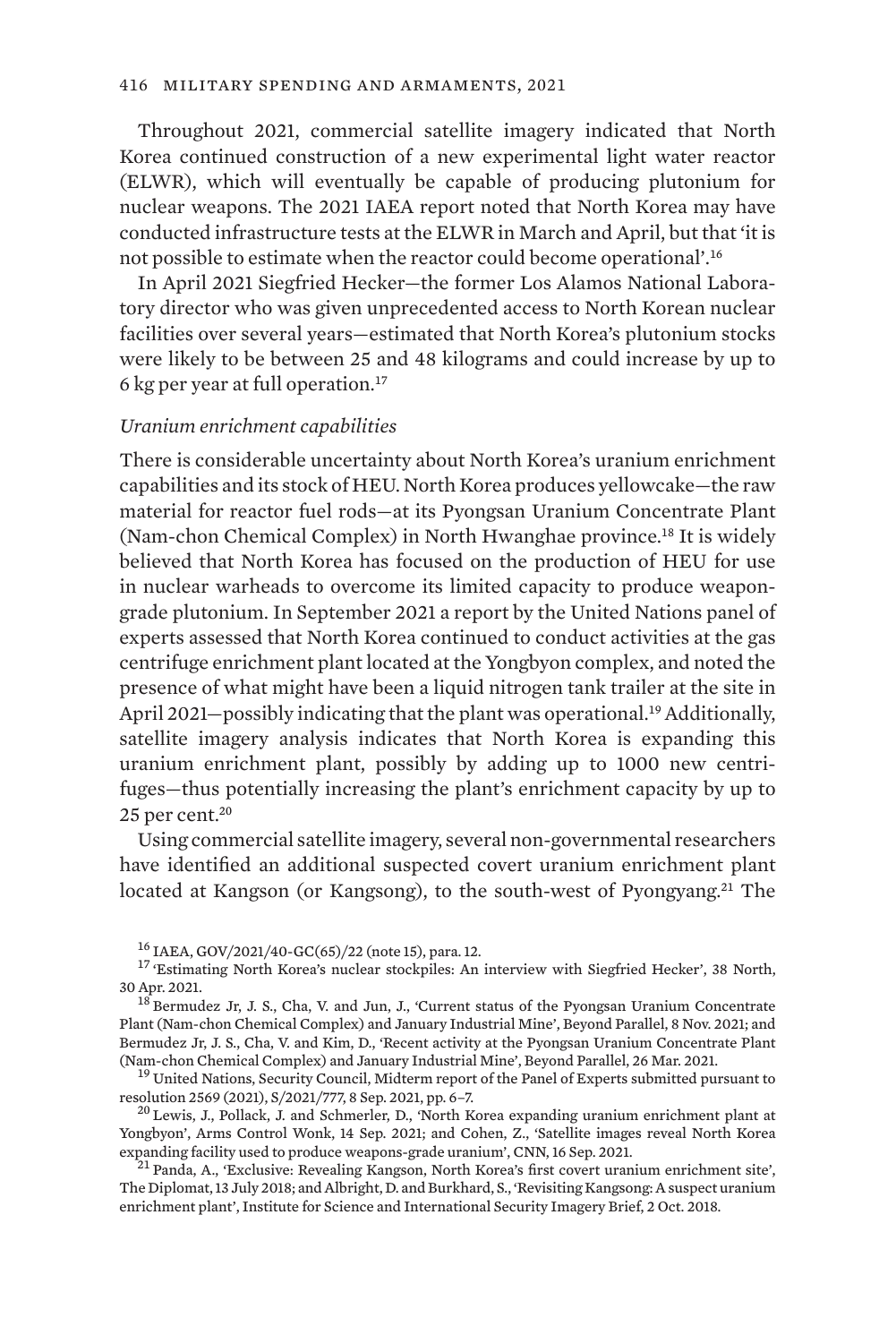Throughout 2021, commercial satellite imagery indicated that North Korea continued construction of a new experimental light water reactor (ELWR), which will eventually be capable of producing plutonium for nuclear weapons. The 2021 IAEA report noted that North Korea may have conducted infrastructure tests at the ELWR in March and April, but that 'it is not possible to estimate when the reactor could become operational'.[16]

In April 2021 Siegfried Hecker—the former Los Alamos National Laboratory director who was given unprecedented access to North Korean nuclear facilities over several years—estimated that North Korea's plutonium stocks were likely to be between 25 and 48 kilograms and could increase by up to 6 kg per year at full operation.[17]

*Uranium enrichment capabilities*

There is considerable uncertainty about North Korea's uranium enrichment capabilities and its stock of HEU. North Korea produces yellowcake—the raw material for reactor fuel rods—at its Pyongsan Uranium Concentrate Plant (Nam-chon Chemical Complex) in North Hwanghae province.[18] It is widely believed that North Korea has focused on the production of HEU for use in nuclear warheads to overcome its limited capacity to produce weapon-grade plutonium. In September 2021 a report by the United Nations panel of experts assessed that North Korea continued to conduct activities at the gas centrifuge enrichment plant located at the Yongbyon complex, and noted the presence of what might have been a liquid nitrogen tank trailer at the site in April 2021—possibly indicating that the plant was operational.[19] Additionally, satellite imagery analysis indicates that North Korea is expanding this uranium enrichment plant, possibly by adding up to 1000 new centrifuges—thus potentially increasing the plant's enrichment capacity by up to 25 per cent.[20]

Using commercial satellite imagery, several non-governmental researchers have identified an additional suspected covert uranium enrichment plant located at Kangson (or Kangsong), to the south-west of Pyongyang.[21] The

---

[16] IAEA, GOV/2021/40-GC(65)/22 (note 15), para. 12.

[17] 'Estimating North Korea's nuclear stockpiles: An interview with Siegfried Hecker', 38 North, 30 Apr. 2021.

[18] Bermudez Jr, J. S., Cha, V. and Jun, J., 'Current status of the Pyongsan Uranium Concentrate Plant (Nam-chon Chemical Complex) and January Industrial Mine', Beyond Parallel, 8 Nov. 2021; and Bermudez Jr, J. S., Cha, V. and Kim, D., 'Recent activity at the Pyongsan Uranium Concentrate Plant (Nam-chon Chemical Complex) and January Industrial Mine', Beyond Parallel, 26 Mar. 2021.

[19] United Nations, Security Council, Midterm report of the Panel of Experts submitted pursuant to resolution 2569 (2021), S/2021/777, 8 Sep. 2021, pp. 6–7.

[20] Lewis, J., Pollack, J. and Schmerler, D., 'North Korea expanding uranium enrichment plant at Yongbyon', Arms Control Wonk, 14 Sep. 2021; and Cohen, Z., 'Satellite images reveal North Korea expanding facility used to produce weapons-grade uranium', CNN, 16 Sep. 2021.

[21] Panda, A., 'Exclusive: Revealing Kangson, North Korea's first covert uranium enrichment site', The Diplomat, 13 July 2018; and Albright, D. and Burkhard, S., 'Revisiting Kangsong: A suspect uranium enrichment plant', Institute for Science and International Security Imagery Brief, 2 Oct. 2018.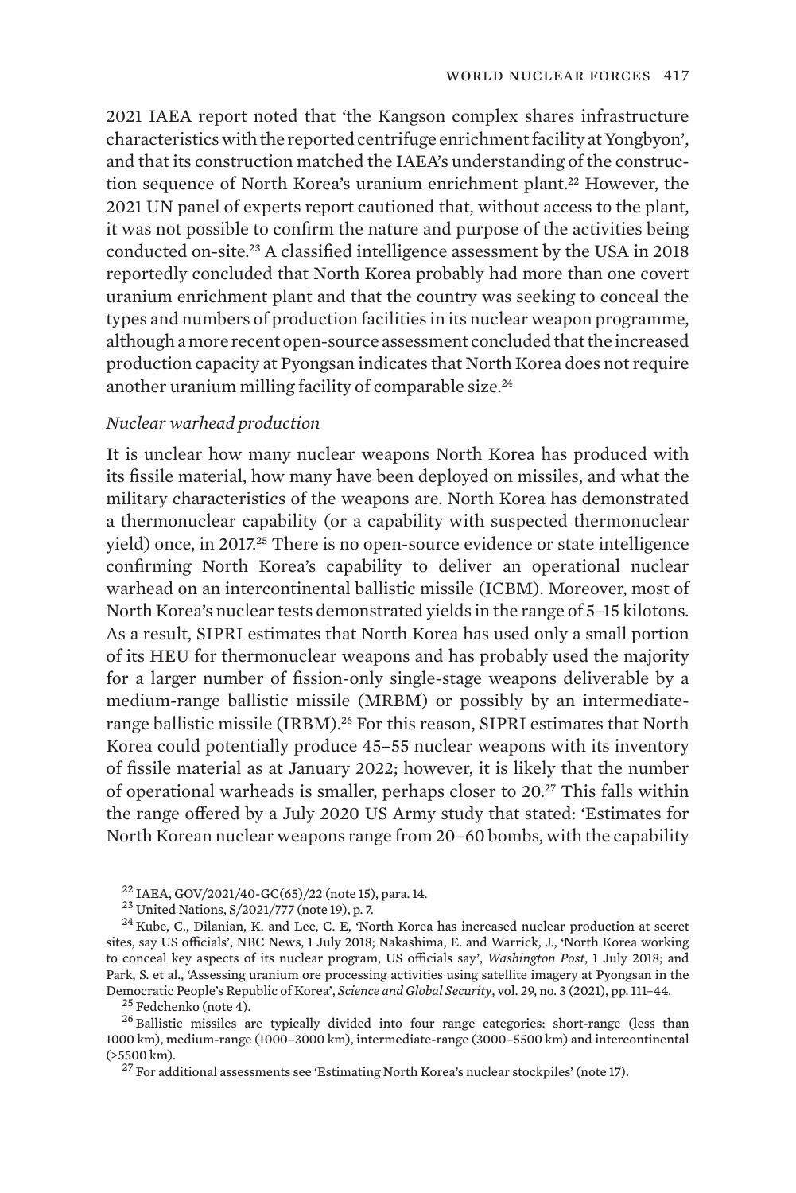2021 IAEA report noted that 'the Kangson complex shares infrastructure characteristics with the reported centrifuge enrichment facility at Yongbyon', and that its construction matched the IAEA's understanding of the construction sequence of North Korea's uranium enrichment plant.[22] However, the 2021 UN panel of experts report cautioned that, without access to the plant, it was not possible to confirm the nature and purpose of the activities being conducted on-site.[23] A classified intelligence assessment by the USA in 2018 reportedly concluded that North Korea probably had more than one covert uranium enrichment plant and that the country was seeking to conceal the types and numbers of production facilities in its nuclear weapon programme, although a more recent open-source assessment concluded that the increased production capacity at Pyongsan indicates that North Korea does not require another uranium milling facility of comparable size.[24]

*Nuclear warhead production*

It is unclear how many nuclear weapons North Korea has produced with its fissile material, how many have been deployed on missiles, and what the military characteristics of the weapons are. North Korea has demonstrated a thermonuclear capability (or a capability with suspected thermonuclear yield) once, in 2017.[25] There is no open-source evidence or state intelligence confirming North Korea's capability to deliver an operational nuclear warhead on an intercontinental ballistic missile (ICBM). Moreover, most of North Korea's nuclear tests demonstrated yields in the range of 5–15 kilotons. As a result, SIPRI estimates that North Korea has used only a small portion of its HEU for thermonuclear weapons and has probably used the majority for a larger number of fission-only single-stage weapons deliverable by a medium-range ballistic missile (MRBM) or possibly by an intermediate-range ballistic missile (IRBM).[26] For this reason, SIPRI estimates that North Korea could potentially produce 45–55 nuclear weapons with its inventory of fissile material as at January 2022; however, it is likely that the number of operational warheads is smaller, perhaps closer to 20.[27] This falls within the range offered by a July 2020 US Army study that stated: 'Estimates for North Korean nuclear weapons range from 20–60 bombs, with the capability

[22] IAEA, GOV/2021/40-GC(65)/22 (note 15), para. 14.

[23] United Nations, S/2021/777 (note 19), p. 7.

[24] Kube, C., Dilanian, K. and Lee, C. E, 'North Korea has increased nuclear production at secret sites, say US officials', NBC News, 1 July 2018; Nakashima, E. and Warrick, J., 'North Korea working to conceal key aspects of its nuclear program, US officials say', *Washington Post*, 1 July 2018; and Park, S. et al., 'Assessing uranium ore processing activities using satellite imagery at Pyongsan in the Democratic People's Republic of Korea', *Science and Global Security*, vol. 29, no. 3 (2021), pp. 111–44.

[25] Fedchenko (note 4).

[26] Ballistic missiles are typically divided into four range categories: short-range (less than 1000 km), medium-range (1000–3000 km), intermediate-range (3000–5500 km) and intercontinental (>5500 km).

[27] For additional assessments see 'Estimating North Korea's nuclear stockpiles' (note 17).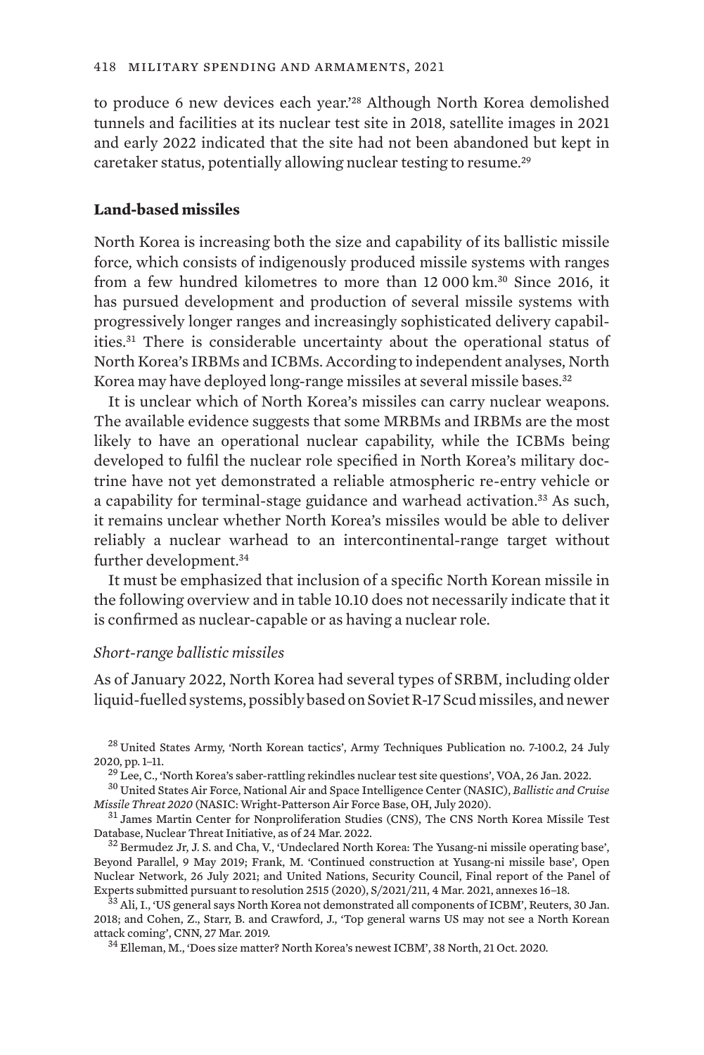to produce 6 new devices each year.'[28] Although North Korea demolished tunnels and facilities at its nuclear test site in 2018, satellite images in 2021 and early 2022 indicated that the site had not been abandoned but kept in caretaker status, potentially allowing nuclear testing to resume.[29]

## Land-based missiles

North Korea is increasing both the size and capability of its ballistic missile force, which consists of indigenously produced missile systems with ranges from a few hundred kilometres to more than 12 000 km.[30] Since 2016, it has pursued development and production of several missile systems with progressively longer ranges and increasingly sophisticated delivery capabilities.[31] There is considerable uncertainty about the operational status of North Korea's IRBMs and ICBMs. According to independent analyses, North Korea may have deployed long-range missiles at several missile bases.[32]

It is unclear which of North Korea's missiles can carry nuclear weapons. The available evidence suggests that some MRBMs and IRBMs are the most likely to have an operational nuclear capability, while the ICBMs being developed to fulfil the nuclear role specified in North Korea's military doctrine have not yet demonstrated a reliable atmospheric re-entry vehicle or a capability for terminal-stage guidance and warhead activation.[33] As such, it remains unclear whether North Korea's missiles would be able to deliver reliably a nuclear warhead to an intercontinental-range target without further development.[34]

It must be emphasized that inclusion of a specific North Korean missile in the following overview and in table 10.10 does not necessarily indicate that it is confirmed as nuclear-capable or as having a nuclear role.

### *Short-range ballistic missiles*

As of January 2022, North Korea had several types of SRBM, including older liquid-fuelled systems, possibly based on Soviet R-17 Scud missiles, and newer

[28] United States Army, 'North Korean tactics', Army Techniques Publication no. 7-100.2, 24 July 2020, pp. 1–11.

[29] Lee, C., 'North Korea's saber-rattling rekindles nuclear test site questions', VOA, 26 Jan. 2022.

[30] United States Air Force, National Air and Space Intelligence Center (NASIC), *Ballistic and Cruise Missile Threat 2020* (NASIC: Wright-Patterson Air Force Base, OH, July 2020).

[31] James Martin Center for Nonproliferation Studies (CNS), The CNS North Korea Missile Test Database, Nuclear Threat Initiative, as of 24 Mar. 2022.

[32] Bermudez Jr, J. S. and Cha, V., 'Undeclared North Korea: The Yusang-ni missile operating base', Beyond Parallel, 9 May 2019; Frank, M. 'Continued construction at Yusang-ni missile base', Open Nuclear Network, 26 July 2021; and United Nations, Security Council, Final report of the Panel of Experts submitted pursuant to resolution 2515 (2020), S/2021/211, 4 Mar. 2021, annexes 16–18.

[33] Ali, I., 'US general says North Korea not demonstrated all components of ICBM', Reuters, 30 Jan. 2018; and Cohen, Z., Starr, B. and Crawford, J., 'Top general warns US may not see a North Korean attack coming', CNN, 27 Mar. 2019.

[34] Elleman, M., 'Does size matter? North Korea's newest ICBM', 38 North, 21 Oct. 2020.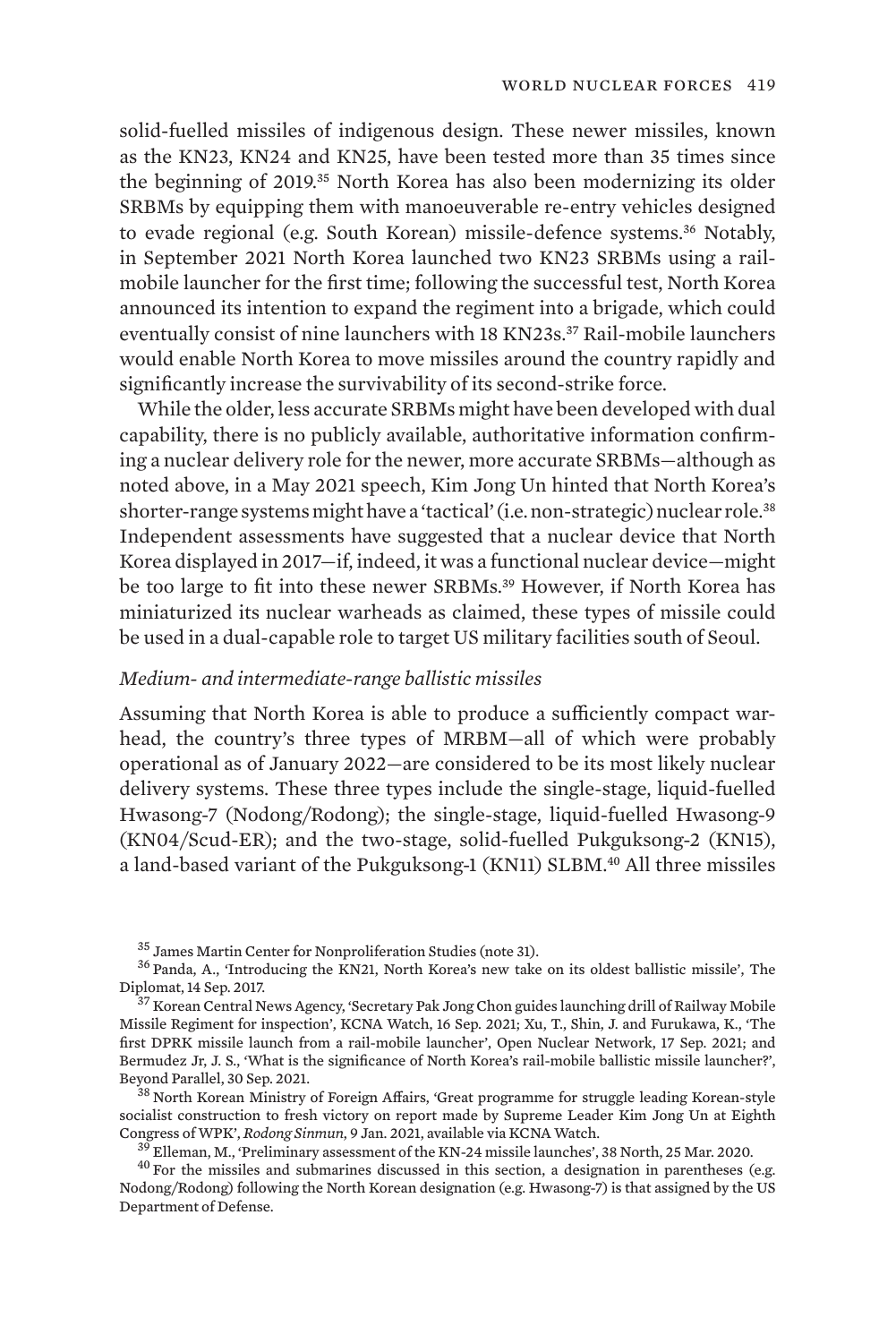solid-fuelled missiles of indigenous design. These newer missiles, known as the KN23, KN24 and KN25, have been tested more than 35 times since the beginning of 2019.[35] North Korea has also been modernizing its older SRBMs by equipping them with manoeuverable re-entry vehicles designed to evade regional (e.g. South Korean) missile-defence systems.[36] Notably, in September 2021 North Korea launched two KN23 SRBMs using a rail-mobile launcher for the first time; following the successful test, North Korea announced its intention to expand the regiment into a brigade, which could eventually consist of nine launchers with 18 KN23s.[37] Rail-mobile launchers would enable North Korea to move missiles around the country rapidly and significantly increase the survivability of its second-strike force.

While the older, less accurate SRBMs might have been developed with dual capability, there is no publicly available, authoritative information confirming a nuclear delivery role for the newer, more accurate SRBMs—although as noted above, in a May 2021 speech, Kim Jong Un hinted that North Korea's shorter-range systems might have a 'tactical' (i.e. non-strategic) nuclear role.[38] Independent assessments have suggested that a nuclear device that North Korea displayed in 2017—if, indeed, it was a functional nuclear device—might be too large to fit into these newer SRBMs.[39] However, if North Korea has miniaturized its nuclear warheads as claimed, these types of missile could be used in a dual-capable role to target US military facilities south of Seoul.

*Medium- and intermediate-range ballistic missiles*

Assuming that North Korea is able to produce a sufficiently compact warhead, the country's three types of MRBM—all of which were probably operational as of January 2022—are considered to be its most likely nuclear delivery systems. These three types include the single-stage, liquid-fuelled Hwasong-7 (Nodong/Rodong); the single-stage, liquid-fuelled Hwasong-9 (KN04/Scud-ER); and the two-stage, solid-fuelled Pukguksong-2 (KN15), a land-based variant of the Pukguksong-1 (KN11) SLBM.[40] All three missiles

[35] James Martin Center for Nonproliferation Studies (note 31).

[36] Panda, A., 'Introducing the KN21, North Korea's new take on its oldest ballistic missile', The Diplomat, 14 Sep. 2017.

[37] Korean Central News Agency, 'Secretary Pak Jong Chon guides launching drill of Railway Mobile Missile Regiment for inspection', KCNA Watch, 16 Sep. 2021; Xu, T., Shin, J. and Furukawa, K., 'The first DPRK missile launch from a rail-mobile launcher', Open Nuclear Network, 17 Sep. 2021; and Bermudez Jr, J. S., 'What is the significance of North Korea's rail-mobile ballistic missile launcher?', Beyond Parallel, 30 Sep. 2021.

[38] North Korean Ministry of Foreign Affairs, 'Great programme for struggle leading Korean-style socialist construction to fresh victory on report made by Supreme Leader Kim Jong Un at Eighth Congress of WPK', *Rodong Sinmun*, 9 Jan. 2021, available via KCNA Watch.

[39] Elleman, M., 'Preliminary assessment of the KN-24 missile launches', 38 North, 25 Mar. 2020.

[40] For the missiles and submarines discussed in this section, a designation in parentheses (e.g. Nodong/Rodong) following the North Korean designation (e.g. Hwasong-7) is that assigned by the US Department of Defense.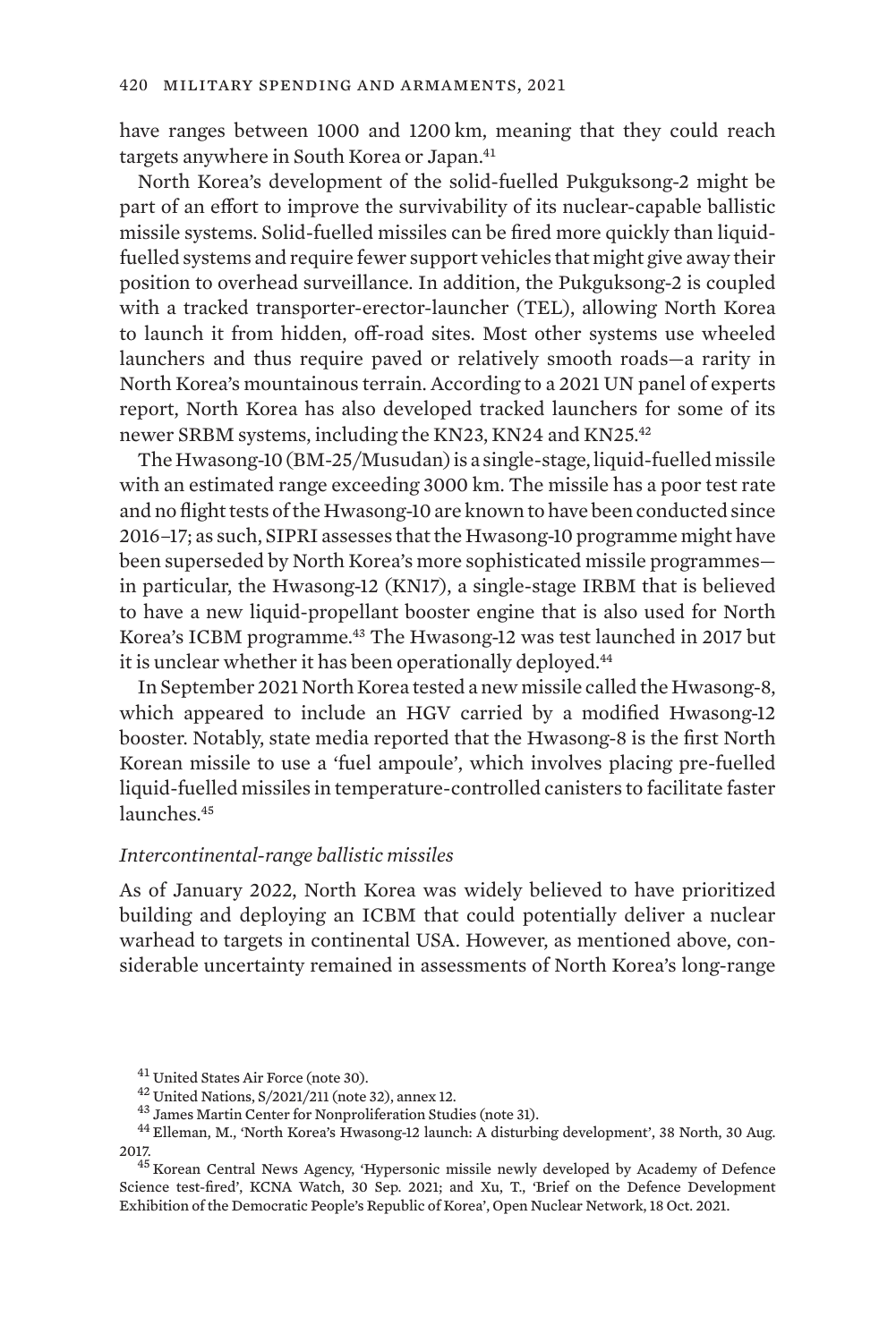have ranges between 1000 and 1200 km, meaning that they could reach targets anywhere in South Korea or Japan.[41]

North Korea's development of the solid-fuelled Pukguksong-2 might be part of an effort to improve the survivability of its nuclear-capable ballistic missile systems. Solid-fuelled missiles can be fired more quickly than liquid-fuelled systems and require fewer support vehicles that might give away their position to overhead surveillance. In addition, the Pukguksong-2 is coupled with a tracked transporter-erector-launcher (TEL), allowing North Korea to launch it from hidden, off-road sites. Most other systems use wheeled launchers and thus require paved or relatively smooth roads—a rarity in North Korea's mountainous terrain. According to a 2021 UN panel of experts report, North Korea has also developed tracked launchers for some of its newer SRBM systems, including the KN23, KN24 and KN25.[42]

The Hwasong-10 (BM-25/Musudan) is a single-stage, liquid-fuelled missile with an estimated range exceeding 3000 km. The missile has a poor test rate and no flight tests of the Hwasong-10 are known to have been conducted since 2016–17; as such, SIPRI assesses that the Hwasong-10 programme might have been superseded by North Korea's more sophisticated missile programmes—in particular, the Hwasong-12 (KN17), a single-stage IRBM that is believed to have a new liquid-propellant booster engine that is also used for North Korea's ICBM programme.[43] The Hwasong-12 was test launched in 2017 but it is unclear whether it has been operationally deployed.[44]

In September 2021 North Korea tested a new missile called the Hwasong-8, which appeared to include an HGV carried by a modified Hwasong-12 booster. Notably, state media reported that the Hwasong-8 is the first North Korean missile to use a 'fuel ampoule', which involves placing pre-fuelled liquid-fuelled missiles in temperature-controlled canisters to facilitate faster launches.[45]

*Intercontinental-range ballistic missiles*

As of January 2022, North Korea was widely believed to have prioritized building and deploying an ICBM that could potentially deliver a nuclear warhead to targets in continental USA. However, as mentioned above, considerable uncertainty remained in assessments of North Korea's long-range

[41] United States Air Force (note 30).

[42] United Nations, S/2021/211 (note 32), annex 12.

[43] James Martin Center for Nonproliferation Studies (note 31).

[44] Elleman, M., 'North Korea's Hwasong-12 launch: A disturbing development', 38 North, 30 Aug. 2017.

[45] Korean Central News Agency, 'Hypersonic missile newly developed by Academy of Defence Science test-fired', KCNA Watch, 30 Sep. 2021; and Xu, T., 'Brief on the Defence Development Exhibition of the Democratic People's Republic of Korea', Open Nuclear Network, 18 Oct. 2021.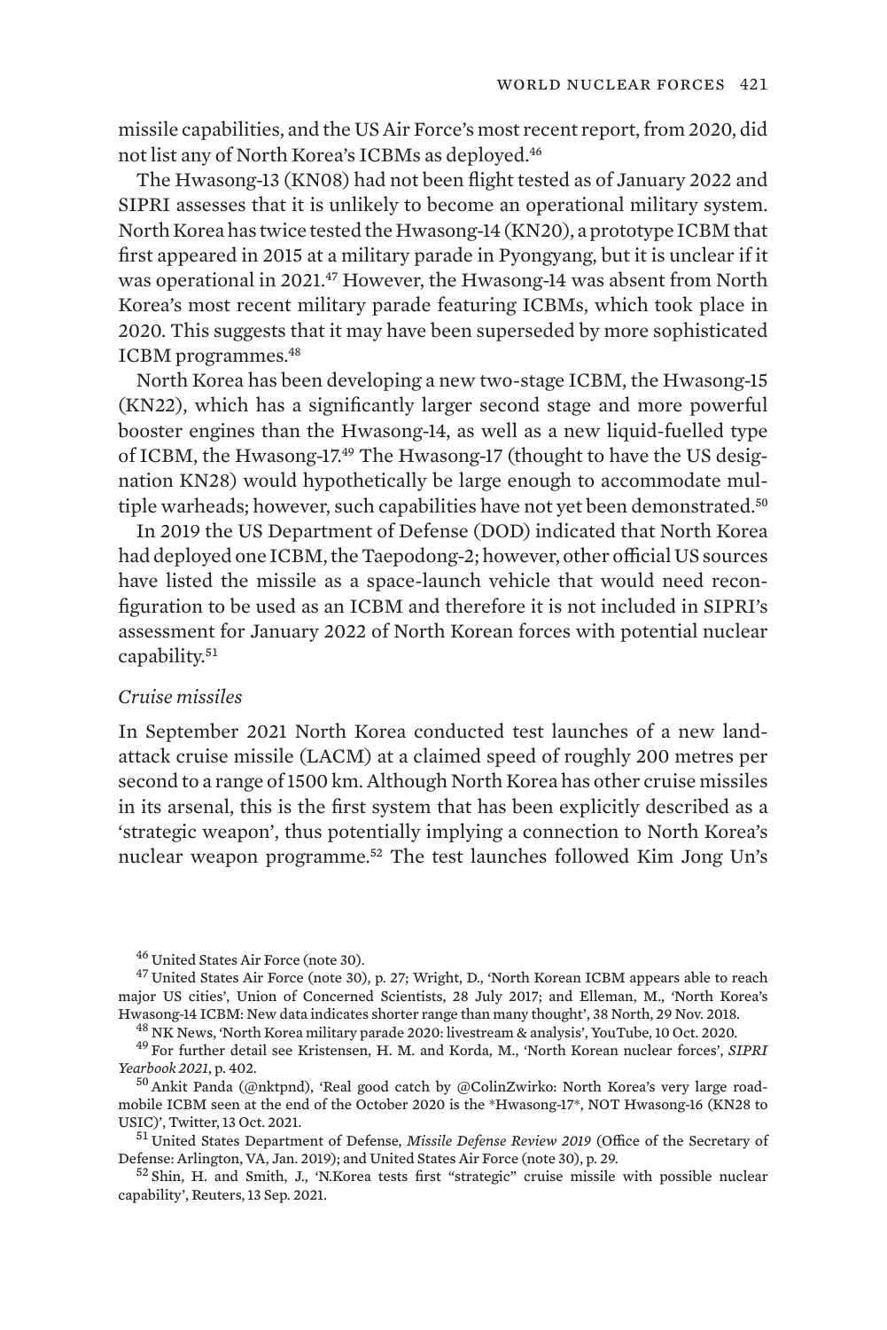missile capabilities, and the US Air Force's most recent report, from 2020, did not list any of North Korea's ICBMs as deployed.[46]

The Hwasong-13 (KN08) had not been flight tested as of January 2022 and SIPRI assesses that it is unlikely to become an operational military system. North Korea has twice tested the Hwasong-14 (KN20), a prototype ICBM that first appeared in 2015 at a military parade in Pyongyang, but it is unclear if it was operational in 2021.[47] However, the Hwasong-14 was absent from North Korea's most recent military parade featuring ICBMs, which took place in 2020. This suggests that it may have been superseded by more sophisticated ICBM programmes.[48]

North Korea has been developing a new two-stage ICBM, the Hwasong-15 (KN22), which has a significantly larger second stage and more powerful booster engines than the Hwasong-14, as well as a new liquid-fuelled type of ICBM, the Hwasong-17.[49] The Hwasong-17 (thought to have the US designation KN28) would hypothetically be large enough to accommodate multiple warheads; however, such capabilities have not yet been demonstrated.[50]

In 2019 the US Department of Defense (DOD) indicated that North Korea had deployed one ICBM, the Taepodong-2; however, other official US sources have listed the missile as a space-launch vehicle that would need reconfiguration to be used as an ICBM and therefore it is not included in SIPRI's assessment for January 2022 of North Korean forces with potential nuclear capability.[51]

*Cruise missiles*

In September 2021 North Korea conducted test launches of a new land-attack cruise missile (LACM) at a claimed speed of roughly 200 metres per second to a range of 1500 km. Although North Korea has other cruise missiles in its arsenal, this is the first system that has been explicitly described as a 'strategic weapon', thus potentially implying a connection to North Korea's nuclear weapon programme.[52] The test launches followed Kim Jong Un's

[46] United States Air Force (note 30).

[47] United States Air Force (note 30), p. 27; Wright, D., 'North Korean ICBM appears able to reach major US cities', Union of Concerned Scientists, 28 July 2017; and Elleman, M., 'North Korea's Hwasong-14 ICBM: New data indicates shorter range than many thought', 38 North, 29 Nov. 2018.

[48] NK News, 'North Korea military parade 2020: livestream & analysis', YouTube, 10 Oct. 2020.

[49] For further detail see Kristensen, H. M. and Korda, M., 'North Korean nuclear forces', *SIPRI Yearbook 2021*, p. 402.

[50] Ankit Panda (@nktpnd), 'Real good catch by @ColinZwirko: North Korea's very large road-mobile ICBM seen at the end of the October 2020 is the *Hwasong-17*, NOT Hwasong-16 (KN28 to USIC)', Twitter, 13 Oct. 2021.

[51] United States Department of Defense, *Missile Defense Review 2019* (Office of the Secretary of Defense: Arlington, VA, Jan. 2019); and United States Air Force (note 30), p. 29.

[52] Shin, H. and Smith, J., 'N.Korea tests first "strategic" cruise missile with possible nuclear capability', Reuters, 13 Sep. 2021.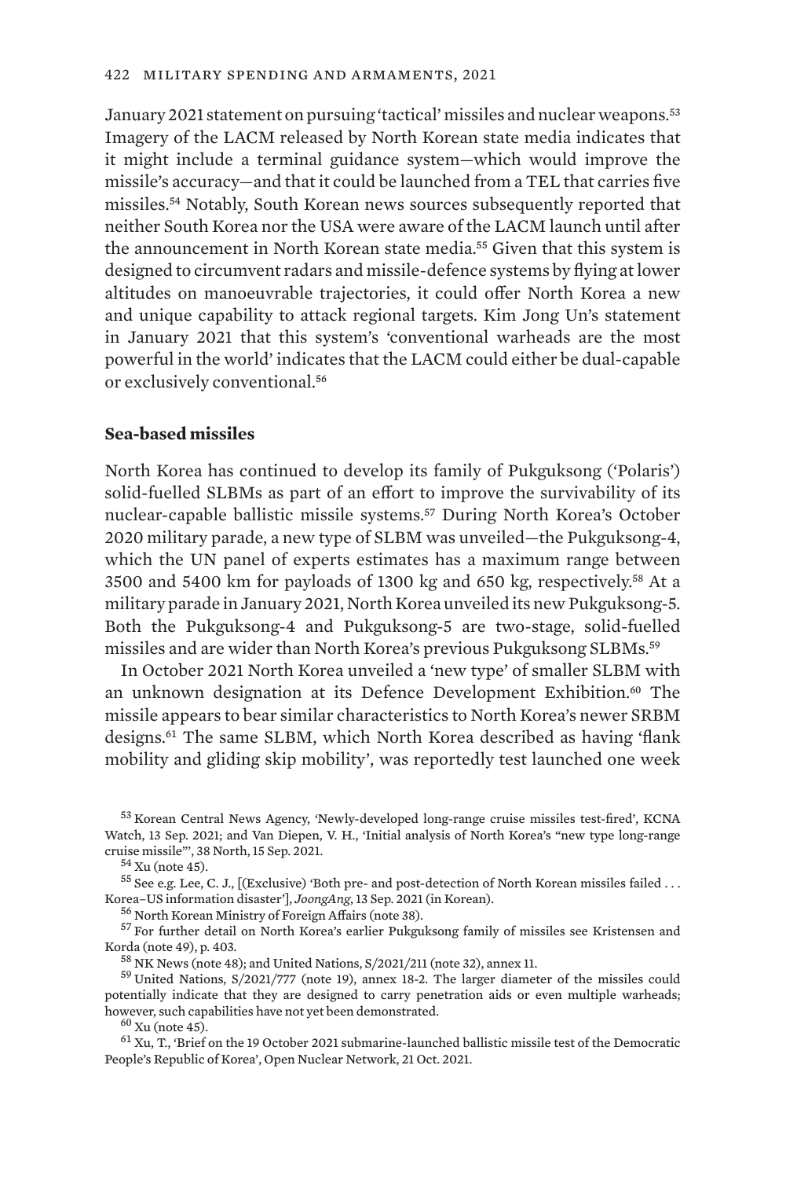January 2021 statement on pursuing 'tactical' missiles and nuclear weapons.[53] Imagery of the LACM released by North Korean state media indicates that it might include a terminal guidance system—which would improve the missile's accuracy—and that it could be launched from a TEL that carries five missiles.[54] Notably, South Korean news sources subsequently reported that neither South Korea nor the USA were aware of the LACM launch until after the announcement in North Korean state media.[55] Given that this system is designed to circumvent radars and missile-defence systems by flying at lower altitudes on manoeuvrable trajectories, it could offer North Korea a new and unique capability to attack regional targets. Kim Jong Un's statement in January 2021 that this system's 'conventional warheads are the most powerful in the world' indicates that the LACM could either be dual-capable or exclusively conventional.[56]

### Sea-based missiles

North Korea has continued to develop its family of Pukguksong ('Polaris') solid-fuelled SLBMs as part of an effort to improve the survivability of its nuclear-capable ballistic missile systems.[57] During North Korea's October 2020 military parade, a new type of SLBM was unveiled—the Pukguksong-4, which the UN panel of experts estimates has a maximum range between 3500 and 5400 km for payloads of 1300 kg and 650 kg, respectively.[58] At a military parade in January 2021, North Korea unveiled its new Pukguksong-5. Both the Pukguksong-4 and Pukguksong-5 are two-stage, solid-fuelled missiles and are wider than North Korea's previous Pukguksong SLBMs.[59]

In October 2021 North Korea unveiled a 'new type' of smaller SLBM with an unknown designation at its Defence Development Exhibition.[60] The missile appears to bear similar characteristics to North Korea's newer SRBM designs.[61] The same SLBM, which North Korea described as having 'flank mobility and gliding skip mobility', was reportedly test launched one week

---

[53] Korean Central News Agency, 'Newly-developed long-range cruise missiles test-fired', KCNA Watch, 13 Sep. 2021; and Van Diepen, V. H., 'Initial analysis of North Korea's "new type long-range cruise missile"', 38 North, 15 Sep. 2021.

[54] Xu (note 45).

[55] See e.g. Lee, C. J., [(Exclusive) 'Both pre- and post-detection of North Korean missiles failed . . . Korea–US information disaster'], *JoongAng*, 13 Sep. 2021 (in Korean).

[56] North Korean Ministry of Foreign Affairs (note 38).

[57] For further detail on North Korea's earlier Pukguksong family of missiles see Kristensen and Korda (note 49), p. 403.

[58] NK News (note 48); and United Nations, S/2021/211 (note 32), annex 11.

[59] United Nations, S/2021/777 (note 19), annex 18-2. The larger diameter of the missiles could potentially indicate that they are designed to carry penetration aids or even multiple warheads; however, such capabilities have not yet been demonstrated.

[60] Xu (note 45).

[61] Xu, T., 'Brief on the 19 October 2021 submarine-launched ballistic missile test of the Democratic People's Republic of Korea', Open Nuclear Network, 21 Oct. 2021.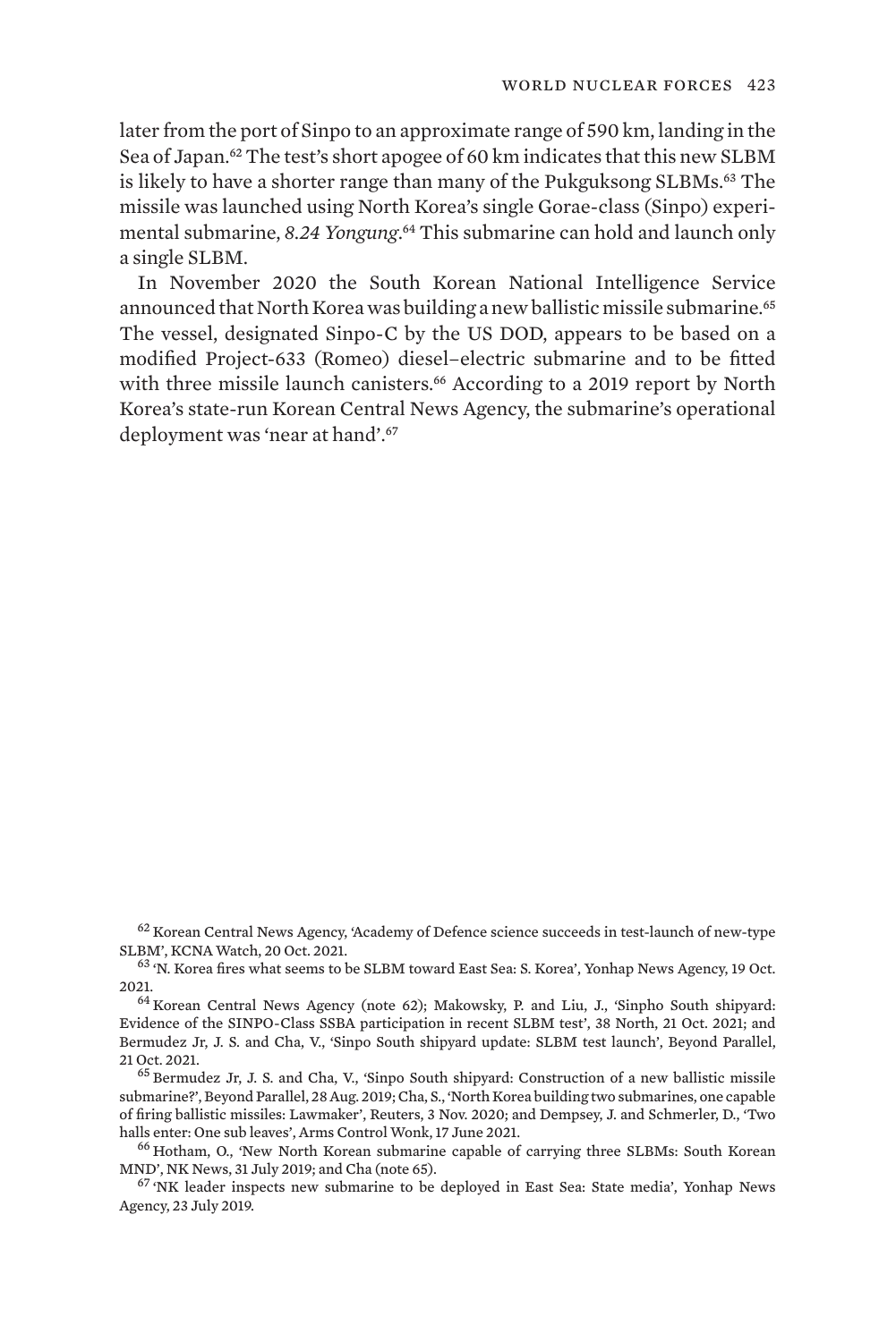later from the port of Sinpo to an approximate range of 590 km, landing in the Sea of Japan.[62] The test's short apogee of 60 km indicates that this new SLBM is likely to have a shorter range than many of the Pukguksong SLBMs.[63] The missile was launched using North Korea's single Gorae-class (Sinpo) experimental submarine, *8.24 Yongung*.[64] This submarine can hold and launch only a single SLBM.

In November 2020 the South Korean National Intelligence Service announced that North Korea was building a new ballistic missile submarine.[65] The vessel, designated Sinpo-C by the US DOD, appears to be based on a modified Project-633 (Romeo) diesel–electric submarine and to be fitted with three missile launch canisters.[66] According to a 2019 report by North Korea's state-run Korean Central News Agency, the submarine's operational deployment was 'near at hand'.[67]

---

[62] Korean Central News Agency, 'Academy of Defence science succeeds in test-launch of new-type SLBM', KCNA Watch, 20 Oct. 2021.

[63] 'N. Korea fires what seems to be SLBM toward East Sea: S. Korea', Yonhap News Agency, 19 Oct. 2021.

[64] Korean Central News Agency (note 62); Makowsky, P. and Liu, J., 'Sinpho South shipyard: Evidence of the SINPO-Class SSBA participation in recent SLBM test', 38 North, 21 Oct. 2021; and Bermudez Jr, J. S. and Cha, V., 'Sinpo South shipyard update: SLBM test launch', Beyond Parallel, 21 Oct. 2021.

[65] Bermudez Jr, J. S. and Cha, V., 'Sinpo South shipyard: Construction of a new ballistic missile submarine?', Beyond Parallel, 28 Aug. 2019; Cha, S., 'North Korea building two submarines, one capable of firing ballistic missiles: Lawmaker', Reuters, 3 Nov. 2020; and Dempsey, J. and Schmerler, D., 'Two halls enter: One sub leaves', Arms Control Wonk, 17 June 2021.

[66] Hotham, O., 'New North Korean submarine capable of carrying three SLBMs: South Korean MND', NK News, 31 July 2019; and Cha (note 65).

[67] 'NK leader inspects new submarine to be deployed in East Sea: State media', Yonhap News Agency, 23 July 2019.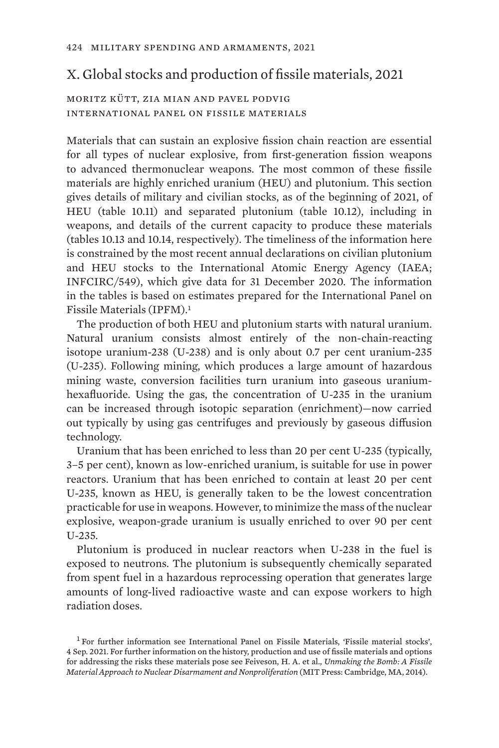# X. Global stocks and production of fissile materials, 2021

MORITZ KÜTT, ZIA MIAN AND PAVEL PODVIG
INTERNATIONAL PANEL ON FISSILE MATERIALS

Materials that can sustain an explosive fission chain reaction are essential for all types of nuclear explosive, from first-generation fission weapons to advanced thermonuclear weapons. The most common of these fissile materials are highly enriched uranium (HEU) and plutonium. This section gives details of military and civilian stocks, as of the beginning of 2021, of HEU (table 10.11) and separated plutonium (table 10.12), including in weapons, and details of the current capacity to produce these materials (tables 10.13 and 10.14, respectively). The timeliness of the information here is constrained by the most recent annual declarations on civilian plutonium and HEU stocks to the International Atomic Energy Agency (IAEA; INFCIRC/549), which give data for 31 December 2020. The information in the tables is based on estimates prepared for the International Panel on Fissile Materials (IPFM).[1]

The production of both HEU and plutonium starts with natural uranium. Natural uranium consists almost entirely of the non-chain-reacting isotope uranium-238 (U-238) and is only about 0.7 per cent uranium-235 (U-235). Following mining, which produces a large amount of hazardous mining waste, conversion facilities turn uranium into gaseous uranium-hexafluoride. Using the gas, the concentration of U-235 in the uranium can be increased through isotopic separation (enrichment)—now carried out typically by using gas centrifuges and previously by gaseous diffusion technology.

Uranium that has been enriched to less than 20 per cent U-235 (typically, 3–5 per cent), known as low-enriched uranium, is suitable for use in power reactors. Uranium that has been enriched to contain at least 20 per cent U-235, known as HEU, is generally taken to be the lowest concentration practicable for use in weapons. However, to minimize the mass of the nuclear explosive, weapon-grade uranium is usually enriched to over 90 per cent U-235.

Plutonium is produced in nuclear reactors when U-238 in the fuel is exposed to neutrons. The plutonium is subsequently chemically separated from spent fuel in a hazardous reprocessing operation that generates large amounts of long-lived radioactive waste and can expose workers to high radiation doses.

[1] For further information see International Panel on Fissile Materials, 'Fissile material stocks', 4 Sep. 2021. For further information on the history, production and use of fissile materials and options for addressing the risks these materials pose see Feiveson, H. A. et al., *Unmaking the Bomb: A Fissile Material Approach to Nuclear Disarmament and Nonproliferation* (MIT Press: Cambridge, MA, 2014).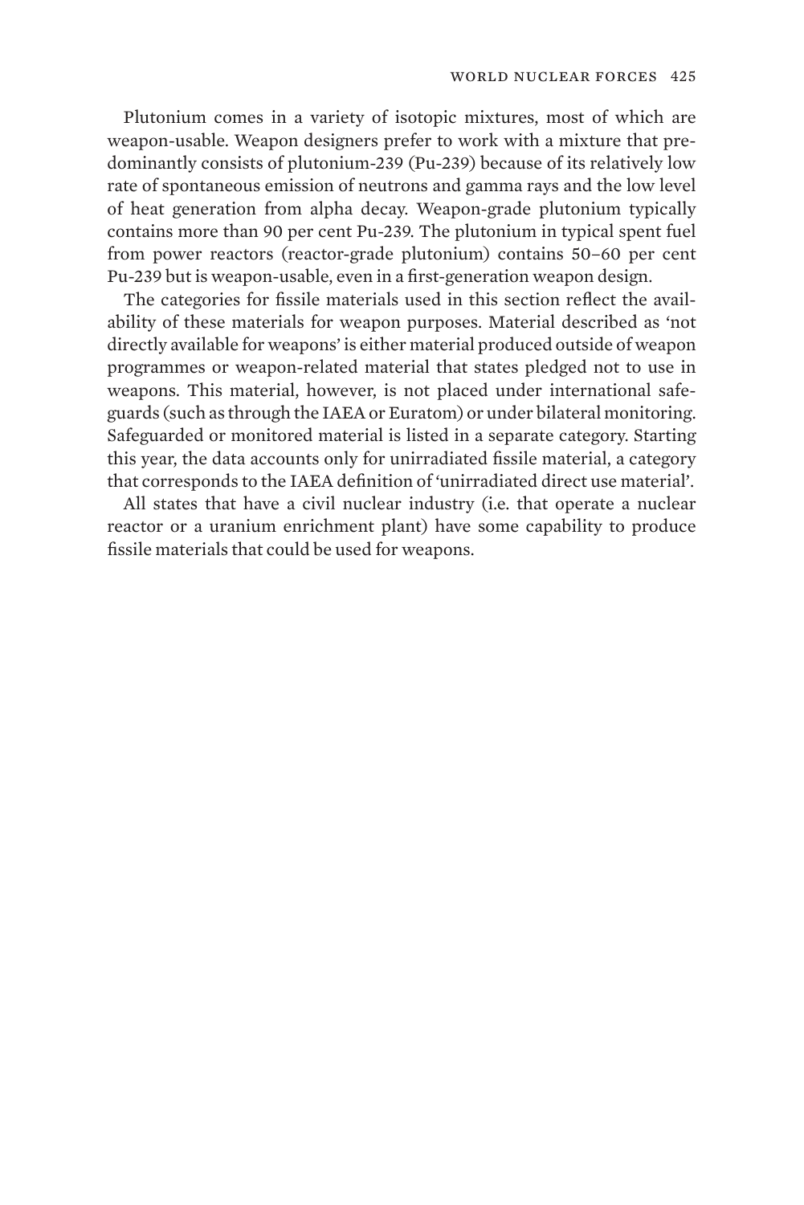Plutonium comes in a variety of isotopic mixtures, most of which are weapon-usable. Weapon designers prefer to work with a mixture that predominantly consists of plutonium-239 (Pu-239) because of its relatively low rate of spontaneous emission of neutrons and gamma rays and the low level of heat generation from alpha decay. Weapon-grade plutonium typically contains more than 90 per cent Pu-239. The plutonium in typical spent fuel from power reactors (reactor-grade plutonium) contains 50–60 per cent Pu-239 but is weapon-usable, even in a first-generation weapon design.

The categories for fissile materials used in this section reflect the availability of these materials for weapon purposes. Material described as 'not directly available for weapons' is either material produced outside of weapon programmes or weapon-related material that states pledged not to use in weapons. This material, however, is not placed under international safeguards (such as through the IAEA or Euratom) or under bilateral monitoring. Safeguarded or monitored material is listed in a separate category. Starting this year, the data accounts only for unirradiated fissile material, a category that corresponds to the IAEA definition of 'unirradiated direct use material'.

All states that have a civil nuclear industry (i.e. that operate a nuclear reactor or a uranium enrichment plant) have some capability to produce fissile materials that could be used for weapons.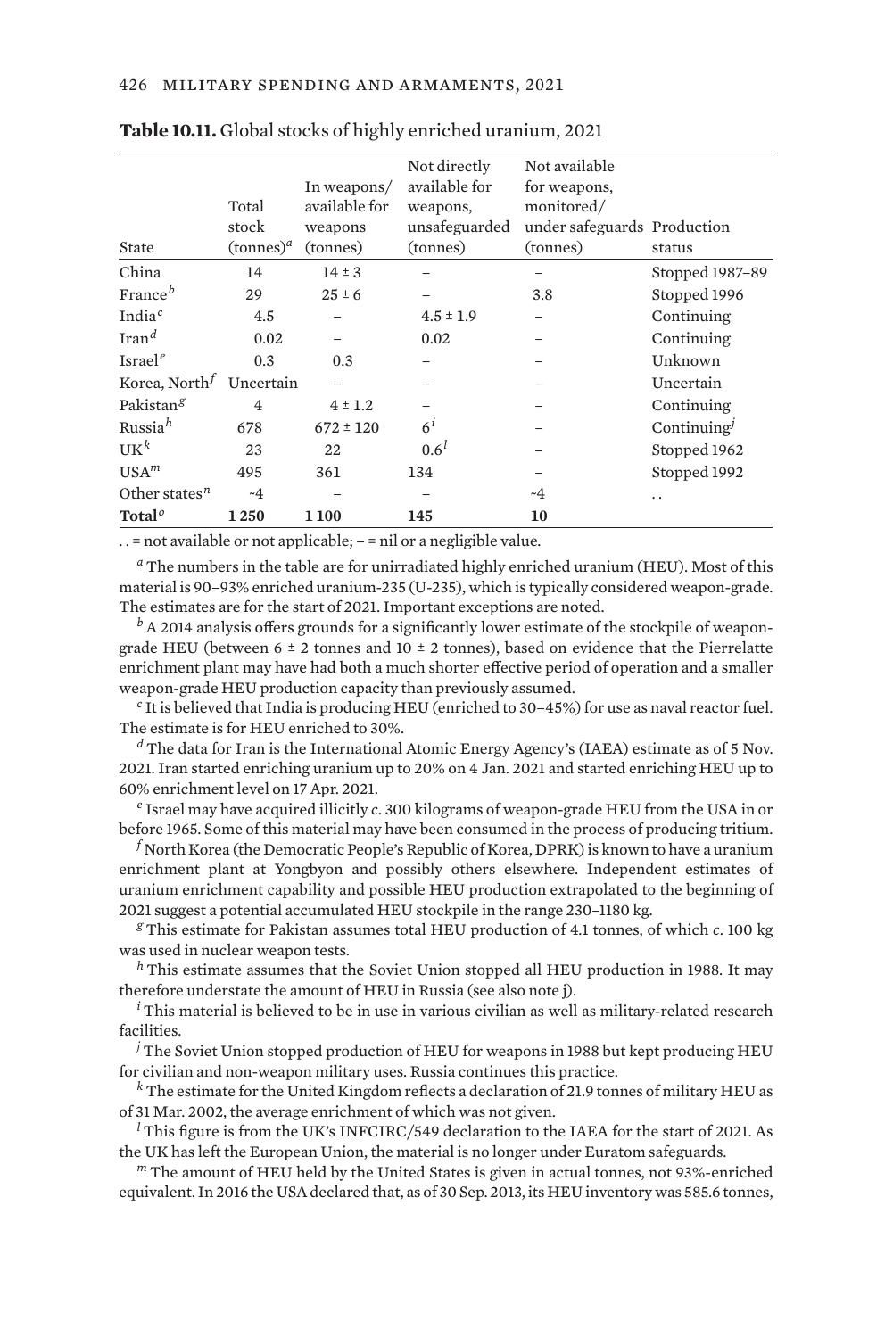**Table 10.11.** Global stocks of highly enriched uranium, 2021

| State | Total stock (tonnes)[a] | In weapons/ available for weapons (tonnes) | Not directly available for weapons, unsafeguarded (tonnes) | Not available for weapons, monitored/ under safeguards (tonnes) | Production status |
|---|---|---|---|---|---|
| China | 14 | 14 ± 3 | – | – | Stopped 1987–89 |
| France[b] | 29 | 25 ± 6 | – | 3.8 | Stopped 1996 |
| India[c] | 4.5 | – | 4.5 ± 1.9 | – | Continuing |
| Iran[d] | 0.02 | – | 0.02 | – | Continuing |
| Israel[e] | 0.3 | 0.3 | – | – | Unknown |
| Korea, North[f] | Uncertain | – | – | – | Uncertain |
| Pakistan[g] | 4 | 4 ± 1.2 | – | – | Continuing |
| Russia[h] | 678 | 672 ± 120 | 6[i] | – | Continuing[j] |
| UK[k] | 23 | 22 | 0.6[l] | – | Stopped 1962 |
| USA[m] | 495 | 361 | 134 | – | Stopped 1992 |
| Other states[n] | ~4 | – | – | ~4 | . . |
| **Total**[o] | **1 250** | **1 100** | **145** | **10** | |

. . = not available or not applicable; – = nil or a negligible value.

[a] The numbers in the table are for unirradiated highly enriched uranium (HEU). Most of this material is 90–93% enriched uranium-235 (U-235), which is typically considered weapon-grade. The estimates are for the start of 2021. Important exceptions are noted.

[b] A 2014 analysis offers grounds for a significantly lower estimate of the stockpile of weapon-grade HEU (between 6 ± 2 tonnes and 10 ± 2 tonnes), based on evidence that the Pierrelatte enrichment plant may have had both a much shorter effective period of operation and a smaller weapon-grade HEU production capacity than previously assumed.

[c] It is believed that India is producing HEU (enriched to 30–45%) for use as naval reactor fuel. The estimate is for HEU enriched to 30%.

[d] The data for Iran is the International Atomic Energy Agency's (IAEA) estimate as of 5 Nov. 2021. Iran started enriching uranium up to 20% on 4 Jan. 2021 and started enriching HEU up to 60% enrichment level on 17 Apr. 2021.

[e] Israel may have acquired illicitly *c*. 300 kilograms of weapon-grade HEU from the USA in or before 1965. Some of this material may have been consumed in the process of producing tritium.

[f] North Korea (the Democratic People's Republic of Korea, DPRK) is known to have a uranium enrichment plant at Yongbyon and possibly others elsewhere. Independent estimates of uranium enrichment capability and possible HEU production extrapolated to the beginning of 2021 suggest a potential accumulated HEU stockpile in the range 230–1180 kg.

[g] This estimate for Pakistan assumes total HEU production of 4.1 tonnes, of which *c*. 100 kg was used in nuclear weapon tests.

[h] This estimate assumes that the Soviet Union stopped all HEU production in 1988. It may therefore understate the amount of HEU in Russia (see also note j).

[i] This material is believed to be in use in various civilian as well as military-related research facilities.

[j] The Soviet Union stopped production of HEU for weapons in 1988 but kept producing HEU for civilian and non-weapon military uses. Russia continues this practice.

[k] The estimate for the United Kingdom reflects a declaration of 21.9 tonnes of military HEU as of 31 Mar. 2002, the average enrichment of which was not given.

[l] This figure is from the UK's INFCIRC/549 declaration to the IAEA for the start of 2021. As the UK has left the European Union, the material is no longer under Euratom safeguards.

[m] The amount of HEU held by the United States is given in actual tonnes, not 93%-enriched equivalent. In 2016 the USA declared that, as of 30 Sep. 2013, its HEU inventory was 585.6 tonnes,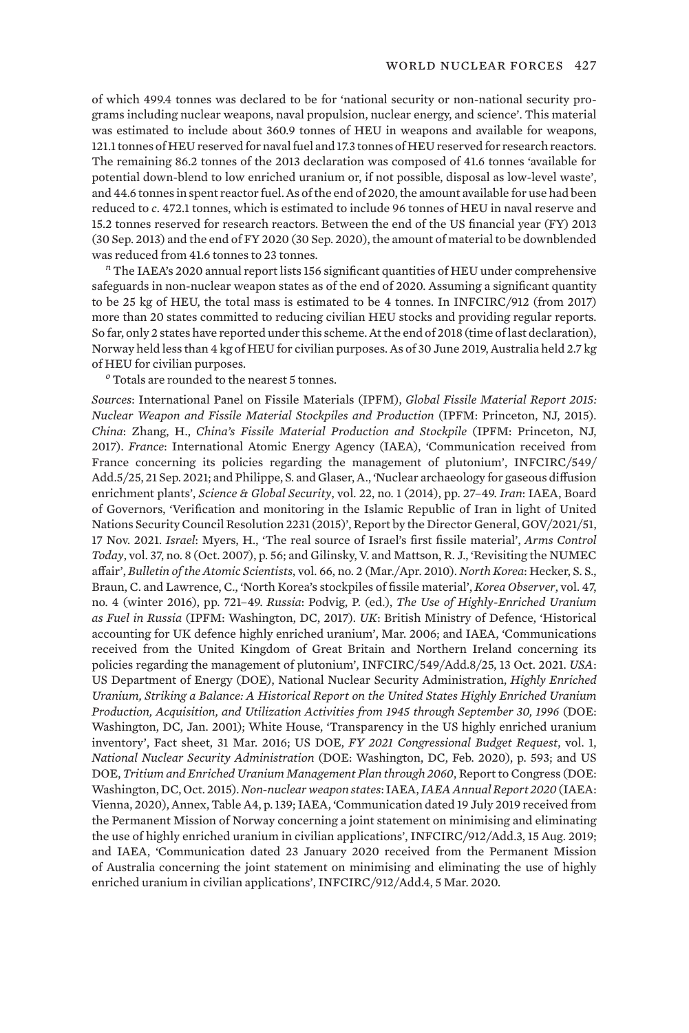of which 499.4 tonnes was declared to be for 'national security or non-national security programs including nuclear weapons, naval propulsion, nuclear energy, and science'. This material was estimated to include about 360.9 tonnes of HEU in weapons and available for weapons, 121.1 tonnes of HEU reserved for naval fuel and 17.3 tonnes of HEU reserved for research reactors. The remaining 86.2 tonnes of the 2013 declaration was composed of 41.6 tonnes 'available for potential down-blend to low enriched uranium or, if not possible, disposal as low-level waste', and 44.6 tonnes in spent reactor fuel. As of the end of 2020, the amount available for use had been reduced to *c.* 472.1 tonnes, which is estimated to include 96 tonnes of HEU in naval reserve and 15.2 tonnes reserved for research reactors. Between the end of the US financial year (FY) 2013 (30 Sep. 2013) and the end of FY 2020 (30 Sep. 2020), the amount of material to be downblended was reduced from 41.6 tonnes to 23 tonnes.

[n] The IAEA's 2020 annual report lists 156 significant quantities of HEU under comprehensive safeguards in non-nuclear weapon states as of the end of 2020. Assuming a significant quantity to be 25 kg of HEU, the total mass is estimated to be 4 tonnes. In INFCIRC/912 (from 2017) more than 20 states committed to reducing civilian HEU stocks and providing regular reports. So far, only 2 states have reported under this scheme. At the end of 2018 (time of last declaration), Norway held less than 4 kg of HEU for civilian purposes. As of 30 June 2019, Australia held 2.7 kg of HEU for civilian purposes.

[o] Totals are rounded to the nearest 5 tonnes.

*Sources*: International Panel on Fissile Materials (IPFM), *Global Fissile Material Report 2015: Nuclear Weapon and Fissile Material Stockpiles and Production* (IPFM: Princeton, NJ, 2015). *China*: Zhang, H., *China's Fissile Material Production and Stockpile* (IPFM: Princeton, NJ, 2017). *France*: International Atomic Energy Agency (IAEA), 'Communication received from France concerning its policies regarding the management of plutonium', INFCIRC/549/Add.5/25, 21 Sep. 2021; and Philippe, S. and Glaser, A., 'Nuclear archaeology for gaseous diffusion enrichment plants', *Science & Global Security*, vol. 22, no. 1 (2014), pp. 27–49. *Iran*: IAEA, Board of Governors, 'Verification and monitoring in the Islamic Republic of Iran in light of United Nations Security Council Resolution 2231 (2015)', Report by the Director General, GOV/2021/51, 17 Nov. 2021. *Israel*: Myers, H., 'The real source of Israel's first fissile material', *Arms Control Today*, vol. 37, no. 8 (Oct. 2007), p. 56; and Gilinsky, V. and Mattson, R. J., 'Revisiting the NUMEC affair', *Bulletin of the Atomic Scientists*, vol. 66, no. 2 (Mar./Apr. 2010). *North Korea*: Hecker, S. S., Braun, C. and Lawrence, C., 'North Korea's stockpiles of fissile material', *Korea Observer*, vol. 47, no. 4 (winter 2016), pp. 721–49. *Russia*: Podvig, P. (ed.), *The Use of Highly-Enriched Uranium as Fuel in Russia* (IPFM: Washington, DC, 2017). *UK*: British Ministry of Defence, 'Historical accounting for UK defence highly enriched uranium', Mar. 2006; and IAEA, 'Communications received from the United Kingdom of Great Britain and Northern Ireland concerning its policies regarding the management of plutonium', INFCIRC/549/Add.8/25, 13 Oct. 2021. *USA*: US Department of Energy (DOE), National Nuclear Security Administration, *Highly Enriched Uranium, Striking a Balance: A Historical Report on the United States Highly Enriched Uranium Production, Acquisition, and Utilization Activities from 1945 through September 30, 1996* (DOE: Washington, DC, Jan. 2001); White House, 'Transparency in the US highly enriched uranium inventory', Fact sheet, 31 Mar. 2016; US DOE, *FY 2021 Congressional Budget Request*, vol. 1, *National Nuclear Security Administration* (DOE: Washington, DC, Feb. 2020), p. 593; and US DOE, *Tritium and Enriched Uranium Management Plan through 2060*, Report to Congress (DOE: Washington, DC, Oct. 2015). *Non-nuclear weapon states*: IAEA, *IAEA Annual Report 2020* (IAEA: Vienna, 2020), Annex, Table A4, p. 139; IAEA, 'Communication dated 19 July 2019 received from the Permanent Mission of Norway concerning a joint statement on minimising and eliminating the use of highly enriched uranium in civilian applications', INFCIRC/912/Add.3, 15 Aug. 2019; and IAEA, 'Communication dated 23 January 2020 received from the Permanent Mission of Australia concerning the joint statement on minimising and eliminating the use of highly enriched uranium in civilian applications', INFCIRC/912/Add.4, 5 Mar. 2020.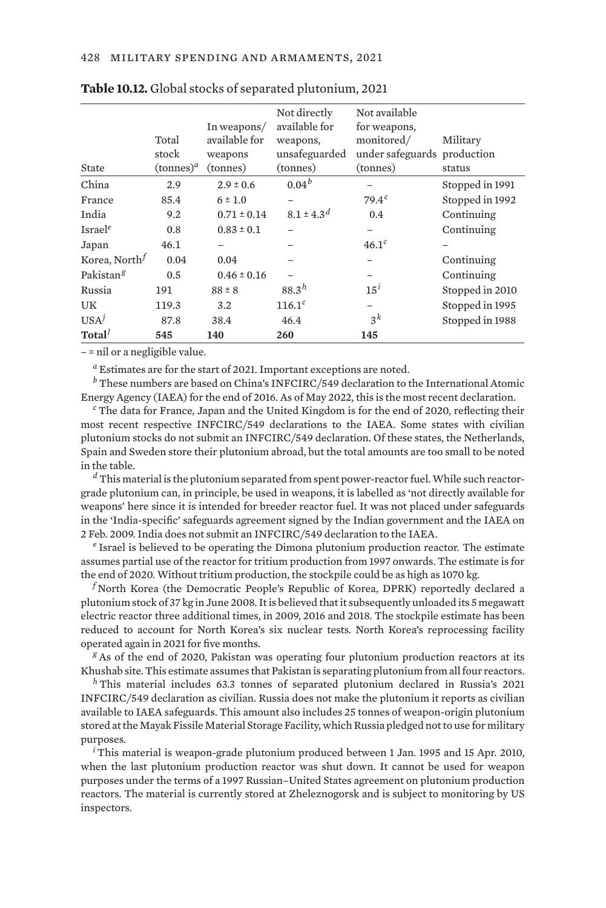**Table 10.12.** Global stocks of separated plutonium, 2021

| State | Total stock (tonnes)[a] | In weapons/ available for weapons (tonnes) | Not directly available for weapons, unsafeguarded (tonnes) | Not available for weapons, monitored/ under safeguards (tonnes) | Military production status |
|---|---|---|---|---|---|
| China | 2.9 | 2.9 ± 0.6 | 0.04[b] | – | Stopped in 1991 |
| France | 85.4 | 6 ± 1.0 | – | 79.4[c] | Stopped in 1992 |
| India | 9.2 | 0.71 ± 0.14 | 8.1 ± 4.3[d] | 0.4 | Continuing |
| Israel[e] | 0.8 | 0.83 ± 0.1 | – | – | Continuing |
| Japan | 46.1 | – | – | 46.1[c] | – |
| Korea, North[f] | 0.04 | 0.04 | – | – | Continuing |
| Pakistan[g] | 0.5 | 0.46 ± 0.16 | – | – | Continuing |
| Russia | 191 | 88 ± 8 | 88.3[h] | 15[i] | Stopped in 2010 |
| UK | 119.3 | 3.2 | 116.1[c] | – | Stopped in 1995 |
| USA[j] | 87.8 | 38.4 | 46.4 | 3[k] | Stopped in 1988 |
| **Total**[l] | **545** | **140** | **260** | **145** | |

– = nil or a negligible value.

[a] Estimates are for the start of 2021. Important exceptions are noted.

[b] These numbers are based on China's INFCIRC/549 declaration to the International Atomic Energy Agency (IAEA) for the end of 2016. As of May 2022, this is the most recent declaration.

[c] The data for France, Japan and the United Kingdom is for the end of 2020, reflecting their most recent respective INFCIRC/549 declarations to the IAEA. Some states with civilian plutonium stocks do not submit an INFCIRC/549 declaration. Of these states, the Netherlands, Spain and Sweden store their plutonium abroad, but the total amounts are too small to be noted in the table.

[d] This material is the plutonium separated from spent power-reactor fuel. While such reactor-grade plutonium can, in principle, be used in weapons, it is labelled as 'not directly available for weapons' here since it is intended for breeder reactor fuel. It was not placed under safeguards in the 'India-specific' safeguards agreement signed by the Indian government and the IAEA on 2 Feb. 2009. India does not submit an INFCIRC/549 declaration to the IAEA.

[e] Israel is believed to be operating the Dimona plutonium production reactor. The estimate assumes partial use of the reactor for tritium production from 1997 onwards. The estimate is for the end of 2020. Without tritium production, the stockpile could be as high as 1070 kg.

[f] North Korea (the Democratic People's Republic of Korea, DPRK) reportedly declared a plutonium stock of 37 kg in June 2008. It is believed that it subsequently unloaded its 5 megawatt electric reactor three additional times, in 2009, 2016 and 2018. The stockpile estimate has been reduced to account for North Korea's six nuclear tests. North Korea's reprocessing facility operated again in 2021 for five months.

[g] As of the end of 2020, Pakistan was operating four plutonium production reactors at its Khushab site. This estimate assumes that Pakistan is separating plutonium from all four reactors.

[h] This material includes 63.3 tonnes of separated plutonium declared in Russia's 2021 INFCIRC/549 declaration as civilian. Russia does not make the plutonium it reports as civilian available to IAEA safeguards. This amount also includes 25 tonnes of weapon-origin plutonium stored at the Mayak Fissile Material Storage Facility, which Russia pledged not to use for military purposes.

[i] This material is weapon-grade plutonium produced between 1 Jan. 1995 and 15 Apr. 2010, when the last plutonium production reactor was shut down. It cannot be used for weapon purposes under the terms of a 1997 Russian–United States agreement on plutonium production reactors. The material is currently stored at Zheleznogorsk and is subject to monitoring by US inspectors.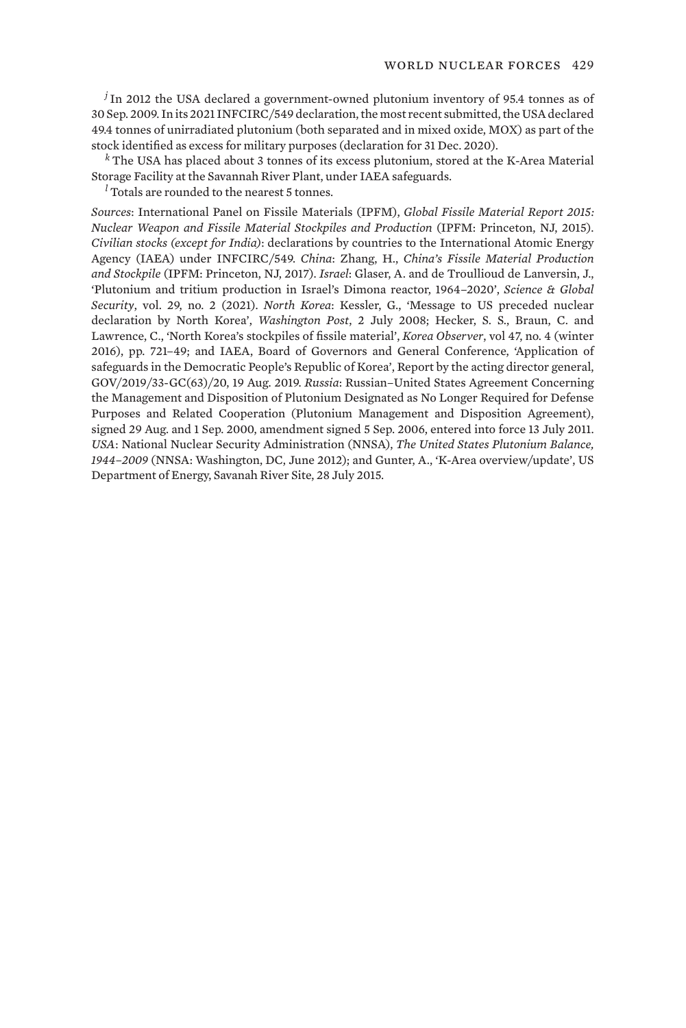[j] In 2012 the USA declared a government-owned plutonium inventory of 95.4 tonnes as of 30 Sep. 2009. In its 2021 INFCIRC/549 declaration, the most recent submitted, the USA declared 49.4 tonnes of unirradiated plutonium (both separated and in mixed oxide, MOX) as part of the stock identified as excess for military purposes (declaration for 31 Dec. 2020).

[k] The USA has placed about 3 tonnes of its excess plutonium, stored at the K-Area Material Storage Facility at the Savannah River Plant, under IAEA safeguards.

[l] Totals are rounded to the nearest 5 tonnes.

*Sources*: International Panel on Fissile Materials (IPFM), *Global Fissile Material Report 2015: Nuclear Weapon and Fissile Material Stockpiles and Production* (IPFM: Princeton, NJ, 2015). *Civilian stocks (except for India)*: declarations by countries to the International Atomic Energy Agency (IAEA) under INFCIRC/549. *China*: Zhang, H., *China's Fissile Material Production and Stockpile* (IPFM: Princeton, NJ, 2017). *Israel*: Glaser, A. and de Troullioud de Lanversin, J., 'Plutonium and tritium production in Israel's Dimona reactor, 1964–2020', *Science & Global Security*, vol. 29, no. 2 (2021). *North Korea*: Kessler, G., 'Message to US preceded nuclear declaration by North Korea', *Washington Post*, 2 July 2008; Hecker, S. S., Braun, C. and Lawrence, C., 'North Korea's stockpiles of fissile material', *Korea Observer*, vol 47, no. 4 (winter 2016), pp. 721–49; and IAEA, Board of Governors and General Conference, 'Application of safeguards in the Democratic People's Republic of Korea', Report by the acting director general, GOV/2019/33-GC(63)/20, 19 Aug. 2019. *Russia*: Russian–United States Agreement Concerning the Management and Disposition of Plutonium Designated as No Longer Required for Defense Purposes and Related Cooperation (Plutonium Management and Disposition Agreement), signed 29 Aug. and 1 Sep. 2000, amendment signed 5 Sep. 2006, entered into force 13 July 2011. *USA*: National Nuclear Security Administration (NNSA), *The United States Plutonium Balance, 1944–2009* (NNSA: Washington, DC, June 2012); and Gunter, A., 'K-Area overview/update', US Department of Energy, Savanah River Site, 28 July 2015.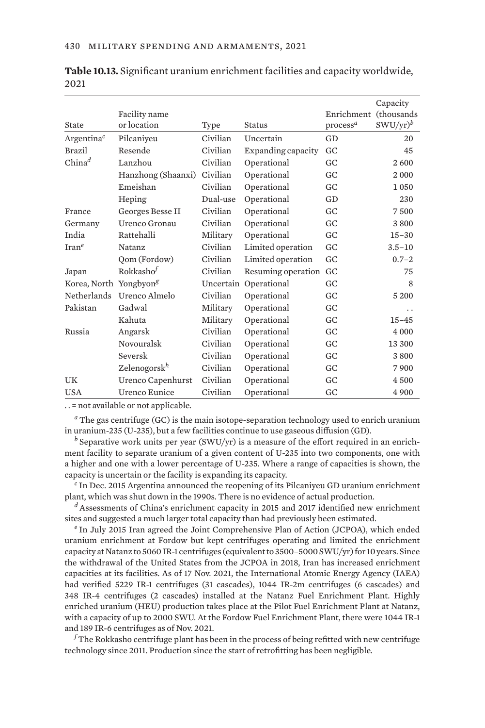**Table 10.13.** Significant uranium enrichment facilities and capacity worldwide, 2021

| State | Facility name or location | Type | Status | Enrichment process[a] | Capacity (thousands SWU/yr)[b] |
|---|---|---|---|---|---|
| Argentina[c] | Pilcaniyeu | Civilian | Uncertain | GD | 20 |
| Brazil | Resende | Civilian | Expanding capacity | GC | 45 |
| China[d] | Lanzhou | Civilian | Operational | GC | 2 600 |
| | Hanzhong (Shaanxi) | Civilian | Operational | GC | 2 000 |
| | Emeishan | Civilian | Operational | GC | 1 050 |
| | Heping | Dual-use | Operational | GD | 230 |
| France | Georges Besse II | Civilian | Operational | GC | 7 500 |
| Germany | Urenco Gronau | Civilian | Operational | GC | 3 800 |
| India | Rattehalli | Military | Operational | GC | 15–30 |
| Iran[e] | Natanz | Civilian | Limited operation | GC | 3.5–10 |
| | Qom (Fordow) | Civilian | Limited operation | GC | 0.7–2 |
| Japan | Rokkasho[f] | Civilian | Resuming operation | GC | 75 |
| Korea, North | Yongbyon[g] | Uncertain | Operational | GC | 8 |
| Netherlands | Urenco Almelo | Civilian | Operational | GC | 5 200 |
| Pakistan | Gadwal | Military | Operational | GC | . . |
| | Kahuta | Military | Operational | GC | 15–45 |
| Russia | Angarsk | Civilian | Operational | GC | 4 000 |
| | Novouralsk | Civilian | Operational | GC | 13 300 |
| | Seversk | Civilian | Operational | GC | 3 800 |
| | Zelenogorsk[h] | Civilian | Operational | GC | 7 900 |
| UK | Urenco Capenhurst | Civilian | Operational | GC | 4 500 |
| USA | Urenco Eunice | Civilian | Operational | GC | 4 900 |

. . = not available or not applicable.

[a] The gas centrifuge (GC) is the main isotope-separation technology used to enrich uranium in uranium-235 (U-235), but a few facilities continue to use gaseous diffusion (GD).

[b] Separative work units per year (SWU/yr) is a measure of the effort required in an enrichment facility to separate uranium of a given content of U-235 into two components, one with a higher and one with a lower percentage of U-235. Where a range of capacities is shown, the capacity is uncertain or the facility is expanding its capacity.

[c] In Dec. 2015 Argentina announced the reopening of its Pilcaniyeu GD uranium enrichment plant, which was shut down in the 1990s. There is no evidence of actual production.

[d] Assessments of China's enrichment capacity in 2015 and 2017 identified new enrichment sites and suggested a much larger total capacity than had previously been estimated.

[e] In July 2015 Iran agreed the Joint Comprehensive Plan of Action (JCPOA), which ended uranium enrichment at Fordow but kept centrifuges operating and limited the enrichment capacity at Natanz to 5060 IR-1 centrifuges (equivalent to 3500–5000 SWU/yr) for 10 years. Since the withdrawal of the United States from the JCPOA in 2018, Iran has increased enrichment capacities at its facilities. As of 17 Nov. 2021, the International Atomic Energy Agency (IAEA) had verified 5229 IR-1 centrifuges (31 cascades), 1044 IR-2m centrifuges (6 cascades) and 348 IR-4 centrifuges (2 cascades) installed at the Natanz Fuel Enrichment Plant. Highly enriched uranium (HEU) production takes place at the Pilot Fuel Enrichment Plant at Natanz, with a capacity of up to 2000 SWU. At the Fordow Fuel Enrichment Plant, there were 1044 IR-1 and 189 IR-6 centrifuges as of Nov. 2021.

[f] The Rokkasho centrifuge plant has been in the process of being refitted with new centrifuge technology since 2011. Production since the start of retrofitting has been negligible.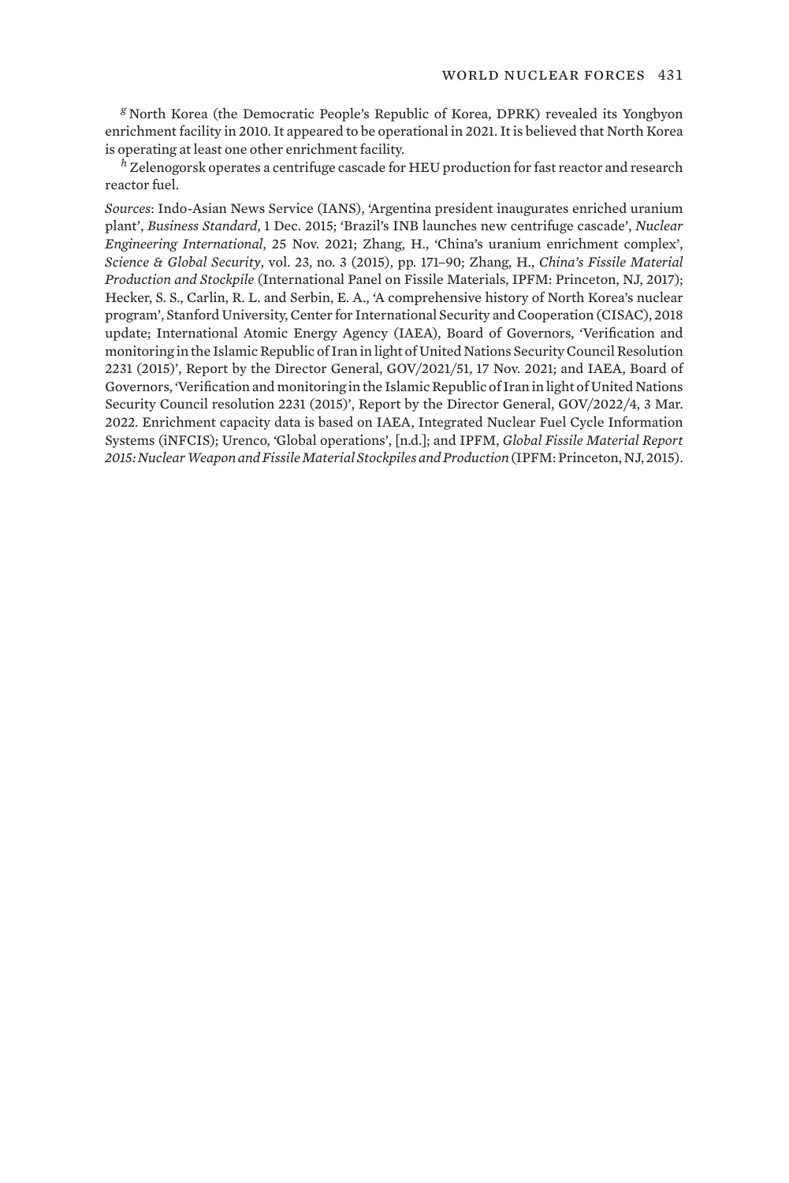[g] North Korea (the Democratic People's Republic of Korea, DPRK) revealed its Yongbyon enrichment facility in 2010. It appeared to be operational in 2021. It is believed that North Korea is operating at least one other enrichment facility.

[h] Zelenogorsk operates a centrifuge cascade for HEU production for fast reactor and research reactor fuel.

*Sources*: Indo-Asian News Service (IANS), 'Argentina president inaugurates enriched uranium plant', *Business Standard*, 1 Dec. 2015; 'Brazil's INB launches new centrifuge cascade', *Nuclear Engineering International*, 25 Nov. 2021; Zhang, H., 'China's uranium enrichment complex', *Science & Global Security*, vol. 23, no. 3 (2015), pp. 171–90; Zhang, H., *China's Fissile Material Production and Stockpile* (International Panel on Fissile Materials, IPFM: Princeton, NJ, 2017); Hecker, S. S., Carlin, R. L. and Serbin, E. A., 'A comprehensive history of North Korea's nuclear program', Stanford University, Center for International Security and Cooperation (CISAC), 2018 update; International Atomic Energy Agency (IAEA), Board of Governors, 'Verification and monitoring in the Islamic Republic of Iran in light of United Nations Security Council Resolution 2231 (2015)', Report by the Director General, GOV/2021/51, 17 Nov. 2021; and IAEA, Board of Governors, 'Verification and monitoring in the Islamic Republic of Iran in light of United Nations Security Council resolution 2231 (2015)', Report by the Director General, GOV/2022/4, 3 Mar. 2022. Enrichment capacity data is based on IAEA, Integrated Nuclear Fuel Cycle Information Systems (iNFCIS); Urenco, 'Global operations', [n.d.]; and IPFM, *Global Fissile Material Report 2015: Nuclear Weapon and Fissile Material Stockpiles and Production* (IPFM: Princeton, NJ, 2015).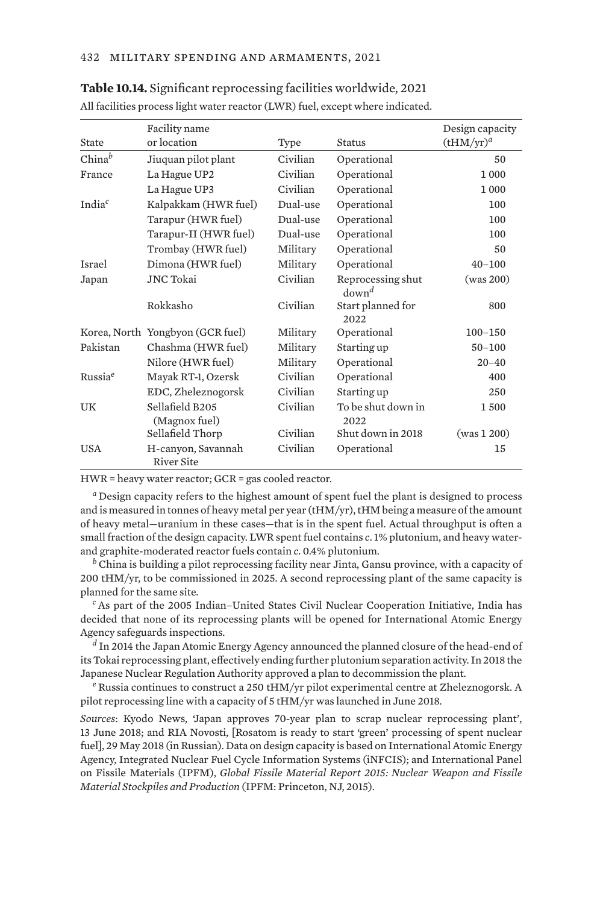**Table 10.14.** Significant reprocessing facilities worldwide, 2021

All facilities process light water reactor (LWR) fuel, except where indicated.

| State | Facility name or location | Type | Status | Design capacity (tHM/yr)[a] |
|---|---|---|---|---|
| China[b] | Jiuquan pilot plant | Civilian | Operational | 50 |
| France | La Hague UP2 | Civilian | Operational | 1 000 |
| | La Hague UP3 | Civilian | Operational | 1 000 |
| India[c] | Kalpakkam (HWR fuel) | Dual-use | Operational | 100 |
| | Tarapur (HWR fuel) | Dual-use | Operational | 100 |
| | Tarapur-II (HWR fuel) | Dual-use | Operational | 100 |
| | Trombay (HWR fuel) | Military | Operational | 50 |
| Israel | Dimona (HWR fuel) | Military | Operational | 40–100 |
| Japan | JNC Tokai | Civilian | Reprocessing shut down[d] | (was 200) |
| | Rokkasho | Civilian | Start planned for 2022 | 800 |
| Korea, North | Yongbyon (GCR fuel) | Military | Operational | 100–150 |
| Pakistan | Chashma (HWR fuel) | Military | Starting up | 50–100 |
| | Nilore (HWR fuel) | Military | Operational | 20–40 |
| Russia[e] | Mayak RT-1, Ozersk | Civilian | Operational | 400 |
| | EDC, Zheleznogorsk | Civilian | Starting up | 250 |
| UK | Sellafield B205 (Magnox fuel) | Civilian | To be shut down in 2022 | 1 500 |
| | Sellafield Thorp | Civilian | Shut down in 2018 | (was 1 200) |
| USA | H-canyon, Savannah River Site | Civilian | Operational | 15 |

HWR = heavy water reactor; GCR = gas cooled reactor.

[a] Design capacity refers to the highest amount of spent fuel the plant is designed to process and is measured in tonnes of heavy metal per year (tHM/yr), tHM being a measure of the amount of heavy metal—uranium in these cases—that is in the spent fuel. Actual throughput is often a small fraction of the design capacity. LWR spent fuel contains *c*. 1% plutonium, and heavy water- and graphite-moderated reactor fuels contain *c*. 0.4% plutonium.

[b] China is building a pilot reprocessing facility near Jinta, Gansu province, with a capacity of 200 tHM/yr, to be commissioned in 2025. A second reprocessing plant of the same capacity is planned for the same site.

[c] As part of the 2005 Indian–United States Civil Nuclear Cooperation Initiative, India has decided that none of its reprocessing plants will be opened for International Atomic Energy Agency safeguards inspections.

[d] In 2014 the Japan Atomic Energy Agency announced the planned closure of the head-end of its Tokai reprocessing plant, effectively ending further plutonium separation activity. In 2018 the Japanese Nuclear Regulation Authority approved a plan to decommission the plant.

[e] Russia continues to construct a 250 tHM/yr pilot experimental centre at Zheleznogorsk. A pilot reprocessing line with a capacity of 5 tHM/yr was launched in June 2018.

*Sources*: Kyodo News, 'Japan approves 70-year plan to scrap nuclear reprocessing plant', 13 June 2018; and RIA Novosti, [Rosatom is ready to start 'green' processing of spent nuclear fuel], 29 May 2018 (in Russian). Data on design capacity is based on International Atomic Energy Agency, Integrated Nuclear Fuel Cycle Information Systems (iNFCIS); and International Panel on Fissile Materials (IPFM), *Global Fissile Material Report 2015: Nuclear Weapon and Fissile Material Stockpiles and Production* (IPFM: Princeton, NJ, 2015).